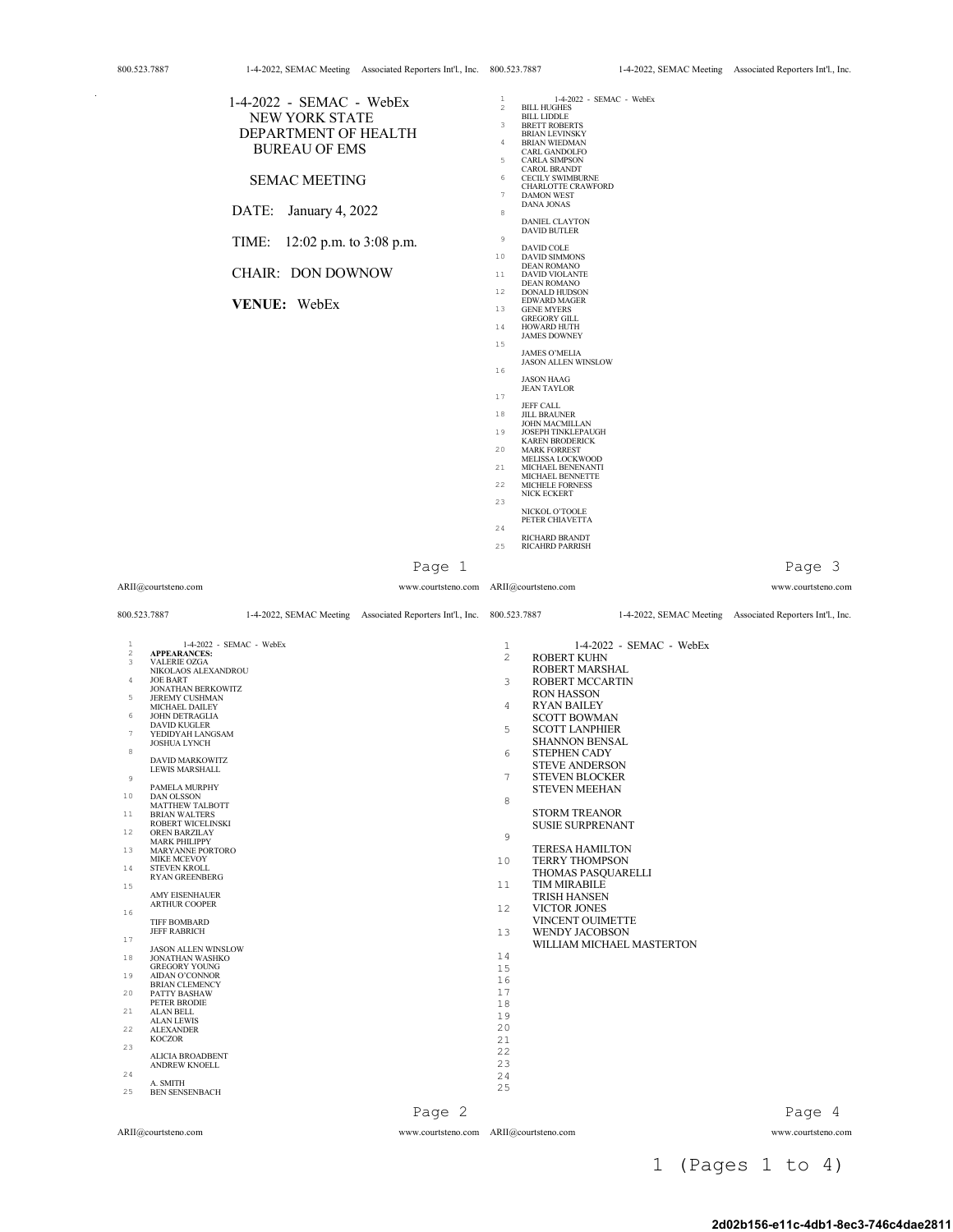1-4-2022 - SEMAC - WebEx

NEW YORK STATE
DEPARTMENT OF HEALTH
BUREAU OF EMS

SEMAC MEETING

DATE: January 4, 2022

TIME: 12:02 p.m. to 3:08 p.m.

CHAIR: DON DOWNOW

**VENUE:** WebEx

---

**APPEARANCES:**

VALERIE OZGA
NIKOLAOS ALEXANDROU
JOE BART
JONATHAN BERKOWITZ
JEREMY CUSHMAN
MICHAEL DAILEY
JOHN DETRAGLIA
DAVID KUGLER
YEDIDYAH LANGSAM
JOSHUA LYNCH
DAVID MARKOWITZ
LEWIS MARSHALL
PAMELA MURPHY
DAN OLSSON
MATTHEW TALBOTT
BRIAN WALTERS
ROBERT WICELINSKI
OREN BARZILAY
MARK PHILIPPY
MARYANNE PORTORO
MIKE MCEVOY
STEVEN KROLL
RYAN GREENBERG
AMY EISENHAUER
ARTHUR COOPER
TIFF BOMBARD
JEFF RABRICH
JASON ALLEN WINSLOW
JONATHAN WASHKO
GREGORY YOUNG
AIDAN O'CONNOR
BRIAN CLEMENCY
PATTY BASHAW
PETER BRODIE
ALAN BELL
ALAN LEWIS
ALEXANDER KOCZOR
ALICIA BROADBENT
ANDREW KNOELL
A. SMITH
BEN SENSENBACH

---

BILL HUGHES
BILL LIDDLE
BRETT ROBERTS
BRIAN LEVINSKY
BRIAN WIEDMAN
CARL GANDOLFO
CARLA SIMPSON
CAROL BRANDT
CECILY SWIMBURNE
CHARLOTTE CRAWFORD
DAMON WEST
DANA JONAS
DANIEL CLAYTON
DAVID BUTLER
DAVID COLE
DAVID SIMMONS
DEAN ROMANO
DAVID VIOLANTE
DEAN ROMANO
DONALD HUDSON
EDWARD MAGER
GENE MYERS
GREGORY GILL
HOWARD HUTH
JAMES DOWNEY
JAMES O'MELIA
JASON ALLEN WINSLOW
JASON HAAG
JEAN TAYLOR
JEFF CALL
JILL BRAUNER
JOHN MACMILLAN
JOSEPH TINKLEPAUGH
KAREN BRODERICK
MARK FORREST
MELISSA LOCKWOOD
MICHAEL BENENANTI
MICHAEL BENNETTE
MICHELE FORNESS
NICK ECKERT
NICKOL O'TOOLE
PETER CHIAVETTA
RICHARD BRANDT
RICAHRD PARRISH

---

ROBERT KUHN
ROBERT MARSHAL
ROBERT MCCARTIN
RON HASSON
RYAN BAILEY
SCOTT BOWMAN
SCOTT LANPHIER
SHANNON BENSAL
STEPHEN CADY
STEVE ANDERSON
STEVEN BLOCKER
STEVEN MEEHAN
STORM TREANOR
SUSIE SURPRENANT
TERESA HAMILTON
TERRY THOMPSON
THOMAS PASQUARELLI
TIM MIRABILE
TRISH HANSEN
VICTOR JONES
VINCENT OUIMETTE
WENDY JACOBSON
WILLIAM MICHAEL MASTERTON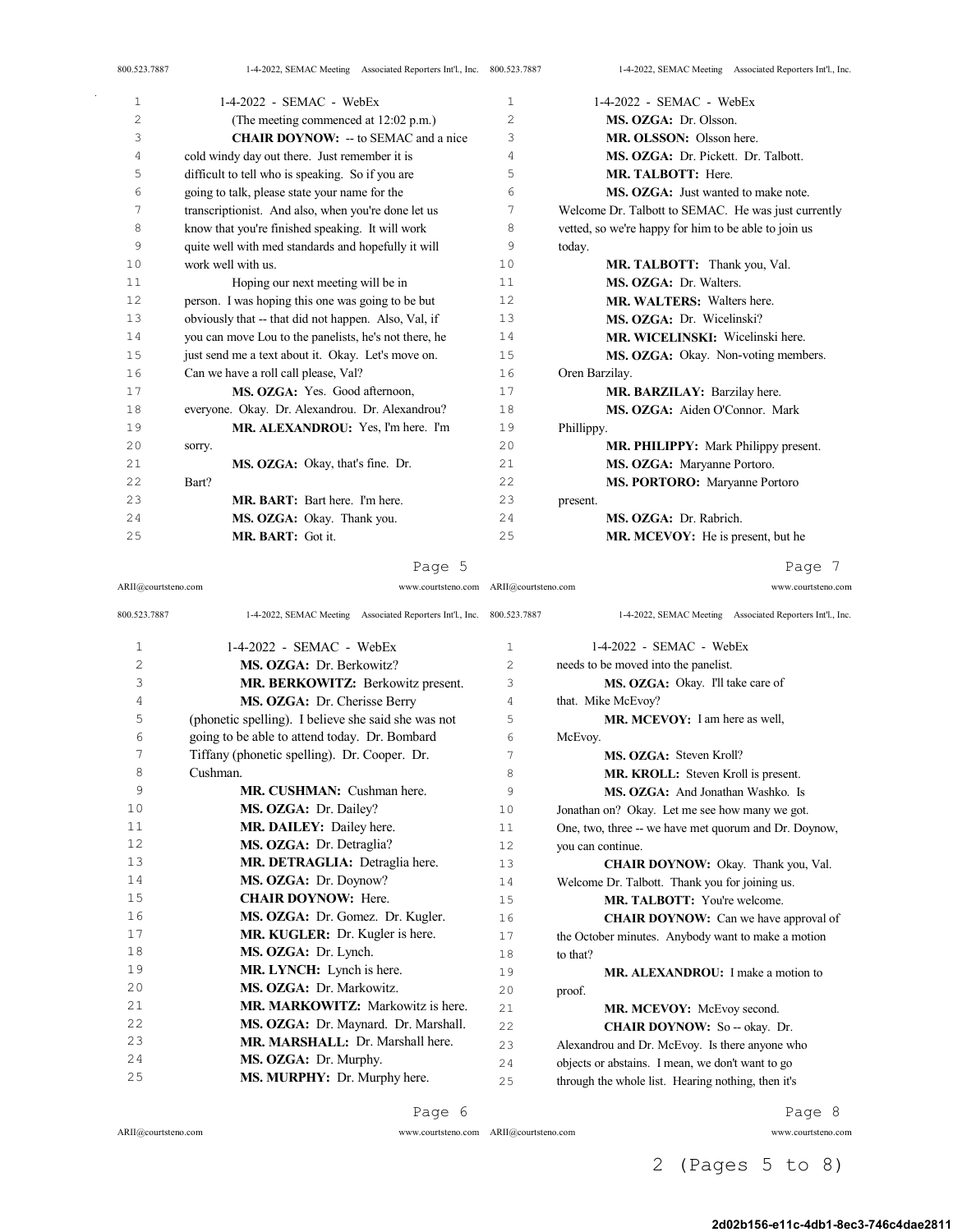1-4-2022 - SEMAC - WebEx

(The meeting commenced at 12:02 p.m.)

**CHAIR DOYNOW:** -- to SEMAC and a nice cold windy day out there. Just remember it is difficult to tell who is speaking. So if you are going to talk, please state your name for the transcriptionist. And also, when you're done let us know that you're finished speaking. It will work quite well with med standards and hopefully it will work well with us.

Hoping our next meeting will be in person. I was hoping this one was going to be but obviously that -- that did not happen. Also, Val, if you can move Lou to the panelists, he's not there, he just send me a text about it. Okay. Let's move on. Can we have a roll call please, Val?

**MS. OZGA:** Yes. Good afternoon, everyone. Okay. Dr. Alexandrou. Dr. Alexandrou?

**MR. ALEXANDROU:** Yes, I'm here. I'm sorry.

**MS. OZGA:** Okay, that's fine. Dr. Bart?

**MR. BART:** Bart here. I'm here.

**MS. OZGA:** Okay. Thank you.

**MR. BART:** Got it.

1-4-2022 - SEMAC - WebEx

**MS. OZGA:** Dr. Berkowitz?

**MR. BERKOWITZ:** Berkowitz present.

**MS. OZGA:** Dr. Cherisse Berry (phonetic spelling). I believe she said she was not going to be able to attend today. Dr. Bombard Tiffany (phonetic spelling). Dr. Cooper. Dr. Cushman.

**MR. CUSHMAN:** Cushman here.

**MS. OZGA:** Dr. Dailey?

**MR. DAILEY:** Dailey here.

**MS. OZGA:** Dr. Detraglia?

**MR. DETRAGLIA:** Detraglia here.

**MS. OZGA:** Dr. Doynow?

**CHAIR DOYNOW:** Here.

**MS. OZGA:** Dr. Gomez. Dr. Kugler.

**MR. KUGLER:** Dr. Kugler is here.

**MS. OZGA:** Dr. Lynch.

**MR. LYNCH:** Lynch is here.

**MS. OZGA:** Dr. Markowitz.

**MR. MARKOWITZ:** Markowitz is here.

**MS. OZGA:** Dr. Maynard. Dr. Marshall.

**MR. MARSHALL:** Dr. Marshall here.

**MS. OZGA:** Dr. Murphy.

**MS. MURPHY:** Dr. Murphy here.

1-4-2022 - SEMAC - WebEx

**MS. OZGA:** Dr. Olsson.

**MR. OLSSON:** Olsson here.

**MS. OZGA:** Dr. Pickett. Dr. Talbott.

**MR. TALBOTT:** Here.

**MS. OZGA:** Just wanted to make note. Welcome Dr. Talbott to SEMAC. He was just currently vetted, so we're happy for him to be able to join us today.

**MR. TALBOTT:** Thank you, Val.

**MS. OZGA:** Dr. Walters.

**MR. WALTERS:** Walters here.

**MS. OZGA:** Dr. Wicelinski?

**MR. WICELINSKI:** Wicelinski here.

**MS. OZGA:** Okay. Non-voting members. Oren Barzilay.

**MR. BARZILAY:** Barzilay here.

**MS. OZGA:** Aiden O'Connor. Mark Phillippy.

**MR. PHILIPPY:** Mark Philippy present.

**MS. OZGA:** Maryanne Portoro.

**MS. PORTORO:** Maryanne Portoro present.

**MS. OZGA:** Dr. Rabrich.

**MR. MCEVOY:** He is present, but he needs to be moved into the panelist.

**MS. OZGA:** Okay. I'll take care of that. Mike McEvoy?

**MR. MCEVOY:** I am here as well, McEvoy.

**MS. OZGA:** Steven Kroll?

**MR. KROLL:** Steven Kroll is present.

**MS. OZGA:** And Jonathan Washko. Is Jonathan on? Okay. Let me see how many we got. One, two, three -- we have met quorum and Dr. Doynow, you can continue.

**CHAIR DOYNOW:** Okay. Thank you, Val. Welcome Dr. Talbott. Thank you for joining us.

**MR. TALBOTT:** You're welcome.

**CHAIR DOYNOW:** Can we have approval of the October minutes. Anybody want to make a motion to that?

**MR. ALEXANDROU:** I make a motion to proof.

**MR. MCEVOY:** McEvoy second.

**CHAIR DOYNOW:** So -- okay. Dr. Alexandrou and Dr. McEvoy. Is there anyone who objects or abstains. I mean, we don't want to go through the whole list. Hearing nothing, then it's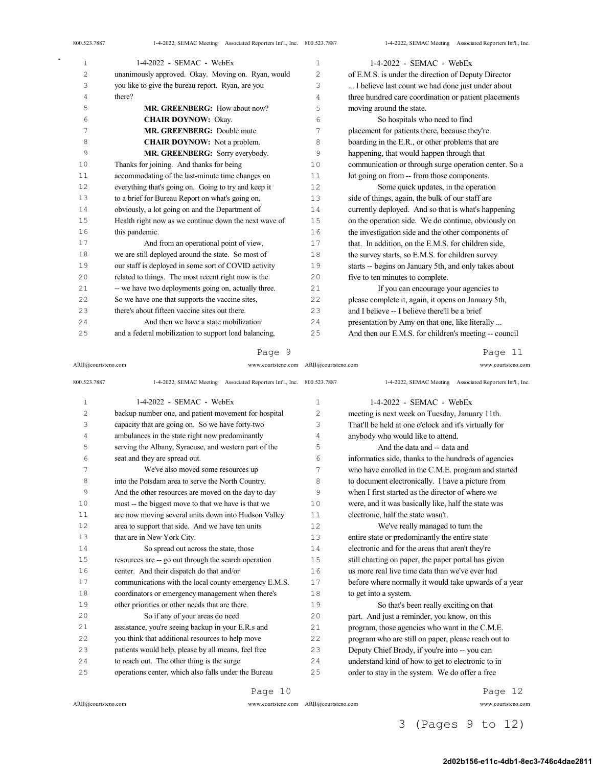unanimously approved. Okay. Moving on. Ryan, would you like to give the bureau report. Ryan, are you there?

**MR. GREENBERG:** How about now?

**CHAIR DOYNOW:** Okay.

**MR. GREENBERG:** Double mute.

**CHAIR DOYNOW:** Not a problem.

**MR. GREENBERG:** Sorry everybody. Thanks for joining. And thanks for being accommodating of the last-minute time changes on everything that's going on. Going to try and keep it to a brief for Bureau Report on what's going on, obviously, a lot going on and the Department of Health right now as we continue down the next wave of this pandemic.

And from an operational point of view, we are still deployed around the state. So most of our staff is deployed in some sort of COVID activity related to things. The most recent right now is the -- we have two deployments going on, actually three. So we have one that supports the vaccine sites, there's about fifteen vaccine sites out there.

And then we have a state mobilization and a federal mobilization to support load balancing, backup number one, and patient movement for hospital capacity that are going on. So we have forty-two ambulances in the state right now predominantly serving the Albany, Syracuse, and western part of the seat and they are spread out.

We've also moved some resources up into the Potsdam area to serve the North Country. And the other resources are moved on the day to day most -- the biggest move to that we have is that we are now moving several units down into Hudson Valley area to support that side. And we have ten units that are in New York City.

So spread out across the state, those resources are -- go out through the search operation center. And their dispatch do that and/or communications with the local county emergency E.M.S. coordinators or emergency management when there's other priorities or other needs that are there.

So if any of your areas do need assistance, you're seeing backup in your E.R.s and you think that additional resources to help move patients would help, please by all means, feel free to reach out. The other thing is the surge operations center, which also falls under the Bureau of E.M.S. is under the direction of Deputy Director ... I believe last count we had done just under about three hundred care coordination or patient placements moving around the state.

So hospitals who need to find placement for patients there, because they're boarding in the E.R., or other problems that are happening, that would happen through that communication or through surge operation center. So a lot going on from -- from those components.

Some quick updates, in the operation side of things, again, the bulk of our staff are currently deployed. And so that is what's happening on the operation side. We do continue, obviously on the investigation side and the other components of that. In addition, on the E.M.S. for children side, the survey starts, so E.M.S. for children survey starts -- begins on January 5th, and only takes about five to ten minutes to complete.

If you can encourage your agencies to please complete it, again, it opens on January 5th, and I believe -- I believe there'll be a brief presentation by Amy on that one, like literally ... And then our E.M.S. for children's meeting -- council meeting is next week on Tuesday, January 11th. That'll be held at one o'clock and it's virtually for anybody who would like to attend.

And the data and -- data and informatics side, thanks to the hundreds of agencies who have enrolled in the C.M.E. program and started to document electronically. I have a picture from when I first started as the director of where we were, and it was basically like, half the state was electronic, half the state wasn't.

We've really managed to turn the entire state or predominantly the entire state electronic and for the areas that aren't they're still charting on paper, the paper portal has given us more real live time data than we've ever had before where normally it would take upwards of a year to get into a system.

So that's been really exciting on that part. And just a reminder, you know, on this program, those agencies who want in the C.M.E. program who are still on paper, please reach out to Deputy Chief Brody, if you're into -- you can understand kind of how to get to electronic to in order to stay in the system. We do offer a free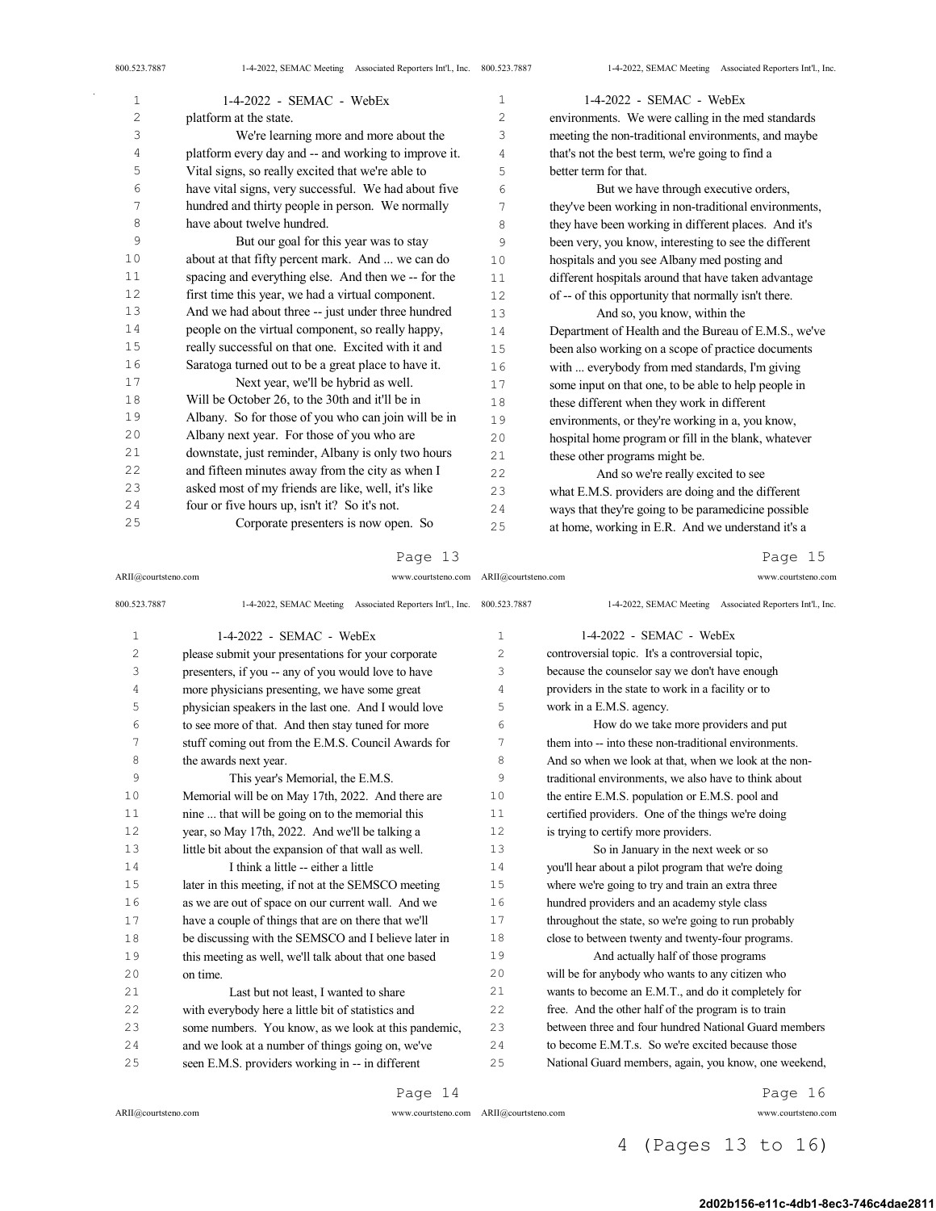platform at the state.

We're learning more and more about the platform every day and -- and working to improve it. Vital signs, so really excited that we're able to have vital signs, very successful. We had about five hundred and thirty people in person. We normally have about twelve hundred.

But our goal for this year was to stay about at that fifty percent mark. And ... we can do spacing and everything else. And then we -- for the first time this year, we had a virtual component. And we had about three -- just under three hundred people on the virtual component, so really happy, really successful on that one. Excited with it and Saratoga turned out to be a great place to have it.

Next year, we'll be hybrid as well. Will be October 26, to the 30th and it'll be in Albany. So for those of you who can join will be in Albany next year. For those of you who are downstate, just reminder, Albany is only two hours and fifteen minutes away from the city as when I asked most of my friends are like, well, it's like four or five hours up, isn't it? So it's not.

Corporate presenters is now open. So please submit your presentations for your corporate presenters, if you -- any of you would love to have more physicians presenting, we have some great physician speakers in the last one. And I would love to see more of that. And then stay tuned for more stuff coming out from the E.M.S. Council Awards for the awards next year.

This year's Memorial, the E.M.S. Memorial will be on May 17th, 2022. And there are nine ... that will be going on to the memorial this year, so May 17th, 2022. And we'll be talking a little bit about the expansion of that wall as well.

I think a little -- either a little later in this meeting, if not at the SEMSCO meeting as we are out of space on our current wall. And we have a couple of things that are on there that we'll be discussing with the SEMSCO and I believe later in this meeting as well, we'll talk about that one based on time.

Last but not least, I wanted to share with everybody here a little bit of statistics and some numbers. You know, as we look at this pandemic, and we look at a number of things going on, we've seen E.M.S. providers working in -- in different environments. We were calling in the med standards meeting the non-traditional environments, and maybe that's not the best term, we're going to find a better term for that.

But we have through executive orders, they've been working in non-traditional environments, they have been working in different places. And it's been very, you know, interesting to see the different hospitals and you see Albany med posting and different hospitals around that have taken advantage of -- of this opportunity that normally isn't there.

And so, you know, within the Department of Health and the Bureau of E.M.S., we've been also working on a scope of practice documents with ... everybody from med standards, I'm giving some input on that one, to be able to help people in these different when they work in different environments, or they're working in a, you know, hospital home program or fill in the blank, whatever these other programs might be.

And so we're really excited to see what E.M.S. providers are doing and the different ways that they're going to be paramedicine possible at home, working in E.R. And we understand it's a controversial topic. It's a controversial topic, because the counselor say we don't have enough providers in the state to work in a facility or to work in a E.M.S. agency.

How do we take more providers and put them into -- into these non-traditional environments. And so when we look at that, when we look at the non-traditional environments, we also have to think about the entire E.M.S. population or E.M.S. pool and certified providers. One of the things we're doing is trying to certify more providers.

So in January in the next week or so you'll hear about a pilot program that we're doing where we're going to try and train an extra three hundred providers and an academy style class throughout the state, so we're going to run probably close to between twenty and twenty-four programs.

And actually half of those programs will be for anybody who wants to any citizen who wants to become an E.M.T., and do it completely for free. And the other half of the program is to train between three and four hundred National Guard members to become E.M.T.s. So we're excited because those National Guard members, again, you know, one weekend,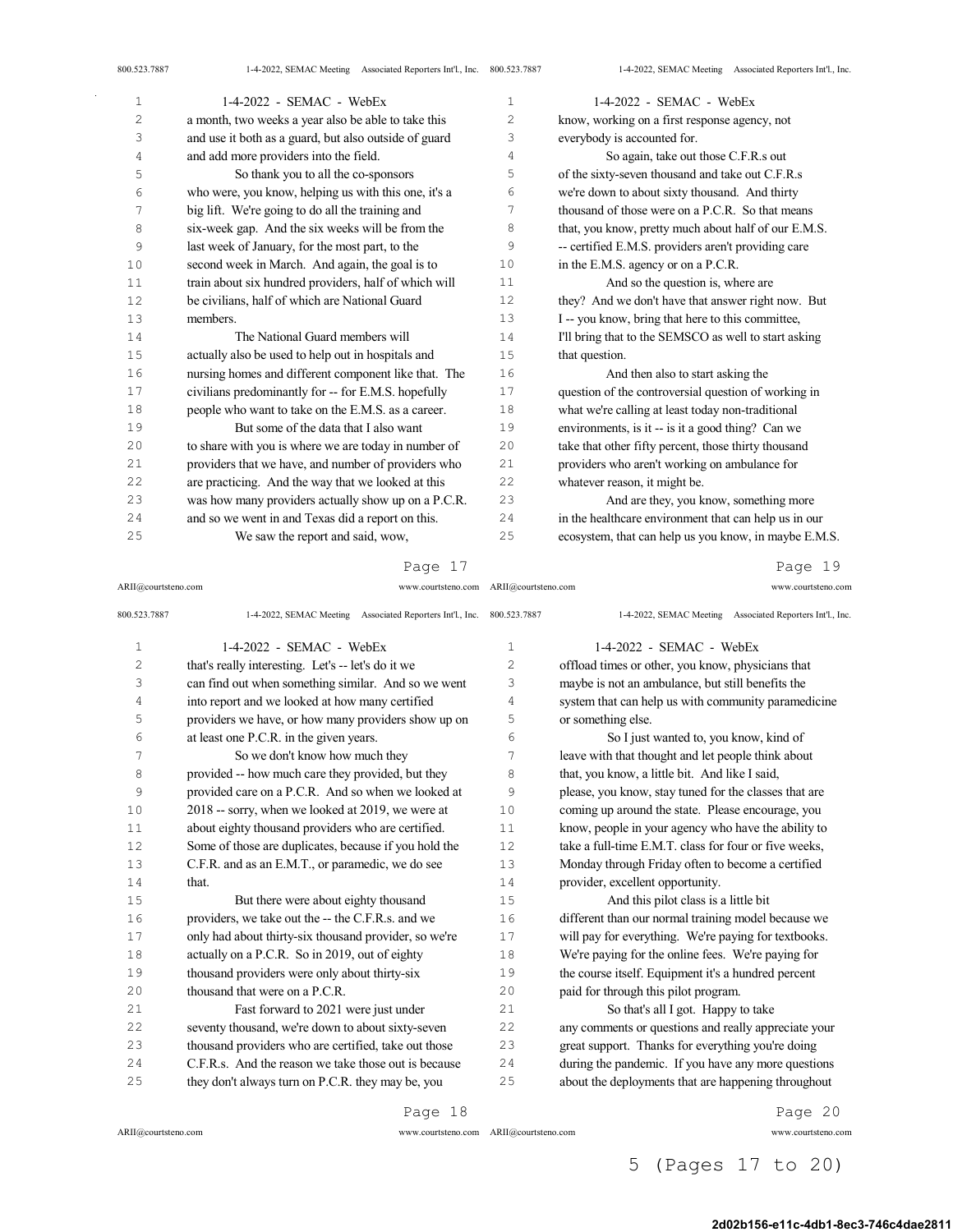a month, two weeks a year also be able to take this and use it both as a guard, but also outside of guard and add more providers into the field.

So thank you to all the co-sponsors who were, you know, helping us with this one, it's a big lift. We're going to do all the training and six-week gap. And the six weeks will be from the last week of January, for the most part, to the second week in March. And again, the goal is to train about six hundred providers, half of which will be civilians, half of which are National Guard members.

The National Guard members will actually also be used to help out in hospitals and nursing homes and different component like that. The civilians predominantly for -- for E.M.S. hopefully people who want to take on the E.M.S. as a career.

But some of the data that I also want to share with you is where we are today in number of providers that we have, and number of providers who are practicing. And the way that we looked at this was how many providers actually show up on a P.C.R. and so we went in and Texas did a report on this.

We saw the report and said, wow, that's really interesting. Let's -- let's do it we can find out when something similar. And so we went into report and we looked at how many certified providers we have, or how many providers show up on at least one P.C.R. in the given years.

So we don't know how much they provided -- how much care they provided, but they provided care on a P.C.R. And so when we looked at 2018 -- sorry, when we looked at 2019, we were at about eighty thousand providers who are certified. Some of those are duplicates, because if you hold the C.F.R. and as an E.M.T., or paramedic, we do see that.

But there were about eighty thousand providers, we take out the -- the C.F.R.s. and we only had about thirty-six thousand provider, so we're actually on a P.C.R. So in 2019, out of eighty thousand providers were only about thirty-six thousand that were on a P.C.R.

Fast forward to 2021 were just under seventy thousand, we're down to about sixty-seven thousand providers who are certified, take out those C.F.R.s. And the reason we take those out is because they don't always turn on P.C.R. they may be, you know, working on a first response agency, not everybody is accounted for.

So again, take out those C.F.R.s out of the sixty-seven thousand and take out C.F.R.s we're down to about sixty thousand. And thirty thousand of those were on a P.C.R. So that means that, you know, pretty much about half of our E.M.S. -- certified E.M.S. providers aren't providing care in the E.M.S. agency or on a P.C.R.

And so the question is, where are they? And we don't have that answer right now. But I -- you know, bring that here to this committee, I'll bring that to the SEMSCO as well to start asking that question.

And then also to start asking the question of the controversial question of working in what we're calling at least today non-traditional environments, is it -- is it a good thing? Can we take that other fifty percent, those thirty thousand providers who aren't working on ambulance for whatever reason, it might be.

And are they, you know, something more in the healthcare environment that can help us in our ecosystem, that can help us you know, in maybe E.M.S. offload times or other, you know, physicians that maybe is not an ambulance, but still benefits the system that can help us with community paramedicine or something else.

So I just wanted to, you know, kind of leave with that thought and let people think about that, you know, a little bit. And like I said, please, you know, stay tuned for the classes that are coming up around the state. Please encourage, you know, people in your agency who have the ability to take a full-time E.M.T. class for four or five weeks, Monday through Friday often to become a certified provider, excellent opportunity.

And this pilot class is a little bit different than our normal training model because we will pay for everything. We're paying for textbooks. We're paying for the online fees. We're paying for the course itself. Equipment it's a hundred percent paid for through this pilot program.

So that's all I got. Happy to take any comments or questions and really appreciate your great support. Thanks for everything you're doing during the pandemic. If you have any more questions about the deployments that are happening throughout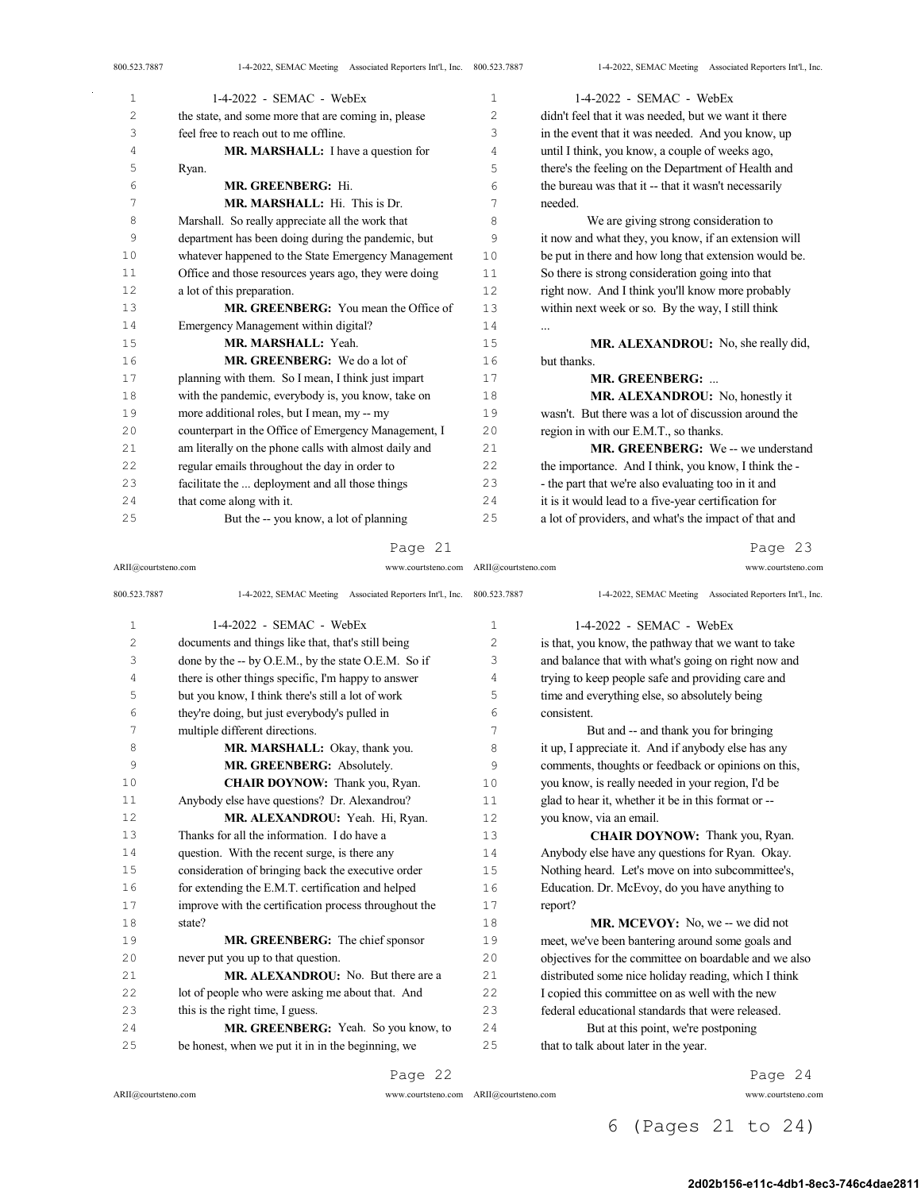the state, and some more that are coming in, please feel free to reach out to me offline.

**MR. MARSHALL:** I have a question for Ryan.

**MR. GREENBERG:** Hi.

**MR. MARSHALL:** Hi. This is Dr. Marshall. So really appreciate all the work that department has been doing during the pandemic, but whatever happened to the State Emergency Management Office and those resources years ago, they were doing a lot of this preparation.

**MR. GREENBERG:** You mean the Office of Emergency Management within digital?

**MR. MARSHALL:** Yeah.

**MR. GREENBERG:** We do a lot of planning with them. So I mean, I think just impart with the pandemic, everybody is, you know, take on more additional roles, but I mean, my -- my counterpart in the Office of Emergency Management, I am literally on the phone calls with almost daily and regular emails throughout the day in order to facilitate the ... deployment and all those things that come along with it.

But the -- you know, a lot of planning documents and things like that, that's still being done by the -- by O.E.M., by the state O.E.M. So if there is other things specific, I'm happy to answer but you know, I think there's still a lot of work they're doing, but just everybody's pulled in multiple different directions.

**MR. MARSHALL:** Okay, thank you.

**MR. GREENBERG:** Absolutely.

**CHAIR DOYNOW:** Thank you, Ryan. Anybody else have questions? Dr. Alexandrou?

**MR. ALEXANDROU:** Yeah. Hi, Ryan. Thanks for all the information. I do have a question. With the recent surge, is there any consideration of bringing back the executive order for extending the E.M.T. certification and helped improve with the certification process throughout the state?

**MR. GREENBERG:** The chief sponsor never put you up to that question.

**MR. ALEXANDROU:** No. But there are a lot of people who were asking me about that. And this is the right time, I guess.

**MR. GREENBERG:** Yeah. So you know, to be honest, when we put it in in the beginning, we didn't feel that it was needed, but we want it there in the event that it was needed. And you know, up until I think, you know, a couple of weeks ago, there's the feeling on the Department of Health and the bureau was that it -- that it wasn't necessarily needed.

We are giving strong consideration to it now and what they, you know, if an extension will be put in there and how long that extension would be. So there is strong consideration going into that right now. And I think you'll know more probably within next week or so. By the way, I still think ...

**MR. ALEXANDROU:** No, she really did, but thanks.

**MR. GREENBERG:** ...

**MR. ALEXANDROU:** No, honestly it wasn't. But there was a lot of discussion around the region in with our E.M.T., so thanks.

**MR. GREENBERG:** We -- we understand the importance. And I think, you know, I think the -- the part that we're also evaluating too in it and it is it would lead to a five-year certification for a lot of providers, and what's the impact of that and is that, you know, the pathway that we want to take and balance that with what's going on right now and trying to keep people safe and providing care and time and everything else, so absolutely being consistent.

But and -- and thank you for bringing it up, I appreciate it. And if anybody else has any comments, thoughts or feedback or opinions on this, you know, is really needed in your region, I'd be glad to hear it, whether it be in this format or -- you know, via an email.

**CHAIR DOYNOW:** Thank you, Ryan. Anybody else have any questions for Ryan. Okay. Nothing heard. Let's move on into subcommittee's, Education. Dr. McEvoy, do you have anything to report?

**MR. MCEVOY:** No, we -- we did not meet, we've been bantering around some goals and objectives for the committee on boardable and we also distributed some nice holiday reading, which I think I copied this committee on as well with the new federal educational standards that were released.

But at this point, we're postponing that to talk about later in the year.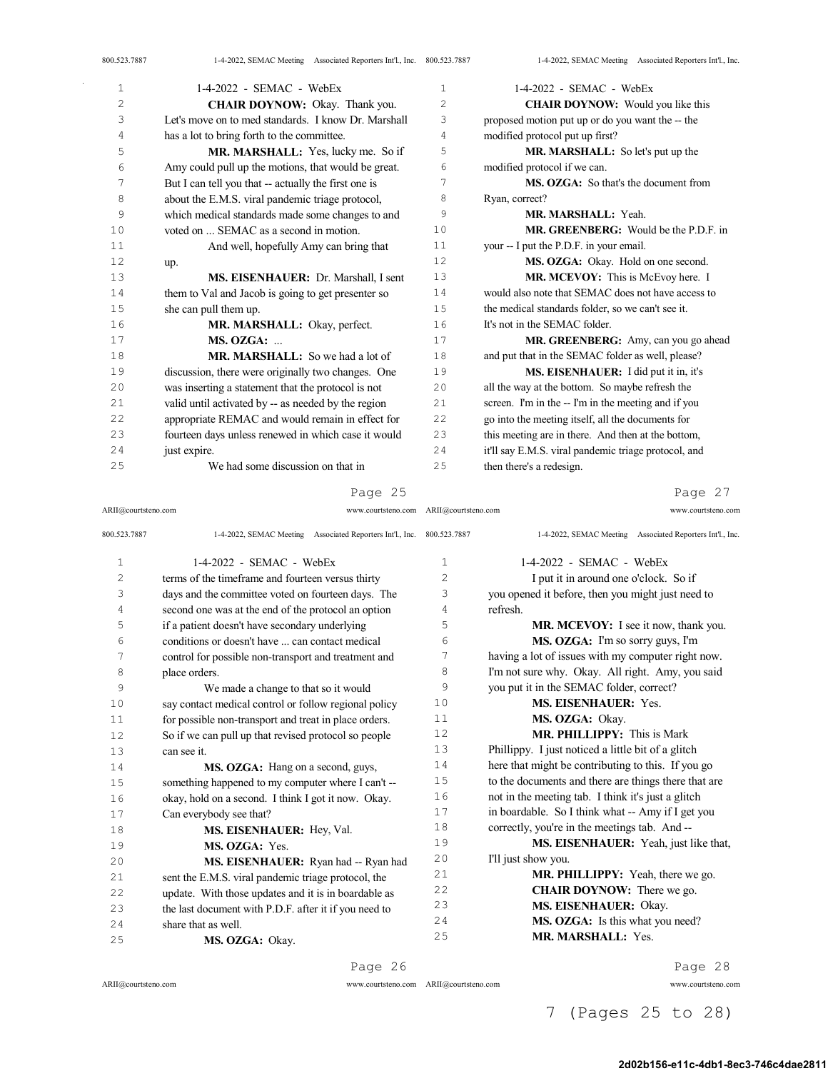**CHAIR DOYNOW:** Okay. Thank you. Let's move on to med standards. I know Dr. Marshall has a lot to bring forth to the committee.

**MR. MARSHALL:** Yes, lucky me. So if Amy could pull up the motions, that would be great. But I can tell you that -- actually the first one is about the E.M.S. viral pandemic triage protocol, which medical standards made some changes to and voted on ... SEMAC as a second in motion.

And well, hopefully Amy can bring that up.

**MS. EISENHAUER:** Dr. Marshall, I sent them to Val and Jacob is going to get presenter so she can pull them up.

**MR. MARSHALL:** Okay, perfect.

**MS. OZGA:** ...

**MR. MARSHALL:** So we had a lot of discussion, there were originally two changes. One was inserting a statement that the protocol is not valid until activated by -- as needed by the region appropriate REMAC and would remain in effect for fourteen days unless renewed in which case it would just expire.

We had some discussion on that in terms of the timeframe and fourteen versus thirty days and the committee voted on fourteen days. The second one was at the end of the protocol an option if a patient doesn't have secondary underlying conditions or doesn't have ... can contact medical control for possible non-transport and treatment and place orders.

We made a change to that so it would say contact medical control or follow regional policy for possible non-transport and treat in place orders. So if we can pull up that revised protocol so people can see it.

**MS. OZGA:** Hang on a second, guys, something happened to my computer where I can't -- okay, hold on a second. I think I got it now. Okay. Can everybody see that?

**MS. EISENHAUER:** Hey, Val.

**MS. OZGA:** Yes.

**MS. EISENHAUER:** Ryan had -- Ryan had sent the E.M.S. viral pandemic triage protocol, the update. With those updates and it is in boardable as the last document with P.D.F. after it if you need to share that as well.

**MS. OZGA:** Okay.

**CHAIR DOYNOW:** Would you like this proposed motion put up or do you want the -- the modified protocol put up first?

**MR. MARSHALL:** So let's put up the modified protocol if we can.

**MS. OZGA:** So that's the document from Ryan, correct?

**MR. MARSHALL:** Yeah.

**MR. GREENBERG:** Would be the P.D.F. in your -- I put the P.D.F. in your email.

**MS. OZGA:** Okay. Hold on one second.

**MR. MCEVOY:** This is McEvoy here. I would also note that SEMAC does not have access to the medical standards folder, so we can't see it. It's not in the SEMAC folder.

**MR. GREENBERG:** Amy, can you go ahead and put that in the SEMAC folder as well, please?

**MS. EISENHAUER:** I did put it in, it's all the way at the bottom. So maybe refresh the screen. I'm in the -- I'm in the meeting and if you go into the meeting itself, all the documents for this meeting are in there. And then at the bottom, it'll say E.M.S. viral pandemic triage protocol, and then there's a redesign.

I put it in around one o'clock. So if you opened it before, then you might just need to refresh.

**MR. MCEVOY:** I see it now, thank you.

**MS. OZGA:** I'm so sorry guys, I'm having a lot of issues with my computer right now. I'm not sure why. Okay. All right. Amy, you said you put it in the SEMAC folder, correct?

**MS. EISENHAUER:** Yes.

**MS. OZGA:** Okay.

**MR. PHILLIPPY:** This is Mark Phillippy. I just noticed a little bit of a glitch here that might be contributing to this. If you go to the documents and there are things there that are not in the meeting tab. I think it's just a glitch in boardable. So I think what -- Amy if I get you correctly, you're in the meetings tab. And --

**MS. EISENHAUER:** Yeah, just like that, I'll just show you.

**MR. PHILLIPPY:** Yeah, there we go.

**CHAIR DOYNOW:** There we go.

**MS. EISENHAUER:** Okay.

**MS. OZGA:** Is this what you need?

**MR. MARSHALL:** Yes.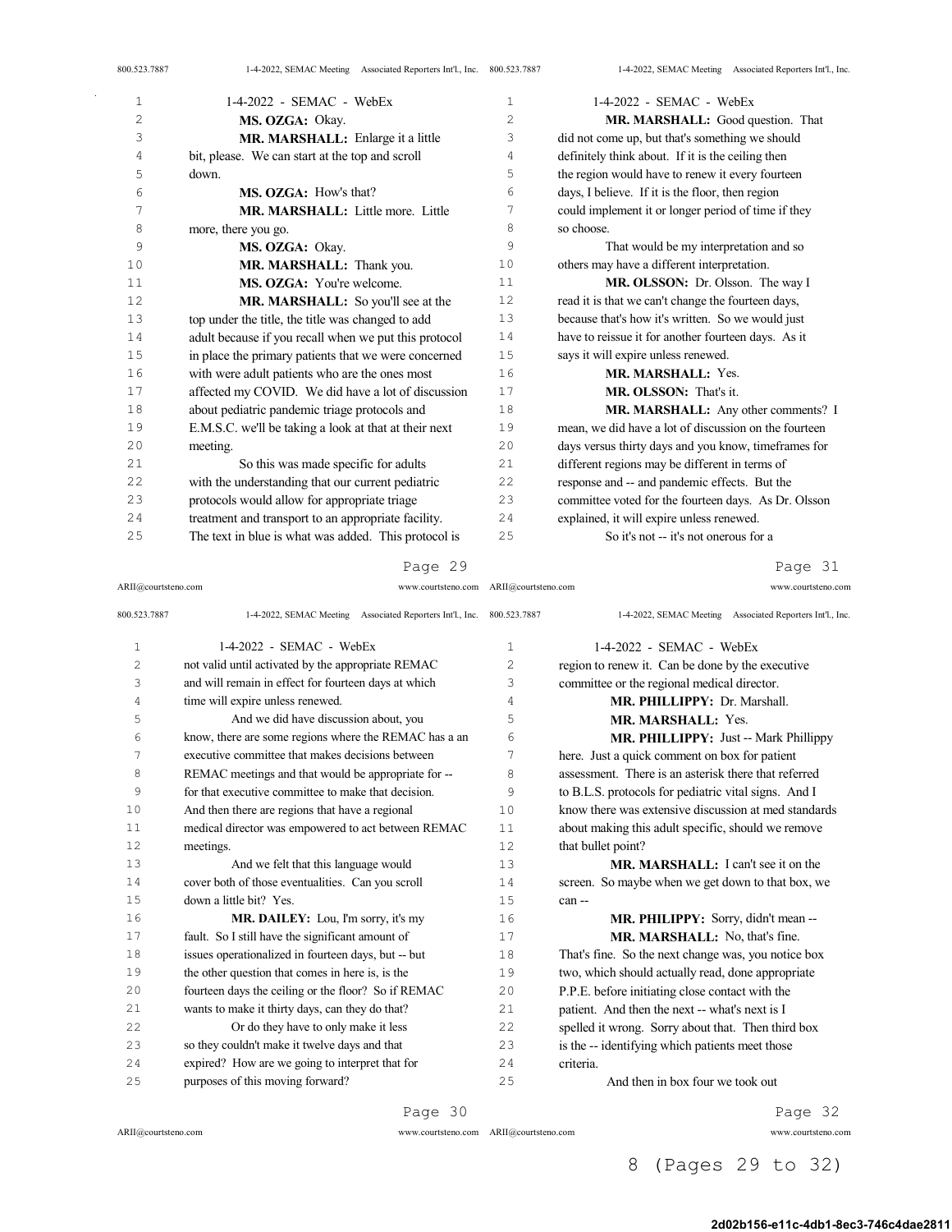**MS. OZGA:** Okay.

**MR. MARSHALL:** Enlarge it a little bit, please. We can start at the top and scroll down.

**MS. OZGA:** How's that?

**MR. MARSHALL:** Little more. Little more, there you go.

**MS. OZGA:** Okay.

**MR. MARSHALL:** Thank you.

**MS. OZGA:** You're welcome.

**MR. MARSHALL:** So you'll see at the top under the title, the title was changed to add adult because if you recall when we put this protocol in place the primary patients that we were concerned with were adult patients who are the ones most affected my COVID. We did have a lot of discussion about pediatric pandemic triage protocols and E.M.S.C. we'll be taking a look at that at their next meeting.

So this was made specific for adults with the understanding that our current pediatric protocols would allow for appropriate triage treatment and transport to an appropriate facility. The text in blue is what was added. This protocol is not valid until activated by the appropriate REMAC and will remain in effect for fourteen days at which time will expire unless renewed.

And we did have discussion about, you know, there are some regions where the REMAC has a an executive committee that makes decisions between REMAC meetings and that would be appropriate for -- for that executive committee to make that decision. And then there are regions that have a regional medical director was empowered to act between REMAC meetings.

And we felt that this language would cover both of those eventualities. Can you scroll down a little bit? Yes.

**MR. DAILEY:** Lou, I'm sorry, it's my fault. So I still have the significant amount of issues operationalized in fourteen days, but -- but the other question that comes in here is, is the fourteen days the ceiling or the floor? So if REMAC wants to make it thirty days, can they do that?

Or do they have to only make it less so they couldn't make it twelve days and that expired? How are we going to interpret that for purposes of this moving forward?

**MR. MARSHALL:** Good question. That did not come up, but that's something we should definitely think about. If it is the ceiling then the region would have to renew it every fourteen days, I believe. If it is the floor, then region could implement it or longer period of time if they so choose.

That would be my interpretation and so others may have a different interpretation.

**MR. OLSSON:** Dr. Olsson. The way I read it is that we can't change the fourteen days, because that's how it's written. So we would just have to reissue it for another fourteen days. As it says it will expire unless renewed.

**MR. MARSHALL:** Yes.

**MR. OLSSON:** That's it.

**MR. MARSHALL:** Any other comments? I mean, we did have a lot of discussion on the fourteen days versus thirty days and you know, timeframes for different regions may be different in terms of response and -- and pandemic effects. But the committee voted for the fourteen days. As Dr. Olsson explained, it will expire unless renewed.

So it's not -- it's not onerous for a region to renew it. Can be done by the executive committee or the regional medical director.

**MR. PHILLIPPY:** Dr. Marshall.

**MR. MARSHALL:** Yes.

**MR. PHILLIPPY:** Just -- Mark Phillippy here. Just a quick comment on box for patient assessment. There is an asterisk there that referred to B.L.S. protocols for pediatric vital signs. And I know there was extensive discussion at med standards about making this adult specific, should we remove that bullet point?

**MR. MARSHALL:** I can't see it on the screen. So maybe when we get down to that box, we can --

**MR. PHILIPPY:** Sorry, didn't mean --

**MR. MARSHALL:** No, that's fine. That's fine. So the next change was, you notice box two, which should actually read, done appropriate P.P.E. before initiating close contact with the patient. And then the next -- what's next is I spelled it wrong. Sorry about that. Then third box is the -- identifying which patients meet those criteria.

And then in box four we took out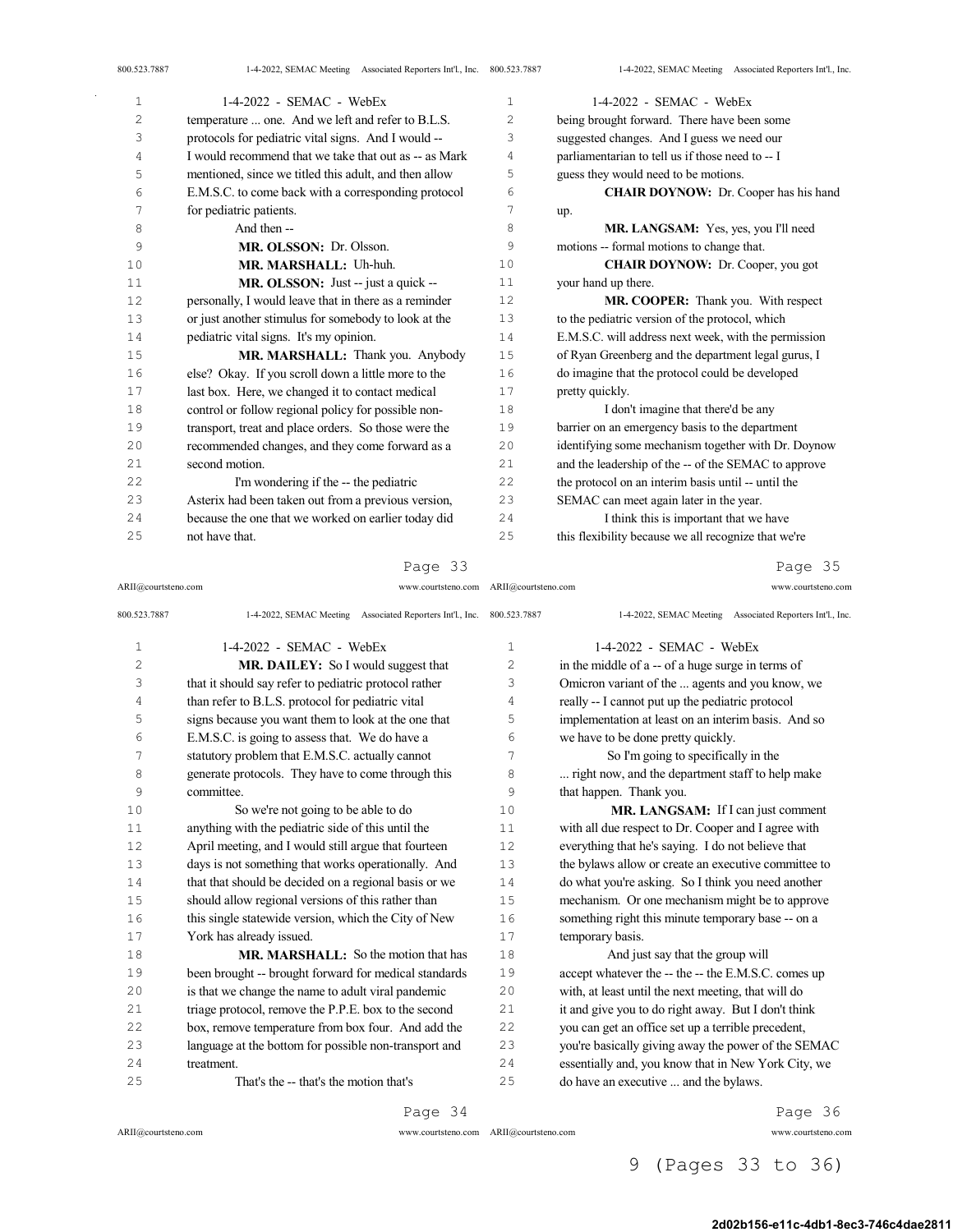temperature ... one. And we left and refer to B.L.S. protocols for pediatric vital signs. And I would -- I would recommend that we take that out as -- as Mark mentioned, since we titled this adult, and then allow E.M.S.C. to come back with a corresponding protocol for pediatric patients.

And then --

**MR. OLSSON:** Dr. Olsson.

**MR. MARSHALL:** Uh-huh.

**MR. OLSSON:** Just -- just a quick -- personally, I would leave that in there as a reminder or just another stimulus for somebody to look at the pediatric vital signs. It's my opinion.

**MR. MARSHALL:** Thank you. Anybody else? Okay. If you scroll down a little more to the last box. Here, we changed it to contact medical control or follow regional policy for possible non-transport, treat and place orders. So those were the recommended changes, and they come forward as a second motion.

I'm wondering if the -- the pediatric Asterix had been taken out from a previous version, because the one that we worked on earlier today did not have that.

**MR. DAILEY:** So I would suggest that that it should say refer to pediatric protocol rather than refer to B.L.S. protocol for pediatric vital signs because you want them to look at the one that E.M.S.C. is going to assess that. We do have a statutory problem that E.M.S.C. actually cannot generate protocols. They have to come through this committee.

So we're not going to be able to do anything with the pediatric side of this until the April meeting, and I would still argue that fourteen days is not something that works operationally. And that that should be decided on a regional basis or we should allow regional versions of this rather than this single statewide version, which the City of New York has already issued.

**MR. MARSHALL:** So the motion that has been brought -- brought forward for medical standards is that we change the name to adult viral pandemic triage protocol, remove the P.P.E. box to the second box, remove temperature from box four. And add the language at the bottom for possible non-transport and treatment.

That's the -- that's the motion that's being brought forward. There have been some suggested changes. And I guess we need our parliamentarian to tell us if those need to -- I guess they would need to be motions.

**CHAIR DOYNOW:** Dr. Cooper has his hand up.

**MR. LANGSAM:** Yes, yes, you I'll need motions -- formal motions to change that.

**CHAIR DOYNOW:** Dr. Cooper, you got your hand up there.

**MR. COOPER:** Thank you. With respect to the pediatric version of the protocol, which E.M.S.C. will address next week, with the permission of Ryan Greenberg and the department legal gurus, I do imagine that the protocol could be developed pretty quickly.

I don't imagine that there'd be any barrier on an emergency basis to the department identifying some mechanism together with Dr. Doynow and the leadership of the -- of the SEMAC to approve the protocol on an interim basis until -- until the SEMAC can meet again later in the year.

I think this is important that we have this flexibility because we all recognize that we're in the middle of a -- of a huge surge in terms of Omicron variant of the ... agents and you know, we really -- I cannot put up the pediatric protocol implementation at least on an interim basis. And so we have to be done pretty quickly.

So I'm going to specifically in the ... right now, and the department staff to help make that happen. Thank you.

**MR. LANGSAM:** If I can just comment with all due respect to Dr. Cooper and I agree with everything that he's saying. I do not believe that the bylaws allow or create an executive committee to do what you're asking. So I think you need another mechanism. Or one mechanism might be to approve something right this minute temporary base -- on a temporary basis.

And just say that the group will accept whatever the -- the -- the E.M.S.C. comes up with, at least until the next meeting, that will do it and give you to do right away. But I don't think you can get an office set up a terrible precedent, you're basically giving away the power of the SEMAC essentially and, you know that in New York City, we do have an executive ... and the bylaws.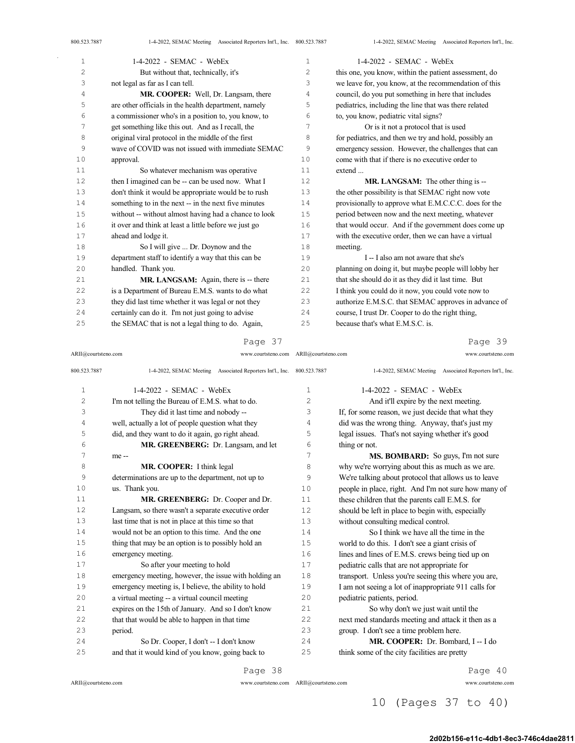But without that, technically, it's not legal as far as I can tell.

**MR. COOPER:** Well, Dr. Langsam, there are other officials in the health department, namely a commissioner who's in a position to, you know, to get something like this out. And as I recall, the original viral protocol in the middle of the first wave of COVID was not issued with immediate SEMAC approval.

So whatever mechanism was operative then I imagined can be -- can be used now. What I don't think it would be appropriate would be to rush something to in the next -- in the next five minutes without -- without almost having had a chance to look it over and think at least a little before we just go ahead and lodge it.

So I will give ... Dr. Doynow and the department staff to identify a way that this can be handled. Thank you.

**MR. LANGSAM:** Again, there is -- there is a Department of Bureau E.M.S. wants to do what they did last time whether it was legal or not they certainly can do it. I'm not just going to advise the SEMAC that is not a legal thing to do. Again, I'm not telling the Bureau of E.M.S. what to do.

They did it last time and nobody -- well, actually a lot of people question what they did, and they want to do it again, go right ahead.

**MR. GREENBERG:** Dr. Langsam, and let me --

**MR. COOPER:** I think legal determinations are up to the department, not up to us. Thank you.

**MR. GREENBERG:** Dr. Cooper and Dr. Langsam, so there wasn't a separate executive order last time that is not in place at this time so that would not be an option to this time. And the one thing that may be an option is to possibly hold an emergency meeting.

So after your meeting to hold emergency meeting, however, the issue with holding an emergency meeting is, I believe, the ability to hold a virtual meeting -- a virtual council meeting expires on the 15th of January. And so I don't know that that would be able to happen in that time period.

So Dr. Cooper, I don't -- I don't know and that it would kind of you know, going back to this one, you know, within the patient assessment, do we leave for, you know, at the recommendation of this council, do you put something in here that includes pediatrics, including the line that was there related to, you know, pediatric vital signs?

Or is it not a protocol that is used for pediatrics, and then we try and hold, possibly an emergency session. However, the challenges that can come with that if there is no executive order to extend ...

**MR. LANGSAM:** The other thing is -- the other possibility is that SEMAC right now vote provisionally to approve what E.M.C.C.C. does for the period between now and the next meeting, whatever that would occur. And if the government does come up with the executive order, then we can have a virtual meeting.

I -- I also am not aware that she's planning on doing it, but maybe people will lobby her that she should do it as they did it last time. But I think you could do it now, you could vote now to authorize E.M.S.C. that SEMAC approves in advance of course, I trust Dr. Cooper to do the right thing, because that's what E.M.S.C. is.

And it'll expire by the next meeting. If, for some reason, we just decide that what they did was the wrong thing. Anyway, that's just my legal issues. That's not saying whether it's good thing or not.

**MS. BOMBARD:** So guys, I'm not sure why we're worrying about this as much as we are. We're talking about protocol that allows us to leave people in place, right. And I'm not sure how many of these children that the parents call E.M.S. for should be left in place to begin with, especially without consulting medical control.

So I think we have all the time in the world to do this. I don't see a giant crisis of lines and lines of E.M.S. crews being tied up on pediatric calls that are not appropriate for transport. Unless you're seeing this where you are, I am not seeing a lot of inappropriate 911 calls for pediatric patients, period.

So why don't we just wait until the next med standards meeting and attack it then as a group. I don't see a time problem here.

**MR. COOPER:** Dr. Bombard, I -- I do think some of the city facilities are pretty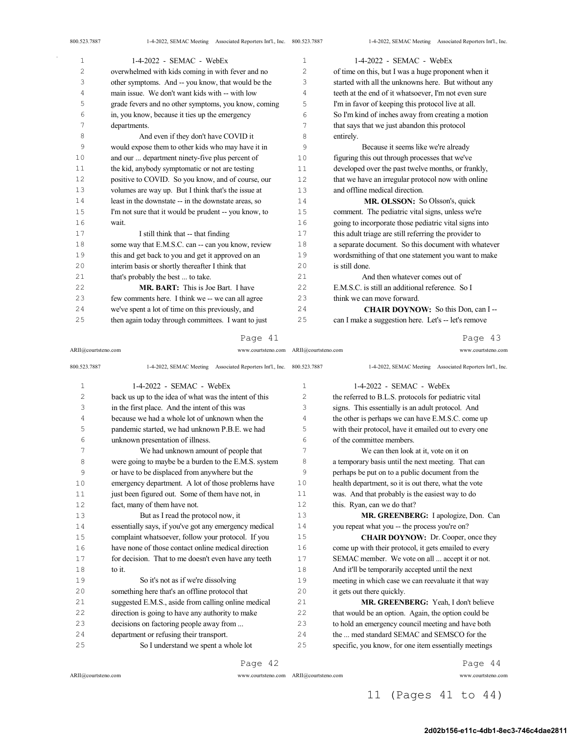overwhelmed with kids coming in with fever and no other symptoms. And -- you know, that would be the main issue. We don't want kids with -- with low grade fevers and no other symptoms, you know, coming in, you know, because it ties up the emergency departments.

And even if they don't have COVID it would expose them to other kids who may have it in and our ... department ninety-five plus percent of the kid, anybody symptomatic or not are testing positive to COVID. So you know, and of course, our volumes are way up. But I think that's the issue at least in the downstate -- in the downstate areas, so I'm not sure that it would be prudent -- you know, to wait.

I still think that -- that finding some way that E.M.S.C. can -- can you know, review this and get back to you and get it approved on an interim basis or shortly thereafter I think that that's probably the best ... to take.

**MR. BART:** This is Joe Bart. I have few comments here. I think we -- we can all agree we've spent a lot of time on this previously, and then again today through committees. I want to just back us up to the idea of what was the intent of this in the first place. And the intent of this was because we had a whole lot of unknown when the pandemic started, we had unknown P.B.E. we had unknown presentation of illness.

We had unknown amount of people that were going to maybe be a burden to the E.M.S. system or have to be displaced from anywhere but the emergency department. A lot of those problems have just been figured out. Some of them have not, in fact, many of them have not.

But as I read the protocol now, it essentially says, if you've got any emergency medical complaint whatsoever, follow your protocol. If you have none of those contact online medical direction for decision. That to me doesn't even have any teeth to it.

So it's not as if we're dissolving something here that's an offline protocol that suggested E.M.S., aside from calling online medical direction is going to have any authority to make decisions on factoring people away from ... department or refusing their transport.

So I understand we spent a whole lot of time on this, but I was a huge proponent when it started with all the unknowns here. But without any teeth at the end of it whatsoever, I'm not even sure I'm in favor of keeping this protocol live at all. So I'm kind of inches away from creating a motion that says that we just abandon this protocol entirely.

Because it seems like we're already figuring this out through processes that we've developed over the past twelve months, or frankly, that we have an irregular protocol now with online and offline medical direction.

**MR. OLSSON:** So Olsson's, quick comment. The pediatric vital signs, unless we're going to incorporate those pediatric vital signs into this adult triage are still referring the provider to a separate document. So this document with whatever wordsmithing of that one statement you want to make is still done.

And then whatever comes out of E.M.S.C. is still an additional reference. So I think we can move forward.

**CHAIR DOYNOW:** So this Don, can I -- can I make a suggestion here. Let's -- let's remove the referred to B.L.S. protocols for pediatric vital signs. This essentially is an adult protocol. And the other is perhaps we can have E.M.S.C. come up with their protocol, have it emailed out to every one of the committee members.

We can then look at it, vote on it on a temporary basis until the next meeting. That can perhaps be put on to a public document from the health department, so it is out there, what the vote was. And that probably is the easiest way to do this. Ryan, can we do that?

**MR. GREENBERG:** I apologize, Don. Can you repeat what you -- the process you're on?

**CHAIR DOYNOW:** Dr. Cooper, once they come up with their protocol, it gets emailed to every SEMAC member. We vote on all ... accept it or not. And it'll be temporarily accepted until the next meeting in which case we can reevaluate it that way it gets out there quickly.

**MR. GREENBERG:** Yeah, I don't believe that would be an option. Again, the option could be to hold an emergency council meeting and have both the ... med standard SEMAC and SEMSCO for the specific, you know, for one item essentially meetings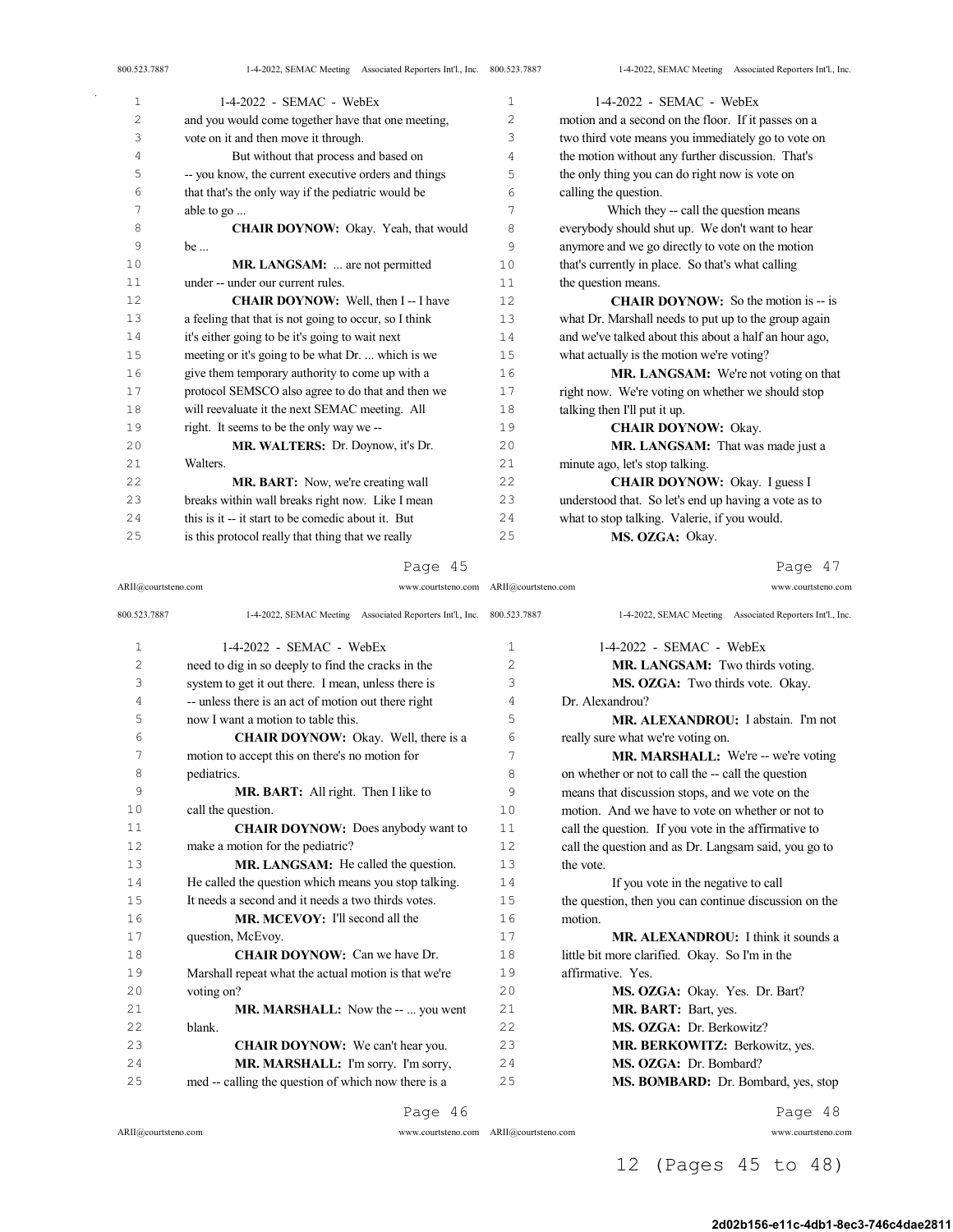and you would come together have that one meeting, vote on it and then move it through.

But without that process and based on -- you know, the current executive orders and things that that's the only way if the pediatric would be able to go ...

**CHAIR DOYNOW:** Okay. Yeah, that would be ...

**MR. LANGSAM:** ... are not permitted under -- under our current rules.

**CHAIR DOYNOW:** Well, then I -- I have a feeling that that is not going to occur, so I think it's either going to be it's going to wait next meeting or it's going to be what Dr. ... which is we give them temporary authority to come up with a protocol SEMSCO also agree to do that and then we will reevaluate it the next SEMAC meeting. All right. It seems to be the only way we --

**MR. WALTERS:** Dr. Doynow, it's Dr. Walters.

**MR. BART:** Now, we're creating wall breaks within wall breaks right now. Like I mean this is it -- it start to be comedic about it. But is this protocol really that thing that we really need to dig in so deeply to find the cracks in the system to get it out there. I mean, unless there is -- unless there is an act of motion out there right now I want a motion to table this.

**CHAIR DOYNOW:** Okay. Well, there is a motion to accept this on there's no motion for pediatrics.

**MR. BART:** All right. Then I like to call the question.

**CHAIR DOYNOW:** Does anybody want to make a motion for the pediatric?

**MR. LANGSAM:** He called the question. He called the question which means you stop talking. It needs a second and it needs a two thirds votes.

**MR. MCEVOY:** I'll second all the question, McEvoy.

**CHAIR DOYNOW:** Can we have Dr. Marshall repeat what the actual motion is that we're voting on?

**MR. MARSHALL:** Now the -- ... you went blank.

**CHAIR DOYNOW:** We can't hear you.

**MR. MARSHALL:** I'm sorry. I'm sorry, med -- calling the question of which now there is a motion and a second on the floor. If it passes on a two third vote means you immediately go to vote on the motion without any further discussion. That's the only thing you can do right now is vote on calling the question.

Which they -- call the question means everybody should shut up. We don't want to hear anymore and we go directly to vote on the motion that's currently in place. So that's what calling the question means.

**CHAIR DOYNOW:** So the motion is -- is what Dr. Marshall needs to put up to the group again and we've talked about this about a half an hour ago, what actually is the motion we're voting?

**MR. LANGSAM:** We're not voting on that right now. We're voting on whether we should stop talking then I'll put it up.

**CHAIR DOYNOW:** Okay.

**MR. LANGSAM:** That was made just a minute ago, let's stop talking.

**CHAIR DOYNOW:** Okay. I guess I understood that. So let's end up having a vote as to what to stop talking. Valerie, if you would.

**MS. OZGA:** Okay.

**MR. LANGSAM:** Two thirds voting.

**MS. OZGA:** Two thirds vote. Okay. Dr. Alexandrou?

**MR. ALEXANDROU:** I abstain. I'm not really sure what we're voting on.

**MR. MARSHALL:** We're -- we're voting on whether or not to call the -- call the question means that discussion stops, and we vote on the motion. And we have to vote on whether or not to call the question. If you vote in the affirmative to call the question and as Dr. Langsam said, you go to the vote.

If you vote in the negative to call the question, then you can continue discussion on the motion.

**MR. ALEXANDROU:** I think it sounds a little bit more clarified. Okay. So I'm in the affirmative. Yes.

**MS. OZGA:** Okay. Yes. Dr. Bart?

**MR. BART:** Bart, yes.

**MS. OZGA:** Dr. Berkowitz?

**MR. BERKOWITZ:** Berkowitz, yes.

**MS. OZGA:** Dr. Bombard?

**MS. BOMBARD:** Dr. Bombard, yes, stop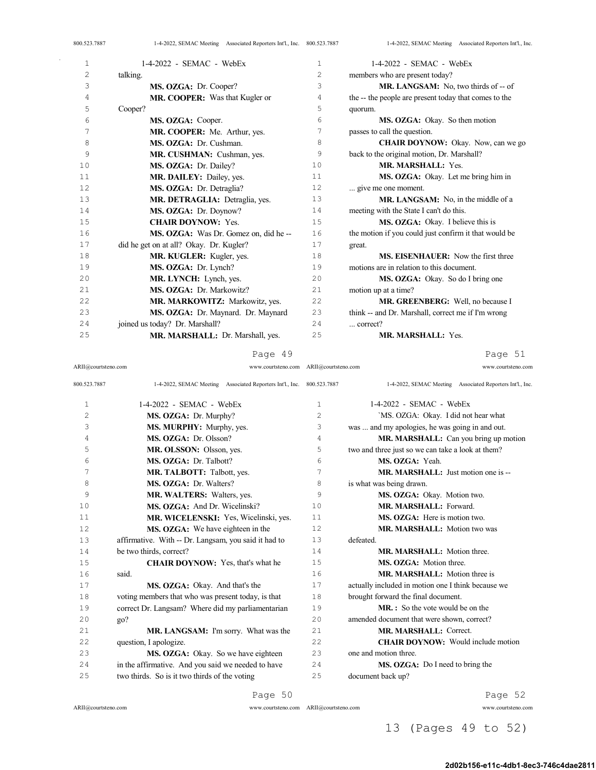talking.

**MS. OZGA:** Dr. Cooper?

**MR. COOPER:** Was that Kugler or Cooper?

**MS. OZGA:** Cooper.

**MR. COOPER:** Me. Arthur, yes.

**MS. OZGA:** Dr. Cushman.

**MR. CUSHMAN:** Cushman, yes.

**MS. OZGA:** Dr. Dailey?

**MR. DAILEY:** Dailey, yes.

**MS. OZGA:** Dr. Detraglia?

**MR. DETRAGLIA:** Detraglia, yes.

**MS. OZGA:** Dr. Doynow?

**CHAIR DOYNOW:** Yes.

**MS. OZGA:** Was Dr. Gomez on, did he -- did he get on at all? Okay. Dr. Kugler?

**MR. KUGLER:** Kugler, yes.

**MS. OZGA:** Dr. Lynch?

**MR. LYNCH:** Lynch, yes.

**MS. OZGA:** Dr. Markowitz?

**MR. MARKOWITZ:** Markowitz, yes.

**MS. OZGA:** Dr. Maynard. Dr. Maynard joined us today? Dr. Marshall?

**MR. MARSHALL:** Dr. Marshall, yes.

**MS. OZGA:** Dr. Murphy?

**MS. MURPHY:** Murphy, yes.

**MS. OZGA:** Dr. Olsson?

**MR. OLSSON:** Olsson, yes.

**MS. OZGA:** Dr. Talbott?

**MR. TALBOTT:** Talbott, yes.

**MS. OZGA:** Dr. Walters?

**MR. WALTERS:** Walters, yes.

**MS. OZGA:** And Dr. Wicelinski?

**MR. WICELENSKI:** Yes, Wicelinski, yes.

**MS. OZGA:** We have eighteen in the affirmative. With -- Dr. Langsam, you said it had to be two thirds, correct?

**CHAIR DOYNOW:** Yes, that's what he said.

**MS. OZGA:** Okay. And that's the voting members that who was present today, is that correct Dr. Langsam? Where did my parliamentarian go?

**MR. LANGSAM:** I'm sorry. What was the question, I apologize.

**MS. OZGA:** Okay. So we have eighteen in the affirmative. And you said we needed to have two thirds. So is it two thirds of the voting members who are present today?

**MR. LANGSAM:** No, two thirds of -- of the -- the people are present today that comes to the quorum.

**MS. OZGA:** Okay. So then motion passes to call the question.

**CHAIR DOYNOW:** Okay. Now, can we go back to the original motion, Dr. Marshall?

**MR. MARSHALL:** Yes.

**MS. OZGA:** Okay. Let me bring him in ... give me one moment.

**MR. LANGSAM:** No, in the middle of a meeting with the State I can't do this.

**MS. OZGA:** Okay. I believe this is the motion if you could just confirm it that would be great.

**MS. EISENHAUER:** Now the first three motions are in relation to this document.

**MS. OZGA:** Okay. So do I bring one motion up at a time?

**MR. GREENBERG:** Well, no because I think -- and Dr. Marshall, correct me if I'm wrong ... correct?

**MR. MARSHALL:** Yes.

`MS. OZGA: Okay. I did not hear what was ... and my apologies, he was going in and out.

**MR. MARSHALL:** Can you bring up motion two and three just so we can take a look at them?

**MS. OZGA:** Yeah.

**MR. MARSHALL:** Just motion one is -- is what was being drawn.

**MS. OZGA:** Okay. Motion two.

**MR. MARSHALL:** Forward.

**MS. OZGA:** Here is motion two.

**MR. MARSHALL:** Motion two was defeated.

**MR. MARSHALL:** Motion three.

**MS. OZGA:** Motion three.

**MR. MARSHALL:** Motion three is actually included in motion one I think because we brought forward the final document.

**MR. :** So the vote would be on the amended document that were shown, correct?

**MR. MARSHALL:** Correct.

**CHAIR DOYNOW:** Would include motion one and motion three.

**MS. OZGA:** Do I need to bring the document back up?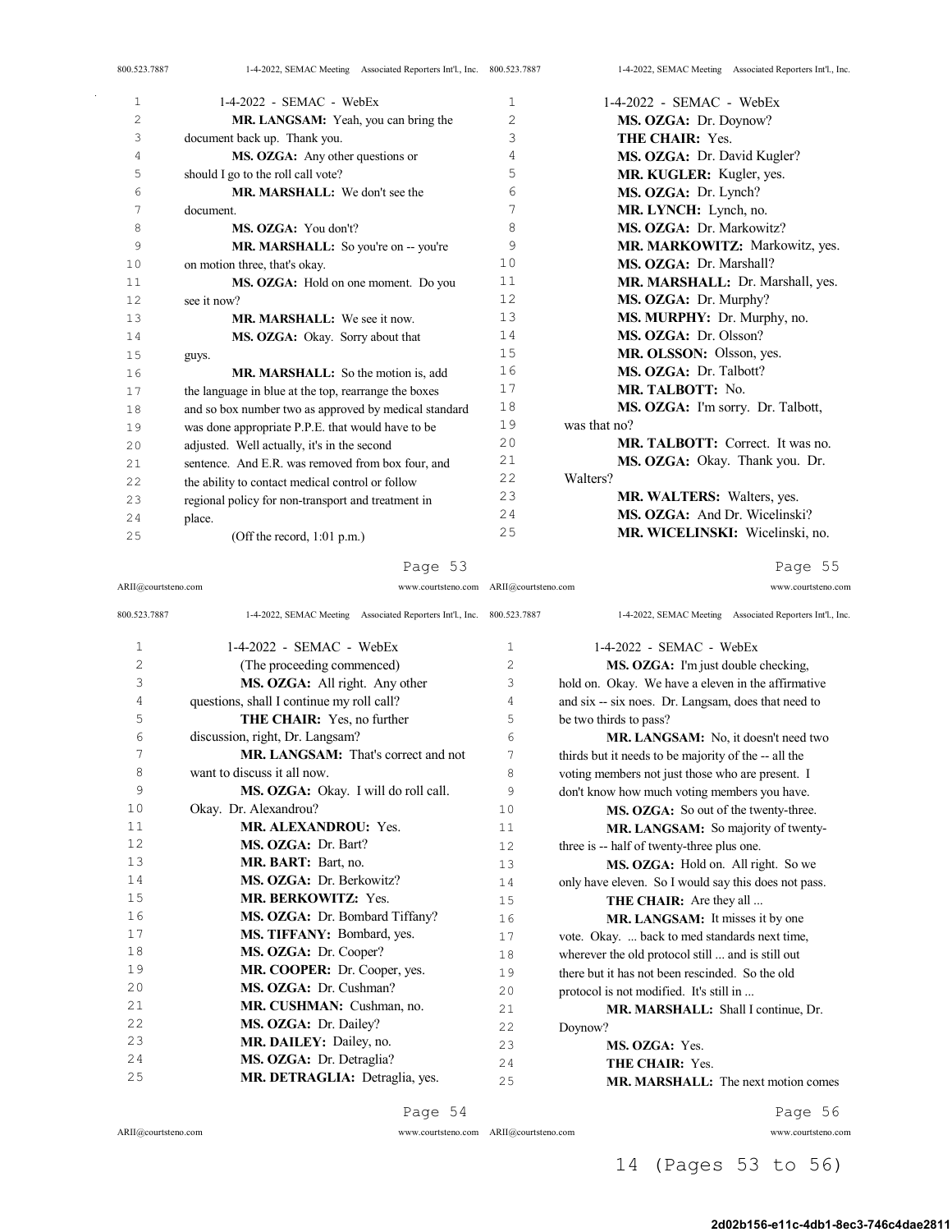1-4-2022 - SEMAC - WebEx

**MR. LANGSAM:** Yeah, you can bring the document back up. Thank you.

**MS. OZGA:** Any other questions or should I go to the roll call vote?

**MR. MARSHALL:** We don't see the document.

**MS. OZGA:** You don't?

**MR. MARSHALL:** So you're on -- you're on motion three, that's okay.

**MS. OZGA:** Hold on one moment. Do you see it now?

**MR. MARSHALL:** We see it now.

**MS. OZGA:** Okay. Sorry about that guys.

**MR. MARSHALL:** So the motion is, add the language in blue at the top, rearrange the boxes and so box number two as approved by medical standard was done appropriate P.P.E. that would have to be adjusted. Well actually, it's in the second sentence. And E.R. was removed from box four, and the ability to contact medical control or follow regional policy for non-transport and treatment in place.

(Off the record, 1:01 p.m.)

1-4-2022 - SEMAC - WebEx

(The proceeding commenced)

**MS. OZGA:** All right. Any other questions, shall I continue my roll call?

**THE CHAIR:** Yes, no further discussion, right, Dr. Langsam?

**MR. LANGSAM:** That's correct and not want to discuss it all now.

**MS. OZGA:** Okay. I will do roll call. Okay. Dr. Alexandrou?

**MR. ALEXANDROU:** Yes.

**MS. OZGA:** Dr. Bart?

**MR. BART:** Bart, no.

**MS. OZGA:** Dr. Berkowitz?

**MR. BERKOWITZ:** Yes.

**MS. OZGA:** Dr. Bombard Tiffany?

**MS. TIFFANY:** Bombard, yes.

**MS. OZGA:** Dr. Cooper?

**MR. COOPER:** Dr. Cooper, yes.

**MS. OZGA:** Dr. Cushman?

**MR. CUSHMAN:** Cushman, no.

**MS. OZGA:** Dr. Dailey?

**MR. DAILEY:** Dailey, no.

**MS. OZGA:** Dr. Detraglia?

**MR. DETRAGLIA:** Detraglia, yes.

1-4-2022 - SEMAC - WebEx

**MS. OZGA:** Dr. Doynow?

**THE CHAIR:** Yes.

**MS. OZGA:** Dr. David Kugler?

**MR. KUGLER:** Kugler, yes.

**MS. OZGA:** Dr. Lynch?

**MR. LYNCH:** Lynch, no.

**MS. OZGA:** Dr. Markowitz?

**MR. MARKOWITZ:** Markowitz, yes.

**MS. OZGA:** Dr. Marshall?

**MR. MARSHALL:** Dr. Marshall, yes.

**MS. OZGA:** Dr. Murphy?

**MS. MURPHY:** Dr. Murphy, no.

**MS. OZGA:** Dr. Olsson?

**MR. OLSSON:** Olsson, yes.

**MS. OZGA:** Dr. Talbott?

**MR. TALBOTT:** No.

**MS. OZGA:** I'm sorry. Dr. Talbott, was that no?

**MR. TALBOTT:** Correct. It was no.

**MS. OZGA:** Okay. Thank you. Dr. Walters?

**MR. WALTERS:** Walters, yes.

**MS. OZGA:** And Dr. Wicelinski?

**MR. WICELINSKI:** Wicelinski, no.

1-4-2022 - SEMAC - WebEx

**MS. OZGA:** I'm just double checking, hold on. Okay. We have a eleven in the affirmative and six -- six noes. Dr. Langsam, does that need to be two thirds to pass?

**MR. LANGSAM:** No, it doesn't need two thirds but it needs to be majority of the -- all the voting members not just those who are present. I don't know how much voting members you have.

**MS. OZGA:** So out of the twenty-three.

**MR. LANGSAM:** So majority of twenty-three is -- half of twenty-three plus one.

**MS. OZGA:** Hold on. All right. So we only have eleven. So I would say this does not pass.

**THE CHAIR:** Are they all ...

**MR. LANGSAM:** It misses it by one vote. Okay. ... back to med standards next time, wherever the old protocol still ... and is still out there but it has not been rescinded. So the old protocol is not modified. It's still in ...

**MR. MARSHALL:** Shall I continue, Dr. Doynow?

**MS. OZGA:** Yes.

**THE CHAIR:** Yes.

**MR. MARSHALL:** The next motion comes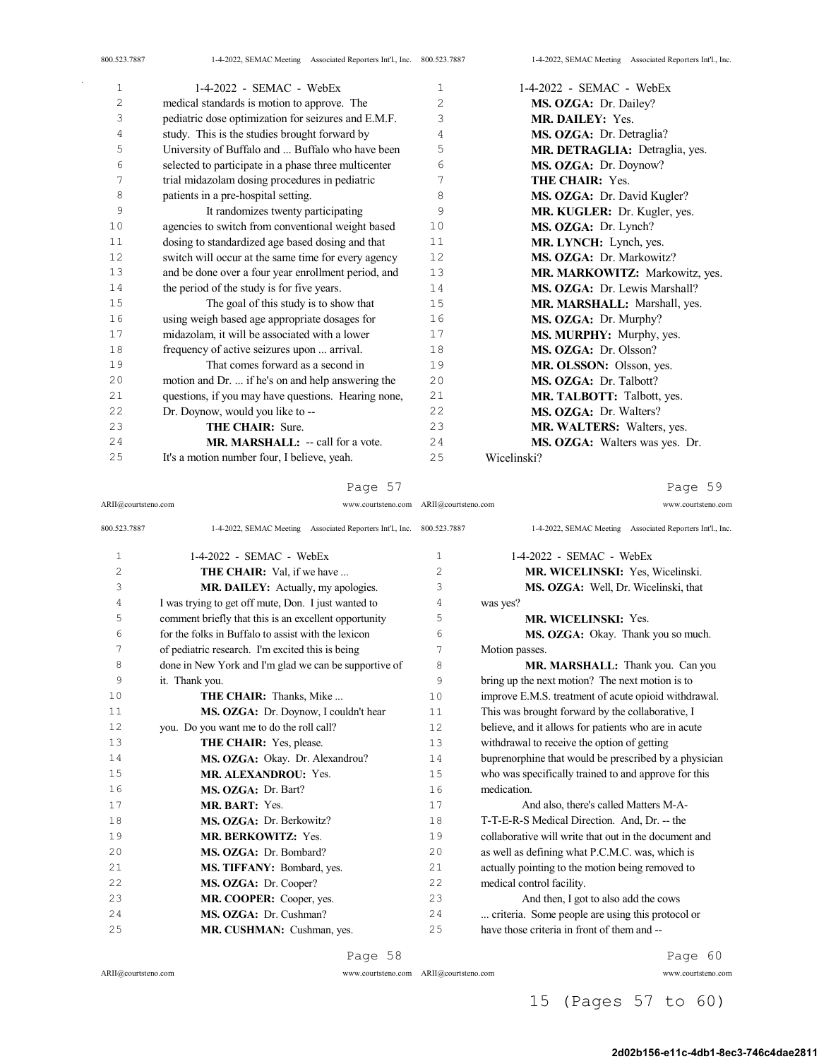medical standards is motion to approve. The pediatric dose optimization for seizures and E.M.F. study. This is the studies brought forward by University of Buffalo and ... Buffalo who have been selected to participate in a phase three multicenter trial midazolam dosing procedures in pediatric patients in a pre-hospital setting.

It randomizes twenty participating agencies to switch from conventional weight based dosing to standardized age based dosing and that switch will occur at the same time for every agency and be done over a four year enrollment period, and the period of the study is for five years.

The goal of this study is to show that using weigh based age appropriate dosages for midazolam, it will be associated with a lower frequency of active seizures upon ... arrival.

That comes forward as a second in motion and Dr. ... if he's on and help answering the questions, if you may have questions. Hearing none, Dr. Doynow, would you like to --

**THE CHAIR:** Sure.

**MR. MARSHALL:** -- call for a vote. It's a motion number four, I believe, yeah.

**THE CHAIR:** Val, if we have ...

**MR. DAILEY:** Actually, my apologies. I was trying to get off mute, Don. I just wanted to comment briefly that this is an excellent opportunity for the folks in Buffalo to assist with the lexicon of pediatric research. I'm excited this is being done in New York and I'm glad we can be supportive of it. Thank you.

**THE CHAIR:** Thanks, Mike ...

**MS. OZGA:** Dr. Doynow, I couldn't hear you. Do you want me to do the roll call?

**THE CHAIR:** Yes, please.

**MS. OZGA:** Okay. Dr. Alexandrou?

**MR. ALEXANDROU:** Yes.

**MS. OZGA:** Dr. Bart?

**MR. BART:** Yes.

**MS. OZGA:** Dr. Berkowitz?

**MR. BERKOWITZ:** Yes.

**MS. OZGA:** Dr. Bombard?

**MS. TIFFANY:** Bombard, yes.

**MS. OZGA:** Dr. Cooper?

**MR. COOPER:** Cooper, yes.

**MS. OZGA:** Dr. Cushman?

**MR. CUSHMAN:** Cushman, yes.

**MS. OZGA:** Dr. Dailey?

**MR. DAILEY:** Yes.

**MS. OZGA:** Dr. Detraglia?

**MR. DETRAGLIA:** Detraglia, yes.

**MS. OZGA:** Dr. Doynow?

**THE CHAIR:** Yes.

**MS. OZGA:** Dr. David Kugler?

**MR. KUGLER:** Dr. Kugler, yes.

**MS. OZGA:** Dr. Lynch?

**MR. LYNCH:** Lynch, yes.

**MS. OZGA:** Dr. Markowitz?

**MR. MARKOWITZ:** Markowitz, yes.

**MS. OZGA:** Dr. Lewis Marshall?

**MR. MARSHALL:** Marshall, yes.

**MS. OZGA:** Dr. Murphy?

**MS. MURPHY:** Murphy, yes.

**MS. OZGA:** Dr. Olsson?

**MR. OLSSON:** Olsson, yes.

**MS. OZGA:** Dr. Talbott?

**MR. TALBOTT:** Talbott, yes.

**MS. OZGA:** Dr. Walters?

**MR. WALTERS:** Walters, yes.

**MS. OZGA:** Walters was yes. Dr. Wicelinski?

**MR. WICELINSKI:** Yes, Wicelinski.

**MS. OZGA:** Well, Dr. Wicelinski, that was yes?

**MR. WICELINSKI:** Yes.

**MS. OZGA:** Okay. Thank you so much. Motion passes.

**MR. MARSHALL:** Thank you. Can you bring up the next motion? The next motion is to improve E.M.S. treatment of acute opioid withdrawal. This was brought forward by the collaborative, I believe, and it allows for patients who are in acute withdrawal to receive the option of getting buprenorphine that would be prescribed by a physician who was specifically trained to and approve for this medication.

And also, there's called Matters M-A-T-T-E-R-S Medical Direction. And, Dr. -- the collaborative will write that out in the document and as well as defining what P.C.M.C. was, which is actually pointing to the motion being removed to medical control facility.

And then, I got to also add the cows ... criteria. Some people are using this protocol or have those criteria in front of them and --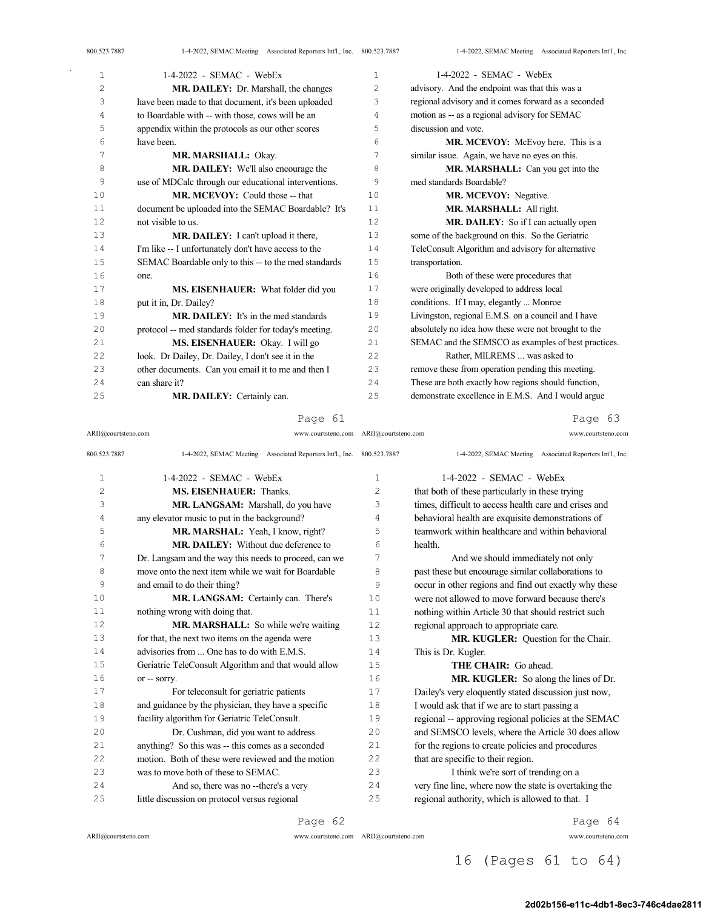**MR. DAILEY:** Dr. Marshall, the changes have been made to that document, it's been uploaded to Boardable with -- with those, cows will be an appendix within the protocols as our other scores have been.

**MR. MARSHALL:** Okay.

**MR. DAILEY:** We'll also encourage the use of MDCalc through our educational interventions.

**MR. MCEVOY:** Could those -- that document be uploaded into the SEMAC Boardable? It's not visible to us.

**MR. DAILEY:** I can't upload it there, I'm like -- I unfortunately don't have access to the SEMAC Boardable only to this -- to the med standards one.

**MS. EISENHAUER:** What folder did you put it in, Dr. Dailey?

**MR. DAILEY:** It's in the med standards protocol -- med standards folder for today's meeting.

**MS. EISENHAUER:** Okay. I will go look. Dr Dailey, Dr. Dailey, I don't see it in the other documents. Can you email it to me and then I can share it?

**MR. DAILEY:** Certainly can.

**MS. EISENHAUER:** Thanks.

**MR. LANGSAM:** Marshall, do you have any elevator music to put in the background?

**MR. MARSHAL:** Yeah, I know, right?

**MR. DAILEY:** Without due deference to Dr. Langsam and the way this needs to proceed, can we move onto the next item while we wait for Boardable and email to do their thing?

**MR. LANGSAM:** Certainly can. There's nothing wrong with doing that.

**MR. MARSHALL:** So while we're waiting for that, the next two items on the agenda were advisories from ... One has to do with E.M.S. Geriatric TeleConsult Algorithm and that would allow or -- sorry.

For teleconsult for geriatric patients and guidance by the physician, they have a specific facility algorithm for Geriatric TeleConsult.

Dr. Cushman, did you want to address anything? So this was -- this comes as a seconded motion. Both of these were reviewed and the motion was to move both of these to SEMAC.

And so, there was no --there's a very little discussion on protocol versus regional advisory. And the endpoint was that this was a regional advisory and it comes forward as a seconded motion as -- as a regional advisory for SEMAC discussion and vote.

**MR. MCEVOY:** McEvoy here. This is a similar issue. Again, we have no eyes on this.

**MR. MARSHALL:** Can you get into the med standards Boardable?

**MR. MCEVOY:** Negative.

**MR. MARSHALL:** All right.

**MR. DAILEY:** So if I can actually open some of the background on this. So the Geriatric TeleConsult Algorithm and advisory for alternative transportation.

Both of these were procedures that were originally developed to address local conditions. If I may, elegantly ... Monroe Livingston, regional E.M.S. on a council and I have absolutely no idea how these were not brought to the SEMAC and the SEMSCO as examples of best practices.

Rather, MILREMS ... was asked to remove these from operation pending this meeting. These are both exactly how regions should function, demonstrate excellence in E.M.S. And I would argue that both of these particularly in these trying times, difficult to access health care and crises and behavioral health are exquisite demonstrations of teamwork within healthcare and within behavioral health.

And we should immediately not only past these but encourage similar collaborations to occur in other regions and find out exactly why these were not allowed to move forward because there's nothing within Article 30 that should restrict such regional approach to appropriate care.

**MR. KUGLER:** Question for the Chair. This is Dr. Kugler.

**THE CHAIR:** Go ahead.

**MR. KUGLER:** So along the lines of Dr. Dailey's very eloquently stated discussion just now, I would ask that if we are to start passing a regional -- approving regional policies at the SEMAC and SEMSCO levels, where the Article 30 does allow for the regions to create policies and procedures that are specific to their region.

I think we're sort of trending on a very fine line, where now the state is overtaking the regional authority, which is allowed to that. I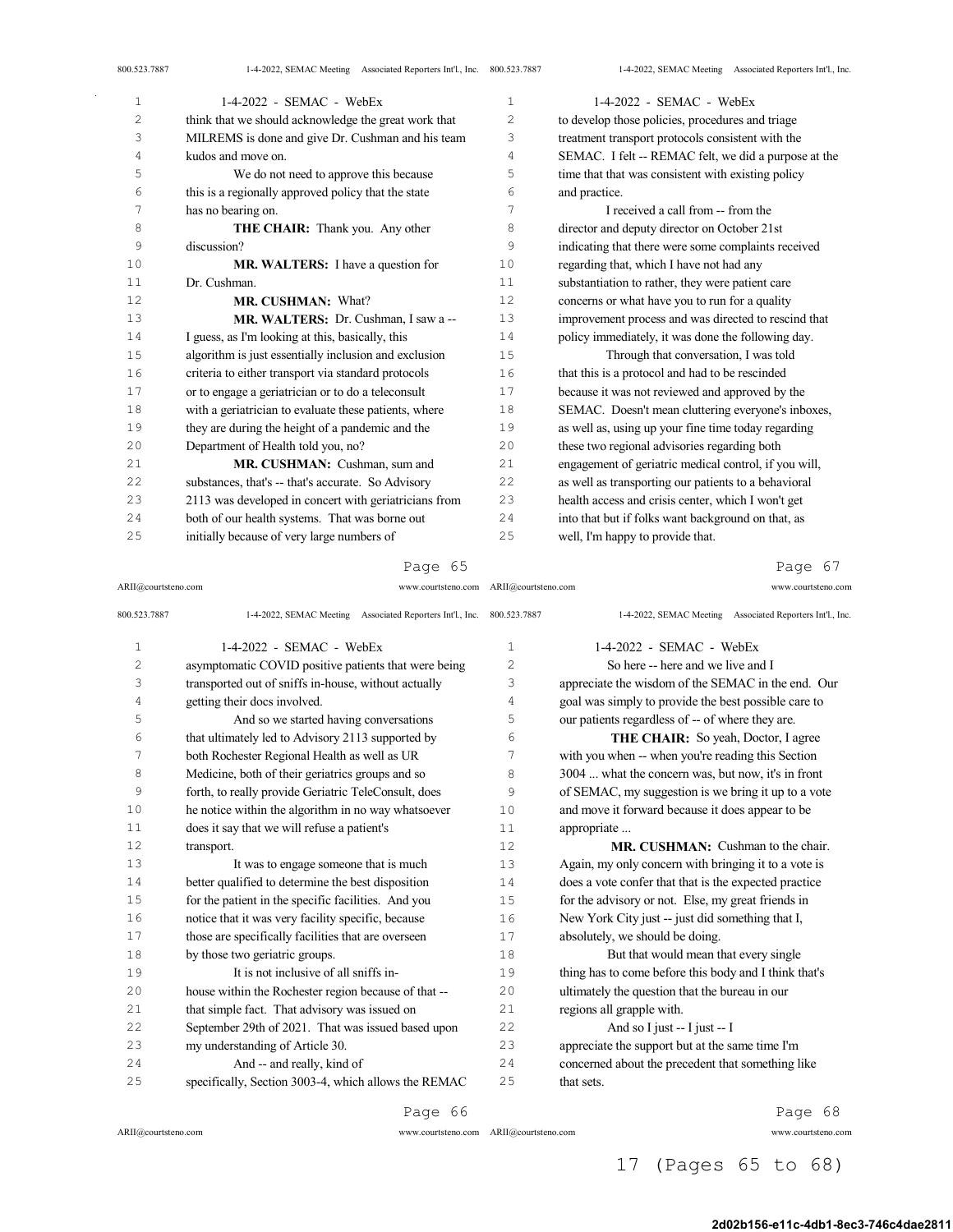think that we should acknowledge the great work that MILREMS is done and give Dr. Cushman and his team kudos and move on.

We do not need to approve this because this is a regionally approved policy that the state has no bearing on.

**THE CHAIR:** Thank you. Any other discussion?

**MR. WALTERS:** I have a question for Dr. Cushman.

**MR. CUSHMAN:** What?

**MR. WALTERS:** Dr. Cushman, I saw a -- I guess, as I'm looking at this, basically, this algorithm is just essentially inclusion and exclusion criteria to either transport via standard protocols or to engage a geriatrician or to do a teleconsult with a geriatrician to evaluate these patients, where they are during the height of a pandemic and the Department of Health told you, no?

**MR. CUSHMAN:** Cushman, sum and substances, that's -- that's accurate. So Advisory 2113 was developed in concert with geriatricians from both of our health systems. That was borne out initially because of very large numbers of asymptomatic COVID positive patients that were being transported out of sniffs in-house, without actually getting their docs involved.

And so we started having conversations that ultimately led to Advisory 2113 supported by both Rochester Regional Health as well as UR Medicine, both of their geriatrics groups and so forth, to really provide Geriatric TeleConsult, does he notice within the algorithm in no way whatsoever does it say that we will refuse a patient's transport.

It was to engage someone that is much better qualified to determine the best disposition for the patient in the specific facilities. And you notice that it was very facility specific, because those are specifically facilities that are overseen by those two geriatric groups.

It is not inclusive of all sniffs in-house within the Rochester region because of that -- that simple fact. That advisory was issued on September 29th of 2021. That was issued based upon my understanding of Article 30.

And -- and really, kind of specifically, Section 3003-4, which allows the REMAC to develop those policies, procedures and triage treatment transport protocols consistent with the SEMAC. I felt -- REMAC felt, we did a purpose at the time that that was consistent with existing policy and practice.

I received a call from -- from the director and deputy director on October 21st indicating that there were some complaints received regarding that, which I have not had any substantiation to rather, they were patient care concerns or what have you to run for a quality improvement process and was directed to rescind that policy immediately, it was done the following day.

Through that conversation, I was told that this is a protocol and had to be rescinded because it was not reviewed and approved by the SEMAC. Doesn't mean cluttering everyone's inboxes, as well as, using up your fine time today regarding these two regional advisories regarding both engagement of geriatric medical control, if you will, as well as transporting our patients to a behavioral health access and crisis center, which I won't get into that but if folks want background on that, as well, I'm happy to provide that.

So here -- here and we live and I appreciate the wisdom of the SEMAC in the end. Our goal was simply to provide the best possible care to our patients regardless of -- of where they are.

**THE CHAIR:** So yeah, Doctor, I agree with you when -- when you're reading this Section 3004 ... what the concern was, but now, it's in front of SEMAC, my suggestion is we bring it up to a vote and move it forward because it does appear to be appropriate ...

**MR. CUSHMAN:** Cushman to the chair. Again, my only concern with bringing it to a vote is does a vote confer that that is the expected practice for the advisory or not. Else, my great friends in New York City just -- just did something that I, absolutely, we should be doing.

But that would mean that every single thing has to come before this body and I think that's ultimately the question that the bureau in our regions all grapple with.

And so I just -- I just -- I appreciate the support but at the same time I'm concerned about the precedent that something like that sets.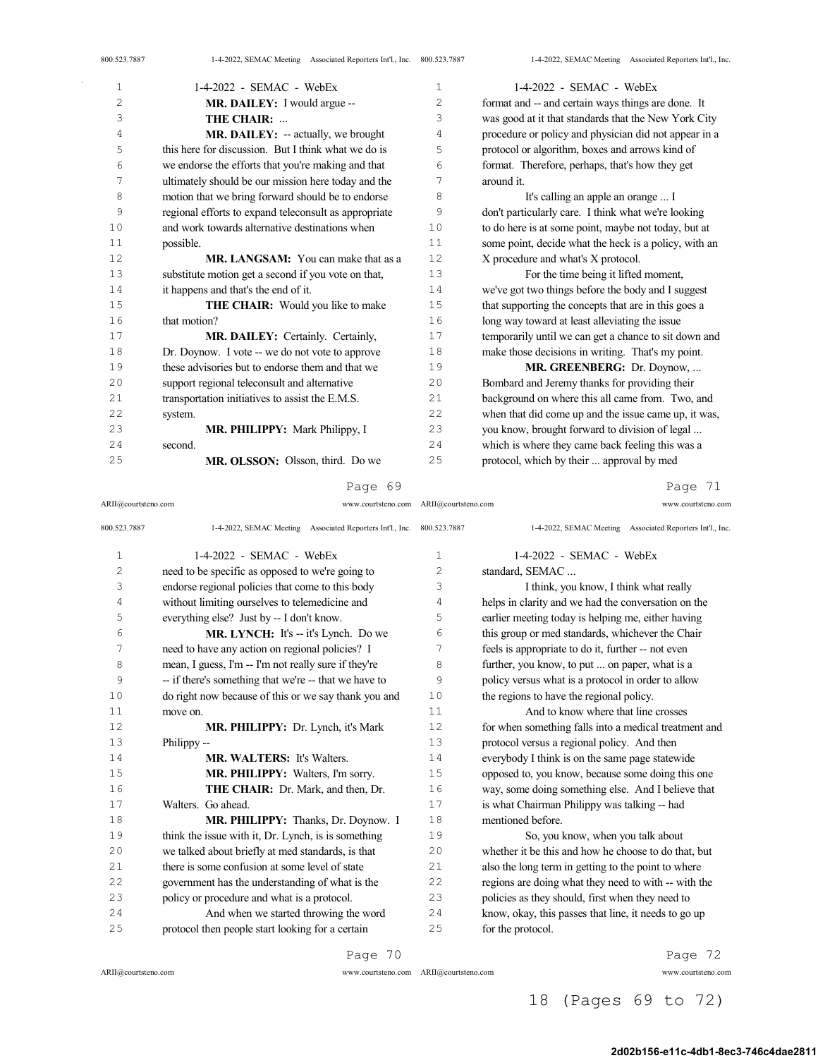MR. DAILEY: I would argue --

THE CHAIR: ...

MR. DAILEY: -- actually, we brought this here for discussion. But I think what we do is we endorse the efforts that you're making and that ultimately should be our mission here today and the motion that we bring forward should be to endorse regional efforts to expand teleconsult as appropriate and work towards alternative destinations when possible.

MR. LANGSAM: You can make that as a substitute motion get a second if you vote on that, it happens and that's the end of it.

THE CHAIR: Would you like to make that motion?

MR. DAILEY: Certainly. Certainly, Dr. Doynow. I vote -- we do not vote to approve these advisories but to endorse them and that we support regional teleconsult and alternative transportation initiatives to assist the E.M.S. system.

MR. PHILIPPY: Mark Philippy, I second.

MR. OLSSON: Olsson, third. Do we need to be specific as opposed to we're going to endorse regional policies that come to this body without limiting ourselves to telemedicine and everything else? Just by -- I don't know.

MR. LYNCH: It's -- it's Lynch. Do we need to have any action on regional policies? I mean, I guess, I'm -- I'm not really sure if they're -- if there's something that we're -- that we have to do right now because of this or we say thank you and move on.

MR. PHILIPPY: Dr. Lynch, it's Mark Philippy --

MR. WALTERS: It's Walters.

MR. PHILIPPY: Walters, I'm sorry.

THE CHAIR: Dr. Mark, and then, Dr. Walters. Go ahead.

MR. PHILIPPY: Thanks, Dr. Doynow. I think the issue with it, Dr. Lynch, is is something we talked about briefly at med standards, is that there is some confusion at some level of state government has the understanding of what is the policy or procedure and what is a protocol.

And when we started throwing the word protocol then people start looking for a certain format and -- and certain ways things are done. It was good at it that standards that the New York City procedure or policy and physician did not appear in a protocol or algorithm, boxes and arrows kind of format. Therefore, perhaps, that's how they get around it.

It's calling an apple an orange ... I don't particularly care. I think what we're looking to do here is at some point, maybe not today, but at some point, decide what the heck is a policy, with an X procedure and what's X protocol.

For the time being it lifted moment, we've got two things before the body and I suggest that supporting the concepts that are in this goes a long way toward at least alleviating the issue temporarily until we can get a chance to sit down and make those decisions in writing. That's my point.

MR. GREENBERG: Dr. Doynow, ... Bombard and Jeremy thanks for providing their background on where this all came from. Two, and when that did come up and the issue came up, it was, you know, brought forward to division of legal ... which is where they came back feeling this was a protocol, which by their ... approval by med standard, SEMAC ...

I think, you know, I think what really helps in clarity and we had the conversation on the earlier meeting today is helping me, either having this group or med standards, whichever the Chair feels is appropriate to do it, further -- not even further, you know, to put ... on paper, what is a policy versus what is a protocol in order to allow the regions to have the regional policy.

And to know where that line crosses for when something falls into a medical treatment and protocol versus a regional policy. And then everybody I think is on the same page statewide opposed to, you know, because some doing this one way, some doing something else. And I believe that is what Chairman Philippy was talking -- had mentioned before.

So, you know, when you talk about whether it be this and how he choose to do that, but also the long term in getting to the point to where regions are doing what they need to with -- with the policies as they should, first when they need to know, okay, this passes that line, it needs to go up for the protocol.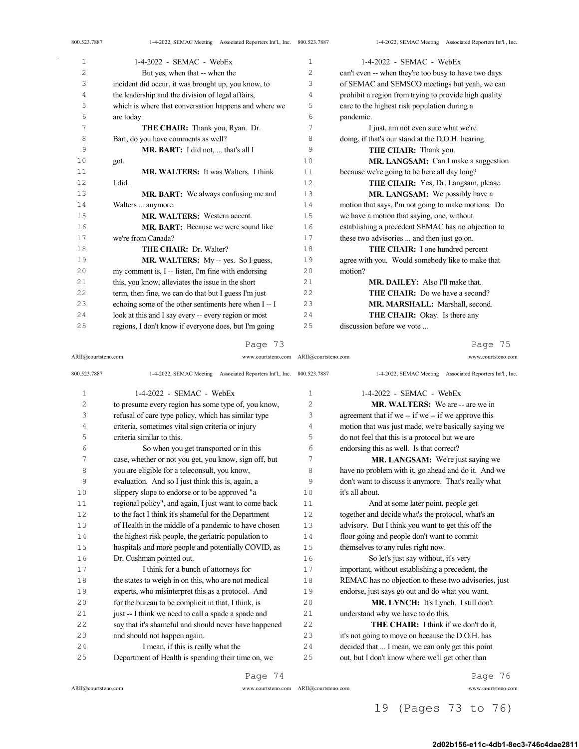But yes, when that -- when the incident did occur, it was brought up, you know, to the leadership and the division of legal affairs, which is where that conversation happens and where we are today.

**THE CHAIR:** Thank you, Ryan. Dr. Bart, do you have comments as well?

**MR. BART:** I did not, ... that's all I got.

**MR. WALTERS:** It was Walters. I think I did.

**MR. BART:** We always confusing me and Walters ... anymore.

**MR. WALTERS:** Western accent.

**MR. BART:** Because we were sound like we're from Canada?

**THE CHAIR:** Dr. Walter?

**MR. WALTERS:** My -- yes. So I guess, my comment is, I -- listen, I'm fine with endorsing this, you know, alleviates the issue in the short term, then fine, we can do that but I guess I'm just echoing some of the other sentiments here when I -- I look at this and I say every -- every region or most regions, I don't know if everyone does, but I'm going to presume every region has some type of, you know, refusal of care type policy, which has similar type criteria, sometimes vital sign criteria or injury criteria similar to this.

So when you get transported or in this case, whether or not you get, you know, sign off, but you are eligible for a teleconsult, you know, evaluation. And so I just think this is, again, a slippery slope to endorse or to be approved "a regional policy", and again, I just want to come back to the fact I think it's shameful for the Department of Health in the middle of a pandemic to have chosen the highest risk people, the geriatric population to hospitals and more people and potentially COVID, as Dr. Cushman pointed out.

I think for a bunch of attorneys for the states to weigh in on this, who are not medical experts, who misinterpret this as a protocol. And for the bureau to be complicit in that, I think, is just -- I think we need to call a spade a spade and say that it's shameful and should never have happened and should not happen again.

I mean, if this is really what the Department of Health is spending their time on, we can't even -- when they're too busy to have two days of SEMAC and SEMSCO meetings but yeah, we can prohibit a region from trying to provide high quality care to the highest risk population during a pandemic.

I just, am not even sure what we're doing, if that's our stand at the D.O.H. hearing.

**THE CHAIR:** Thank you.

**MR. LANGSAM:** Can I make a suggestion because we're going to be here all day long?

**THE CHAIR:** Yes, Dr. Langsam, please.

**MR. LANGSAM:** We possibly have a motion that says, I'm not going to make motions. Do we have a motion that saying, one, without establishing a precedent SEMAC has no objection to these two advisories ... and then just go on.

**THE CHAIR:** I one hundred percent agree with you. Would somebody like to make that motion?

**MR. DAILEY:** Also I'll make that.

**THE CHAIR:** Do we have a second?

**MR. MARSHALL:** Marshall, second.

**THE CHAIR:** Okay. Is there any discussion before we vote ...

**MR. WALTERS:** We are -- are we in agreement that if we -- if we -- if we approve this motion that was just made, we're basically saying we do not feel that this is a protocol but we are endorsing this as well. Is that correct?

**MR. LANGSAM:** We're just saying we have no problem with it, go ahead and do it. And we don't want to discuss it anymore. That's really what it's all about.

And at some later point, people get together and decide what's the protocol, what's an advisory. But I think you want to get this off the floor going and people don't want to commit themselves to any rules right now.

So let's just say without, it's very important, without establishing a precedent, the REMAC has no objection to these two advisories, just endorse, just says go out and do what you want.

**MR. LYNCH:** It's Lynch. I still don't understand why we have to do this.

**THE CHAIR:** I think if we don't do it, it's not going to move on because the D.O.H. has decided that ... I mean, we can only get this point out, but I don't know where we'll get other than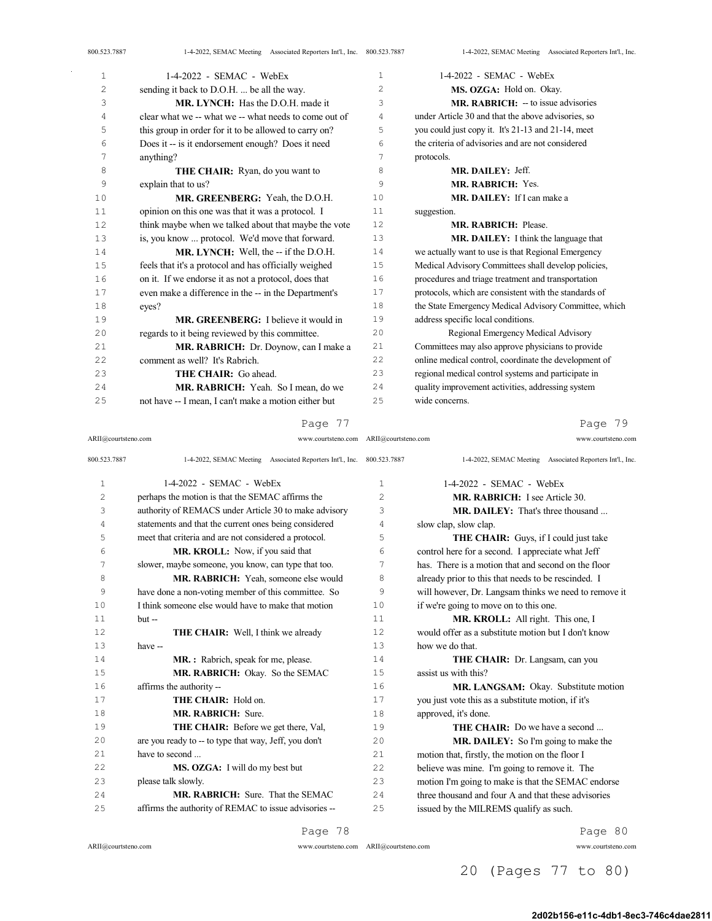sending it back to D.O.H. ... be all the way.

**MR. LYNCH:** Has the D.O.H. made it clear what we -- what we -- what needs to come out of this group in order for it to be allowed to carry on? Does it -- is it endorsement enough? Does it need anything?

**THE CHAIR:** Ryan, do you want to explain that to us?

**MR. GREENBERG:** Yeah, the D.O.H. opinion on this one was that it was a protocol. I think maybe when we talked about that maybe the vote is, you know ... protocol. We'd move that forward.

**MR. LYNCH:** Well, the -- if the D.O.H. feels that it's a protocol and has officially weighed on it. If we endorse it as not a protocol, does that even make a difference in the -- in the Department's eyes?

**MR. GREENBERG:** I believe it would in regards to it being reviewed by this committee.

**MR. RABRICH:** Dr. Doynow, can I make a comment as well? It's Rabrich.

**THE CHAIR:** Go ahead.

**MR. RABRICH:** Yeah. So I mean, do we not have -- I mean, I can't make a motion either but perhaps the motion is that the SEMAC affirms the authority of REMACS under Article 30 to make advisory statements and that the current ones being considered meet that criteria and are not considered a protocol.

**MR. KROLL:** Now, if you said that slower, maybe someone, you know, can type that too.

**MR. RABRICH:** Yeah, someone else would have done a non-voting member of this committee. So I think someone else would have to make that motion but --

**THE CHAIR:** Well, I think we already have --

**MR. :** Rabrich, speak for me, please.

**MR. RABRICH:** Okay. So the SEMAC affirms the authority --

**THE CHAIR:** Hold on.

**MR. RABRICH:** Sure.

**THE CHAIR:** Before we get there, Val, are you ready to -- to type that way, Jeff, you don't have to second ...

**MS. OZGA:** I will do my best but please talk slowly.

**MR. RABRICH:** Sure. That the SEMAC affirms the authority of REMAC to issue advisories --

**MS. OZGA:** Hold on. Okay.

**MR. RABRICH:** -- to issue advisories under Article 30 and that the above advisories, so you could just copy it. It's 21-13 and 21-14, meet the criteria of advisories and are not considered protocols.

**MR. DAILEY:** Jeff.

**MR. RABRICH:** Yes.

**MR. DAILEY:** If I can make a suggestion.

**MR. RABRICH:** Please.

**MR. DAILEY:** I think the language that we actually want to use is that Regional Emergency Medical Advisory Committees shall develop policies, procedures and triage treatment and transportation protocols, which are consistent with the standards of the State Emergency Medical Advisory Committee, which address specific local conditions.

Regional Emergency Medical Advisory Committees may also approve physicians to provide online medical control, coordinate the development of regional medical control systems and participate in quality improvement activities, addressing system wide concerns.

**MR. RABRICH:** I see Article 30.

**MR. DAILEY:** That's three thousand ... slow clap, slow clap.

**THE CHAIR:** Guys, if I could just take control here for a second. I appreciate what Jeff has. There is a motion that and second on the floor already prior to this that needs to be rescinded. I will however, Dr. Langsam thinks we need to remove it if we're going to move on to this one.

**MR. KROLL:** All right. This one, I would offer as a substitute motion but I don't know how we do that.

**THE CHAIR:** Dr. Langsam, can you assist us with this?

**MR. LANGSAM:** Okay. Substitute motion you just vote this as a substitute motion, if it's approved, it's done.

**THE CHAIR:** Do we have a second ...

**MR. DAILEY:** So I'm going to make the motion that, firstly, the motion on the floor I believe was mine. I'm going to remove it. The motion I'm going to make is that the SEMAC endorse three thousand and four A and that these advisories issued by the MILREMS qualify as such.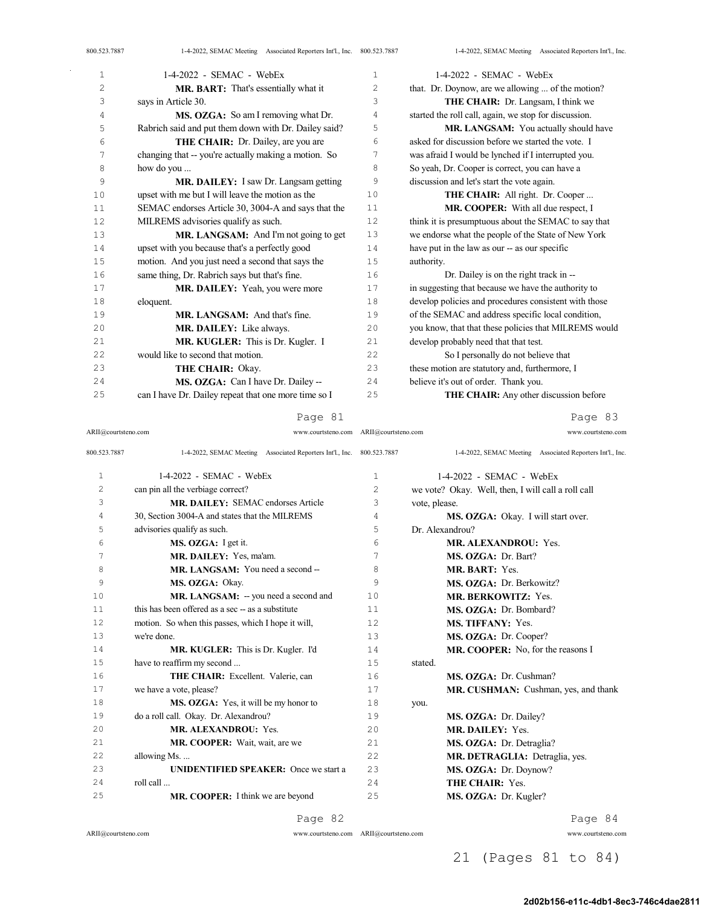**MR. BART:** That's essentially what it says in Article 30.

**MS. OZGA:** So am I removing what Dr. Rabrich said and put them down with Dr. Dailey said?

**THE CHAIR:** Dr. Dailey, are you are changing that -- you're actually making a motion. So how do you ...

**MR. DAILEY:** I saw Dr. Langsam getting upset with me but I will leave the motion as the SEMAC endorses Article 30, 3004-A and says that the MILREMS advisories qualify as such.

**MR. LANGSAM:** And I'm not going to get upset with you because that's a perfectly good motion. And you just need a second that says the same thing, Dr. Rabrich says but that's fine.

**MR. DAILEY:** Yeah, you were more eloquent.

**MR. LANGSAM:** And that's fine.

**MR. DAILEY:** Like always.

**MR. KUGLER:** This is Dr. Kugler. I would like to second that motion.

**THE CHAIR:** Okay.

**MS. OZGA:** Can I have Dr. Dailey -- can I have Dr. Dailey repeat that one more time so I can pin all the verbiage correct?

**MR. DAILEY:** SEMAC endorses Article 30, Section 3004-A and states that the MILREMS advisories qualify as such.

**MS. OZGA:** I get it.

**MR. DAILEY:** Yes, ma'am.

**MR. LANGSAM:** You need a second --

**MS. OZGA:** Okay.

**MR. LANGSAM:** -- you need a second and this has been offered as a sec -- as a substitute motion. So when this passes, which I hope it will, we're done.

**MR. KUGLER:** This is Dr. Kugler. I'd have to reaffirm my second ...

**THE CHAIR:** Excellent. Valerie, can we have a vote, please?

**MS. OZGA:** Yes, it will be my honor to do a roll call. Okay. Dr. Alexandrou?

**MR. ALEXANDROU:** Yes.

**MR. COOPER:** Wait, wait, are we allowing Ms. ...

**UNIDENTIFIED SPEAKER:** Once we start a roll call ...

**MR. COOPER:** I think we are beyond that. Dr. Doynow, are we allowing ... of the motion?

**THE CHAIR:** Dr. Langsam, I think we started the roll call, again, we stop for discussion.

**MR. LANGSAM:** You actually should have asked for discussion before we started the vote. I was afraid I would be lynched if I interrupted you. So yeah, Dr. Cooper is correct, you can have a discussion and let's start the vote again.

**THE CHAIR:** All right. Dr. Cooper ...

**MR. COOPER:** With all due respect, I think it is presumptuous about the SEMAC to say that we endorse what the people of the State of New York have put in the law as our -- as our specific authority.

Dr. Dailey is on the right track in -- in suggesting that because we have the authority to develop policies and procedures consistent with those of the SEMAC and address specific local condition, you know, that that these policies that MILREMS would develop probably need that that test.

So I personally do not believe that these motion are statutory and, furthermore, I believe it's out of order. Thank you.

**THE CHAIR:** Any other discussion before we vote? Okay. Well, then, I will call a roll call vote, please.

**MS. OZGA:** Okay. I will start over. Dr. Alexandrou?

**MR. ALEXANDROU:** Yes.

**MS. OZGA:** Dr. Bart?

**MR. BART:** Yes.

**MS. OZGA:** Dr. Berkowitz?

**MR. BERKOWITZ:** Yes.

**MS. OZGA:** Dr. Bombard?

**MS. TIFFANY:** Yes.

**MS. OZGA:** Dr. Cooper?

**MR. COOPER:** No, for the reasons I stated.

**MS. OZGA:** Dr. Cushman?

**MR. CUSHMAN:** Cushman, yes, and thank you.

**MS. OZGA:** Dr. Dailey?

**MR. DAILEY:** Yes.

**MS. OZGA:** Dr. Detraglia?

**MR. DETRAGLIA:** Detraglia, yes.

**MS. OZGA:** Dr. Doynow?

**THE CHAIR:** Yes.

**MS. OZGA:** Dr. Kugler?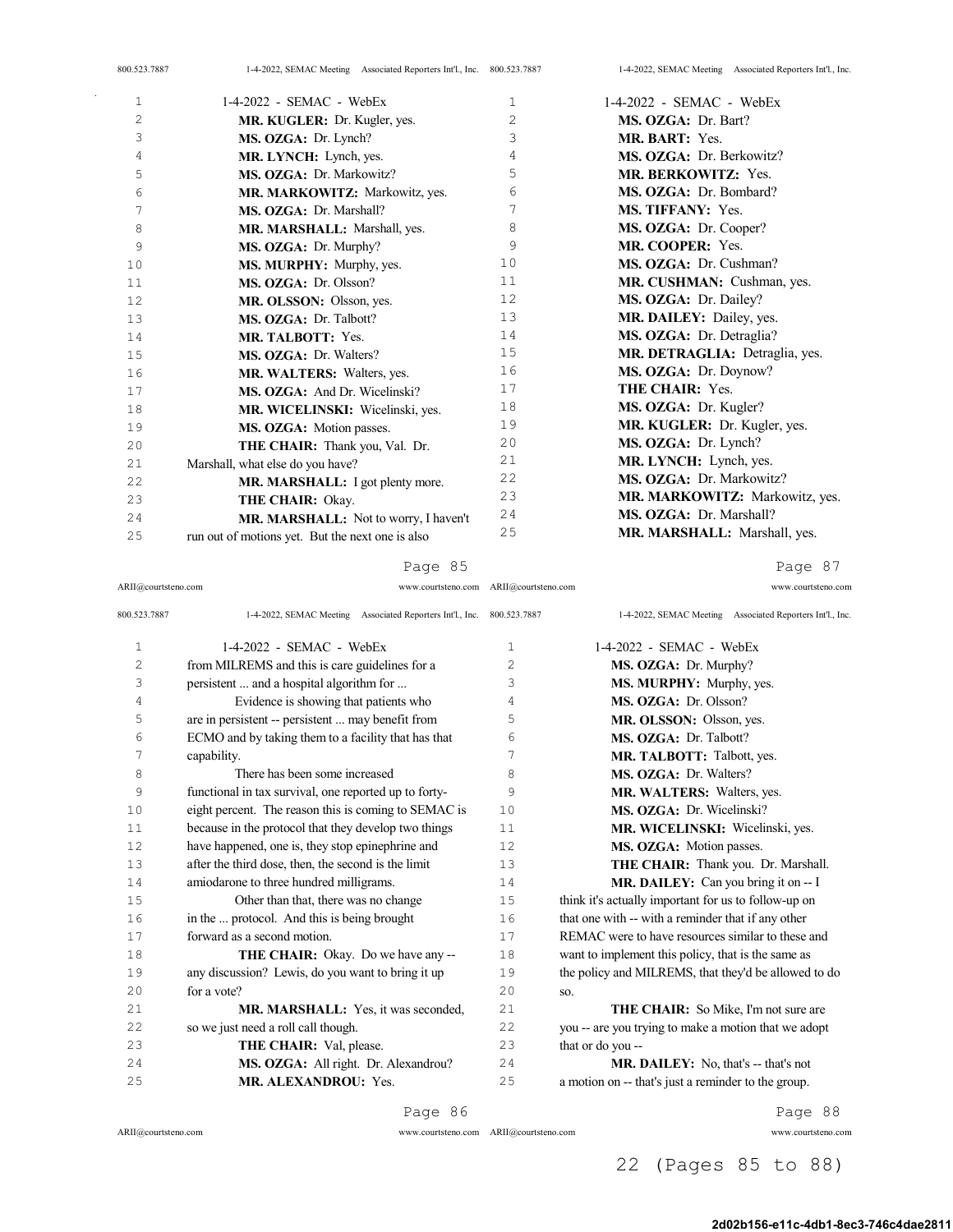1-4-2022 - SEMAC - WebEx

**MR. KUGLER:** Dr. Kugler, yes.

**MS. OZGA:** Dr. Lynch?

**MR. LYNCH:** Lynch, yes.

**MS. OZGA:** Dr. Markowitz?

**MR. MARKOWITZ:** Markowitz, yes.

**MS. OZGA:** Dr. Marshall?

**MR. MARSHALL:** Marshall, yes.

**MS. OZGA:** Dr. Murphy?

**MS. MURPHY:** Murphy, yes.

**MS. OZGA:** Dr. Olsson?

**MR. OLSSON:** Olsson, yes.

**MS. OZGA:** Dr. Talbott?

**MR. TALBOTT:** Yes.

**MS. OZGA:** Dr. Walters?

**MR. WALTERS:** Walters, yes.

**MS. OZGA:** And Dr. Wicelinski?

**MR. WICELINSKI:** Wicelinski, yes.

**MS. OZGA:** Motion passes.

**THE CHAIR:** Thank you, Val. Dr. Marshall, what else do you have?

**MR. MARSHALL:** I got plenty more.

**THE CHAIR:** Okay.

**MR. MARSHALL:** Not to worry, I haven't run out of motions yet. But the next one is also from MILREMS and this is care guidelines for a persistent ... and a hospital algorithm for ...

Evidence is showing that patients who are in persistent -- persistent ... may benefit from ECMO and by taking them to a facility that has that capability.

There has been some increased functional in tax survival, one reported up to forty-eight percent. The reason this is coming to SEMAC is because in the protocol that they develop two things have happened, one is, they stop epinephrine and after the third dose, then, the second is the limit amiodarone to three hundred milligrams.

Other than that, there was no change in the ... protocol. And this is being brought forward as a second motion.

**THE CHAIR:** Okay. Do we have any -- any discussion? Lewis, do you want to bring it up for a vote?

**MR. MARSHALL:** Yes, it was seconded, so we just need a roll call though.

**THE CHAIR:** Val, please.

**MS. OZGA:** All right. Dr. Alexandrou?

**MR. ALEXANDROU:** Yes.

**MS. OZGA:** Dr. Bart?

**MR. BART:** Yes.

**MS. OZGA:** Dr. Berkowitz?

**MR. BERKOWITZ:** Yes.

**MS. OZGA:** Dr. Bombard?

**MS. TIFFANY:** Yes.

**MS. OZGA:** Dr. Cooper?

**MR. COOPER:** Yes.

**MS. OZGA:** Dr. Cushman?

**MR. CUSHMAN:** Cushman, yes.

**MS. OZGA:** Dr. Dailey?

**MR. DAILEY:** Dailey, yes.

**MS. OZGA:** Dr. Detraglia?

**MR. DETRAGLIA:** Detraglia, yes.

**MS. OZGA:** Dr. Doynow?

**THE CHAIR:** Yes.

**MS. OZGA:** Dr. Kugler?

**MR. KUGLER:** Dr. Kugler, yes.

**MS. OZGA:** Dr. Lynch?

**MR. LYNCH:** Lynch, yes.

**MS. OZGA:** Dr. Markowitz?

**MR. MARKOWITZ:** Markowitz, yes.

**MS. OZGA:** Dr. Marshall?

**MR. MARSHALL:** Marshall, yes.

**MS. OZGA:** Dr. Murphy?

**MS. MURPHY:** Murphy, yes.

**MS. OZGA:** Dr. Olsson?

**MR. OLSSON:** Olsson, yes.

**MS. OZGA:** Dr. Talbott?

**MR. TALBOTT:** Talbott, yes.

**MS. OZGA:** Dr. Walters?

**MR. WALTERS:** Walters, yes.

**MS. OZGA:** Dr. Wicelinski?

**MR. WICELINSKI:** Wicelinski, yes.

**MS. OZGA:** Motion passes.

**THE CHAIR:** Thank you. Dr. Marshall.

**MR. DAILEY:** Can you bring it on -- I think it's actually important for us to follow-up on that one with -- with a reminder that if any other REMAC were to have resources similar to these and want to implement this policy, that is the same as the policy and MILREMS, that they'd be allowed to do so.

**THE CHAIR:** So Mike, I'm not sure are you -- are you trying to make a motion that we adopt that or do you --

**MR. DAILEY:** No, that's -- that's not a motion on -- that's just a reminder to the group.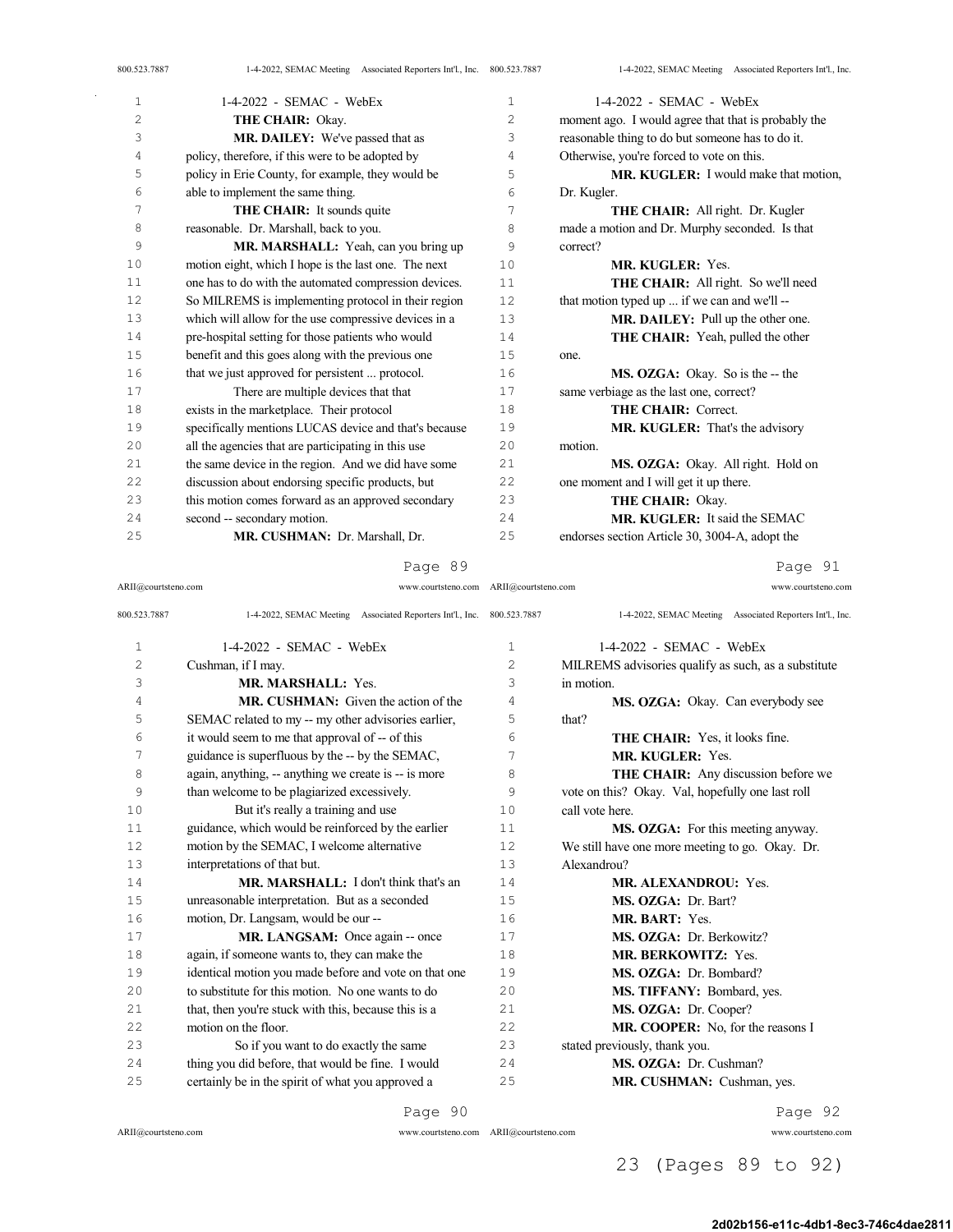**THE CHAIR:** Okay.

**MR. DAILEY:** We've passed that as policy, therefore, if this were to be adopted by policy in Erie County, for example, they would be able to implement the same thing.

**THE CHAIR:** It sounds quite reasonable. Dr. Marshall, back to you.

**MR. MARSHALL:** Yeah, can you bring up motion eight, which I hope is the last one. The next one has to do with the automated compression devices. So MILREMS is implementing protocol in their region which will allow for the use compressive devices in a pre-hospital setting for those patients who would benefit and this goes along with the previous one that we just approved for persistent ... protocol.

There are multiple devices that that exists in the marketplace. Their protocol specifically mentions LUCAS device and that's because all the agencies that are participating in this use the same device in the region. And we did have some discussion about endorsing specific products, but this motion comes forward as an approved secondary second -- secondary motion.

**MR. CUSHMAN:** Dr. Marshall, Dr. Cushman, if I may.

**MR. MARSHALL:** Yes.

**MR. CUSHMAN:** Given the action of the SEMAC related to my -- my other advisories earlier, it would seem to me that approval of -- of this guidance is superfluous by the -- by the SEMAC, again, anything, -- anything we create is -- is more than welcome to be plagiarized excessively.

But it's really a training and use guidance, which would be reinforced by the earlier motion by the SEMAC, I welcome alternative interpretations of that but.

**MR. MARSHALL:** I don't think that's an unreasonable interpretation. But as a seconded motion, Dr. Langsam, would be our --

**MR. LANGSAM:** Once again -- once again, if someone wants to, they can make the identical motion you made before and vote on that one to substitute for this motion. No one wants to do that, then you're stuck with this, because this is a motion on the floor.

So if you want to do exactly the same thing you did before, that would be fine. I would certainly be in the spirit of what you approved a moment ago. I would agree that that is probably the reasonable thing to do but someone has to do it. Otherwise, you're forced to vote on this.

**MR. KUGLER:** I would make that motion, Dr. Kugler.

**THE CHAIR:** All right. Dr. Kugler made a motion and Dr. Murphy seconded. Is that correct?

**MR. KUGLER:** Yes.

**THE CHAIR:** All right. So we'll need that motion typed up ... if we can and we'll --

**MR. DAILEY:** Pull up the other one.

**THE CHAIR:** Yeah, pulled the other one.

**MS. OZGA:** Okay. So is the -- the same verbiage as the last one, correct?

**THE CHAIR:** Correct.

**MR. KUGLER:** That's the advisory motion.

**MS. OZGA:** Okay. All right. Hold on one moment and I will get it up there.

**THE CHAIR:** Okay.

**MR. KUGLER:** It said the SEMAC endorses section Article 30, 3004-A, adopt the MILREMS advisories qualify as such, as a substitute in motion.

**MS. OZGA:** Okay. Can everybody see that?

**THE CHAIR:** Yes, it looks fine.

**MR. KUGLER:** Yes.

**THE CHAIR:** Any discussion before we vote on this? Okay. Val, hopefully one last roll call vote here.

**MS. OZGA:** For this meeting anyway. We still have one more meeting to go. Okay. Dr. Alexandrou?

**MR. ALEXANDROU:** Yes.

**MS. OZGA:** Dr. Bart?

**MR. BART:** Yes.

**MS. OZGA:** Dr. Berkowitz?

**MR. BERKOWITZ:** Yes.

**MS. OZGA:** Dr. Bombard?

**MS. TIFFANY:** Bombard, yes.

**MS. OZGA:** Dr. Cooper?

**MR. COOPER:** No, for the reasons I stated previously, thank you.

**MS. OZGA:** Dr. Cushman?

**MR. CUSHMAN:** Cushman, yes.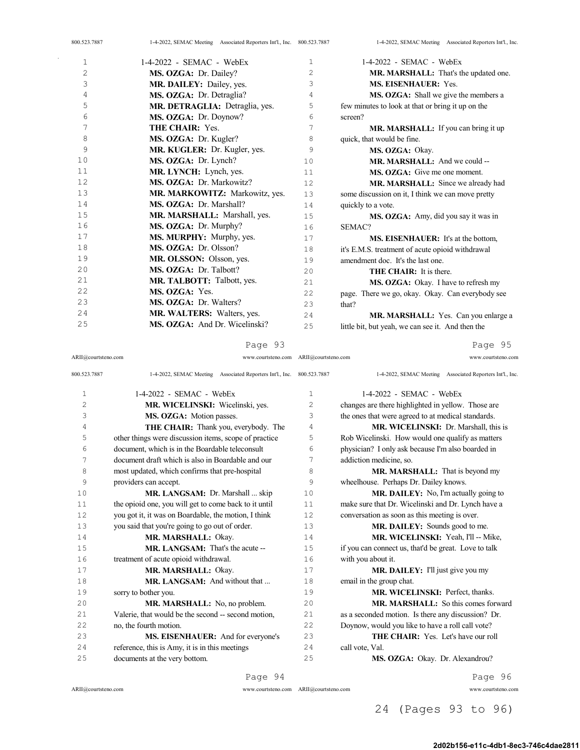MS. OZGA: Dr. Dailey?

MR. DAILEY: Dailey, yes.

MS. OZGA: Dr. Detraglia?

MR. DETRAGLIA: Detraglia, yes.

MS. OZGA: Dr. Doynow?

THE CHAIR: Yes.

MS. OZGA: Dr. Kugler?

MR. KUGLER: Dr. Kugler, yes.

MS. OZGA: Dr. Lynch?

MR. LYNCH: Lynch, yes.

MS. OZGA: Dr. Markowitz?

MR. MARKOWITZ: Markowitz, yes.

MS. OZGA: Dr. Marshall?

MR. MARSHALL: Marshall, yes.

MS. OZGA: Dr. Murphy?

MS. MURPHY: Murphy, yes.

MS. OZGA: Dr. Olsson?

MR. OLSSON: Olsson, yes.

MS. OZGA: Dr. Talbott?

MR. TALBOTT: Talbott, yes.

MS. OZGA: Yes.

MS. OZGA: Dr. Walters?

MR. WALTERS: Walters, yes.

MS. OZGA: And Dr. Wicelinski?

MR. WICELINSKI: Wicelinski, yes.

MS. OZGA: Motion passes.

THE CHAIR: Thank you, everybody. The other things were discussion items, scope of practice document, which is in the Boardable teleconsult document draft which is also in Boardable and our most updated, which confirms that pre-hospital providers can accept.

MR. LANGSAM: Dr. Marshall ... skip the opioid one, you will get to come back to it until you got it, it was on Boardable, the motion, I think you said that you're going to go out of order.

MR. MARSHALL: Okay.

MR. LANGSAM: That's the acute -- treatment of acute opioid withdrawal.

MR. MARSHALL: Okay.

MR. LANGSAM: And without that ... sorry to bother you.

MR. MARSHALL: No, no problem. Valerie, that would be the second -- second motion, no, the fourth motion.

MS. EISENHAUER: And for everyone's reference, this is Amy, it is in this meetings documents at the very bottom.

MR. MARSHALL: That's the updated one.

MS. EISENHAUER: Yes.

MS. OZGA: Shall we give the members a few minutes to look at that or bring it up on the screen?

MR. MARSHALL: If you can bring it up quick, that would be fine.

MS. OZGA: Okay.

MR. MARSHALL: And we could --

MS. OZGA: Give me one moment.

MR. MARSHALL: Since we already had some discussion on it, I think we can move pretty quickly to a vote.

MS. OZGA: Amy, did you say it was in SEMAC?

MS. EISENHAUER: It's at the bottom, it's E.M.S. treatment of acute opioid withdrawal amendment doc. It's the last one.

THE CHAIR: It is there.

MS. OZGA: Okay. I have to refresh my page. There we go, okay. Okay. Can everybody see that?

MR. MARSHALL: Yes. Can you enlarge a little bit, but yeah, we can see it. And then the changes are there highlighted in yellow. Those are the ones that were agreed to at medical standards.

MR. WICELINSKI: Dr. Marshall, this is Rob Wicelinski. How would one qualify as matters physician? I only ask because I'm also boarded in addiction medicine, so.

MR. MARSHALL: That is beyond my wheelhouse. Perhaps Dr. Dailey knows.

MR. DAILEY: No, I'm actually going to make sure that Dr. Wicelinski and Dr. Lynch have a conversation as soon as this meeting is over.

MR. DAILEY: Sounds good to me.

MR. WICELINSKI: Yeah, I'll -- Mike, if you can connect us, that'd be great. Love to talk with you about it.

MR. DAILEY: I'll just give you my email in the group chat.

MR. WICELINSKI: Perfect, thanks.

MR. MARSHALL: So this comes forward as a seconded motion. Is there any discussion? Dr. Doynow, would you like to have a roll call vote?

THE CHAIR: Yes. Let's have our roll call vote, Val.

MS. OZGA: Okay. Dr. Alexandrou?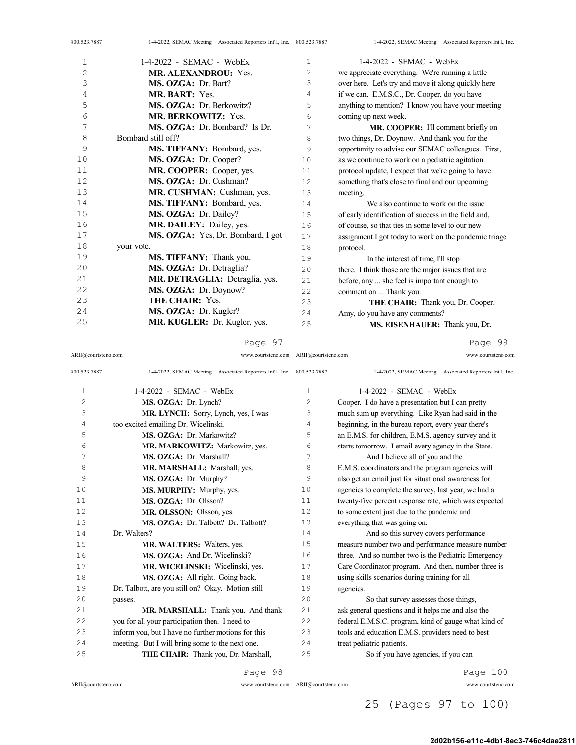MR. ALEXANDROU: Yes.

MS. OZGA: Dr. Bart?

MR. BART: Yes.

MS. OZGA: Dr. Berkowitz?

MR. BERKOWITZ: Yes.

MS. OZGA: Dr. Bombard? Is Dr. Bombard still off?

MS. TIFFANY: Bombard, yes.

MS. OZGA: Dr. Cooper?

MR. COOPER: Cooper, yes.

MS. OZGA: Dr. Cushman?

MR. CUSHMAN: Cushman, yes.

MS. TIFFANY: Bombard, yes.

MS. OZGA: Dr. Dailey?

MR. DAILEY: Dailey, yes.

MS. OZGA: Yes, Dr. Bombard, I got your vote.

MS. TIFFANY: Thank you.

MS. OZGA: Dr. Detraglia?

MR. DETRAGLIA: Detraglia, yes.

MS. OZGA: Dr. Doynow?

THE CHAIR: Yes.

MS. OZGA: Dr. Kugler?

MR. KUGLER: Dr. Kugler, yes.

MS. OZGA: Dr. Lynch?

MR. LYNCH: Sorry, Lynch, yes, I was too excited emailing Dr. Wicelinski.

MS. OZGA: Dr. Markowitz?

MR. MARKOWITZ: Markowitz, yes.

MS. OZGA: Dr. Marshall?

MR. MARSHALL: Marshall, yes.

MS. OZGA: Dr. Murphy?

MS. MURPHY: Murphy, yes.

MS. OZGA: Dr. Olsson?

MR. OLSSON: Olsson, yes.

MS. OZGA: Dr. Talbott? Dr. Talbott? Dr. Walters?

MR. WALTERS: Walters, yes.

MS. OZGA: And Dr. Wicelinski?

MR. WICELINSKI: Wicelinski, yes.

MS. OZGA: All right. Going back. Dr. Talbott, are you still on? Okay. Motion still passes.

MR. MARSHALL: Thank you. And thank you for all your participation then. I need to inform you, but I have no further motions for this meeting. But I will bring some to the next one.

THE CHAIR: Thank you, Dr. Marshall, we appreciate everything. We're running a little over here. Let's try and move it along quickly here if we can. E.M.S.C., Dr. Cooper, do you have anything to mention? I know you have your meeting coming up next week.

MR. COOPER: I'll comment briefly on two things, Dr. Doynow. And thank you for the opportunity to advise our SEMAC colleagues. First, as we continue to work on a pediatric agitation protocol update, I expect that we're going to have something that's close to final and our upcoming meeting.

We also continue to work on the issue of early identification of success in the field and, of course, so that ties in some level to our new assignment I got today to work on the pandemic triage protocol.

In the interest of time, I'll stop there. I think those are the major issues that are before, any ... she feel is important enough to comment on ... Thank you.

THE CHAIR: Thank you, Dr. Cooper. Amy, do you have any comments?

MS. EISENHAUER: Thank you, Dr. Cooper. I do have a presentation but I can pretty much sum up everything. Like Ryan had said in the beginning, in the bureau report, every year there's an E.M.S. for children, E.M.S. agency survey and it starts tomorrow. I email every agency in the State.

And I believe all of you and the E.M.S. coordinators and the program agencies will also get an email just for situational awareness for agencies to complete the survey, last year, we had a twenty-five percent response rate, which was expected to some extent just due to the pandemic and everything that was going on.

And so this survey covers performance measure number two and performance measure number three. And so number two is the Pediatric Emergency Care Coordinator program. And then, number three is using skills scenarios during training for all agencies.

So that survey assesses those things, ask general questions and it helps me and also the federal E.M.S.C. program, kind of gauge what kind of tools and education E.M.S. providers need to best treat pediatric patients.

So if you have agencies, if you can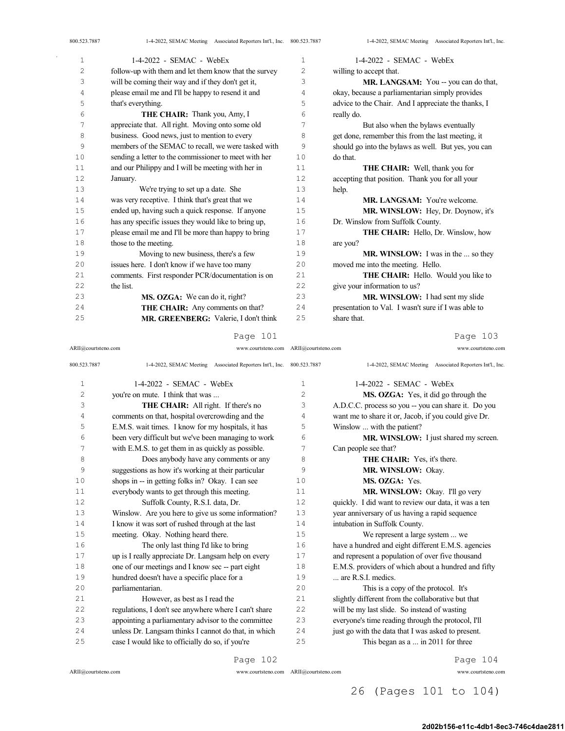follow-up with them and let them know that the survey will be coming their way and if they don't get it, please email me and I'll be happy to resend it and that's everything.

**THE CHAIR:** Thank you, Amy, I appreciate that. All right. Moving onto some old business. Good news, just to mention to every members of the SEMAC to recall, we were tasked with sending a letter to the commissioner to meet with her and our Philippy and I will be meeting with her in January.

We're trying to set up a date. She was very receptive. I think that's great that we ended up, having such a quick response. If anyone has any specific issues they would like to bring up, please email me and I'll be more than happy to bring those to the meeting.

Moving to new business, there's a few issues here. I don't know if we have too many comments. First responder PCR/documentation is on the list.

**MS. OZGA:** We can do it, right?

**THE CHAIR:** Any comments on that?

**MR. GREENBERG:** Valerie, I don't think you're on mute. I think that was ...

**THE CHAIR:** All right. If there's no comments on that, hospital overcrowding and the E.M.S. wait times. I know for my hospitals, it has been very difficult but we've been managing to work with E.M.S. to get them in as quickly as possible.

Does anybody have any comments or any suggestions as how it's working at their particular shops in -- in getting folks in? Okay. I can see everybody wants to get through this meeting.

Suffolk County, R.S.I. data, Dr. Winslow. Are you here to give us some information? I know it was sort of rushed through at the last meeting. Okay. Nothing heard there.

The only last thing I'd like to bring up is I really appreciate Dr. Langsam help on every one of our meetings and I know sec -- part eight hundred doesn't have a specific place for a parliamentarian.

However, as best as I read the regulations, I don't see anywhere where I can't share appointing a parliamentary advisor to the committee unless Dr. Langsam thinks I cannot do that, in which case I would like to officially do so, if you're willing to accept that.

**MR. LANGSAM:** You -- you can do that, okay, because a parliamentarian simply provides advice to the Chair. And I appreciate the thanks, I really do.

But also when the bylaws eventually get done, remember this from the last meeting, it should go into the bylaws as well. But yes, you can do that.

**THE CHAIR:** Well, thank you for accepting that position. Thank you for all your help.

**MR. LANGSAM:** You're welcome.

**MR. WINSLOW:** Hey, Dr. Doynow, it's Dr. Winslow from Suffolk County.

**THE CHAIR:** Hello, Dr. Winslow, how are you?

**MR. WINSLOW:** I was in the ... so they moved me into the meeting. Hello.

**THE CHAIR:** Hello. Would you like to give your information to us?

**MR. WINSLOW:** I had sent my slide presentation to Val. I wasn't sure if I was able to share that.

**MS. OZGA:** Yes, it did go through the A.D.C.C. process so you -- you can share it. Do you want me to share it or, Jacob, if you could give Dr. Winslow ... with the patient?

**MR. WINSLOW:** I just shared my screen. Can people see that?

**THE CHAIR:** Yes, it's there.

**MR. WINSLOW:** Okay.

**MS. OZGA:** Yes.

**MR. WINSLOW:** Okay. I'll go very quickly. I did want to review our data, it was a ten year anniversary of us having a rapid sequence intubation in Suffolk County.

We represent a large system ... we have a hundred and eight different E.M.S. agencies and represent a population of over five thousand E.M.S. providers of which about a hundred and fifty ... are R.S.I. medics.

This is a copy of the protocol. It's slightly different from the collaborative but that will be my last slide. So instead of wasting everyone's time reading through the protocol, I'll just go with the data that I was asked to present.

This began as a ... in 2011 for three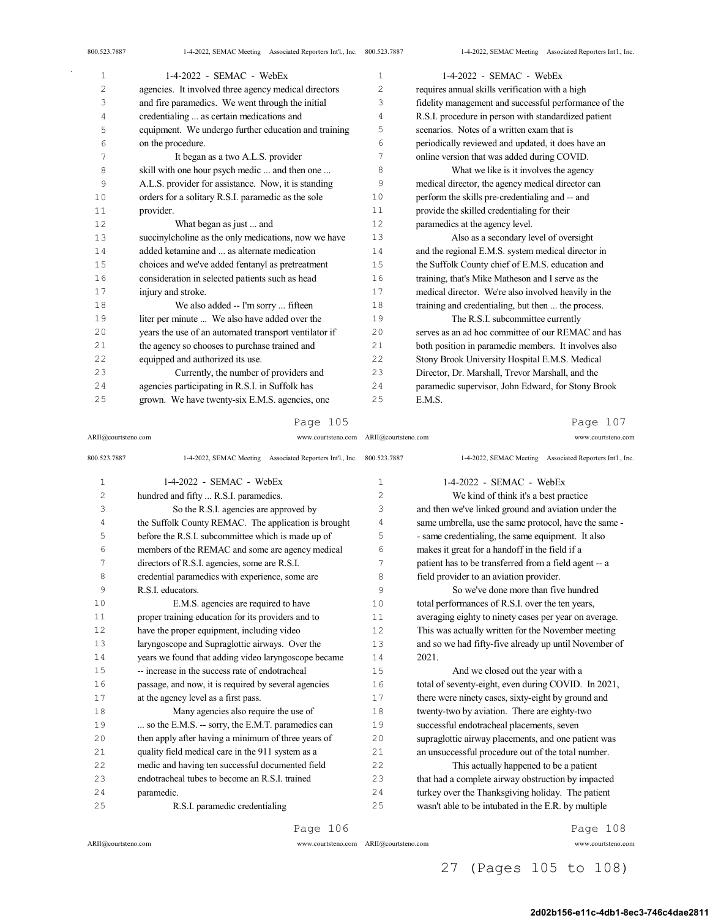agencies. It involved three agency medical directors and fire paramedics. We went through the initial credentialing ... as certain medications and equipment. We undergo further education and training on the procedure.

It began as a two A.L.S. provider skill with one hour psych medic ... and then one ... A.L.S. provider for assistance. Now, it is standing orders for a solitary R.S.I. paramedic as the sole provider.

What began as just ... and succinylcholine as the only medications, now we have added ketamine and ... as alternate medication choices and we've added fentanyl as pretreatment consideration in selected patients such as head injury and stroke.

We also added -- I'm sorry ... fifteen liter per minute ... We also have added over the years the use of an automated transport ventilator if the agency so chooses to purchase trained and equipped and authorized its use.

Currently, the number of providers and agencies participating in R.S.I. in Suffolk has grown. We have twenty-six E.M.S. agencies, one hundred and fifty ... R.S.I. paramedics.

So the R.S.I. agencies are approved by the Suffolk County REMAC. The application is brought before the R.S.I. subcommittee which is made up of members of the REMAC and some are agency medical directors of R.S.I. agencies, some are R.S.I. credential paramedics with experience, some are R.S.I. educators.

E.M.S. agencies are required to have proper training education for its providers and to have the proper equipment, including video laryngoscope and Supraglottic airways. Over the years we found that adding video laryngoscope became -- increase in the success rate of endotracheal passage, and now, it is required by several agencies at the agency level as a first pass.

Many agencies also require the use of ... so the E.M.S. -- sorry, the E.M.T. paramedics can then apply after having a minimum of three years of quality field medical care in the 911 system as a medic and having ten successful documented field endotracheal tubes to become an R.S.I. trained paramedic.

R.S.I. paramedic credentialing requires annual skills verification with a high fidelity management and successful performance of the R.S.I. procedure in person with standardized patient scenarios. Notes of a written exam that is periodically reviewed and updated, it does have an online version that was added during COVID.

What we like is it involves the agency medical director, the agency medical director can perform the skills pre-credentialing and -- and provide the skilled credentialing for their paramedics at the agency level.

Also as a secondary level of oversight and the regional E.M.S. system medical director in the Suffolk County chief of E.M.S. education and training, that's Mike Matheson and I serve as the medical director. We're also involved heavily in the training and credentialing, but then ... the process.

The R.S.I. subcommittee currently serves as an ad hoc committee of our REMAC and has both position in paramedic members. It involves also Stony Brook University Hospital E.M.S. Medical Director, Dr. Marshall, Trevor Marshall, and the paramedic supervisor, John Edward, for Stony Brook E.M.S.

We kind of think it's a best practice and then we've linked ground and aviation under the same umbrella, use the same protocol, have the same - - same credentialing, the same equipment. It also makes it great for a handoff in the field if a patient has to be transferred from a field agent -- a field provider to an aviation provider.

So we've done more than five hundred total performances of R.S.I. over the ten years, averaging eighty to ninety cases per year on average. This was actually written for the November meeting and so we had fifty-five already up until November of 2021.

And we closed out the year with a total of seventy-eight, even during COVID. In 2021, there were ninety cases, sixty-eight by ground and twenty-two by aviation. There are eighty-two successful endotracheal placements, seven supraglottic airway placements, and one patient was an unsuccessful procedure out of the total number.

This actually happened to be a patient that had a complete airway obstruction by impacted turkey over the Thanksgiving holiday. The patient wasn't able to be intubated in the E.R. by multiple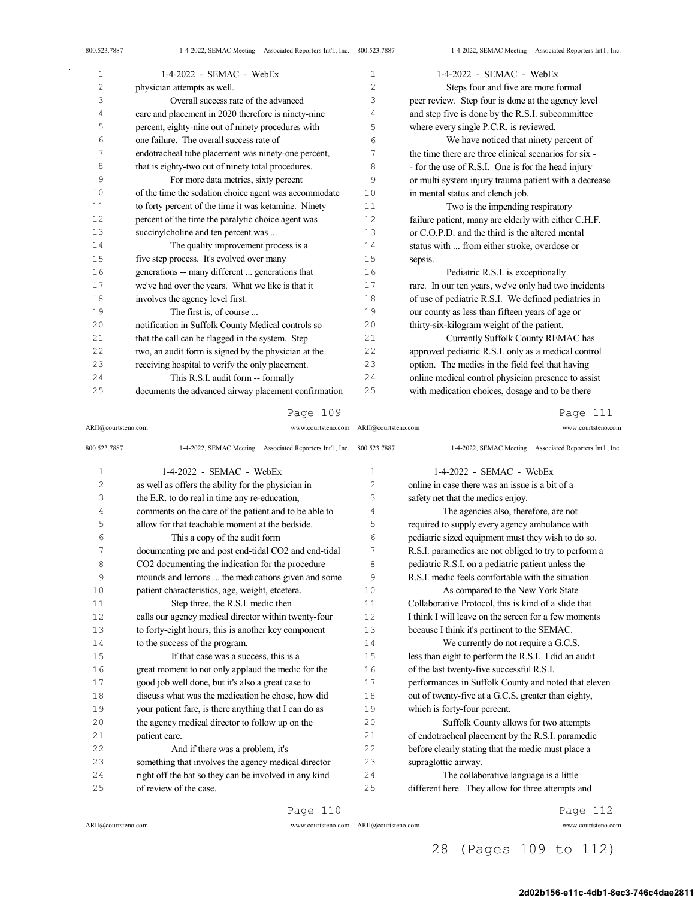physician attempts as well.

Overall success rate of the advanced care and placement in 2020 therefore is ninety-nine percent, eighty-nine out of ninety procedures with one failure. The overall success rate of endotracheal tube placement was ninety-one percent, that is eighty-two out of ninety total procedures.

For more data metrics, sixty percent of the time the sedation choice agent was accommodate to forty percent of the time it was ketamine. Ninety percent of the time the paralytic choice agent was succinylcholine and ten percent was ...

The quality improvement process is a five step process. It's evolved over many generations -- many different ... generations that we've had over the years. What we like is that it involves the agency level first.

The first is, of course ... notification in Suffolk County Medical controls so that the call can be flagged in the system. Step two, an audit form is signed by the physician at the receiving hospital to verify the only placement.

This R.S.I. audit form -- formally documents the advanced airway placement confirmation as well as offers the ability for the physician in the E.R. to do real in time any re-education, comments on the care of the patient and to be able to allow for that teachable moment at the bedside.

This a copy of the audit form documenting pre and post end-tidal CO2 and end-tidal CO2 documenting the indication for the procedure mounds and lemons ... the medications given and some patient characteristics, age, weight, etcetera.

Step three, the R.S.I. medic then calls our agency medical director within twenty-four to forty-eight hours, this is another key component to the success of the program.

If that case was a success, this is a great moment to not only applaud the medic for the good job well done, but it's also a great case to discuss what was the medication he chose, how did your patient fare, is there anything that I can do as the agency medical director to follow up on the patient care.

And if there was a problem, it's something that involves the agency medical director right off the bat so they can be involved in any kind of review of the case.

Steps four and five are more formal peer review. Step four is done at the agency level and step five is done by the R.S.I. subcommittee where every single P.C.R. is reviewed.

We have noticed that ninety percent of the time there are three clinical scenarios for six - - for the use of R.S.I. One is for the head injury or multi system injury trauma patient with a decrease in mental status and clench job.

Two is the impending respiratory failure patient, many are elderly with either C.H.F. or C.O.P.D. and the third is the altered mental status with ... from either stroke, overdose or sepsis.

Pediatric R.S.I. is exceptionally rare. In our ten years, we've only had two incidents of use of pediatric R.S.I. We defined pediatrics in our county as less than fifteen years of age or thirty-six-kilogram weight of the patient.

Currently Suffolk County REMAC has approved pediatric R.S.I. only as a medical control option. The medics in the field feel that having online medical control physician presence to assist with medication choices, dosage and to be there online in case there was an issue is a bit of a safety net that the medics enjoy.

The agencies also, therefore, are not required to supply every agency ambulance with pediatric sized equipment must they wish to do so. R.S.I. paramedics are not obliged to try to perform a pediatric R.S.I. on a pediatric patient unless the R.S.I. medic feels comfortable with the situation.

As compared to the New York State Collaborative Protocol, this is kind of a slide that I think I will leave on the screen for a few moments because I think it's pertinent to the SEMAC.

We currently do not require a G.C.S. less than eight to perform the R.S.I. I did an audit of the last twenty-five successful R.S.I. performances in Suffolk County and noted that eleven out of twenty-five at a G.C.S. greater than eighty, which is forty-four percent.

Suffolk County allows for two attempts of endotracheal placement by the R.S.I. paramedic before clearly stating that the medic must place a supraglottic airway.

The collaborative language is a little different here. They allow for three attempts and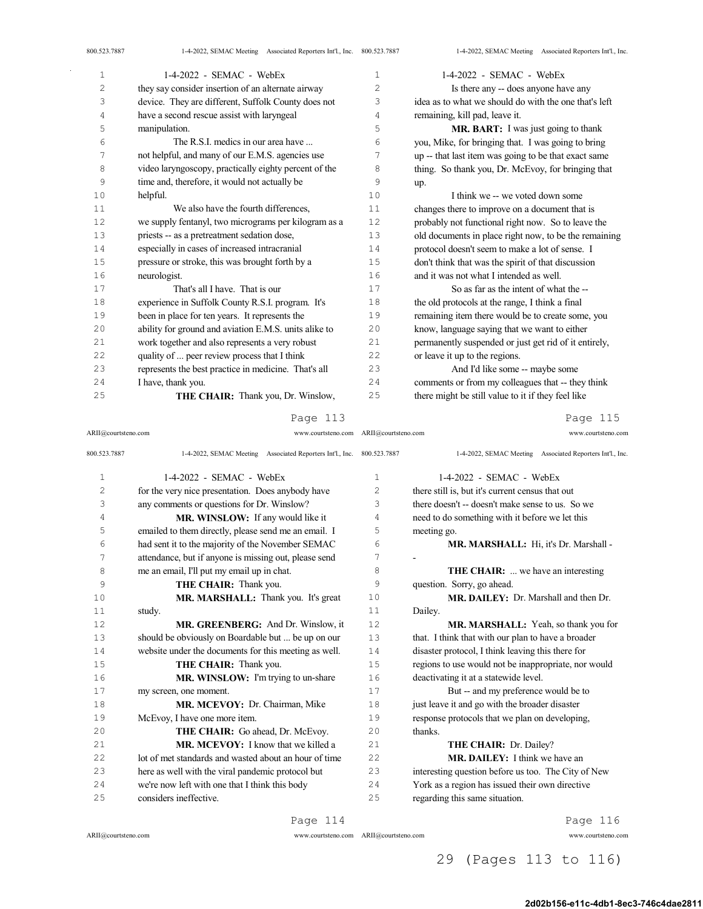they say consider insertion of an alternate airway device. They are different, Suffolk County does not have a second rescue assist with laryngeal manipulation.

The R.S.I. medics in our area have ... not helpful, and many of our E.M.S. agencies use video laryngoscopy, practically eighty percent of the time and, therefore, it would not actually be helpful.

We also have the fourth differences, we supply fentanyl, two micrograms per kilogram as a priests -- as a pretreatment sedation dose, especially in cases of increased intracranial pressure or stroke, this was brought forth by a neurologist.

That's all I have. That is our experience in Suffolk County R.S.I. program. It's been in place for ten years. It represents the ability for ground and aviation E.M.S. units alike to work together and also represents a very robust quality of ... peer review process that I think represents the best practice in medicine. That's all I have, thank you.

**THE CHAIR:** Thank you, Dr. Winslow, for the very nice presentation. Does anybody have any comments or questions for Dr. Winslow?

**MR. WINSLOW:** If any would like it emailed to them directly, please send me an email. I had sent it to the majority of the November SEMAC attendance, but if anyone is missing out, please send me an email, I'll put my email up in chat.

**THE CHAIR:** Thank you.

**MR. MARSHALL:** Thank you. It's great study.

**MR. GREENBERG:** And Dr. Winslow, it should be obviously on Boardable but ... be up on our website under the documents for this meeting as well.

**THE CHAIR:** Thank you.

**MR. WINSLOW:** I'm trying to un-share my screen, one moment.

**MR. MCEVOY:** Dr. Chairman, Mike McEvoy, I have one more item.

**THE CHAIR:** Go ahead, Dr. McEvoy.

**MR. MCEVOY:** I know that we killed a lot of met standards and wasted about an hour of time here as well with the viral pandemic protocol but we're now left with one that I think this body considers ineffective.

Is there any -- does anyone have any idea as to what we should do with the one that's left remaining, kill pad, leave it.

**MR. BART:** I was just going to thank you, Mike, for bringing that. I was going to bring up -- that last item was going to be that exact same thing. So thank you, Dr. McEvoy, for bringing that up.

I think we -- we voted down some changes there to improve on a document that is probably not functional right now. So to leave the old documents in place right now, to be the remaining protocol doesn't seem to make a lot of sense. I don't think that was the spirit of that discussion and it was not what I intended as well.

So as far as the intent of what the -- the old protocols at the range, I think a final remaining item there would be to create some, you know, language saying that we want to either permanently suspended or just get rid of it entirely, or leave it up to the regions.

And I'd like some -- maybe some comments or from my colleagues that -- they think there might be still value to it if they feel like there still is, but it's current census that out there doesn't -- doesn't make sense to us. So we need to do something with it before we let this meeting go.

**MR. MARSHALL:** Hi, it's Dr. Marshall -
-

**THE CHAIR:** ... we have an interesting question. Sorry, go ahead.

**MR. DAILEY:** Dr. Marshall and then Dr. Dailey.

**MR. MARSHALL:** Yeah, so thank you for that. I think that with our plan to have a broader disaster protocol, I think leaving this there for regions to use would not be inappropriate, nor would deactivating it at a statewide level.

But -- and my preference would be to just leave it and go with the broader disaster response protocols that we plan on developing, thanks.

**THE CHAIR:** Dr. Dailey?

**MR. DAILEY:** I think we have an interesting question before us too. The City of New York as a region has issued their own directive regarding this same situation.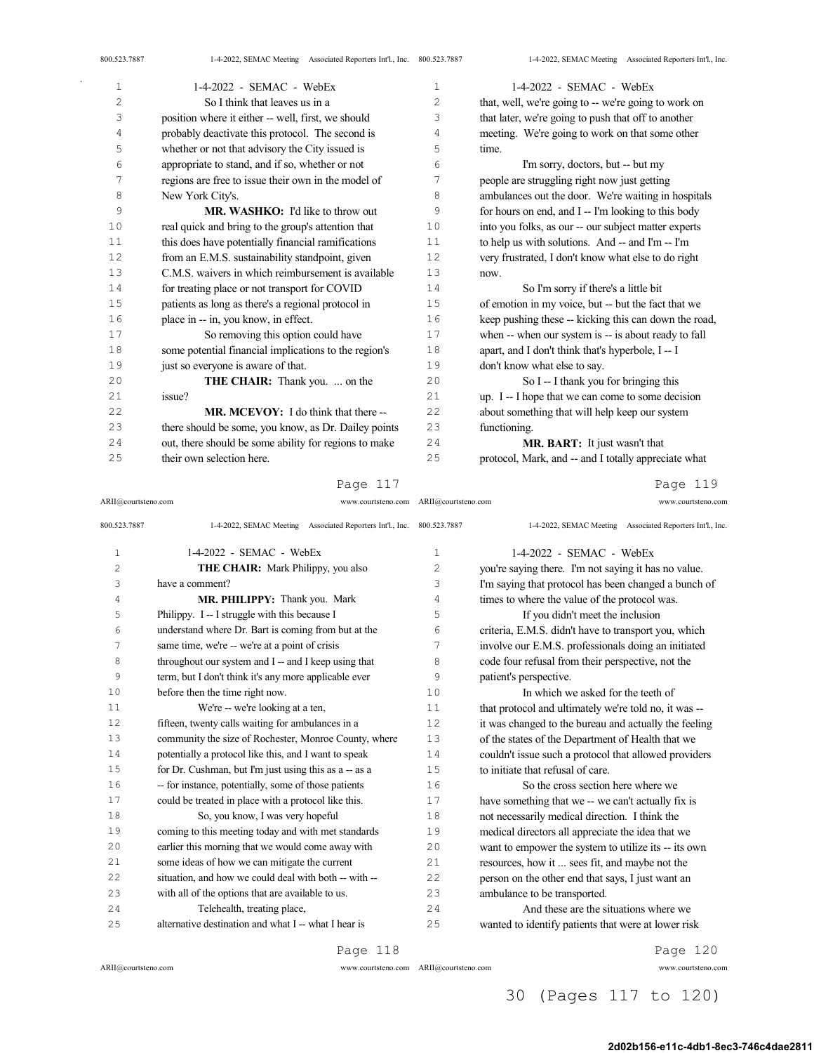So I think that leaves us in a position where it either -- well, first, we should probably deactivate this protocol. The second is whether or not that advisory the City issued is appropriate to stand, and if so, whether or not regions are free to issue their own in the model of New York City's.

**MR. WASHKO:** I'd like to throw out real quick and bring to the group's attention that this does have potentially financial ramifications from an E.M.S. sustainability standpoint, given C.M.S. waivers in which reimbursement is available for treating place or not transport for COVID patients as long as there's a regional protocol in place in -- in, you know, in effect.

So removing this option could have some potential financial implications to the region's just so everyone is aware of that.

**THE CHAIR:** Thank you. ... on the issue?

**MR. MCEVOY:** I do think that there -- there should be some, you know, as Dr. Dailey points out, there should be some ability for regions to make their own selection here.

**THE CHAIR:** Mark Philippy, you also have a comment?

**MR. PHILIPPY:** Thank you. Mark Philippy. I -- I struggle with this because I understand where Dr. Bart is coming from but at the same time, we're -- we're at a point of crisis throughout our system and I -- and I keep using that term, but I don't think it's any more applicable ever before then the time right now.

We're -- we're looking at a ten, fifteen, twenty calls waiting for ambulances in a community the size of Rochester, Monroe County, where potentially a protocol like this, and I want to speak for Dr. Cushman, but I'm just using this as a -- as a -- for instance, potentially, some of those patients could be treated in place with a protocol like this.

So, you know, I was very hopeful coming to this meeting today and with met standards earlier this morning that we would come away with some ideas of how we can mitigate the current situation, and how we could deal with both -- with -- with all of the options that are available to us.

Telehealth, treating place, alternative destination and what I -- what I hear is that, well, we're going to -- we're going to work on that later, we're going to push that off to another meeting. We're going to work on that some other time.

I'm sorry, doctors, but -- but my people are struggling right now just getting ambulances out the door. We're waiting in hospitals for hours on end, and I -- I'm looking to this body into you folks, as our -- our subject matter experts to help us with solutions. And -- and I'm -- I'm very frustrated, I don't know what else to do right now.

So I'm sorry if there's a little bit of emotion in my voice, but -- but the fact that we keep pushing these -- kicking this can down the road, when -- when our system is -- is about ready to fall apart, and I don't think that's hyperbole, I -- I don't know what else to say.

So I -- I thank you for bringing this up. I -- I hope that we can come to some decision about something that will help keep our system functioning.

**MR. BART:** It just wasn't that protocol, Mark, and -- and I totally appreciate what you're saying there. I'm not saying it has no value. I'm saying that protocol has been changed a bunch of times to where the value of the protocol was.

If you didn't meet the inclusion criteria, E.M.S. didn't have to transport you, which involve our E.M.S. professionals doing an initiated code four refusal from their perspective, not the patient's perspective.

In which we asked for the teeth of that protocol and ultimately we're told no, it was -- it was changed to the bureau and actually the feeling of the states of the Department of Health that we couldn't issue such a protocol that allowed providers to initiate that refusal of care.

So the cross section here where we have something that we -- we can't actually fix is not necessarily medical direction. I think the medical directors all appreciate the idea that we want to empower the system to utilize its -- its own resources, how it ... sees fit, and maybe not the person on the other end that says, I just want an ambulance to be transported.

And these are the situations where we wanted to identify patients that were at lower risk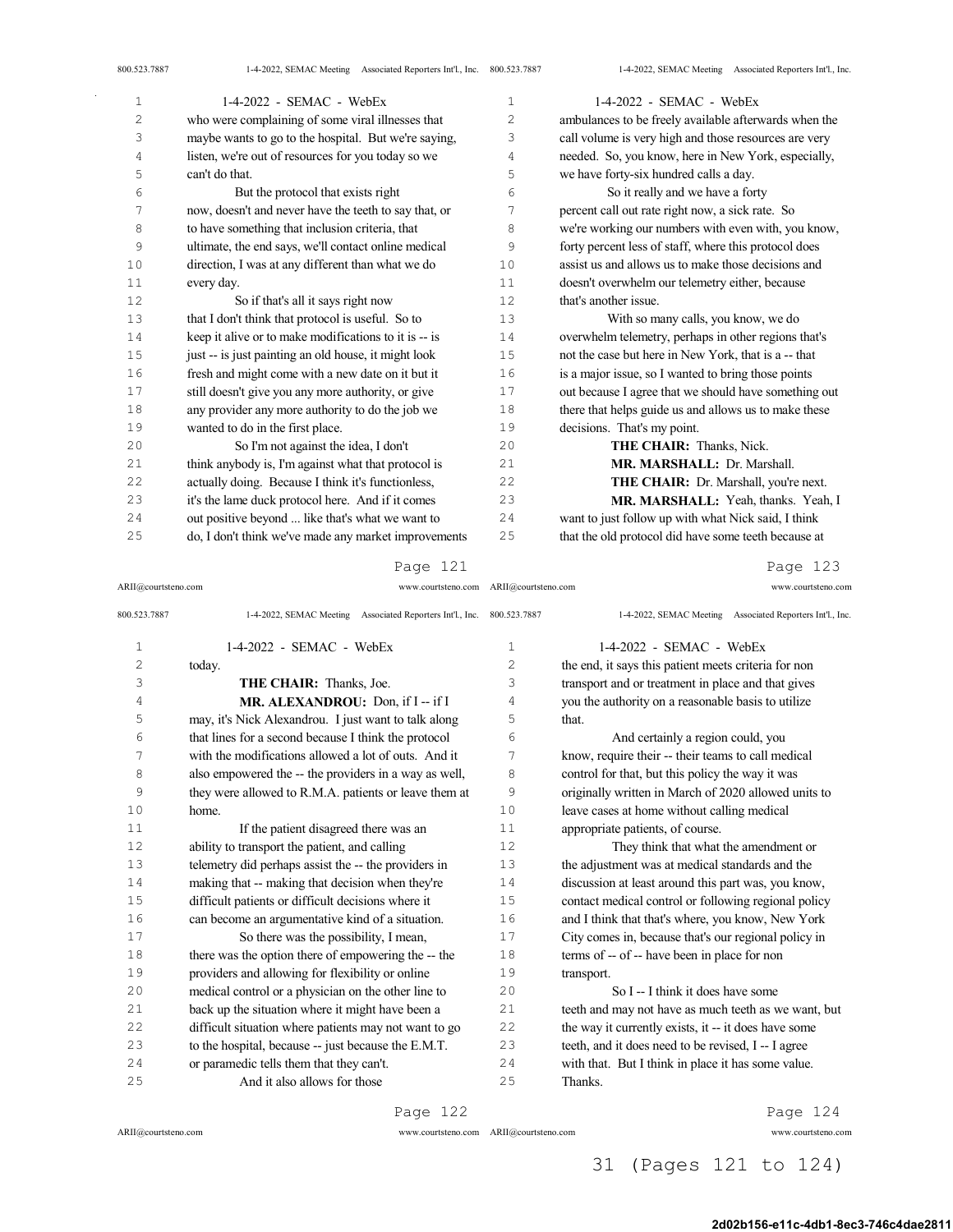who were complaining of some viral illnesses that maybe wants to go to the hospital. But we're saying, listen, we're out of resources for you today so we can't do that.

But the protocol that exists right now, doesn't and never have the teeth to say that, or to have something that inclusion criteria, that ultimate, the end says, we'll contact online medical direction, I was at any different than what we do every day.

So if that's all it says right now that I don't think that protocol is useful. So to keep it alive or to make modifications to it is -- is just -- is just painting an old house, it might look fresh and might come with a new date on it but it still doesn't give you any more authority, or give any provider any more authority to do the job we wanted to do in the first place.

So I'm not against the idea, I don't think anybody is, I'm against what that protocol is actually doing. Because I think it's functionless, it's the lame duck protocol here. And if it comes out positive beyond ... like that's what we want to do, I don't think we've made any market improvements today.

**THE CHAIR:** Thanks, Joe.

**MR. ALEXANDROU:** Don, if I -- if I may, it's Nick Alexandrou. I just want to talk along that lines for a second because I think the protocol with the modifications allowed a lot of outs. And it also empowered the -- the providers in a way as well, they were allowed to R.M.A. patients or leave them at home.

If the patient disagreed there was an ability to transport the patient, and calling telemetry did perhaps assist the -- the providers in making that -- making that decision when they're difficult patients or difficult decisions where it can become an argumentative kind of a situation.

So there was the possibility, I mean, there was the option there of empowering the -- the providers and allowing for flexibility or online medical control or a physician on the other line to back up the situation where it might have been a difficult situation where patients may not want to go to the hospital, because -- just because the E.M.T. or paramedic tells them that they can't.

And it also allows for those ambulances to be freely available afterwards when the call volume is very high and those resources are very needed. So, you know, here in New York, especially, we have forty-six hundred calls a day.

So it really and we have a forty percent call out rate right now, a sick rate. So we're working our numbers with even with, you know, forty percent less of staff, where this protocol does assist us and allows us to make those decisions and doesn't overwhelm our telemetry either, because that's another issue.

With so many calls, you know, we do overwhelm telemetry, perhaps in other regions that's not the case but here in New York, that is a -- that is a major issue, so I wanted to bring those points out because I agree that we should have something out there that helps guide us and allows us to make these decisions. That's my point.

**THE CHAIR:** Thanks, Nick.

**MR. MARSHALL:** Dr. Marshall.

**THE CHAIR:** Dr. Marshall, you're next.

**MR. MARSHALL:** Yeah, thanks. Yeah, I want to just follow up with what Nick said, I think that the old protocol did have some teeth because at the end, it says this patient meets criteria for non transport and or treatment in place and that gives you the authority on a reasonable basis to utilize that.

And certainly a region could, you know, require their -- their teams to call medical control for that, but this policy the way it was originally written in March of 2020 allowed units to leave cases at home without calling medical appropriate patients, of course.

They think that what the amendment or the adjustment was at medical standards and the discussion at least around this part was, you know, contact medical control or following regional policy and I think that that's where, you know, New York City comes in, because that's our regional policy in terms of -- of -- have been in place for non transport.

So I -- I think it does have some teeth and may not have as much teeth as we want, but the way it currently exists, it -- it does have some teeth, and it does need to be revised, I -- I agree with that. But I think in place it has some value. Thanks.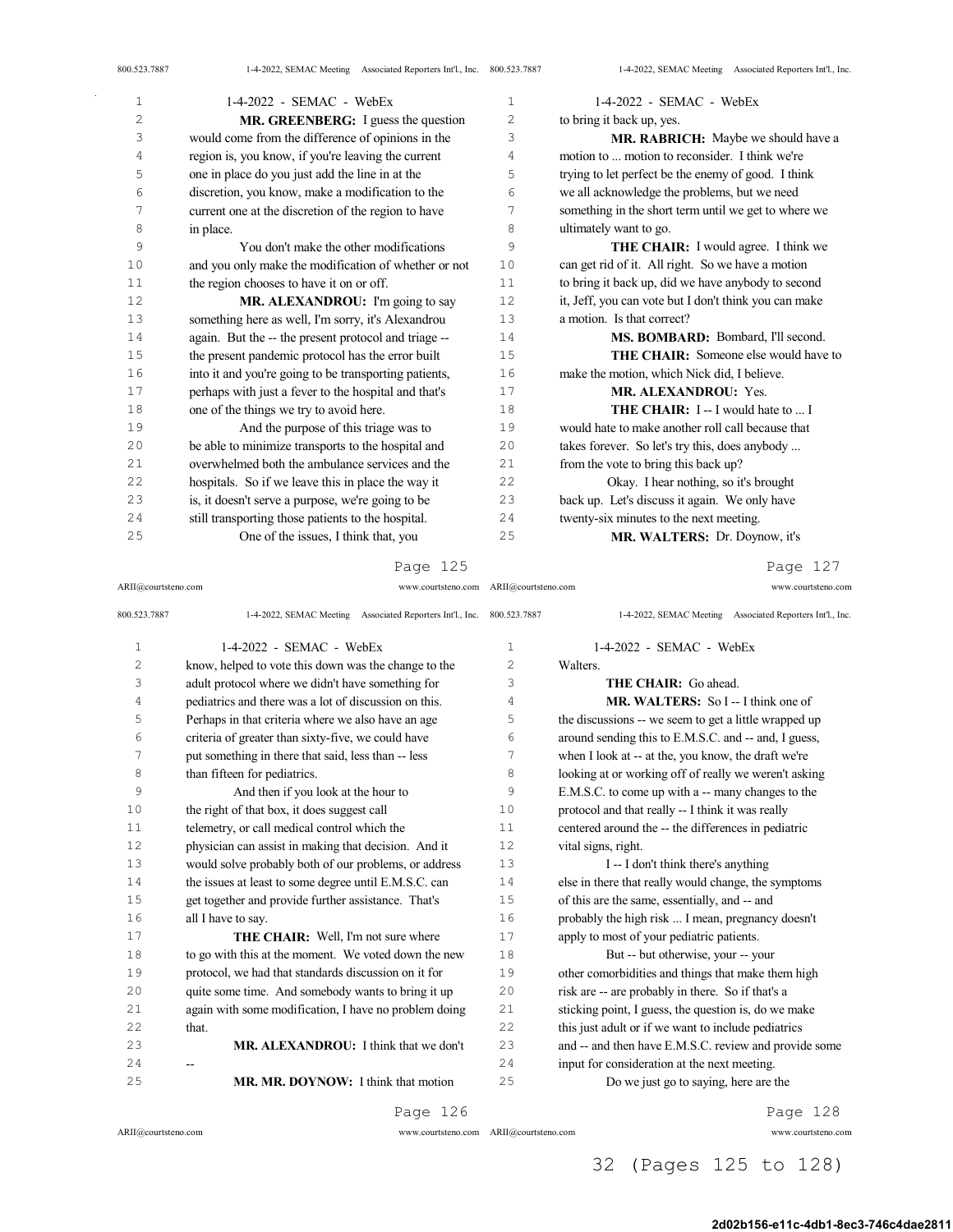**MR. GREENBERG:** I guess the question would come from the difference of opinions in the region is, you know, if you're leaving the current one in place do you just add the line in at the discretion, you know, make a modification to the current one at the discretion of the region to have in place.

You don't make the other modifications and you only make the modification of whether or not the region chooses to have it on or off.

**MR. ALEXANDROU:** I'm going to say something here as well, I'm sorry, it's Alexandrou again. But the -- the present protocol and triage -- the present pandemic protocol has the error built into it and you're going to be transporting patients, perhaps with just a fever to the hospital and that's one of the things we try to avoid here.

And the purpose of this triage was to be able to minimize transports to the hospital and overwhelmed both the ambulance services and the hospitals. So if we leave this in place the way it is, it doesn't serve a purpose, we're going to be still transporting those patients to the hospital.

One of the issues, I think that, you know, helped to vote this down was the change to the adult protocol where we didn't have something for pediatrics and there was a lot of discussion on this. Perhaps in that criteria where we also have an age criteria of greater than sixty-five, we could have put something in there that said, less than -- less than fifteen for pediatrics.

And then if you look at the hour to the right of that box, it does suggest call telemetry, or call medical control which the physician can assist in making that decision. And it would solve probably both of our problems, or address the issues at least to some degree until E.M.S.C. can get together and provide further assistance. That's all I have to say.

**THE CHAIR:** Well, I'm not sure where to go with this at the moment. We voted down the new protocol, we had that standards discussion on it for quite some time. And somebody wants to bring it up again with some modification, I have no problem doing that.

**MR. ALEXANDROU:** I think that we don't --

**MR. MR. DOYNOW:** I think that motion to bring it back up, yes.

**MR. RABRICH:** Maybe we should have a motion to ... motion to reconsider. I think we're trying to let perfect be the enemy of good. I think we all acknowledge the problems, but we need something in the short term until we get to where we ultimately want to go.

**THE CHAIR:** I would agree. I think we can get rid of it. All right. So we have a motion to bring it back up, did we have anybody to second it, Jeff, you can vote but I don't think you can make a motion. Is that correct?

**MS. BOMBARD:** Bombard, I'll second.

**THE CHAIR:** Someone else would have to make the motion, which Nick did, I believe.

**MR. ALEXANDROU:** Yes.

**THE CHAIR:** I -- I would hate to ... I would hate to make another roll call because that takes forever. So let's try this, does anybody ... from the vote to bring this back up?

Okay. I hear nothing, so it's brought back up. Let's discuss it again. We only have twenty-six minutes to the next meeting.

**MR. WALTERS:** Dr. Doynow, it's Walters.

**THE CHAIR:** Go ahead.

**MR. WALTERS:** So I -- I think one of the discussions -- we seem to get a little wrapped up around sending this to E.M.S.C. and -- and, I guess, when I look at -- at the, you know, the draft we're looking at or working off of really we weren't asking E.M.S.C. to come up with a -- many changes to the protocol and that really -- I think it was really centered around the -- the differences in pediatric vital signs, right.

I -- I don't think there's anything else in there that really would change, the symptoms of this are the same, essentially, and -- and probably the high risk ... I mean, pregnancy doesn't apply to most of your pediatric patients.

But -- but otherwise, your -- your other comorbidities and things that make them high risk are -- are probably in there. So if that's a sticking point, I guess, the question is, do we make this just adult or if we want to include pediatrics and -- and then have E.M.S.C. review and provide some input for consideration at the next meeting.

Do we just go to saying, here are the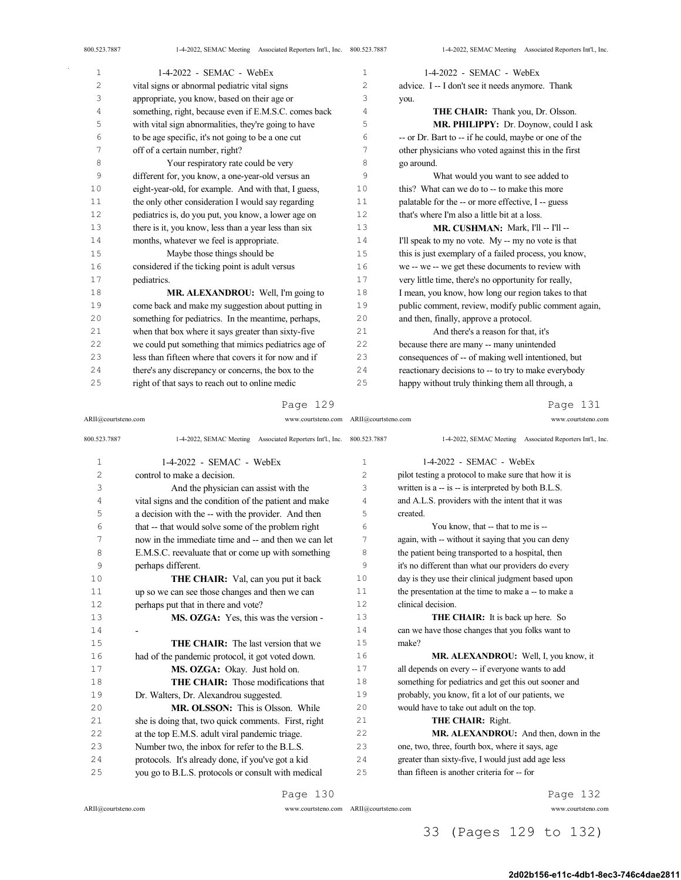vital signs or abnormal pediatric vital signs appropriate, you know, based on their age or something, right, because even if E.M.S.C. comes back with vital sign abnormalities, they're going to have to be age specific, it's not going to be a one cut off of a certain number, right?

Your respiratory rate could be very different for, you know, a one-year-old versus an eight-year-old, for example. And with that, I guess, the only other consideration I would say regarding pediatrics is, do you put, you know, a lower age on there is it, you know, less than a year less than six months, whatever we feel is appropriate.

Maybe those things should be considered if the ticking point is adult versus pediatrics.

**MR. ALEXANDROU:** Well, I'm going to come back and make my suggestion about putting in something for pediatrics. In the meantime, perhaps, when that box where it says greater than sixty-five we could put something that mimics pediatrics age of less than fifteen where that covers it for now and if there's any discrepancy or concerns, the box to the right of that says to reach out to online medic control to make a decision.

And the physician can assist with the vital signs and the condition of the patient and make a decision with the -- with the provider. And then that -- that would solve some of the problem right now in the immediate time and -- and then we can let E.M.S.C. reevaluate that or come up with something perhaps different.

**THE CHAIR:** Val, can you put it back up so we can see those changes and then we can perhaps put that in there and vote?

**MS. OZGA:** Yes, this was the version -
-

**THE CHAIR:** The last version that we had of the pandemic protocol, it got voted down.

**MS. OZGA:** Okay. Just hold on.

**THE CHAIR:** Those modifications that Dr. Walters, Dr. Alexandrou suggested.

**MR. OLSSON:** This is Olsson. While she is doing that, two quick comments. First, right at the top E.M.S. adult viral pandemic triage. Number two, the inbox for refer to the B.L.S. protocols. It's already done, if you've got a kid you go to B.L.S. protocols or consult with medical advice. I -- I don't see it needs anymore. Thank you.

**THE CHAIR:** Thank you, Dr. Olsson.

**MR. PHILIPPY:** Dr. Doynow, could I ask -- or Dr. Bart to -- if he could, maybe or one of the other physicians who voted against this in the first go around.

What would you want to see added to this? What can we do to -- to make this more palatable for the -- or more effective, I -- guess that's where I'm also a little bit at a loss.

**MR. CUSHMAN:** Mark, I'll -- I'll -- I'll speak to my no vote. My -- my no vote is that this is just exemplary of a failed process, you know, we -- we -- we get these documents to review with very little time, there's no opportunity for really, I mean, you know, how long our region takes to that public comment, review, modify public comment again, and then, finally, approve a protocol.

And there's a reason for that, it's because there are many -- many unintended consequences of -- of making well intentioned, but reactionary decisions to -- to try to make everybody happy without truly thinking them all through, a pilot testing a protocol to make sure that how it is written is a -- is -- is interpreted by both B.L.S. and A.L.S. providers with the intent that it was created.

You know, that -- that to me is -- again, with -- without it saying that you can deny the patient being transported to a hospital, then it's no different than what our providers do every day is they use their clinical judgment based upon the presentation at the time to make a -- to make a clinical decision.

**THE CHAIR:** It is back up here. So can we have those changes that you folks want to make?

**MR. ALEXANDROU:** Well, I, you know, it all depends on every -- if everyone wants to add something for pediatrics and get this out sooner and probably, you know, fit a lot of our patients, we would have to take out adult on the top.

**THE CHAIR:** Right.

**MR. ALEXANDROU:** And then, down in the one, two, three, fourth box, where it says, age greater than sixty-five, I would just add age less than fifteen is another criteria for -- for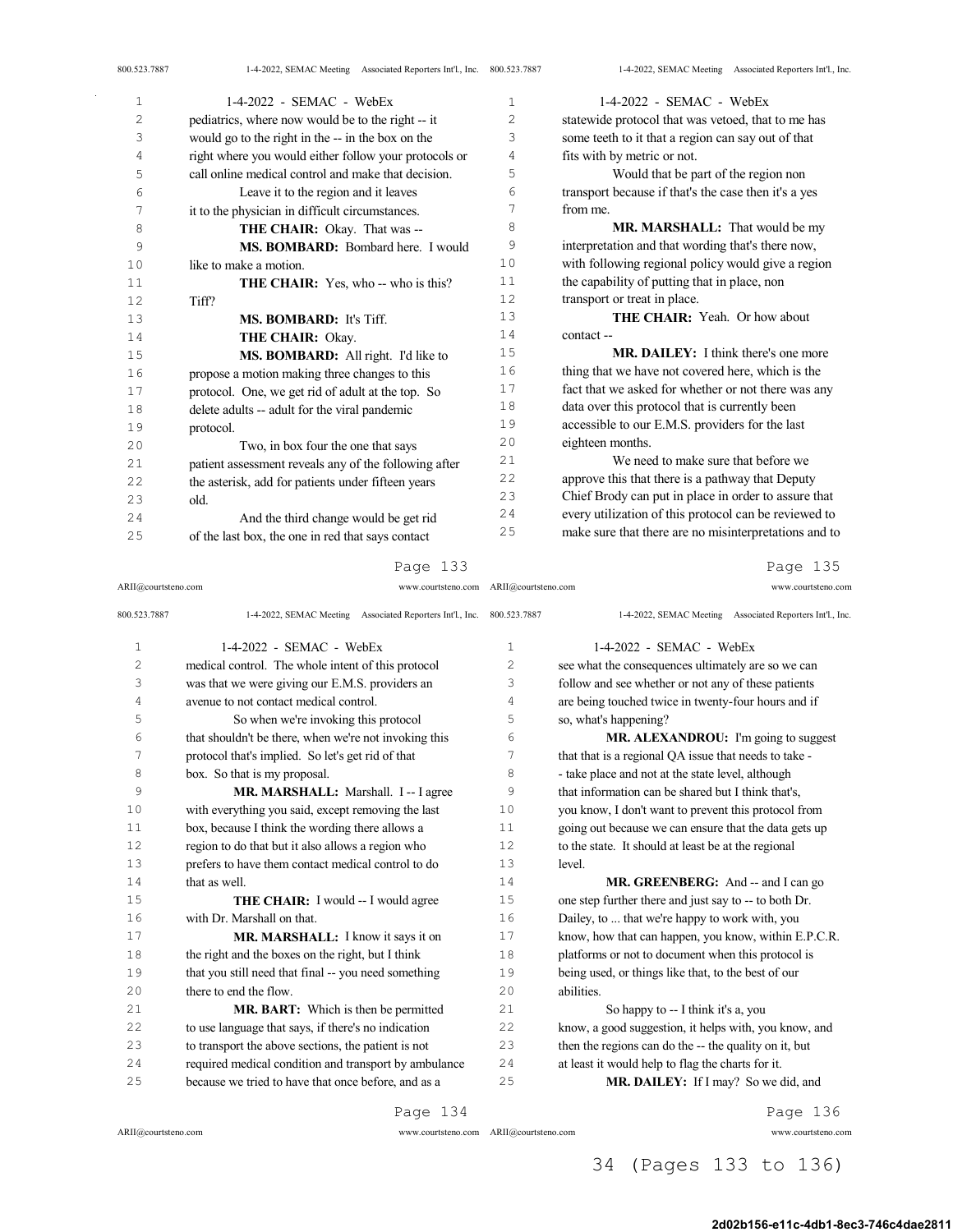pediatrics, where now would be to the right -- it would go to the right in the -- in the box on the right where you would either follow your protocols or call online medical control and make that decision.

Leave it to the region and it leaves it to the physician in difficult circumstances.

**THE CHAIR:** Okay. That was --

**MS. BOMBARD:** Bombard here. I would like to make a motion.

**THE CHAIR:** Yes, who -- who is this? Tiff?

**MS. BOMBARD:** It's Tiff.

**THE CHAIR:** Okay.

**MS. BOMBARD:** All right. I'd like to propose a motion making three changes to this protocol. One, we get rid of adult at the top. So delete adults -- adult for the viral pandemic protocol.

Two, in box four the one that says patient assessment reveals any of the following after the asterisk, add for patients under fifteen years old.

And the third change would be get rid of the last box, the one in red that says contact medical control. The whole intent of this protocol was that we were giving our E.M.S. providers an avenue to not contact medical control.

So when we're invoking this protocol that shouldn't be there, when we're not invoking this protocol that's implied. So let's get rid of that box. So that is my proposal.

**MR. MARSHALL:** Marshall. I -- I agree with everything you said, except removing the last box, because I think the wording there allows a region to do that but it also allows a region who prefers to have them contact medical control to do that as well.

**THE CHAIR:** I would -- I would agree with Dr. Marshall on that.

**MR. MARSHALL:** I know it says it on the right and the boxes on the right, but I think that you still need that final -- you need something there to end the flow.

**MR. BART:** Which is then be permitted to use language that says, if there's no indication to transport the above sections, the patient is not required medical condition and transport by ambulance because we tried to have that once before, and as a statewide protocol that was vetoed, that to me has some teeth to it that a region can say out of that fits with by metric or not.

Would that be part of the region non transport because if that's the case then it's a yes from me.

**MR. MARSHALL:** That would be my interpretation and that wording that's there now, with following regional policy would give a region the capability of putting that in place, non transport or treat in place.

**THE CHAIR:** Yeah. Or how about contact --

**MR. DAILEY:** I think there's one more thing that we have not covered here, which is the fact that we asked for whether or not there was any data over this protocol that is currently been accessible to our E.M.S. providers for the last eighteen months.

We need to make sure that before we approve this that there is a pathway that Deputy Chief Brody can put in place in order to assure that every utilization of this protocol can be reviewed to make sure that there are no misinterpretations and to see what the consequences ultimately are so we can follow and see whether or not any of these patients are being touched twice in twenty-four hours and if so, what's happening?

**MR. ALEXANDROU:** I'm going to suggest that that is a regional QA issue that needs to take - - take place and not at the state level, although that information can be shared but I think that's, you know, I don't want to prevent this protocol from going out because we can ensure that the data gets up to the state. It should at least be at the regional level.

**MR. GREENBERG:** And -- and I can go one step further there and just say to -- to both Dr. Dailey, to ... that we're happy to work with, you know, how that can happen, you know, within E.P.C.R. platforms or not to document when this protocol is being used, or things like that, to the best of our abilities.

So happy to -- I think it's a, you know, a good suggestion, it helps with, you know, and then the regions can do the -- the quality on it, but at least it would help to flag the charts for it.

**MR. DAILEY:** If I may? So we did, and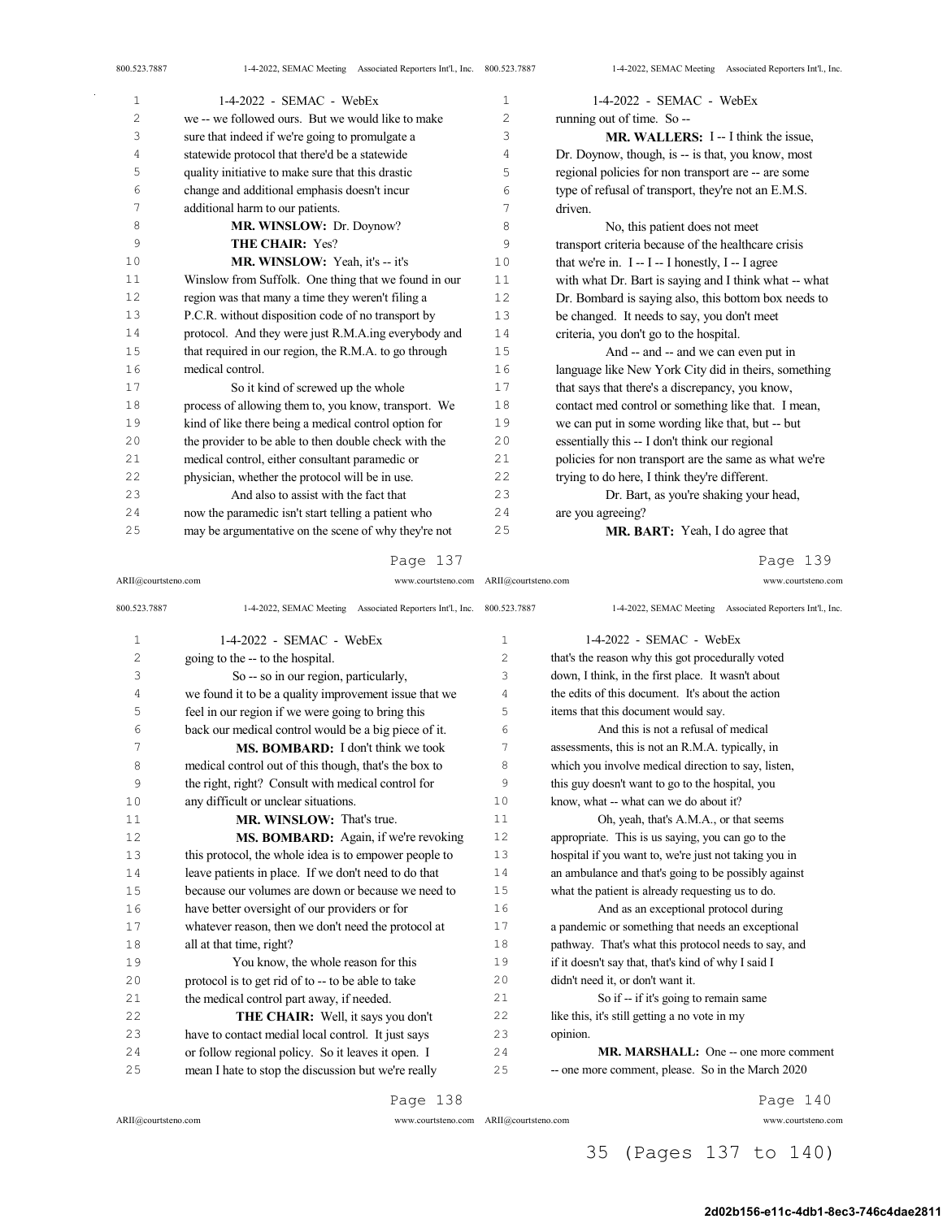we -- we followed ours. But we would like to make sure that indeed if we're going to promulgate a statewide protocol that there'd be a statewide quality initiative to make sure that this drastic change and additional emphasis doesn't incur additional harm to our patients.

**MR. WINSLOW:** Dr. Doynow?

**THE CHAIR:** Yes?

**MR. WINSLOW:** Yeah, it's -- it's Winslow from Suffolk. One thing that we found in our region was that many a time they weren't filing a P.C.R. without disposition code of no transport by protocol. And they were just R.M.A.ing everybody and that required in our region, the R.M.A. to go through medical control.

So it kind of screwed up the whole process of allowing them to, you know, transport. We kind of like there being a medical control option for the provider to be able to then double check with the medical control, either consultant paramedic or physician, whether the protocol will be in use.

And also to assist with the fact that now the paramedic isn't start telling a patient who may be argumentative on the scene of why they're not going to the -- to the hospital.

So -- so in our region, particularly, we found it to be a quality improvement issue that we feel in our region if we were going to bring this back our medical control would be a big piece of it.

**MS. BOMBARD:** I don't think we took medical control out of this though, that's the box to the right, right? Consult with medical control for any difficult or unclear situations.

**MR. WINSLOW:** That's true.

**MS. BOMBARD:** Again, if we're revoking this protocol, the whole idea is to empower people to leave patients in place. If we don't need to do that because our volumes are down or because we need to have better oversight of our providers or for whatever reason, then we don't need the protocol at all at that time, right?

You know, the whole reason for this protocol is to get rid of to -- to be able to take the medical control part away, if needed.

**THE CHAIR:** Well, it says you don't have to contact medial local control. It just says or follow regional policy. So it leaves it open. I mean I hate to stop the discussion but we're really running out of time. So --

**MR. WALLERS:** I -- I think the issue, Dr. Doynow, though, is -- is that, you know, most regional policies for non transport are -- are some type of refusal of transport, they're not an E.M.S. driven.

No, this patient does not meet transport criteria because of the healthcare crisis that we're in. I -- I -- I honestly, I -- I agree with what Dr. Bart is saying and I think what -- what Dr. Bombard is saying also, this bottom box needs to be changed. It needs to say, you don't meet criteria, you don't go to the hospital.

And -- and -- and we can even put in language like New York City did in theirs, something that says that there's a discrepancy, you know, contact med control or something like that. I mean, we can put in some wording like that, but -- but essentially this -- I don't think our regional policies for non transport are the same as what we're trying to do here, I think they're different.

Dr. Bart, as you're shaking your head, are you agreeing?

**MR. BART:** Yeah, I do agree that that's the reason why this got procedurally voted down, I think, in the first place. It wasn't about the edits of this document. It's about the action items that this document would say.

And this is not a refusal of medical assessments, this is not an R.M.A. typically, in which you involve medical direction to say, listen, this guy doesn't want to go to the hospital, you know, what -- what can we do about it?

Oh, yeah, that's A.M.A., or that seems appropriate. This is us saying, you can go to the hospital if you want to, we're just not taking you in an ambulance and that's going to be possibly against what the patient is already requesting us to do.

And as an exceptional protocol during a pandemic or something that needs an exceptional pathway. That's what this protocol needs to say, and if it doesn't say that, that's kind of why I said I didn't need it, or don't want it.

So if -- if it's going to remain same like this, it's still getting a no vote in my opinion.

**MR. MARSHALL:** One -- one more comment -- one more comment, please. So in the March 2020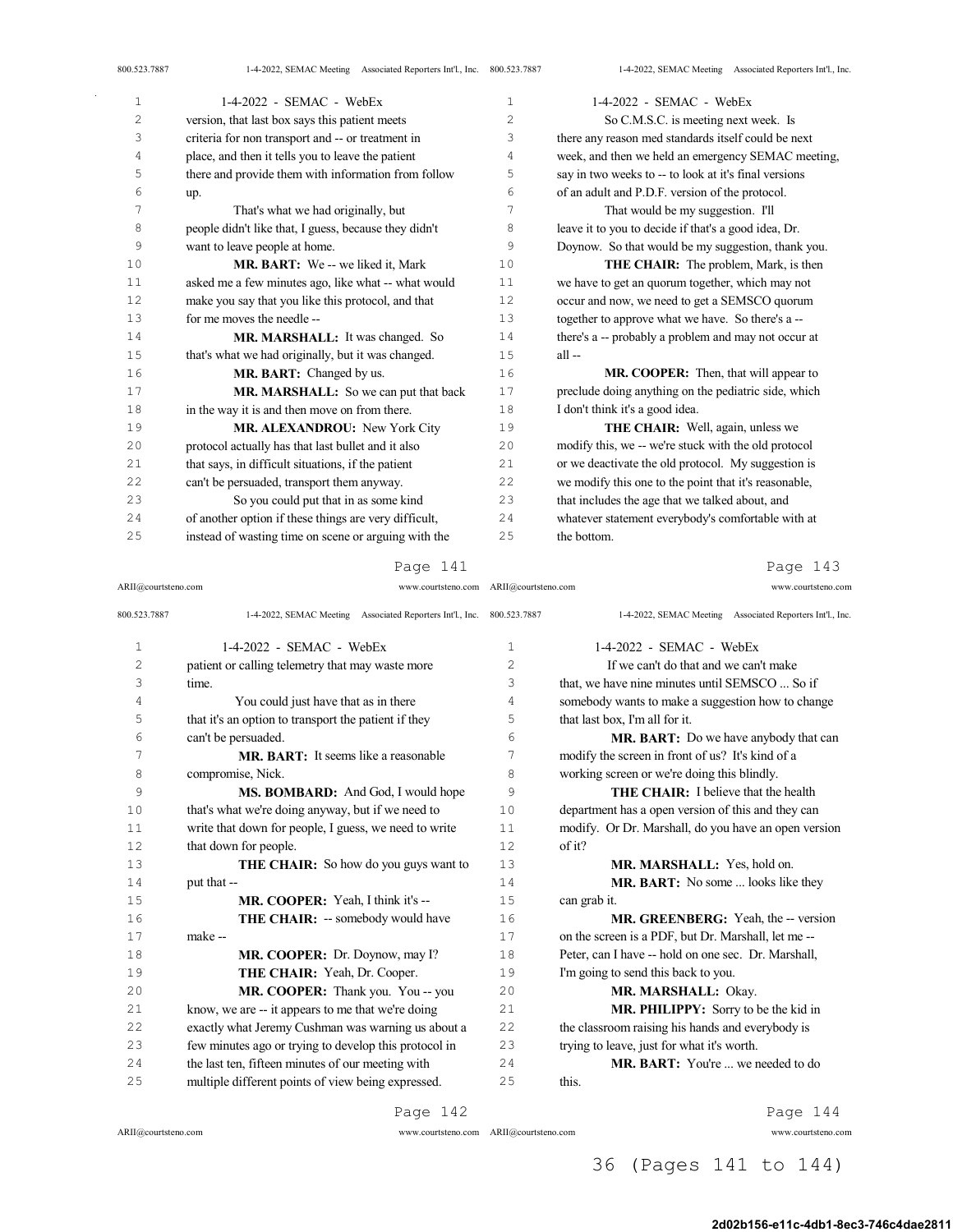**Page 141**

version, that last box says this patient meets criteria for non transport and -- or treatment in place, and then it tells you to leave the patient there and provide them with information from follow up.

That's what we had originally, but people didn't like that, I guess, because they didn't want to leave people at home.

**MR. BART:** We -- we liked it, Mark asked me a few minutes ago, like what -- what would make you say that you like this protocol, and that for me moves the needle --

**MR. MARSHALL:** It was changed. So that's what we had originally, but it was changed.

**MR. BART:** Changed by us.

**MR. MARSHALL:** So we can put that back in the way it is and then move on from there.

**MR. ALEXANDROU:** New York City protocol actually has that last bullet and it also that says, in difficult situations, if the patient can't be persuaded, transport them anyway.

So you could put that in as some kind of another option if these things are very difficult, instead of wasting time on scene or arguing with the

**Page 142**

patient or calling telemetry that may waste more time.

You could just have that as in there that it's an option to transport the patient if they can't be persuaded.

**MR. BART:** It seems like a reasonable compromise, Nick.

**MS. BOMBARD:** And God, I would hope that's what we're doing anyway, but if we need to write that down for people, I guess, we need to write that down for people.

**THE CHAIR:** So how do you guys want to put that --

**MR. COOPER:** Yeah, I think it's --

**THE CHAIR:** -- somebody would have make --

**MR. COOPER:** Dr. Doynow, may I?

**THE CHAIR:** Yeah, Dr. Cooper.

**MR. COOPER:** Thank you. You -- you know, we are -- it appears to me that we're doing exactly what Jeremy Cushman was warning us about a few minutes ago or trying to develop this protocol in the last ten, fifteen minutes of our meeting with multiple different points of view being expressed.

**Page 143**

So C.M.S.C. is meeting next week. Is there any reason med standards itself could be next week, and then we held an emergency SEMAC meeting, say in two weeks to -- to look at it's final versions of an adult and P.D.F. version of the protocol.

That would be my suggestion. I'll leave it to you to decide if that's a good idea, Dr. Doynow. So that would be my suggestion, thank you.

**THE CHAIR:** The problem, Mark, is then we have to get an quorum together, which may not occur and now, we need to get a SEMSCO quorum together to approve what we have. So there's a -- there's a -- probably a problem and may not occur at all --

**MR. COOPER:** Then, that will appear to preclude doing anything on the pediatric side, which I don't think it's a good idea.

**THE CHAIR:** Well, again, unless we modify this, we -- we're stuck with the old protocol or we deactivate the old protocol. My suggestion is we modify this one to the point that it's reasonable, that includes the age that we talked about, and whatever statement everybody's comfortable with at the bottom.

**Page 144**

If we can't do that and we can't make that, we have nine minutes until SEMSCO ... So if somebody wants to make a suggestion how to change that last box, I'm all for it.

**MR. BART:** Do we have anybody that can modify the screen in front of us? It's kind of a working screen or we're doing this blindly.

**THE CHAIR:** I believe that the health department has a open version of this and they can modify. Or Dr. Marshall, do you have an open version of it?

**MR. MARSHALL:** Yes, hold on.

**MR. BART:** No some ... looks like they can grab it.

**MR. GREENBERG:** Yeah, the -- version on the screen is a PDF, but Dr. Marshall, let me -- Peter, can I have -- hold on one sec. Dr. Marshall, I'm going to send this back to you.

**MR. MARSHALL:** Okay.

**MR. PHILIPPY:** Sorry to be the kid in the classroom raising his hands and everybody is trying to leave, just for what it's worth.

**MR. BART:** You're ... we needed to do this.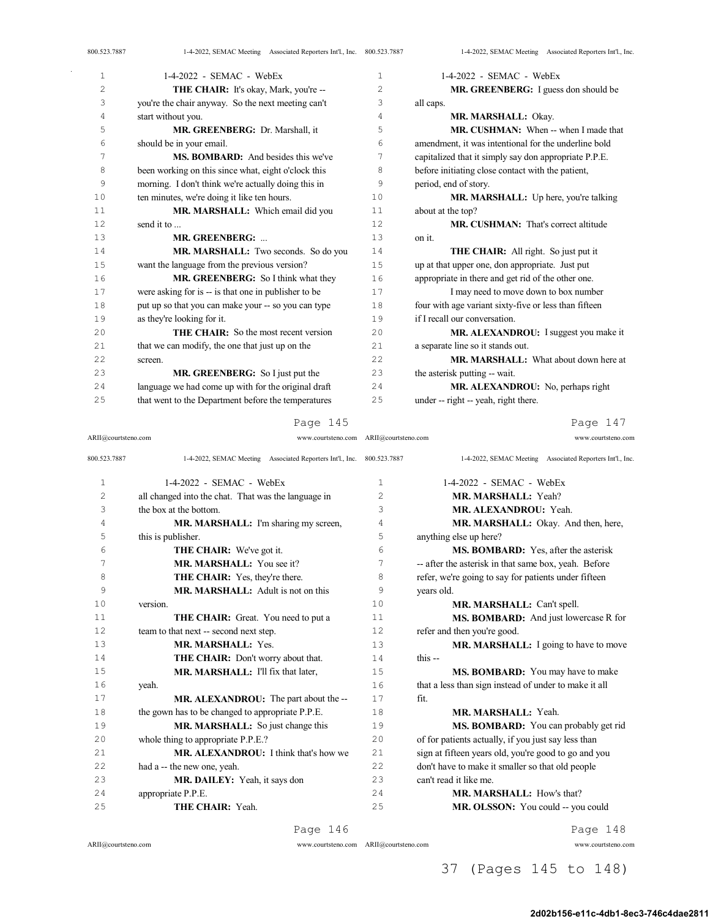THE CHAIR: It's okay, Mark, you're -- you're the chair anyway. So the next meeting can't start without you.

MR. GREENBERG: Dr. Marshall, it should be in your email.

MS. BOMBARD: And besides this we've been working on this since what, eight o'clock this morning. I don't think we're actually doing this in ten minutes, we're doing it like ten hours.

MR. MARSHALL: Which email did you send it to ...

MR. GREENBERG: ...

MR. MARSHALL: Two seconds. So do you want the language from the previous version?

MR. GREENBERG: So I think what they were asking for is -- is that one in publisher to be put up so that you can make your -- so you can type as they're looking for it.

THE CHAIR: So the most recent version that we can modify, the one that just up on the screen.

MR. GREENBERG: So I just put the language we had come up with for the original draft that went to the Department before the temperatures all changed into the chat. That was the language in the box at the bottom.

MR. MARSHALL: I'm sharing my screen, this is publisher.

THE CHAIR: We've got it.

MR. MARSHALL: You see it?

THE CHAIR: Yes, they're there.

MR. MARSHALL: Adult is not on this version.

THE CHAIR: Great. You need to put a team to that next -- second next step.

MR. MARSHALL: Yes.

THE CHAIR: Don't worry about that.

MR. MARSHALL: I'll fix that later, yeah.

MR. ALEXANDROU: The part about the -- the gown has to be changed to appropriate P.P.E.

MR. MARSHALL: So just change this whole thing to appropriate P.P.E.?

MR. ALEXANDROU: I think that's how we had a -- the new one, yeah.

MR. DAILEY: Yeah, it says don appropriate P.P.E.

THE CHAIR: Yeah.

MR. GREENBERG: I guess don should be all caps.

MR. MARSHALL: Okay.

MR. CUSHMAN: When -- when I made that amendment, it was intentional for the underline bold capitalized that it simply say don appropriate P.P.E. before initiating close contact with the patient, period, end of story.

MR. MARSHALL: Up here, you're talking about at the top?

MR. CUSHMAN: That's correct altitude on it.

THE CHAIR: All right. So just put it up at that upper one, don appropriate. Just put appropriate in there and get rid of the other one.

I may need to move down to box number four with age variant sixty-five or less than fifteen if I recall our conversation.

MR. ALEXANDROU: I suggest you make it a separate line so it stands out.

MR. MARSHALL: What about down here at the asterisk putting -- wait.

MR. ALEXANDROU: No, perhaps right under -- right -- yeah, right there.

MR. MARSHALL: Yeah?

MR. ALEXANDROU: Yeah.

MR. MARSHALL: Okay. And then, here, anything else up here?

MS. BOMBARD: Yes, after the asterisk -- after the asterisk in that same box, yeah. Before refer, we're going to say for patients under fifteen years old.

MR. MARSHALL: Can't spell.

MS. BOMBARD: And just lowercase R for refer and then you're good.

MR. MARSHALL: I going to have to move this --

MS. BOMBARD: You may have to make that a less than sign instead of under to make it all fit.

MR. MARSHALL: Yeah.

MS. BOMBARD: You can probably get rid of for patients actually, if you just say less than sign at fifteen years old, you're good to go and you don't have to make it smaller so that old people can't read it like me.

MR. MARSHALL: How's that?

MR. OLSSON: You could -- you could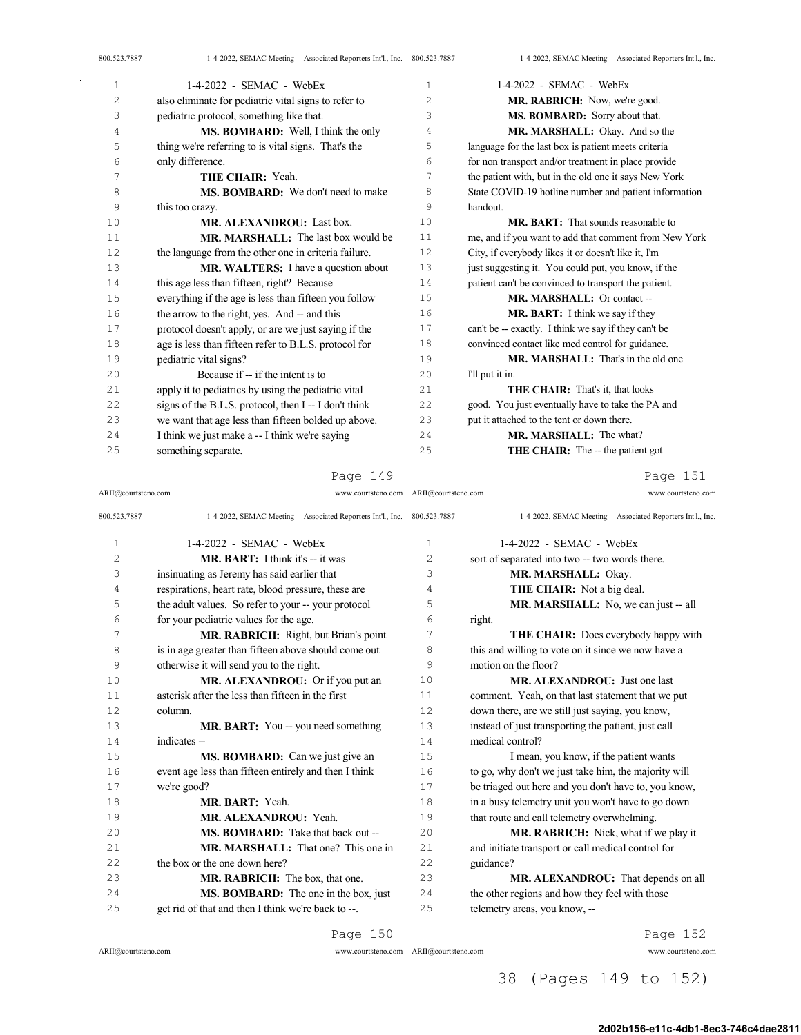also eliminate for pediatric vital signs to refer to pediatric protocol, something like that.

**MS. BOMBARD:** Well, I think the only thing we're referring to is vital signs. That's the only difference.

**THE CHAIR:** Yeah.

**MS. BOMBARD:** We don't need to make this too crazy.

**MR. ALEXANDROU:** Last box.

**MR. MARSHALL:** The last box would be the language from the other one in criteria failure.

**MR. WALTERS:** I have a question about this age less than fifteen, right? Because everything if the age is less than fifteen you follow the arrow to the right, yes. And -- and this protocol doesn't apply, or are we just saying if the age is less than fifteen refer to B.L.S. protocol for pediatric vital signs?

Because if -- if the intent is to apply it to pediatrics by using the pediatric vital signs of the B.L.S. protocol, then I -- I don't think we want that age less than fifteen bolded up above. I think we just make a -- I think we're saying something separate.

**MR. BART:** I think it's -- it was insinuating as Jeremy has said earlier that respirations, heart rate, blood pressure, these are the adult values. So refer to your -- your protocol for your pediatric values for the age.

**MR. RABRICH:** Right, but Brian's point is in age greater than fifteen above should come out otherwise it will send you to the right.

**MR. ALEXANDROU:** Or if you put an asterisk after the less than fifteen in the first column.

**MR. BART:** You -- you need something indicates --

**MS. BOMBARD:** Can we just give an event age less than fifteen entirely and then I think we're good?

**MR. BART:** Yeah.

**MR. ALEXANDROU:** Yeah.

**MS. BOMBARD:** Take that back out --

**MR. MARSHALL:** That one? This one in the box or the one down here?

**MR. RABRICH:** The box, that one.

**MS. BOMBARD:** The one in the box, just get rid of that and then I think we're back to --.

**MR. RABRICH:** Now, we're good.

**MS. BOMBARD:** Sorry about that.

**MR. MARSHALL:** Okay. And so the language for the last box is patient meets criteria for non transport and/or treatment in place provide the patient with, but in the old one it says New York State COVID-19 hotline number and patient information handout.

**MR. BART:** That sounds reasonable to me, and if you want to add that comment from New York City, if everybody likes it or doesn't like it, I'm just suggesting it. You could put, you know, if the patient can't be convinced to transport the patient.

**MR. MARSHALL:** Or contact --

**MR. BART:** I think we say if they can't be -- exactly. I think we say if they can't be convinced contact like med control for guidance.

**MR. MARSHALL:** That's in the old one I'll put it in.

**THE CHAIR:** That's it, that looks good. You just eventually have to take the PA and put it attached to the tent or down there.

**MR. MARSHALL:** The what?

**THE CHAIR:** The -- the patient got sort of separated into two -- two words there.

**MR. MARSHALL:** Okay.

**THE CHAIR:** Not a big deal.

**MR. MARSHALL:** No, we can just -- all right.

**THE CHAIR:** Does everybody happy with this and willing to vote on it since we now have a motion on the floor?

**MR. ALEXANDROU:** Just one last comment. Yeah, on that last statement that we put down there, are we still just saying, you know, instead of just transporting the patient, just call medical control?

I mean, you know, if the patient wants to go, why don't we just take him, the majority will be triaged out here and you don't have to, you know, in a busy telemetry unit you won't have to go down that route and call telemetry overwhelming.

**MR. RABRICH:** Nick, what if we play it and initiate transport or call medical control for guidance?

**MR. ALEXANDROU:** That depends on all the other regions and how they feel with those telemetry areas, you know, --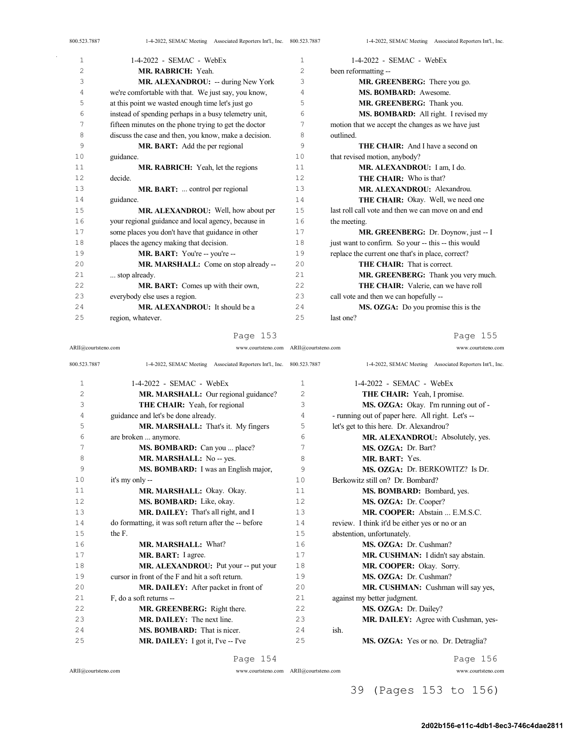MR. RABRICH: Yeah.

MR. ALEXANDROU: -- during New York we're comfortable with that. We just say, you know, at this point we wasted enough time let's just go instead of spending perhaps in a busy telemetry unit, fifteen minutes on the phone trying to get the doctor discuss the case and then, you know, make a decision.

MR. BART: Add the per regional guidance.

MR. RABRICH: Yeah, let the regions decide.

MR. BART: ... control per regional guidance.

MR. ALEXANDROU: Well, how about per your regional guidance and local agency, because in some places you don't have that guidance in other places the agency making that decision.

MR. BART: You're -- you're --

MR. MARSHALL: Come on stop already -- ... stop already.

MR. BART: Comes up with their own, everybody else uses a region.

MR. ALEXANDROU: It should be a region, whatever.

MR. MARSHALL: Our regional guidance?

THE CHAIR: Yeah, for regional guidance and let's be done already.

MR. MARSHALL: That's it. My fingers are broken ... anymore.

MS. BOMBARD: Can you ... place?

MR. MARSHALL: No -- yes.

MS. BOMBARD: I was an English major, it's my only --

MR. MARSHALL: Okay. Okay.

MS. BOMBARD: Like, okay.

MR. DAILEY: That's all right, and I do formatting, it was soft return after the -- before the F.

MR. MARSHALL: What?

MR. BART: I agree.

MR. ALEXANDROU: Put your -- put your cursor in front of the F and hit a soft return.

MR. DAILEY: After packet in front of F, do a soft returns --

MR. GREENBERG: Right there.

MR. DAILEY: The next line.

MS. BOMBARD: That is nicer.

MR. DAILEY: I got it, I've -- I've been reformatting --

MR. GREENBERG: There you go.

MS. BOMBARD: Awesome.

MR. GREENBERG: Thank you.

MS. BOMBARD: All right. I revised my motion that we accept the changes as we have just outlined.

THE CHAIR: And I have a second on that revised motion, anybody?

MR. ALEXANDROU: I am, I do.

THE CHAIR: Who is that?

MR. ALEXANDROU: Alexandrou.

THE CHAIR: Okay. Well, we need one last roll call vote and then we can move on and end the meeting.

MR. GREENBERG: Dr. Doynow, just -- I just want to confirm. So your -- this -- this would replace the current one that's in place, correct?

THE CHAIR: That is correct.

MR. GREENBERG: Thank you very much.

THE CHAIR: Valerie, can we have roll call vote and then we can hopefully --

MS. OZGA: Do you promise this is the last one?

THE CHAIR: Yeah, I promise.

MS. OZGA: Okay. I'm running out of - - running out of paper here. All right. Let's -- let's get to this here. Dr. Alexandrou?

MR. ALEXANDROU: Absolutely, yes.

MS. OZGA: Dr. Bart?

MR. BART: Yes.

MS. OZGA: Dr. BERKOWITZ? Is Dr. Berkowitz still on? Dr. Bombard?

MS. BOMBARD: Bombard, yes.

MS. OZGA: Dr. Cooper?

MR. COOPER: Abstain ... E.M.S.C. review. I think it'd be either yes or no or an abstention, unfortunately.

MS. OZGA: Dr. Cushman?

MR. CUSHMAN: I didn't say abstain.

MR. COOPER: Okay. Sorry.

MS. OZGA: Dr. Cushman?

MR. CUSHMAN: Cushman will say yes, against my better judgment.

MS. OZGA: Dr. Dailey?

MR. DAILEY: Agree with Cushman, yes-ish.

MS. OZGA: Yes or no. Dr. Detraglia?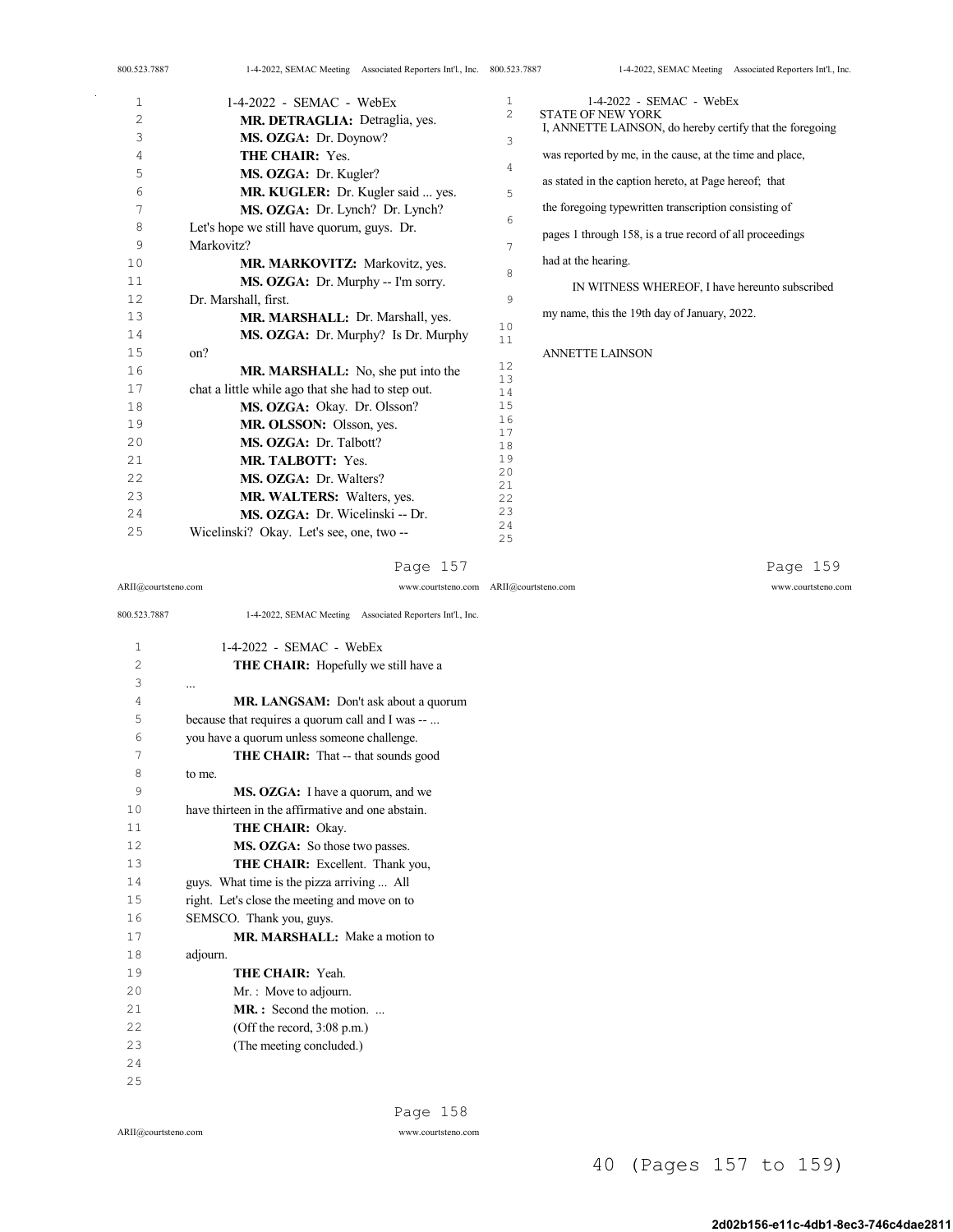1-4-2022 - SEMAC - WebEx

**MR. DETRAGLIA:** Detraglia, yes.

**MS. OZGA:** Dr. Doynow?

**THE CHAIR:** Yes.

**MS. OZGA:** Dr. Kugler?

**MR. KUGLER:** Dr. Kugler said ... yes.

**MS. OZGA:** Dr. Lynch? Dr. Lynch? Let's hope we still have quorum, guys. Dr. Markovitz?

**MR. MARKOVITZ:** Markovitz, yes.

**MS. OZGA:** Dr. Murphy -- I'm sorry. Dr. Marshall, first.

**MR. MARSHALL:** Dr. Marshall, yes.

**MS. OZGA:** Dr. Murphy? Is Dr. Murphy on?

**MR. MARSHALL:** No, she put into the chat a little while ago that she had to step out.

**MS. OZGA:** Okay. Dr. Olsson?

**MR. OLSSON:** Olsson, yes.

**MS. OZGA:** Dr. Talbott?

**MR. TALBOTT:** Yes.

**MS. OZGA:** Dr. Walters?

**MR. WALTERS:** Walters, yes.

**MS. OZGA:** Dr. Wicelinski -- Dr. Wicelinski? Okay. Let's see, one, two --

1-4-2022 - SEMAC - WebEx

**THE CHAIR:** Hopefully we still have a ...

**MR. LANGSAM:** Don't ask about a quorum because that requires a quorum call and I was -- ... you have a quorum unless someone challenge.

**THE CHAIR:** That -- that sounds good to me.

**MS. OZGA:** I have a quorum, and we have thirteen in the affirmative and one abstain.

**THE CHAIR:** Okay.

**MS. OZGA:** So those two passes.

**THE CHAIR:** Excellent. Thank you, guys. What time is the pizza arriving ... All right. Let's close the meeting and move on to SEMSCO. Thank you, guys.

**MR. MARSHALL:** Make a motion to adjourn.

**THE CHAIR:** Yeah.

Mr. : Move to adjourn.

**MR. :** Second the motion. ...

(Off the record, 3:08 p.m.)

(The meeting concluded.)

1-4-2022 - SEMAC - WebEx

STATE OF NEW YORK

I, ANNETTE LAINSON, do hereby certify that the foregoing was reported by me, in the cause, at the time and place, as stated in the caption hereto, at Page hereof; that the foregoing typewritten transcription consisting of pages 1 through 158, is a true record of all proceedings had at the hearing.

IN WITNESS WHEREOF, I have hereunto subscribed my name, this the 19th day of January, 2022.

ANNETTE LAINSON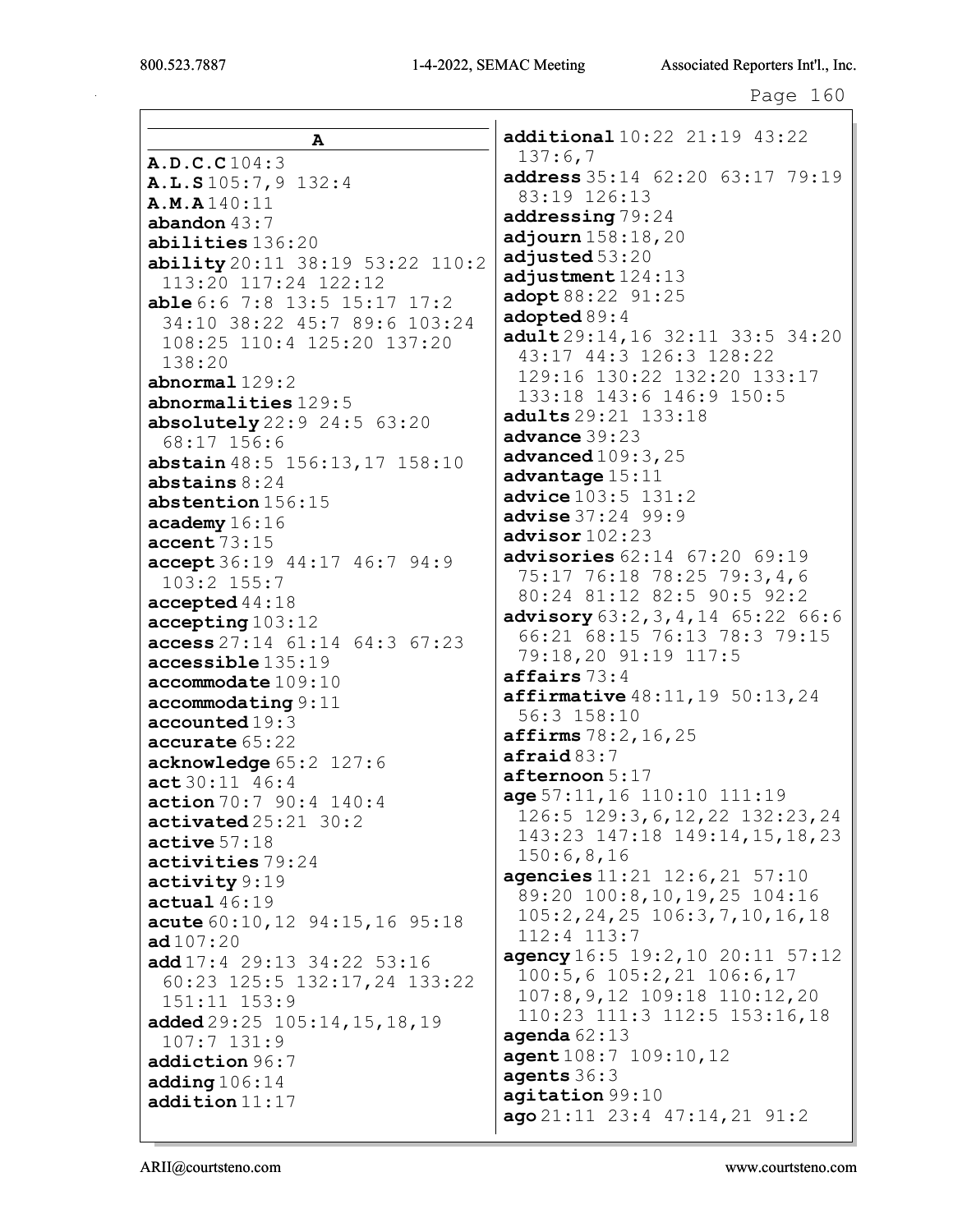## A

**A.D.C.C** 104:3
**A.L.S** 105:7,9 132:4
**A.M.A** 140:11
**abandon** 43:7
**abilities** 136:20
**ability** 20:11 38:19 53:22 110:2 113:20 117:24 122:12
**able** 6:6 7:8 13:5 15:17 17:2 34:10 38:22 45:7 89:6 103:24 108:25 110:4 125:20 137:20 138:20
**abnormal** 129:2
**abnormalities** 129:5
**absolutely** 22:9 24:5 63:20 68:17 156:6
**abstain** 48:5 156:13,17 158:10
**abstains** 8:24
**abstention** 156:15
**academy** 16:16
**accent** 73:15
**accept** 36:19 44:17 46:7 94:9 103:2 155:7
**accepted** 44:18
**accepting** 103:12
**access** 27:14 61:14 64:3 67:23
**accessible** 135:19
**accommodate** 109:10
**accommodating** 9:11
**accounted** 19:3
**accurate** 65:22
**acknowledge** 65:2 127:6
**act** 30:11 46:4
**action** 70:7 90:4 140:4
**activated** 25:21 30:2
**active** 57:18
**activities** 79:24
**activity** 9:19
**actual** 46:19
**acute** 60:10,12 94:15,16 95:18
**ad** 107:20
**add** 17:4 29:13 34:22 53:16 60:23 125:5 132:17,24 133:22 151:11 153:9
**added** 29:25 105:14,15,18,19 107:7 131:9
**addiction** 96:7
**adding** 106:14
**addition** 11:17
**additional** 10:22 21:19 43:22 137:6,7
**address** 35:14 62:20 63:17 79:19 83:19 126:13
**addressing** 79:24
**adjourn** 158:18,20
**adjusted** 53:20
**adjustment** 124:13
**adopt** 88:22 91:25
**adopted** 89:4
**adult** 29:14,16 32:11 33:5 34:20 43:17 44:3 126:3 128:22 129:16 130:22 132:20 133:17 133:18 143:6 146:9 150:5
**adults** 29:21 133:18
**advance** 39:23
**advanced** 109:3,25
**advantage** 15:11
**advice** 103:5 131:2
**advise** 37:24 99:9
**advisor** 102:23
**advisories** 62:14 67:20 69:19 75:17 76:18 78:25 79:3,4,6 80:24 81:12 82:5 90:5 92:2
**advisory** 63:2,3,4,14 65:22 66:6 66:21 68:15 76:13 78:3 79:15 79:18,20 91:19 117:5
**affairs** 73:4
**affirmative** 48:11,19 50:13,24 56:3 158:10
**affirms** 78:2,16,25
**afraid** 83:7
**afternoon** 5:17
**age** 57:11,16 110:10 111:19 126:5 129:3,6,12,22 132:23,24 143:23 147:18 149:14,15,18,23 150:6,8,16
**agencies** 11:21 12:6,21 57:10 89:20 100:8,10,19,25 104:16 105:2,24,25 106:3,7,10,16,18 112:4 113:7
**agency** 16:5 19:2,10 20:11 57:12 100:5,6 105:2,21 106:6,17 107:8,9,12 109:18 110:12,20 110:23 111:3 112:5 153:16,18
**agenda** 62:13
**agent** 108:7 109:10,12
**agents** 36:3
**agitation** 99:10
**ago** 21:11 23:4 47:14,21 91:2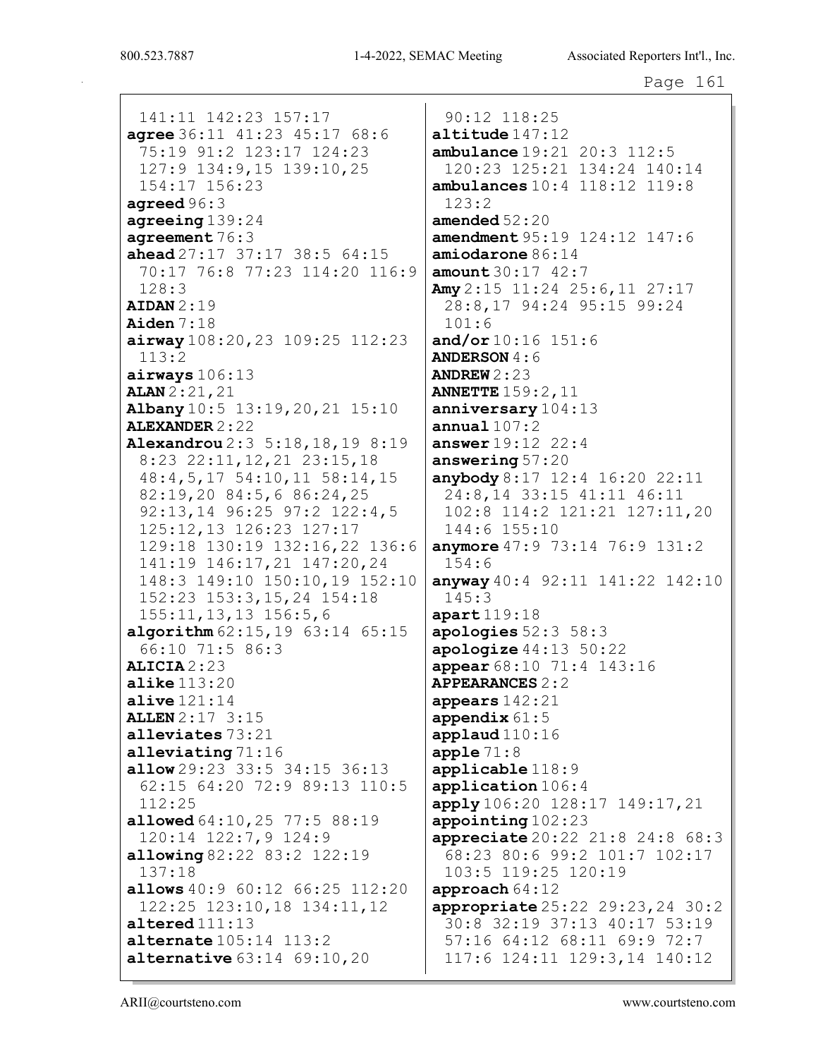141:11 142:23 157:17
**agree** 36:11 41:23 45:17 68:6 75:19 91:2 123:17 124:23 127:9 134:9,15 139:10,25 154:17 156:23
**agreed** 96:3
**agreeing** 139:24
**agreement** 76:3
**ahead** 27:17 37:17 38:5 64:15 70:17 76:8 77:23 114:20 116:9 128:3
**AIDAN** 2:19
**Aiden** 7:18
**airway** 108:20,23 109:25 112:23 113:2
**airways** 106:13
**ALAN** 2:21,21
**Albany** 10:5 13:19,20,21 15:10
**ALEXANDER** 2:22
**Alexandrou** 2:3 5:18,18,19 8:19 8:23 22:11,12,21 23:15,18 48:4,5,17 54:10,11 58:14,15 82:19,20 84:5,6 86:24,25 92:13,14 96:25 97:2 122:4,5 125:12,13 126:23 127:17 129:18 130:19 132:16,22 136:6 141:19 146:17,21 147:20,24 148:3 149:10 150:10,19 152:10 152:23 153:3,15,24 154:18 155:11,13,13 156:5,6
**algorithm** 62:15,19 63:14 65:15 66:10 71:5 86:3
**ALICIA** 2:23
**alike** 113:20
**alive** 121:14
**ALLEN** 2:17 3:15
**alleviates** 73:21
**alleviating** 71:16
**allow** 29:23 33:5 34:15 36:13 62:15 64:20 72:9 89:13 110:5 112:25
**allowed** 64:10,25 77:5 88:19 120:14 122:7,9 124:9
**allowing** 82:22 83:2 122:19 137:18
**allows** 40:9 60:12 66:25 112:20 122:25 123:10,18 134:11,12
**altered** 111:13
**alternate** 105:14 113:2
**alternative** 63:14 69:10,20 90:12 118:25
**altitude** 147:12
**ambulance** 19:21 20:3 112:5 120:23 125:21 134:24 140:14
**ambulances** 10:4 118:12 119:8 123:2
**amended** 52:20
**amendment** 95:19 124:12 147:6
**amiodarone** 86:14
**amount** 30:17 42:7
**Amy** 2:15 11:24 25:6,11 27:17 28:8,17 94:24 95:15 99:24 101:6
**and/or** 10:16 151:6
**ANDERSON** 4:6
**ANDREW** 2:23
**ANNETTE** 159:2,11
**anniversary** 104:13
**annual** 107:2
**answer** 19:12 22:4
**answering** 57:20
**anybody** 8:17 12:4 16:20 22:11 24:8,14 33:15 41:11 46:11 102:8 114:2 121:21 127:11,20 144:6 155:10
**anymore** 47:9 73:14 76:9 131:2 154:6
**anyway** 40:4 92:11 141:22 142:10 145:3
**apart** 119:18
**apologies** 52:3 58:3
**apologize** 44:13 50:22
**appear** 68:10 71:4 143:16
**APPEARANCES** 2:2
**appears** 142:21
**appendix** 61:5
**applaud** 110:16
**apple** 71:8
**applicable** 118:9
**application** 106:4
**apply** 106:20 128:17 149:17,21
**appointing** 102:23
**appreciate** 20:22 21:8 24:8 68:3 68:23 80:6 99:2 101:7 102:17 103:5 119:25 120:19
**approach** 64:12
**appropriate** 25:22 29:23,24 30:2 30:8 32:19 37:13 40:17 53:19 57:16 64:12 68:11 69:9 72:7 117:6 124:11 129:3,14 140:12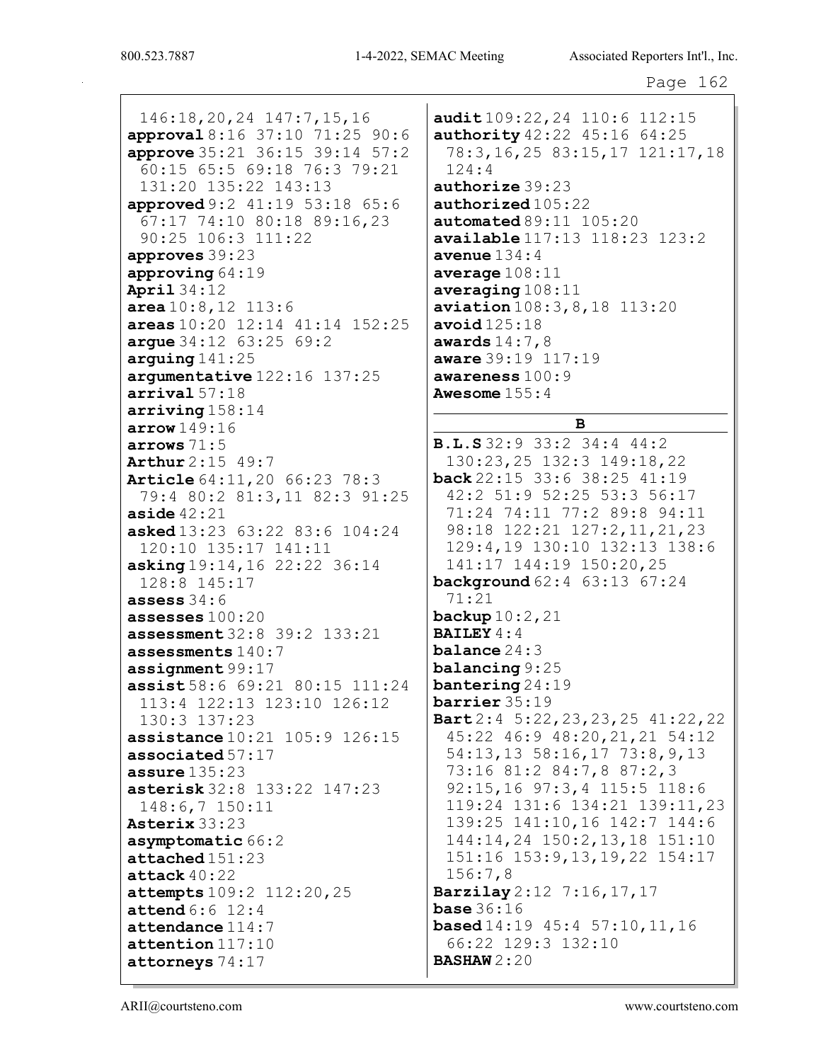146:18,20,24 147:7,15,16
**approval** 8:16 37:10 71:25 90:6
**approve** 35:21 36:15 39:14 57:2 60:15 65:5 69:18 76:3 79:21 131:20 135:22 143:13
**approved** 9:2 41:19 53:18 65:6 67:17 74:10 80:18 89:16,23 90:25 106:3 111:22
**approves** 39:23
**approving** 64:19
**April** 34:12
**area** 10:8,12 113:6
**areas** 10:20 12:14 41:14 152:25
**argue** 34:12 63:25 69:2
**arguing** 141:25
**argumentative** 122:16 137:25
**arrival** 57:18
**arriving** 158:14
**arrow** 149:16
**arrows** 71:5
**Arthur** 2:15 49:7
**Article** 64:11,20 66:23 78:3 79:4 80:2 81:3,11 82:3 91:25
**aside** 42:21
**asked** 13:23 63:22 83:6 104:24 120:10 135:17 141:11
**asking** 19:14,16 22:22 36:14 128:8 145:17
**assess** 34:6
**assesses** 100:20
**assessment** 32:8 39:2 133:21
**assessments** 140:7
**assignment** 99:17
**assist** 58:6 69:21 80:15 111:24 113:4 122:13 123:10 126:12 130:3 137:23
**assistance** 10:21 105:9 126:15
**associated** 57:17
**assure** 135:23
**asterisk** 32:8 133:22 147:23 148:6,7 150:11
**Asterix** 33:23
**asymptomatic** 66:2
**attached** 151:23
**attack** 40:22
**attempts** 109:2 112:20,25
**attend** 6:6 12:4
**attendance** 114:7
**attention** 117:10
**attorneys** 74:17
**audit** 109:22,24 110:6 112:15
**authority** 42:22 45:16 64:25 78:3,16,25 83:15,17 121:17,18 124:4
**authorize** 39:23
**authorized** 105:22
**automated** 89:11 105:20
**available** 117:13 118:23 123:2
**avenue** 134:4
**average** 108:11
**averaging** 108:11
**aviation** 108:3,8,18 113:20
**avoid** 125:18
**awards** 14:7,8
**aware** 39:19 117:19
**awareness** 100:9
**Awesome** 155:4

## B

**B.L.S** 32:9 33:2 34:4 44:2 130:23,25 132:3 149:18,22
**back** 22:15 33:6 38:25 41:19 42:2 51:9 52:25 53:3 56:17 71:24 74:11 77:2 89:8 94:11 98:18 122:21 127:2,11,21,23 129:4,19 130:10 132:13 138:6 141:17 144:19 150:20,25
**background** 62:4 63:13 67:24 71:21
**backup** 10:2,21
**BAILEY** 4:4
**balance** 24:3
**balancing** 9:25
**bantering** 24:19
**barrier** 35:19
**Bart** 2:4 5:22,23,23,25 41:22,22 45:22 46:9 48:20,21,21 54:12 54:13,13 58:16,17 73:8,9,13 73:16 81:2 84:7,8 87:2,3 92:15,16 97:3,4 115:5 118:6 119:24 131:6 134:21 139:11,23 139:25 141:10,16 142:7 144:6 144:14,24 150:2,13,18 151:10 151:16 153:9,13,19,22 154:17 156:7,8
**Barzilay** 2:12 7:16,17,17
**base** 36:16
**based** 14:19 45:4 57:10,11,16 66:22 129:3 132:10
**BASHAW** 2:20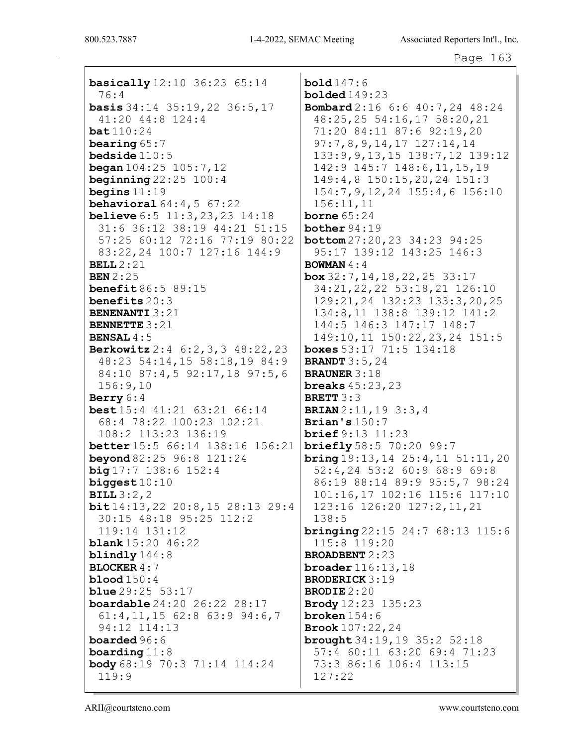**basically** 12:10 36:23 65:14 76:4
**basis** 34:14 35:19,22 36:5,17 41:20 44:8 124:4
**bat** 110:24
**bearing** 65:7
**bedside** 110:5
**began** 104:25 105:7,12
**beginning** 22:25 100:4
**begins** 11:19
**behavioral** 64:4,5 67:22
**believe** 6:5 11:3,23,23 14:18 31:6 36:12 38:19 44:21 51:15 57:25 60:12 72:16 77:19 80:22 83:22,24 100:7 127:16 144:9
**BELL** 2:21
**BEN** 2:25
**benefit** 86:5 89:15
**benefits** 20:3
**BENENANTI** 3:21
**BENNETTE** 3:21
**BENSAL** 4:5
**Berkowitz** 2:4 6:2,3,3 48:22,23 48:23 54:14,15 58:18,19 84:9 84:10 87:4,5 92:17,18 97:5,6 156:9,10
**Berry** 6:4
**best** 15:4 41:21 63:21 66:14 68:4 78:22 100:23 102:21 108:2 113:23 136:19
**better** 15:5 66:14 138:16 156:21
**beyond** 82:25 96:8 121:24
**big** 17:7 138:6 152:4
**biggest** 10:10
**BILL** 3:2,2
**bit** 14:13,22 20:8,15 28:13 29:4 30:15 48:18 95:25 112:2 119:14 131:12
**blank** 15:20 46:22
**blindly** 144:8
**BLOCKER** 4:7
**blood** 150:4
**blue** 29:25 53:17
**boardable** 24:20 26:22 28:17 61:4,11,15 62:8 63:9 94:6,7 94:12 114:13
**boarded** 96:6
**boarding** 11:8
**body** 68:19 70:3 71:14 114:24 119:9
**bold** 147:6
**bolded** 149:23
**Bombard** 2:16 6:6 40:7,24 48:24 48:25,25 54:16,17 58:20,21 71:20 84:11 87:6 92:19,20 97:7,8,9,14,17 127:14,14 133:9,9,13,15 138:7,12 139:12 142:9 145:7 148:6,11,15,19 149:4,8 150:15,20,24 151:3 154:7,9,12,24 155:4,6 156:10 156:11,11
**borne** 65:24
**bother** 94:19
**bottom** 27:20,23 34:23 94:25 95:17 139:12 143:25 146:3
**BOWMAN** 4:4
**box** 32:7,14,18,22,25 33:17 34:21,22,22 53:18,21 126:10 129:21,24 132:23 133:3,20,25 134:8,11 138:8 139:12 141:2 144:5 146:3 147:17 148:7 149:10,11 150:22,23,24 151:5
**boxes** 53:17 71:5 134:18
**BRANDT** 3:5,24
**BRAUNER** 3:18
**breaks** 45:23,23
**BRETT** 3:3
**BRIAN** 2:11,19 3:3,4
**Brian's** 150:7
**brief** 9:13 11:23
**briefly** 58:5 70:20 99:7
**bring** 19:13,14 25:4,11 51:11,20 52:4,24 53:2 60:9 68:9 69:8 86:19 88:14 89:9 95:5,7 98:24 101:16,17 102:16 115:6 117:10 123:16 126:20 127:2,11,21 138:5
**bringing** 22:15 24:7 68:13 115:6 115:8 119:20
**BROADBENT** 2:23
**broader** 116:13,18
**BRODERICK** 3:19
**BRODIE** 2:20
**Brody** 12:23 135:23
**broken** 154:6
**Brook** 107:22,24
**brought** 34:19,19 35:2 52:18 57:4 60:11 63:20 69:4 71:23 73:3 86:16 106:4 113:15 127:22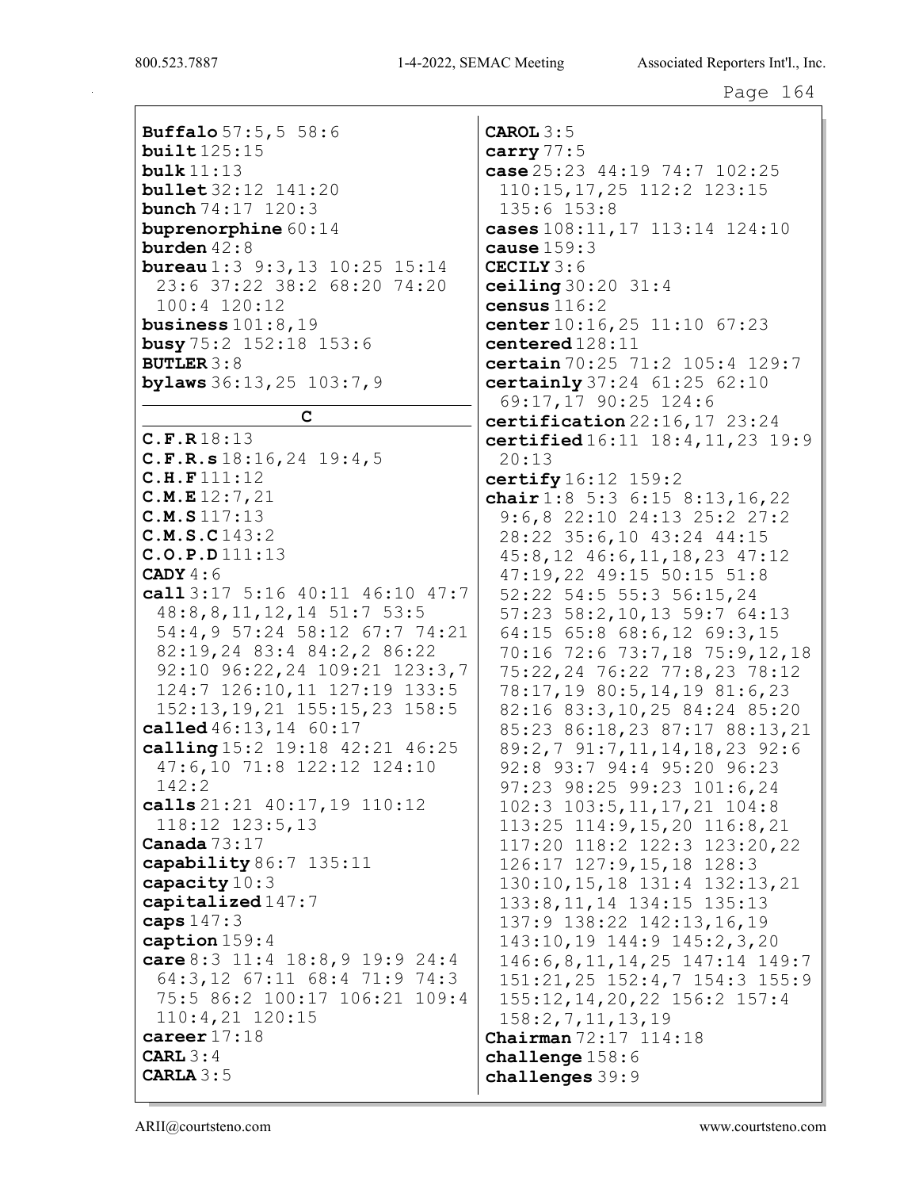**Buffalo** 57:5,5 58:6
**built** 125:15
**bulk** 11:13
**bullet** 32:12 141:20
**bunch** 74:17 120:3
**buprenorphine** 60:14
**burden** 42:8
**bureau** 1:3 9:3,13 10:25 15:14 23:6 37:22 38:2 68:20 74:20 100:4 120:12
**business** 101:8,19
**busy** 75:2 152:18 153:6
**BUTLER** 3:8
**bylaws** 36:13,25 103:7,9

## C

**C.F.R** 18:13
**C.F.R.s** 18:16,24 19:4,5
**C.H.F** 111:12
**C.M.E** 12:7,21
**C.M.S** 117:13
**C.M.S.C** 143:2
**C.O.P.D** 111:13
**CADY** 4:6
**call** 3:17 5:16 40:11 46:10 47:7 48:8,8,11,12,14 51:7 53:5 54:4,9 57:24 58:12 67:7 74:21 82:19,24 83:4 84:2,2 86:22 92:10 96:22,24 109:21 123:3,7 124:7 126:10,11 127:19 133:5 152:13,19,21 155:15,23 158:5
**called** 46:13,14 60:17
**calling** 15:2 19:18 42:21 46:25 47:6,10 71:8 122:12 124:10 142:2
**calls** 21:21 40:17,19 110:12 118:12 123:5,13
**Canada** 73:17
**capability** 86:7 135:11
**capacity** 10:3
**capitalized** 147:7
**caps** 147:3
**caption** 159:4
**care** 8:3 11:4 18:8,9 19:9 24:4 64:3,12 67:11 68:4 71:9 74:3 75:5 86:2 100:17 106:21 109:4 110:4,21 120:15
**career** 17:18
**CARL** 3:4
**CARLA** 3:5
**CAROL** 3:5
**carry** 77:5
**case** 25:23 44:19 74:7 102:25 110:15,17,25 112:2 123:15 135:6 153:8
**cases** 108:11,17 113:14 124:10
**cause** 159:3
**CECILY** 3:6
**ceiling** 30:20 31:4
**census** 116:2
**center** 10:16,25 11:10 67:23
**centered** 128:11
**certain** 70:25 71:2 105:4 129:7
**certainly** 37:24 61:25 62:10 69:17,17 90:25 124:6
**certification** 22:16,17 23:24
**certified** 16:11 18:4,11,23 19:9 20:13
**certify** 16:12 159:2
**chair** 1:8 5:3 6:15 8:13,16,22 9:6,8 22:10 24:13 25:2 27:2 28:22 35:6,10 43:24 44:15 45:8,12 46:6,11,18,23 47:12 47:19,22 49:15 50:15 51:8 52:22 54:5 55:3 56:15,24 57:23 58:2,10,13 59:7 64:13 64:15 65:8 68:6,12 69:3,15 70:16 72:6 73:7,18 75:9,12,18 75:22,24 76:22 77:8,23 78:12 78:17,19 80:5,14,19 81:6,23 82:16 83:3,10,25 84:24 85:20 85:23 86:18,23 87:17 88:13,21 89:2,7 91:7,11,14,18,23 92:6 92:8 93:7 94:4 95:20 96:23 97:23 98:25 99:23 101:6,24 102:3 103:5,11,17,21 104:8 113:25 114:9,15,20 116:8,21 117:20 118:2 122:3 123:20,22 126:17 127:9,15,18 128:3 130:10,15,18 131:4 132:13,21 133:8,11,14 134:15 135:13 137:9 138:22 142:13,16,19 143:10,19 144:9 145:2,3,20 146:6,8,11,14,25 147:14 149:7 151:21,25 152:4,7 154:3 155:9 155:12,14,20,22 156:2 157:4 158:2,7,11,13,19
**Chairman** 72:17 114:18
**challenge** 158:6
**challenges** 39:9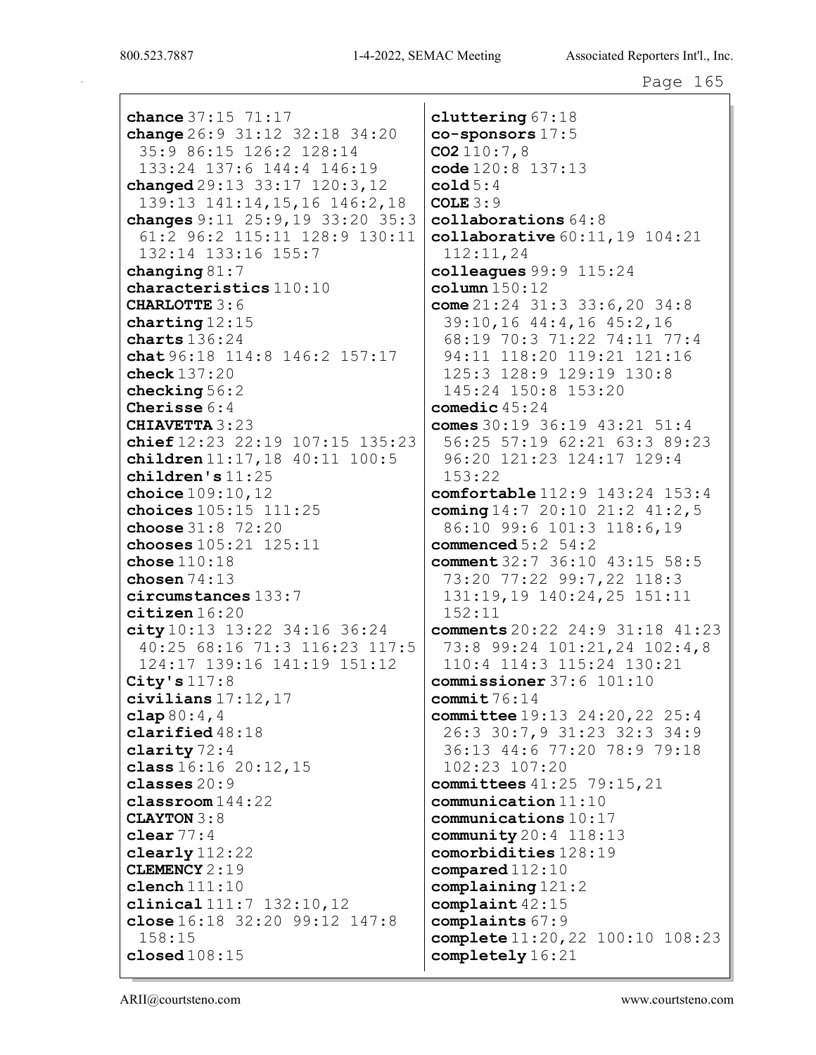**chance** 37:15 71:17
**change** 26:9 31:12 32:18 34:20 35:9 86:15 126:2 128:14 133:24 137:6 144:4 146:19
**changed** 29:13 33:17 120:3,12 139:13 141:14,15,16 146:2,18
**changes** 9:11 25:9,19 33:20 35:3 61:2 96:2 115:11 128:9 130:11 132:14 133:16 155:7
**changing** 81:7
**characteristics** 110:10
**CHARLOTTE** 3:6
**charting** 12:15
**charts** 136:24
**chat** 96:18 114:8 146:2 157:17
**check** 137:20
**checking** 56:2
**Cherisse** 6:4
**CHIAVETTA** 3:23
**chief** 12:23 22:19 107:15 135:23
**children** 11:17,18 40:11 100:5
**children's** 11:25
**choice** 109:10,12
**choices** 105:15 111:25
**choose** 31:8 72:20
**chooses** 105:21 125:11
**chose** 110:18
**chosen** 74:13
**circumstances** 133:7
**citizen** 16:20
**city** 10:13 13:22 34:16 36:24 40:25 68:16 71:3 116:23 117:5 124:17 139:16 141:19 151:12
**City's** 117:8
**civilians** 17:12,17
**clap** 80:4,4
**clarified** 48:18
**clarity** 72:4
**class** 16:16 20:12,15
**classes** 20:9
**classroom** 144:22
**CLAYTON** 3:8
**clear** 77:4
**clearly** 112:22
**CLEMENCY** 2:19
**clench** 111:10
**clinical** 111:7 132:10,12
**close** 16:18 32:20 99:12 147:8 158:15
**closed** 108:15
**cluttering** 67:18
**co-sponsors** 17:5
**CO2** 110:7,8
**code** 120:8 137:13
**cold** 5:4
**COLE** 3:9
**collaborations** 64:8
**collaborative** 60:11,19 104:21 112:11,24
**colleagues** 99:9 115:24
**column** 150:12
**come** 21:24 31:3 33:6,20 34:8 39:10,16 44:4,16 45:2,16 68:19 70:3 71:22 74:11 77:4 94:11 118:20 119:21 121:16 125:3 128:9 129:19 130:8 145:24 150:8 153:20
**comedic** 45:24
**comes** 30:19 36:19 43:21 51:4 56:25 57:19 62:21 63:3 89:23 96:20 121:23 124:17 129:4 153:22
**comfortable** 112:9 143:24 153:4
**coming** 14:7 20:10 21:2 41:2,5 86:10 99:6 101:3 118:6,19
**commenced** 5:2 54:2
**comment** 32:7 36:10 43:15 58:5 73:20 77:22 99:7,22 118:3 131:19,19 140:24,25 151:11 152:11
**comments** 20:22 24:9 31:18 41:23 73:8 99:24 101:21,24 102:4,8 110:4 114:3 115:24 130:21
**commissioner** 37:6 101:10
**commit** 76:14
**committee** 19:13 24:20,22 25:4 26:3 30:7,9 31:23 32:3 34:9 36:13 44:6 77:20 78:9 79:18 102:23 107:20
**committees** 41:25 79:15,21
**communication** 11:10
**communications** 10:17
**community** 20:4 118:13
**comorbidities** 128:19
**compared** 112:10
**complaining** 121:2
**complaint** 42:15
**complaints** 67:9
**complete** 11:20,22 100:10 108:23
**completely** 16:21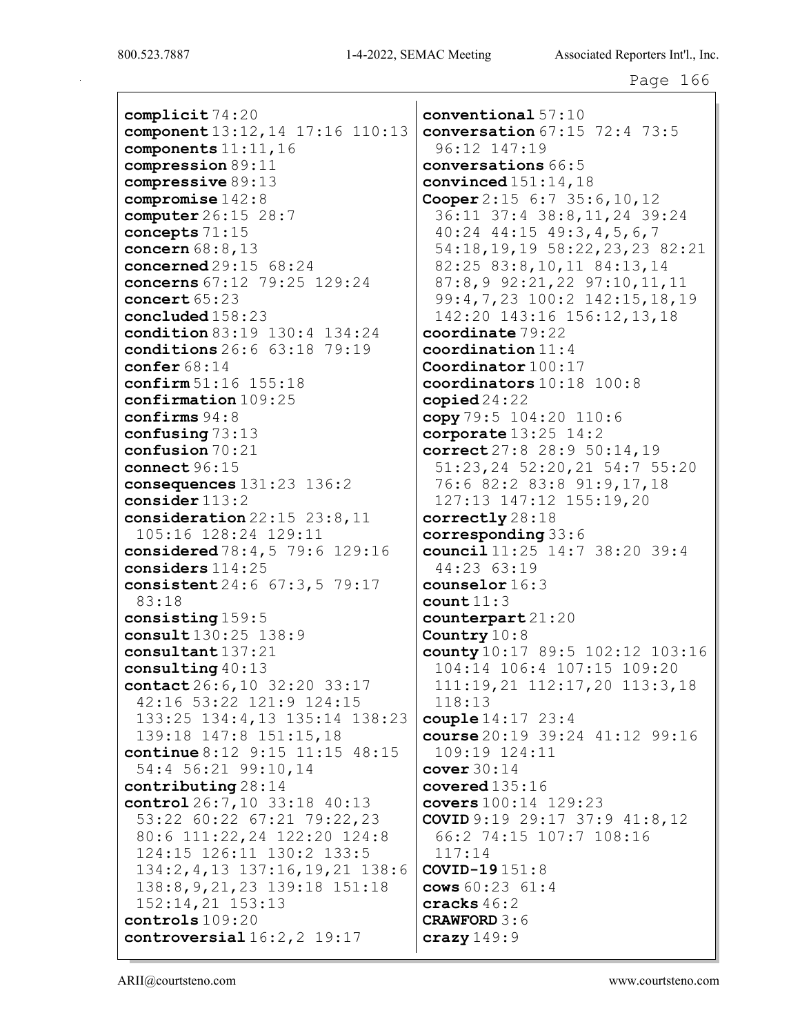**complicit** 74:20
**component** 13:12,14 17:16 110:13
**components** 11:11,16
**compression** 89:11
**compressive** 89:13
**compromise** 142:8
**computer** 26:15 28:7
**concepts** 71:15
**concern** 68:8,13
**concerned** 29:15 68:24
**concerns** 67:12 79:25 129:24
**concert** 65:23
**concluded** 158:23
**condition** 83:19 130:4 134:24
**conditions** 26:6 63:18 79:19
**confer** 68:14
**confirm** 51:16 155:18
**confirmation** 109:25
**confirms** 94:8
**confusing** 73:13
**confusion** 70:21
**connect** 96:15
**consequences** 131:23 136:2
**consider** 113:2
**consideration** 22:15 23:8,11 105:16 128:24 129:11
**considered** 78:4,5 79:6 129:16
**considers** 114:25
**consistent** 24:6 67:3,5 79:17 83:18
**consisting** 159:5
**consult** 130:25 138:9
**consultant** 137:21
**consulting** 40:13
**contact** 26:6,10 32:20 33:17 42:16 53:22 121:9 124:15 133:25 134:4,13 135:14 138:23 139:18 147:8 151:15,18
**continue** 8:12 9:15 11:15 48:15 54:4 56:21 99:10,14
**contributing** 28:14
**control** 26:7,10 33:18 40:13 53:22 60:22 67:21 79:22,23 80:6 111:22,24 122:20 124:8 124:15 126:11 130:2 133:5 134:2,4,13 137:16,19,21 138:6 138:8,9,21,23 139:18 151:18 152:14,21 153:13
**controls** 109:20
**controversial** 16:2,2 19:17
**conventional** 57:10
**conversation** 67:15 72:4 73:5 96:12 147:19
**conversations** 66:5
**convinced** 151:14,18
**Cooper** 2:15 6:7 35:6,10,12 36:11 37:4 38:8,11,24 39:24 40:24 44:15 49:3,4,5,6,7 54:18,19,19 58:22,23,23 82:21 82:25 83:8,10,11 84:13,14 87:8,9 92:21,22 97:10,11,11 99:4,7,23 100:2 142:15,18,19 142:20 143:16 156:12,13,18
**coordinate** 79:22
**coordination** 11:4
**Coordinator** 100:17
**coordinators** 10:18 100:8
**copied** 24:22
**copy** 79:5 104:20 110:6
**corporate** 13:25 14:2
**correct** 27:8 28:9 50:14,19 51:23,24 52:20,21 54:7 55:20 76:6 82:2 83:8 91:9,17,18 127:13 147:12 155:19,20
**correctly** 28:18
**corresponding** 33:6
**council** 11:25 14:7 38:20 39:4 44:23 63:19
**counselor** 16:3
**count** 11:3
**counterpart** 21:20
**Country** 10:8
**county** 10:17 89:5 102:12 103:16 104:14 106:4 107:15 109:20 111:19,21 112:17,20 113:3,18 118:13
**couple** 14:17 23:4
**course** 20:19 39:24 41:12 99:16 109:19 124:11
**cover** 30:14
**covered** 135:16
**covers** 100:14 129:23
**COVID** 9:19 29:17 37:9 41:8,12 66:2 74:15 107:7 108:16 117:14
**COVID-19** 151:8
**cows** 60:23 61:4
**cracks** 46:2
**CRAWFORD** 3:6
**crazy** 149:9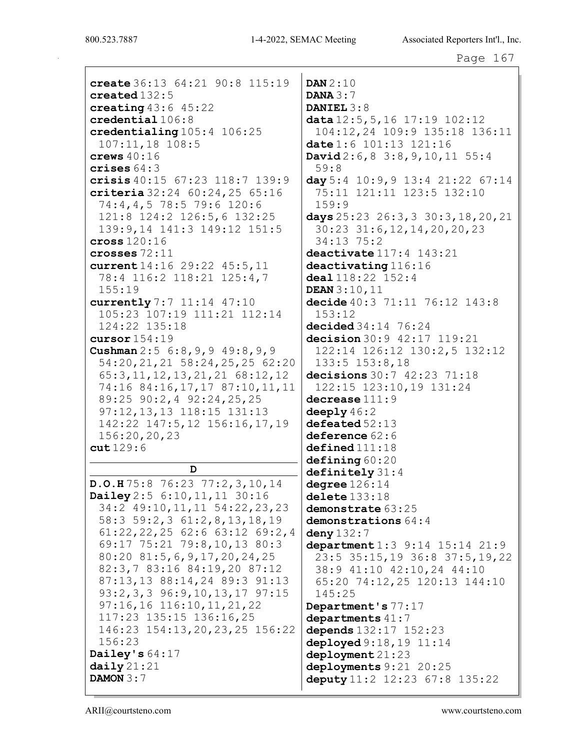**create** 36:13 64:21 90:8 115:19
**created** 132:5
**creating** 43:6 45:22
**credential** 106:8
**credentialing** 105:4 106:25 107:11,18 108:5
**crews** 40:16
**crises** 64:3
**crisis** 40:15 67:23 118:7 139:9
**criteria** 32:24 60:24,25 65:16 74:4,4,5 78:5 79:6 120:6 121:8 124:2 126:5,6 132:25 139:9,14 141:3 149:12 151:5
**cross** 120:16
**crosses** 72:11
**current** 14:16 29:22 45:5,11 78:4 116:2 118:21 125:4,7 155:19
**currently** 7:7 11:14 47:10 105:23 107:19 111:21 112:14 124:22 135:18
**cursor** 154:19
**Cushman** 2:5 6:8,9,9 49:8,9,9 54:20,21,21 58:24,25,25 62:20 65:3,11,12,13,21,21 68:12,12 74:16 84:16,17,17 87:10,11,11 89:25 90:2,4 92:24,25,25 97:12,13,13 118:15 131:13 142:22 147:5,12 156:16,17,19 156:20,20,23
**cut** 129:6

## D

**D.O.H** 75:8 76:23 77:2,3,10,14
**Dailey** 2:5 6:10,11,11 30:16 34:2 49:10,11,11 54:22,23,23 58:3 59:2,3 61:2,8,13,18,19 61:22,22,25 62:6 63:12 69:2,4 69:17 75:21 79:8,10,13 80:3 80:20 81:5,6,9,17,20,24,25 82:3,7 83:16 84:19,20 87:12 87:13,13 88:14,24 89:3 91:13 93:2,3,3 96:9,10,13,17 97:15 97:16,16 116:10,11,21,22 117:23 135:15 136:16,25 146:23 154:13,20,23,25 156:22 156:23
**Dailey's** 64:17
**daily** 21:21
**DAMON** 3:7
**DAN** 2:10
**DANA** 3:7
**DANIEL** 3:8
**data** 12:5,5,16 17:19 102:12 104:12,24 109:9 135:18 136:11
**date** 1:6 101:13 121:16
**David** 2:6,8 3:8,9,10,11 55:4 59:8
**day** 5:4 10:9,9 13:4 21:22 67:14 75:11 121:11 123:5 132:10 159:9
**days** 25:23 26:3,3 30:3,18,20,21 30:23 31:6,12,14,20,20,23 34:13 75:2
**deactivate** 117:4 143:21
**deactivating** 116:16
**deal** 118:22 152:4
**DEAN** 3:10,11
**decide** 40:3 71:11 76:12 143:8 153:12
**decided** 34:14 76:24
**decision** 30:9 42:17 119:21 122:14 126:12 130:2,5 132:12 133:5 153:8,18
**decisions** 30:7 42:23 71:18 122:15 123:10,19 131:24
**decrease** 111:9
**deeply** 46:2
**defeated** 52:13
**deference** 62:6
**defined** 111:18
**defining** 60:20
**definitely** 31:4
**degree** 126:14
**delete** 133:18
**demonstrate** 63:25
**demonstrations** 64:4
**deny** 132:7
**department** 1:3 9:14 15:14 21:9 23:5 35:15,19 36:8 37:5,19,22 38:9 41:10 42:10,24 44:10 65:20 74:12,25 120:13 144:10 145:25
**Department's** 77:17
**departments** 41:7
**depends** 132:17 152:23
**deployed** 9:18,19 11:14
**deployment** 21:23
**deployments** 9:21 20:25
**deputy** 11:2 12:23 67:8 135:22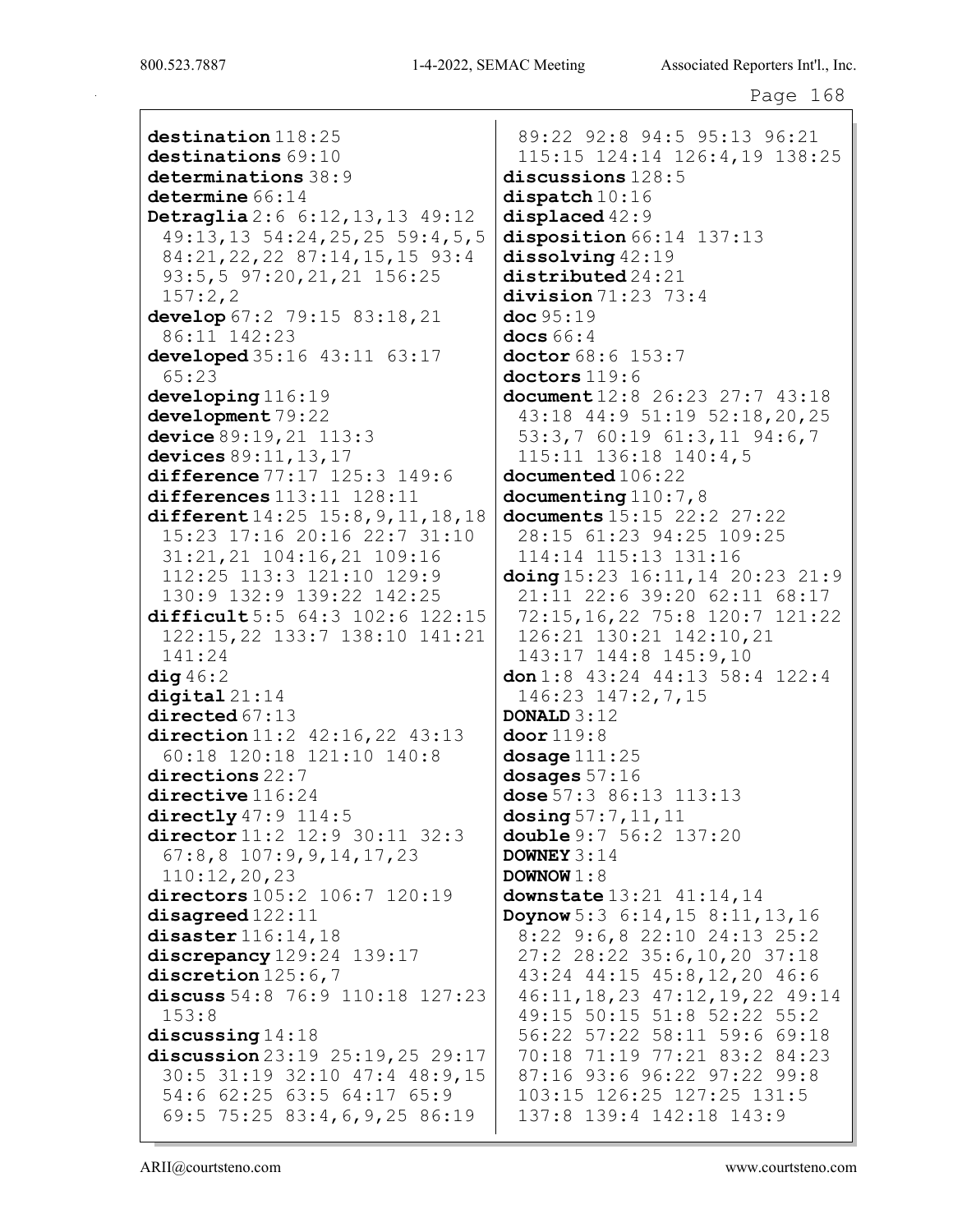**destination** 118:25
**destinations** 69:10
**determinations** 38:9
**determine** 66:14
**Detraglia** 2:6 6:12,13,13 49:12 49:13,13 54:24,25,25 59:4,5,5 84:21,22,22 87:14,15,15 93:4 93:5,5 97:20,21,21 156:25 157:2,2
**develop** 67:2 79:15 83:18,21 86:11 142:23
**developed** 35:16 43:11 63:17 65:23
**developing** 116:19
**development** 79:22
**device** 89:19,21 113:3
**devices** 89:11,13,17
**difference** 77:17 125:3 149:6
**differences** 113:11 128:11
**different** 14:25 15:8,9,11,18,18 15:23 17:16 20:16 22:7 31:10 31:21,21 104:16,21 109:16 112:25 113:3 121:10 129:9 130:9 132:9 139:22 142:25
**difficult** 5:5 64:3 102:6 122:15 122:15,22 133:7 138:10 141:21 141:24
**dig** 46:2
**digital** 21:14
**directed** 67:13
**direction** 11:2 42:16,22 43:13 60:18 120:18 121:10 140:8
**directions** 22:7
**directive** 116:24
**directly** 47:9 114:5
**director** 11:2 12:9 30:11 32:3 67:8,8 107:9,9,14,17,23 110:12,20,23
**directors** 105:2 106:7 120:19
**disagreed** 122:11
**disaster** 116:14,18
**discrepancy** 129:24 139:17
**discretion** 125:6,7
**discuss** 54:8 76:9 110:18 127:23 153:8
**discussing** 14:18
**discussion** 23:19 25:19,25 29:17 30:5 31:19 32:10 47:4 48:9,15 54:6 62:25 63:5 64:17 65:9 69:5 75:25 83:4,6,9,25 86:19 89:22 92:8 94:5 95:13 96:21 115:15 124:14 126:4,19 138:25
**discussions** 128:5
**dispatch** 10:16
**displaced** 42:9
**disposition** 66:14 137:13
**dissolving** 42:19
**distributed** 24:21
**division** 71:23 73:4
**doc** 95:19
**docs** 66:4
**doctor** 68:6 153:7
**doctors** 119:6
**document** 12:8 26:23 27:7 43:18 43:18 44:9 51:19 52:18,20,25 53:3,7 60:19 61:3,11 94:6,7 115:11 136:18 140:4,5
**documented** 106:22
**documenting** 110:7,8
**documents** 15:15 22:2 27:22 28:15 61:23 94:25 109:25 114:14 115:13 131:16
**doing** 15:23 16:11,14 20:23 21:9 21:11 22:6 39:20 62:11 68:17 72:15,16,22 75:8 120:7 121:22 126:21 130:21 142:10,21 143:17 144:8 145:9,10
**don** 1:8 43:24 44:13 58:4 122:4 146:23 147:2,7,15
**DONALD** 3:12
**door** 119:8
**dosage** 111:25
**dosages** 57:16
**dose** 57:3 86:13 113:13
**dosing** 57:7,11,11
**double** 9:7 56:2 137:20
**DOWNEY** 3:14
**DOWNOW** 1:8
**downstate** 13:21 41:14,14
**Doynow** 5:3 6:14,15 8:11,13,16 8:22 9:6,8 22:10 24:13 25:2 27:2 28:22 35:6,10,20 37:18 43:24 44:15 45:8,12,20 46:6 46:11,18,23 47:12,19,22 49:14 49:15 50:15 51:8 52:22 55:2 56:22 57:22 58:11 59:6 69:18 70:18 71:19 77:21 83:2 84:23 87:16 93:6 96:22 97:22 99:8 103:15 126:25 127:25 131:5 137:8 139:4 142:18 143:9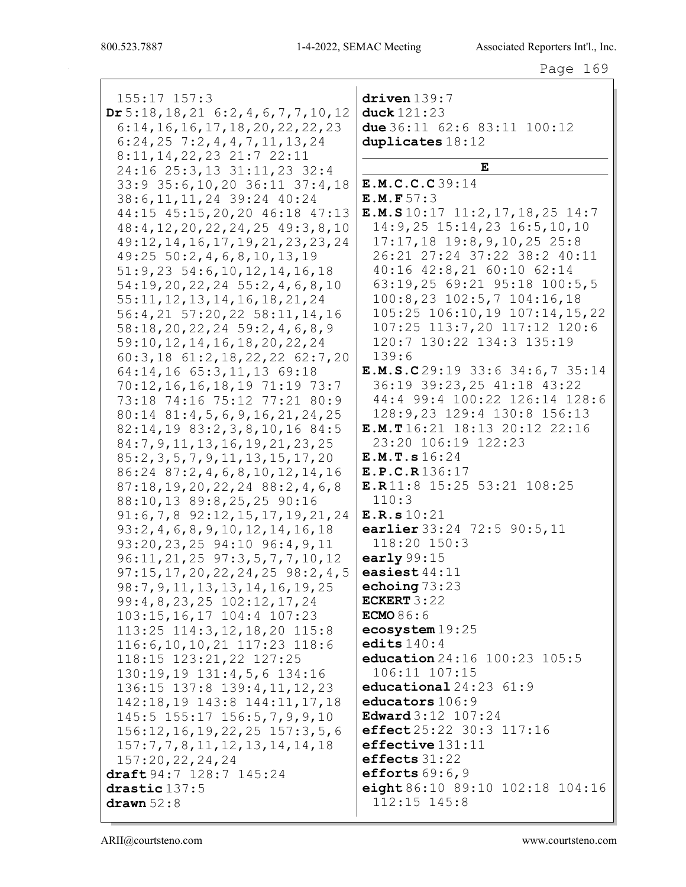155:17 157:3

**Dr** 5:18,18,21 6:2,4,6,7,7,10,12 6:14,16,16,17,18,20,22,22,23 6:24,25 7:2,4,4,7,11,13,24 8:11,14,22,23 21:7 22:11 24:16 25:3,13 31:11,23 32:4 33:9 35:6,10,20 36:11 37:4,18 38:6,11,11,24 39:24 40:24 44:15 45:15,20,20 46:18 47:13 48:4,12,20,22,24,25 49:3,8,10 49:12,14,16,17,19,21,23,23,24 49:25 50:2,4,6,8,10,13,19 51:9,23 54:6,10,12,14,16,18 54:19,20,22,24 55:2,4,6,8,10 55:11,12,13,14,16,18,21,24 56:4,21 57:20,22 58:11,14,16 58:18,20,22,24 59:2,4,6,8,9 59:10,12,14,16,18,20,22,24 60:3,18 61:2,18,22,22 62:7,20 64:14,16 65:3,11,13 69:18 70:12,16,16,18,19 71:19 73:7 73:18 74:16 75:12 77:21 80:9 80:14 81:4,5,6,9,16,21,24,25 82:14,19 83:2,3,8,10,16 84:5 84:7,9,11,13,16,19,21,23,25 85:2,3,5,7,9,11,13,15,17,20 86:24 87:2,4,6,8,10,12,14,16 87:18,19,20,22,24 88:2,4,6,8 88:10,13 89:8,25,25 90:16 91:6,7,8 92:12,15,17,19,21,24 93:2,4,6,8,9,10,12,14,16,18 93:20,23,25 94:10 96:4,9,11 96:11,21,25 97:3,5,7,7,10,12 97:15,17,20,22,24,25 98:2,4,5 98:7,9,11,13,13,14,16,19,25 99:4,8,23,25 102:12,17,24 103:15,16,17 104:4 107:23 113:25 114:3,12,18,20 115:8 116:6,10,10,21 117:23 118:6 118:15 123:21,22 127:25 130:19,19 131:4,5,6 134:16 136:15 137:8 139:4,11,12,23 142:18,19 143:8 144:11,17,18 145:5 155:17 156:5,7,9,9,10 156:12,16,19,22,25 157:3,5,6 157:7,7,8,11,12,13,14,14,18 157:20,22,24,24

**draft** 94:7 128:7 145:24

**drastic** 137:5

**drawn** 52:8

**driven** 139:7

**duck** 121:23

**due** 36:11 62:6 83:11 100:12

**duplicates** 18:12

**E**

**E.M.C.C.C** 39:14

**E.M.F** 57:3

**E.M.S** 10:17 11:2,17,18,25 14:7 14:9,25 15:14,23 16:5,10,10 17:17,18 19:8,9,10,25 25:8 26:21 27:24 37:22 38:2 40:11 40:16 42:8,21 60:10 62:14 63:19,25 69:21 95:18 100:5,5 100:8,23 102:5,7 104:16,18 105:25 106:10,19 107:14,15,22 107:25 113:7,20 117:12 120:6 120:7 130:22 134:3 135:19 139:6

**E.M.S.C** 29:19 33:6 34:6,7 35:14 36:19 39:23,25 41:18 43:22 44:4 99:4 100:22 126:14 128:6 128:9,23 129:4 130:8 156:13

**E.M.T** 16:21 18:13 20:12 22:16 23:20 106:19 122:23

**E.M.T.s** 16:24

**E.P.C.R** 136:17

**E.R** 11:8 15:25 53:21 108:25 110:3

**E.R.s** 10:21

**earlier** 33:24 72:5 90:5,11 118:20 150:3

**early** 99:15

**easiest** 44:11

**echoing** 73:23

**ECKERT** 3:22

**ECMO** 86:6

**ecosystem** 19:25

**edits** 140:4

**education** 24:16 100:23 105:5 106:11 107:15

**educational** 24:23 61:9

**educators** 106:9

**Edward** 3:12 107:24

**effect** 25:22 30:3 117:16

**effective** 131:11

**effects** 31:22

**efforts** 69:6,9

**eight** 86:10 89:10 102:18 104:16 112:15 145:8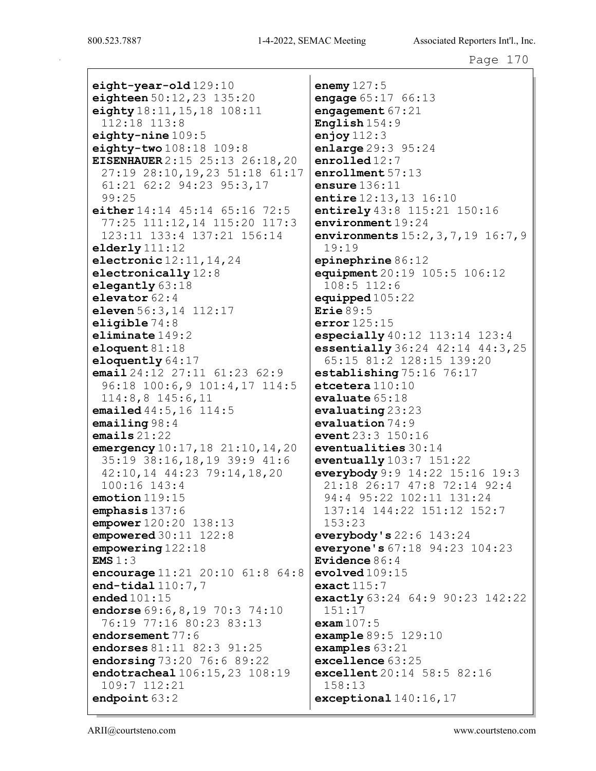**eight-year-old** 129:10
**eighteen** 50:12,23 135:20
**eighty** 18:11,15,18 108:11 112:18 113:8
**eighty-nine** 109:5
**eighty-two** 108:18 109:8
**EISENHAUER** 2:15 25:13 26:18,20 27:19 28:10,19,23 51:18 61:17 61:21 62:2 94:23 95:3,17 99:25
**either** 14:14 45:14 65:16 72:5 77:25 111:12,14 115:20 117:3 123:11 133:4 137:21 156:14
**elderly** 111:12
**electronic** 12:11,14,24
**electronically** 12:8
**elegantly** 63:18
**elevator** 62:4
**eleven** 56:3,14 112:17
**eligible** 74:8
**eliminate** 149:2
**eloquent** 81:18
**eloquently** 64:17
**email** 24:12 27:11 61:23 62:9 96:18 100:6,9 101:4,17 114:5 114:8,8 145:6,11
**emailed** 44:5,16 114:5
**emailing** 98:4
**emails** 21:22
**emergency** 10:17,18 21:10,14,20 35:19 38:16,18,19 39:9 41:6 42:10,14 44:23 79:14,18,20 100:16 143:4
**emotion** 119:15
**emphasis** 137:6
**empower** 120:20 138:13
**empowered** 30:11 122:8
**empowering** 122:18
**EMS** 1:3
**encourage** 11:21 20:10 61:8 64:8
**end-tidal** 110:7,7
**ended** 101:15
**endorse** 69:6,8,19 70:3 74:10 76:19 77:16 80:23 83:13
**endorsement** 77:6
**endorses** 81:11 82:3 91:25
**endorsing** 73:20 76:6 89:22
**endotracheal** 106:15,23 108:19 109:7 112:21
**endpoint** 63:2
**enemy** 127:5
**engage** 65:17 66:13
**engagement** 67:21
**English** 154:9
**enjoy** 112:3
**enlarge** 29:3 95:24
**enrolled** 12:7
**enrollment** 57:13
**ensure** 136:11
**entire** 12:13,13 16:10
**entirely** 43:8 115:21 150:16
**environment** 19:24
**environments** 15:2,3,7,19 16:7,9 19:19
**epinephrine** 86:12
**equipment** 20:19 105:5 106:12 108:5 112:6
**equipped** 105:22
**Erie** 89:5
**error** 125:15
**especially** 40:12 113:14 123:4
**essentially** 36:24 42:14 44:3,25 65:15 81:2 128:15 139:20
**establishing** 75:16 76:17
**etcetera** 110:10
**evaluate** 65:18
**evaluating** 23:23
**evaluation** 74:9
**event** 23:3 150:16
**eventualities** 30:14
**eventually** 103:7 151:22
**everybody** 9:9 14:22 15:16 19:3 21:18 26:17 47:8 72:14 92:4 94:4 95:22 102:11 131:24 137:14 144:22 151:12 152:7 153:23
**everybody's** 22:6 143:24
**everyone's** 67:18 94:23 104:23
**Evidence** 86:4
**evolved** 109:15
**exact** 115:7
**exactly** 63:24 64:9 90:23 142:22 151:17
**exam** 107:5
**example** 89:5 129:10
**examples** 63:21
**excellence** 63:25
**excellent** 20:14 58:5 82:16 158:13
**exceptional** 140:16,17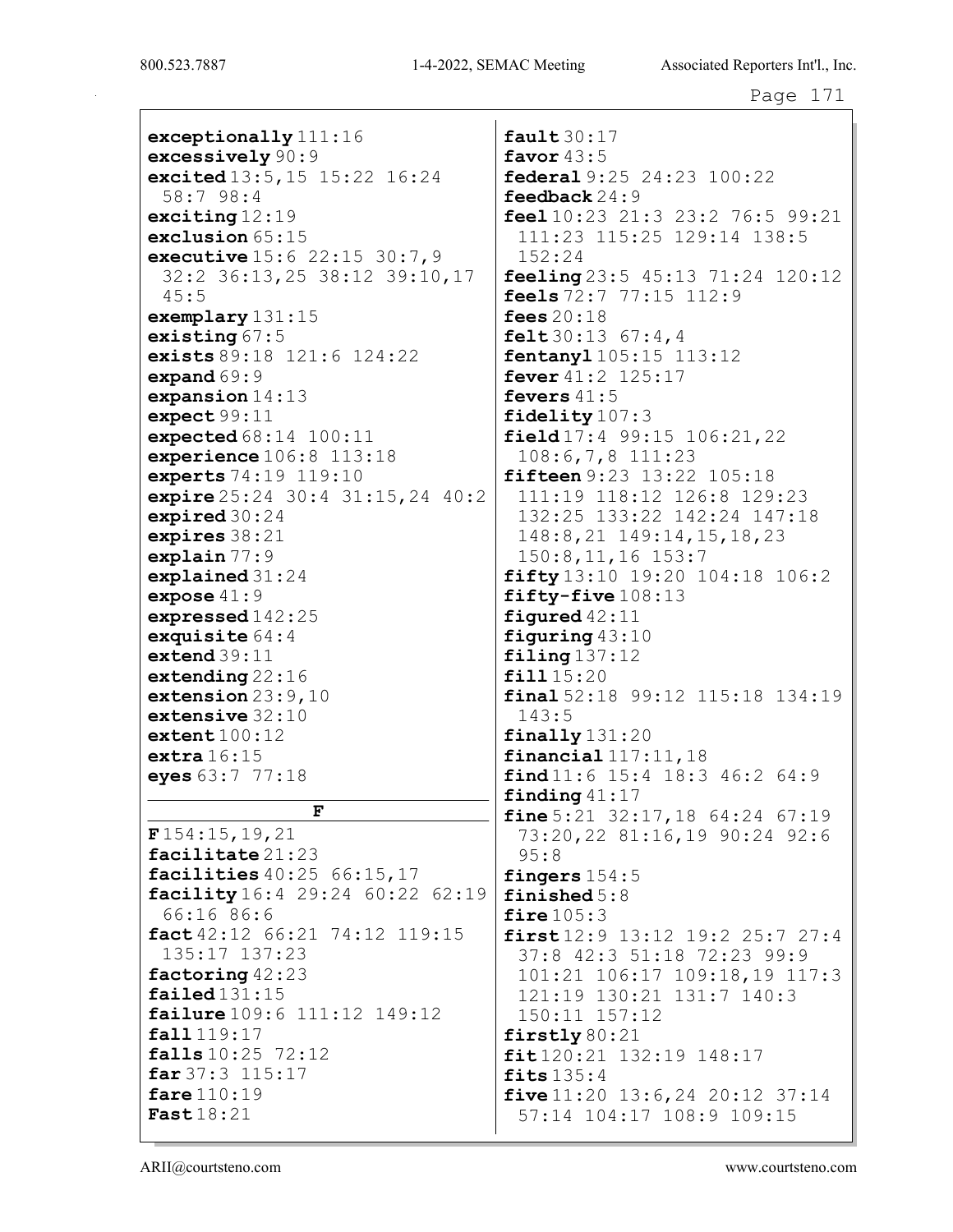**exceptionally** 111:16
**excessively** 90:9
**excited** 13:5,15 15:22 16:24 58:7 98:4
**exciting** 12:19
**exclusion** 65:15
**executive** 15:6 22:15 30:7,9 32:2 36:13,25 38:12 39:10,17 45:5
**exemplary** 131:15
**existing** 67:5
**exists** 89:18 121:6 124:22
**expand** 69:9
**expansion** 14:13
**expect** 99:11
**expected** 68:14 100:11
**experience** 106:8 113:18
**experts** 74:19 119:10
**expire** 25:24 30:4 31:15,24 40:2
**expired** 30:24
**expires** 38:21
**explain** 77:9
**explained** 31:24
**expose** 41:9
**expressed** 142:25
**exquisite** 64:4
**extend** 39:11
**extending** 22:16
**extension** 23:9,10
**extensive** 32:10
**extent** 100:12
**extra** 16:15
**eyes** 63:7 77:18

## F

**F** 154:15,19,21
**facilitate** 21:23
**facilities** 40:25 66:15,17
**facility** 16:4 29:24 60:22 62:19 66:16 86:6
**fact** 42:12 66:21 74:12 119:15 135:17 137:23
**factoring** 42:23
**failed** 131:15
**failure** 109:6 111:12 149:12
**fall** 119:17
**falls** 10:25 72:12
**far** 37:3 115:17
**fare** 110:19
**Fast** 18:21
**fault** 30:17
**favor** 43:5
**federal** 9:25 24:23 100:22
**feedback** 24:9
**feel** 10:23 21:3 23:2 76:5 99:21 111:23 115:25 129:14 138:5 152:24
**feeling** 23:5 45:13 71:24 120:12
**feels** 72:7 77:15 112:9
**fees** 20:18
**felt** 30:13 67:4,4
**fentanyl** 105:15 113:12
**fever** 41:2 125:17
**fevers** 41:5
**fidelity** 107:3
**field** 17:4 99:15 106:21,22 108:6,7,8 111:23
**fifteen** 9:23 13:22 105:18 111:19 118:12 126:8 129:23 132:25 133:22 142:24 147:18 148:8,21 149:14,15,18,23 150:8,11,16 153:7
**fifty** 13:10 19:20 104:18 106:2
**fifty-five** 108:13
**figured** 42:11
**figuring** 43:10
**filing** 137:12
**fill** 15:20
**final** 52:18 99:12 115:18 134:19 143:5
**finally** 131:20
**financial** 117:11,18
**find** 11:6 15:4 18:3 46:2 64:9
**finding** 41:17
**fine** 5:21 32:17,18 64:24 67:19 73:20,22 81:16,19 90:24 92:6 95:8
**fingers** 154:5
**finished** 5:8
**fire** 105:3
**first** 12:9 13:12 19:2 25:7 27:4 37:8 42:3 51:18 72:23 99:9 101:21 106:17 109:18,19 117:3 121:19 130:21 131:7 140:3 150:11 157:12
**firstly** 80:21
**fit** 120:21 132:19 148:17
**fits** 135:4
**five** 11:20 13:6,24 20:12 37:14 57:14 104:17 108:9 109:15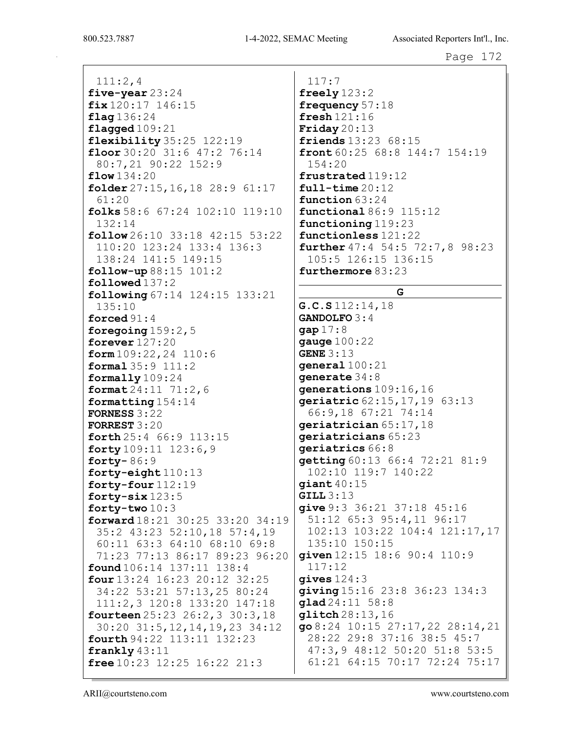111:2,4
**five-year** 23:24
**fix** 120:17 146:15
**flag** 136:24
**flagged** 109:21
**flexibility** 35:25 122:19
**floor** 30:20 31:6 47:2 76:14 80:7,21 90:22 152:9
**flow** 134:20
**folder** 27:15,16,18 28:9 61:17 61:20
**folks** 58:6 67:24 102:10 119:10 132:14
**follow** 26:10 33:18 42:15 53:22 110:20 123:24 133:4 136:3 138:24 141:5 149:15
**follow-up** 88:15 101:2
**followed** 137:2
**following** 67:14 124:15 133:21 135:10
**forced** 91:4
**foregoing** 159:2,5
**forever** 127:20
**form** 109:22,24 110:6
**formal** 35:9 111:2
**formally** 109:24
**format** 24:11 71:2,6
**formatting** 154:14
**FORNESS** 3:22
**FORREST** 3:20
**forth** 25:4 66:9 113:15
**forty** 109:11 123:6,9
**forty-** 86:9
**forty-eight** 110:13
**forty-four** 112:19
**forty-six** 123:5
**forty-two** 10:3
**forward** 18:21 30:25 33:20 34:19 35:2 43:23 52:10,18 57:4,19 60:11 63:3 64:10 68:10 69:8 71:23 77:13 86:17 89:23 96:20
**found** 106:14 137:11 138:4
**four** 13:24 16:23 20:12 32:25 34:22 53:21 57:13,25 80:24 111:2,3 120:8 133:20 147:18
**fourteen** 25:23 26:2,3 30:3,18 30:20 31:5,12,14,19,23 34:12
**fourth** 94:22 113:11 132:23
**frankly** 43:11
**free** 10:23 12:25 16:22 21:3 117:7
**freely** 123:2
**frequency** 57:18
**fresh** 121:16
**Friday** 20:13
**friends** 13:23 68:15
**front** 60:25 68:8 144:7 154:19 154:20
**frustrated** 119:12
**full-time** 20:12
**function** 63:24
**functional** 86:9 115:12
**functioning** 119:23
**functionless** 121:22
**further** 47:4 54:5 72:7,8 98:23 105:5 126:15 136:15
**furthermore** 83:23

## G

**G.C.S** 112:14,18
**GANDOLFO** 3:4
**gap** 17:8
**gauge** 100:22
**GENE** 3:13
**general** 100:21
**generate** 34:8
**generations** 109:16,16
**geriatric** 62:15,17,19 63:13 66:9,18 67:21 74:14
**geriatrician** 65:17,18
**geriatricians** 65:23
**geriatrics** 66:8
**getting** 60:13 66:4 72:21 81:9 102:10 119:7 140:22
**giant** 40:15
**GILL** 3:13
**give** 9:3 36:21 37:18 45:16 51:12 65:3 95:4,11 96:17 102:13 103:22 104:4 121:17,17 135:10 150:15
**given** 12:15 18:6 90:4 110:9 117:12
**gives** 124:3
**giving** 15:16 23:8 36:23 134:3
**glad** 24:11 58:8
**glitch** 28:13,16
**go** 8:24 10:15 27:17,22 28:14,21 28:22 29:8 37:16 38:5 45:7 47:3,9 48:12 50:20 51:8 53:5 61:21 64:15 70:17 72:24 75:17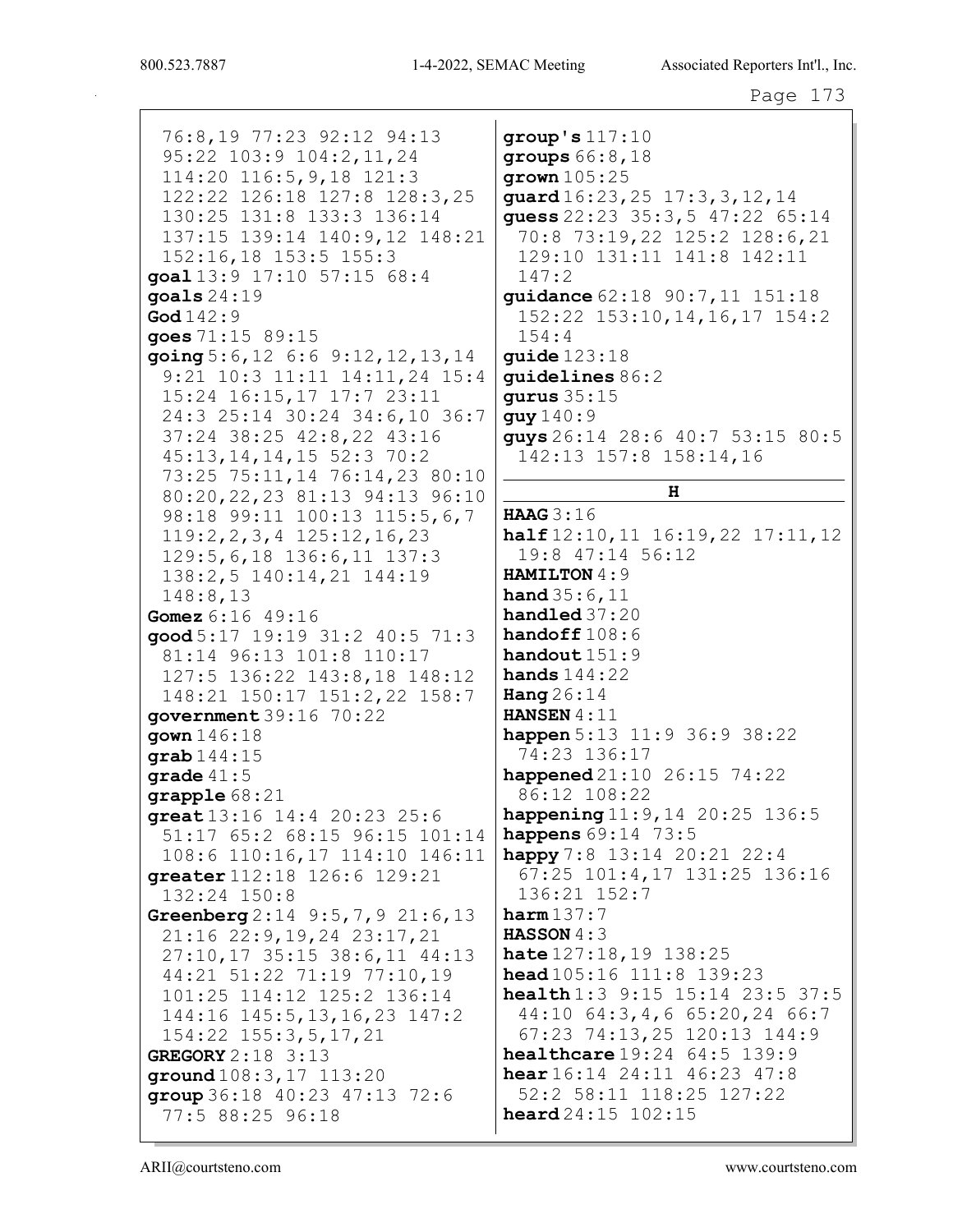76:8,19 77:23 92:12 94:13 95:22 103:9 104:2,11,24 114:20 116:5,9,18 121:3 122:22 126:18 127:8 128:3,25 130:25 131:8 133:3 136:14 137:15 139:14 140:9,12 148:21 152:16,18 153:5 155:3

**goal** 13:9 17:10 57:15 68:4

**goals** 24:19

**God** 142:9

**goes** 71:15 89:15

**going** 5:6,12 6:6 9:12,12,13,14 9:21 10:3 11:11 14:11,24 15:4 15:24 16:15,17 17:7 23:11 24:3 25:14 30:24 34:6,10 36:7 37:24 38:25 42:8,22 43:16 45:13,14,14,15 52:3 70:2 73:25 75:11,14 76:14,23 80:10 80:20,22,23 81:13 94:13 96:10 98:18 99:11 100:13 115:5,6,7 119:2,2,3,4 125:12,16,23 129:5,6,18 136:6,11 137:3 138:2,5 140:14,21 144:19 148:8,13

**Gomez** 6:16 49:16

**good** 5:17 19:19 31:2 40:5 71:3 81:14 96:13 101:8 110:17 127:5 136:22 143:8,18 148:12 148:21 150:17 151:2,22 158:7

**government** 39:16 70:22

**gown** 146:18

**grab** 144:15

**grade** 41:5

**grapple** 68:21

**great** 13:16 14:4 20:23 25:6 51:17 65:2 68:15 96:15 101:14 108:6 110:16,17 114:10 146:11

**greater** 112:18 126:6 129:21 132:24 150:8

**Greenberg** 2:14 9:5,7,9 21:6,13 21:16 22:9,19,24 23:17,21 27:10,17 35:15 38:6,11 44:13 44:21 51:22 71:19 77:10,19 101:25 114:12 125:2 136:14 144:16 145:5,13,16,23 147:2 154:22 155:3,5,17,21

**GREGORY** 2:18 3:13

**ground** 108:3,17 113:20

**group** 36:18 40:23 47:13 72:6 77:5 88:25 96:18

**group's** 117:10

**groups** 66:8,18

**grown** 105:25

**guard** 16:23,25 17:3,3,12,14

**guess** 22:23 35:3,5 47:22 65:14 70:8 73:19,22 125:2 128:6,21 129:10 131:11 141:8 142:11 147:2

**guidance** 62:18 90:7,11 151:18 152:22 153:10,14,16,17 154:2 154:4

**guide** 123:18

**guidelines** 86:2

**gurus** 35:15

**guy** 140:9

**guys** 26:14 28:6 40:7 53:15 80:5 142:13 157:8 158:14,16

## H

**HAAG** 3:16

**half** 12:10,11 16:19,22 17:11,12 19:8 47:14 56:12

**HAMILTON** 4:9

**hand** 35:6,11

**handled** 37:20

**handoff** 108:6

**handout** 151:9

**hands** 144:22

**Hang** 26:14

**HANSEN** 4:11

**happen** 5:13 11:9 36:9 38:22 74:23 136:17

**happened** 21:10 26:15 74:22 86:12 108:22

**happening** 11:9,14 20:25 136:5

**happens** 69:14 73:5

**happy** 7:8 13:14 20:21 22:4 67:25 101:4,17 131:25 136:16 136:21 152:7

**harm** 137:7

**HASSON** 4:3

**hate** 127:18,19 138:25

**head** 105:16 111:8 139:23

**health** 1:3 9:15 15:14 23:5 37:5 44:10 64:3,4,6 65:20,24 66:7 67:23 74:13,25 120:13 144:9

**healthcare** 19:24 64:5 139:9

**hear** 16:14 24:11 46:23 47:8 52:2 58:11 118:25 127:22

**heard** 24:15 102:15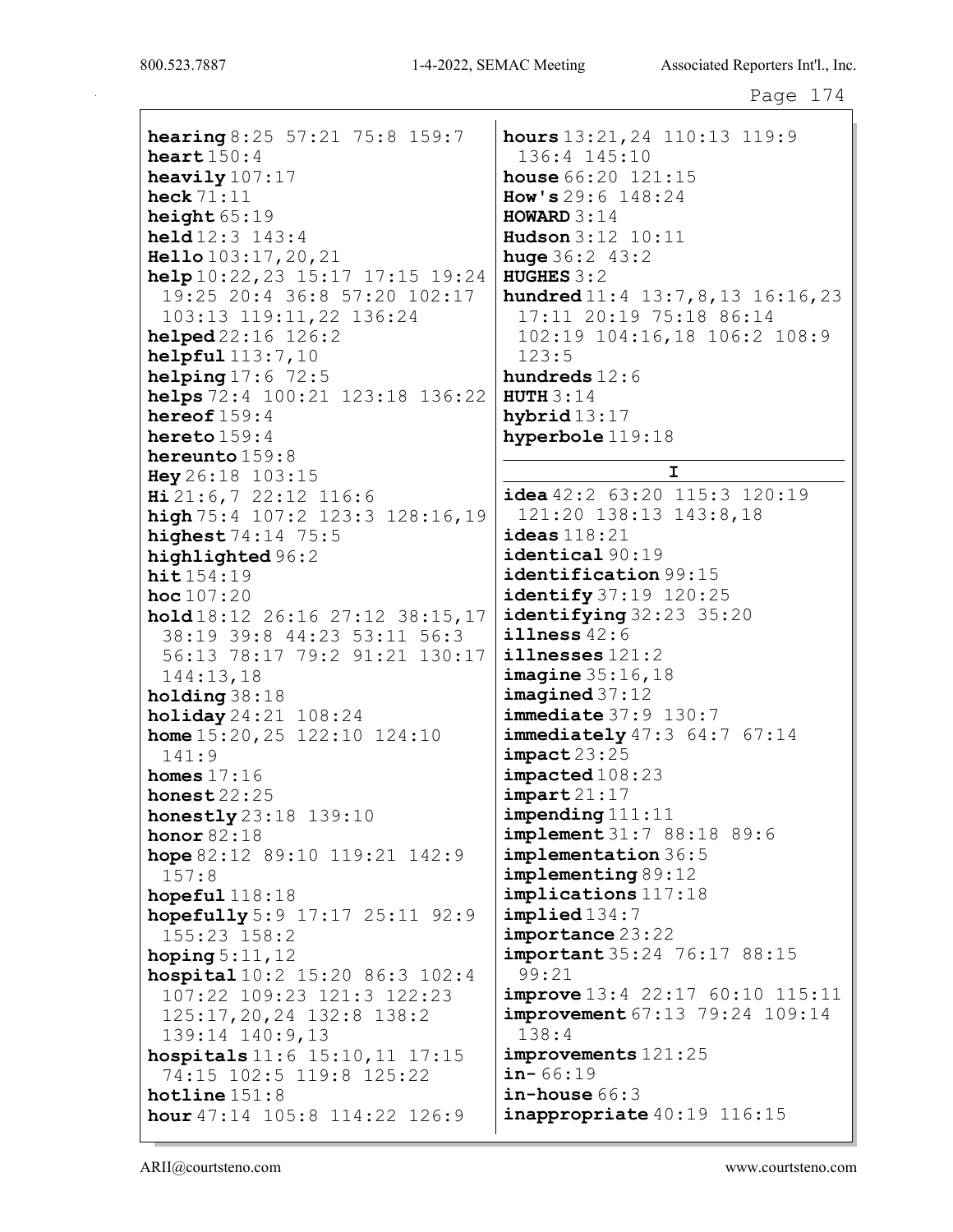**hearing** 8:25 57:21 75:8 159:7
**heart** 150:4
**heavily** 107:17
**heck** 71:11
**height** 65:19
**held** 12:3 143:4
**Hello** 103:17,20,21
**help** 10:22,23 15:17 17:15 19:24 19:25 20:4 36:8 57:20 102:17 103:13 119:11,22 136:24
**helped** 22:16 126:2
**helpful** 113:7,10
**helping** 17:6 72:5
**helps** 72:4 100:21 123:18 136:22
**hereof** 159:4
**hereto** 159:4
**hereunto** 159:8
**Hey** 26:18 103:15
**Hi** 21:6,7 22:12 116:6
**high** 75:4 107:2 123:3 128:16,19
**highest** 74:14 75:5
**highlighted** 96:2
**hit** 154:19
**hoc** 107:20
**hold** 18:12 26:16 27:12 38:15,17 38:19 39:8 44:23 53:11 56:3 56:13 78:17 79:2 91:21 130:17 144:13,18
**holding** 38:18
**holiday** 24:21 108:24
**home** 15:20,25 122:10 124:10 141:9
**homes** 17:16
**honest** 22:25
**honestly** 23:18 139:10
**honor** 82:18
**hope** 82:12 89:10 119:21 142:9 157:8
**hopeful** 118:18
**hopefully** 5:9 17:17 25:11 92:9 155:23 158:2
**hoping** 5:11,12
**hospital** 10:2 15:20 86:3 102:4 107:22 109:23 121:3 122:23 125:17,20,24 132:8 138:2 139:14 140:9,13
**hospitals** 11:6 15:10,11 17:15 74:15 102:5 119:8 125:22
**hotline** 151:8
**hour** 47:14 105:8 114:22 126:9
**hours** 13:21,24 110:13 119:9 136:4 145:10
**house** 66:20 121:15
**How's** 29:6 148:24
**HOWARD** 3:14
**Hudson** 3:12 10:11
**huge** 36:2 43:2
**HUGHES** 3:2
**hundred** 11:4 13:7,8,13 16:16,23 17:11 20:19 75:18 86:14 102:19 104:16,18 106:2 108:9 123:5
**hundreds** 12:6
**HUTH** 3:14
**hybrid** 13:17
**hyperbole** 119:18

## I

**idea** 42:2 63:20 115:3 120:19 121:20 138:13 143:8,18
**ideas** 118:21
**identical** 90:19
**identification** 99:15
**identify** 37:19 120:25
**identifying** 32:23 35:20
**illness** 42:6
**illnesses** 121:2
**imagine** 35:16,18
**imagined** 37:12
**immediate** 37:9 130:7
**immediately** 47:3 64:7 67:14
**impact** 23:25
**impacted** 108:23
**impart** 21:17
**impending** 111:11
**implement** 31:7 88:18 89:6
**implementation** 36:5
**implementing** 89:12
**implications** 117:18
**implied** 134:7
**importance** 23:22
**important** 35:24 76:17 88:15 99:21
**improve** 13:4 22:17 60:10 115:11
**improvement** 67:13 79:24 109:14 138:4
**improvements** 121:25
**in-** 66:19
**in-house** 66:3
**inappropriate** 40:19 116:15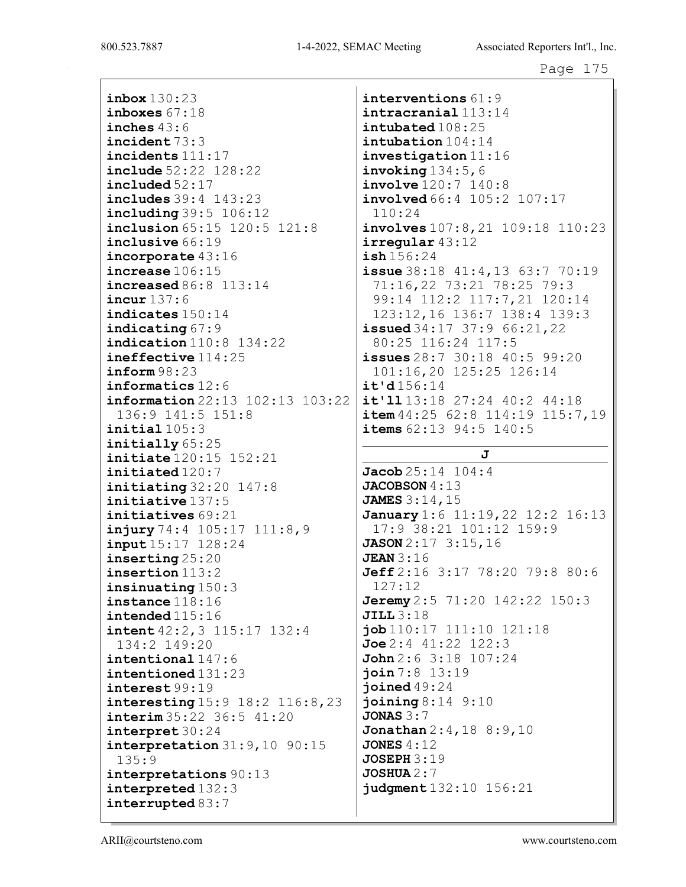**inbox** 130:23
**inboxes** 67:18
**inches** 43:6
**incident** 73:3
**incidents** 111:17
**include** 52:22 128:22
**included** 52:17
**includes** 39:4 143:23
**including** 39:5 106:12
**inclusion** 65:15 120:5 121:8
**inclusive** 66:19
**incorporate** 43:16
**increase** 106:15
**increased** 86:8 113:14
**incur** 137:6
**indicates** 150:14
**indicating** 67:9
**indication** 110:8 134:22
**ineffective** 114:25
**inform** 98:23
**informatics** 12:6
**information** 22:13 102:13 103:22 136:9 141:5 151:8
**initial** 105:3
**initially** 65:25
**initiate** 120:15 152:21
**initiated** 120:7
**initiating** 32:20 147:8
**initiative** 137:5
**initiatives** 69:21
**injury** 74:4 105:17 111:8,9
**input** 15:17 128:24
**inserting** 25:20
**insertion** 113:2
**insinuating** 150:3
**instance** 118:16
**intended** 115:16
**intent** 42:2,3 115:17 132:4 134:2 149:20
**intentional** 147:6
**intentioned** 131:23
**interest** 99:19
**interesting** 15:9 18:2 116:8,23
**interim** 35:22 36:5 41:20
**interpret** 30:24
**interpretation** 31:9,10 90:15 135:9
**interpretations** 90:13
**interpreted** 132:3
**interrupted** 83:7
**interventions** 61:9
**intracranial** 113:14
**intubated** 108:25
**intubation** 104:14
**investigation** 11:16
**invoking** 134:5,6
**involve** 120:7 140:8
**involved** 66:4 105:2 107:17 110:24
**involves** 107:8,21 109:18 110:23
**irregular** 43:12
**ish** 156:24
**issue** 38:18 41:4,13 63:7 70:19 71:16,22 73:21 78:25 79:3 99:14 112:2 117:7,21 120:14 123:12,16 136:7 138:4 139:3
**issued** 34:17 37:9 66:21,22 80:25 116:24 117:5
**issues** 28:7 30:18 40:5 99:20 101:16,20 125:25 126:14
**it'd** 156:14
**it'll** 13:18 27:24 40:2 44:18
**item** 44:25 62:8 114:19 115:7,19
**items** 62:13 94:5 140:5

## J

**Jacob** 25:14 104:4
**JACOBSON** 4:13
**JAMES** 3:14,15
**January** 1:6 11:19,22 12:2 16:13 17:9 38:21 101:12 159:9
**JASON** 2:17 3:15,16
**JEAN** 3:16
**Jeff** 2:16 3:17 78:20 79:8 80:6 127:12
**Jeremy** 2:5 71:20 142:22 150:3
**JILL** 3:18
**job** 110:17 111:10 121:18
**Joe** 2:4 41:22 122:3
**John** 2:6 3:18 107:24
**join** 7:8 13:19
**joined** 49:24
**joining** 8:14 9:10
**JONAS** 3:7
**Jonathan** 2:4,18 8:9,10
**JONES** 4:12
**JOSEPH** 3:19
**JOSHUA** 2:7
**judgment** 132:10 156:21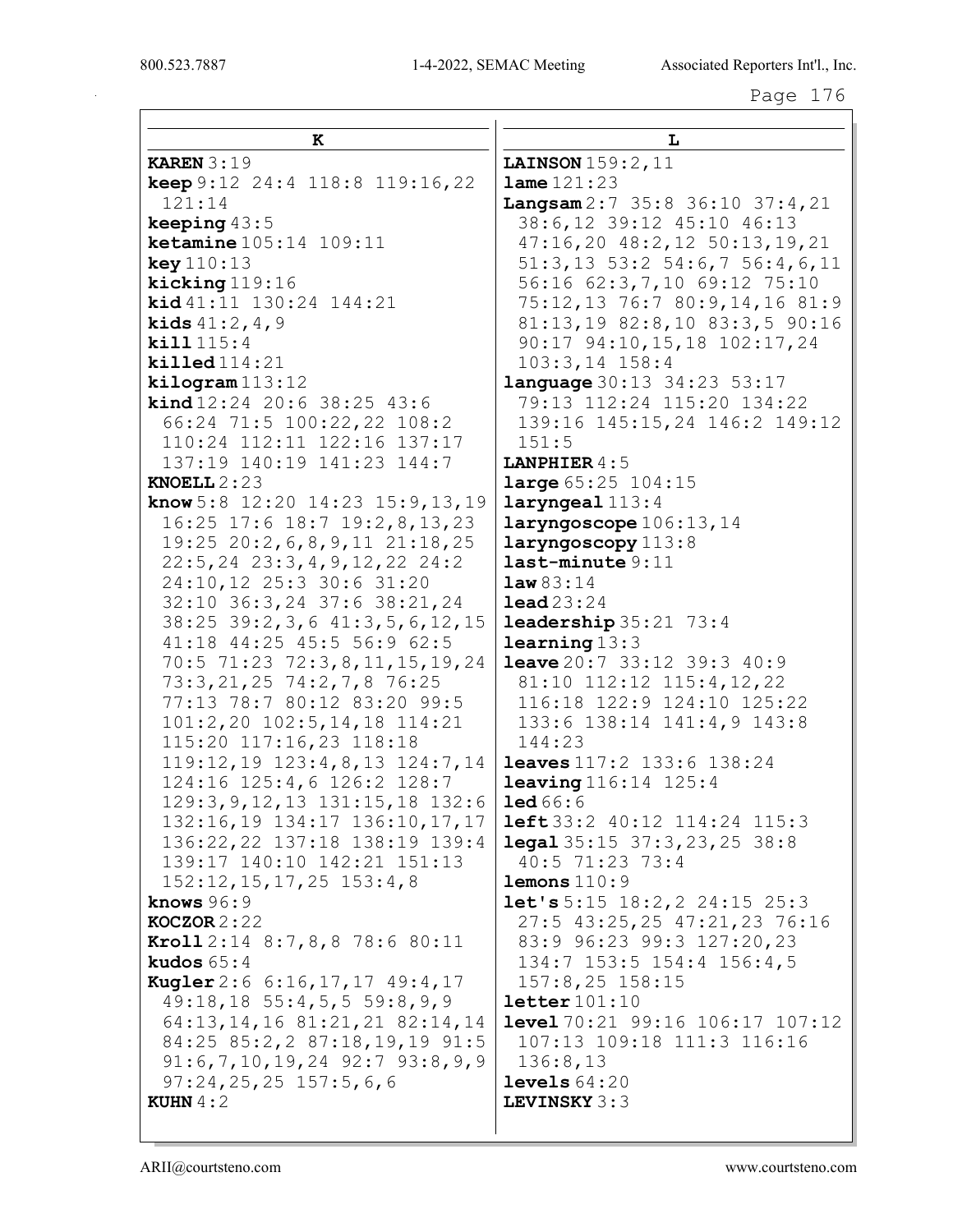## K

**KAREN** 3:19
**keep** 9:12 24:4 118:8 119:16,22 121:14
**keeping** 43:5
**ketamine** 105:14 109:11
**key** 110:13
**kicking** 119:16
**kid** 41:11 130:24 144:21
**kids** 41:2,4,9
**kill** 115:4
**killed** 114:21
**kilogram** 113:12
**kind** 12:24 20:6 38:25 43:6 66:24 71:5 100:22,22 108:2 110:24 112:11 122:16 137:17 137:19 140:19 141:23 144:7
**KNOELL** 2:23
**know** 5:8 12:20 14:23 15:9,13,19 16:25 17:6 18:7 19:2,8,13,23 19:25 20:2,6,8,9,11 21:18,25 22:5,24 23:3,4,9,12,22 24:2 24:10,12 25:3 30:6 31:20 32:10 36:3,24 37:6 38:21,24 38:25 39:2,3,6 41:3,5,6,12,15 41:18 44:25 45:5 56:9 62:5 70:5 71:23 72:3,8,11,15,19,24 73:3,21,25 74:2,7,8 76:25 77:13 78:7 80:12 83:20 99:5 101:2,20 102:5,14,18 114:21 115:20 117:16,23 118:18 119:12,19 123:4,8,13 124:7,14 124:16 125:4,6 126:2 128:7 129:3,9,12,13 131:15,18 132:6 132:16,19 134:17 136:10,17,17 136:22,22 137:18 138:19 139:4 139:17 140:10 142:21 151:13 152:12,15,17,25 153:4,8
**knows** 96:9
**KOCZOR** 2:22
**Kroll** 2:14 8:7,8,8 78:6 80:11
**kudos** 65:4
**Kugler** 2:6 6:16,17,17 49:4,17 49:18,18 55:4,5,5 59:8,9,9 64:13,14,16 81:21,21 82:14,14 84:25 85:2,2 87:18,19,19 91:5 91:6,7,10,19,24 92:7 93:8,9,9 97:24,25,25 157:5,6,6
**KUHN** 4:2

## L

**LAINSON** 159:2,11
**lame** 121:23
**Langsam** 2:7 35:8 36:10 37:4,21 38:6,12 39:12 45:10 46:13 47:16,20 48:2,12 50:13,19,21 51:3,13 53:2 54:6,7 56:4,6,11 56:16 62:3,7,10 69:12 75:10 75:12,13 76:7 80:9,14,16 81:9 81:13,19 82:8,10 83:3,5 90:16 90:17 94:10,15,18 102:17,24 103:3,14 158:4
**language** 30:13 34:23 53:17 79:13 112:24 115:20 134:22 139:16 145:15,24 146:2 149:12 151:5
**LANPHIER** 4:5
**large** 65:25 104:15
**laryngeal** 113:4
**laryngoscope** 106:13,14
**laryngoscopy** 113:8
**last-minute** 9:11
**law** 83:14
**lead** 23:24
**leadership** 35:21 73:4
**learning** 13:3
**leave** 20:7 33:12 39:3 40:9 81:10 112:12 115:4,12,22 116:18 122:9 124:10 125:22 133:6 138:14 141:4,9 143:8 144:23
**leaves** 117:2 133:6 138:24
**leaving** 116:14 125:4
**led** 66:6
**left** 33:2 40:12 114:24 115:3
**legal** 35:15 37:3,23,25 38:8 40:5 71:23 73:4
**lemons** 110:9
**let's** 5:15 18:2,2 24:15 25:3 27:5 43:25,25 47:21,23 76:16 83:9 96:23 99:3 127:20,23 134:7 153:5 154:4 156:4,5 157:8,25 158:15
**letter** 101:10
**level** 70:21 99:16 106:17 107:12 107:13 109:18 111:3 116:16 136:8,13
**levels** 64:20
**LEVINSKY** 3:3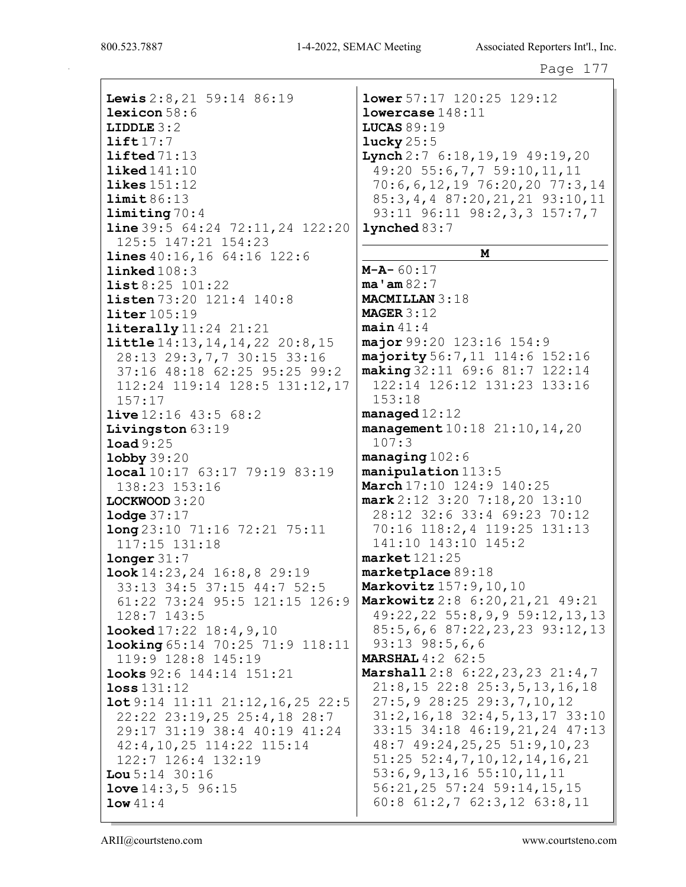**Lewis** 2:8,21 59:14 86:19
**lexicon** 58:6
**LIDDLE** 3:2
**lift** 17:7
**lifted** 71:13
**liked** 141:10
**likes** 151:12
**limit** 86:13
**limiting** 70:4
**line** 39:5 64:24 72:11,24 122:20 125:5 147:21 154:23
**lines** 40:16,16 64:16 122:6
**linked** 108:3
**list** 8:25 101:22
**listen** 73:20 121:4 140:8
**liter** 105:19
**literally** 11:24 21:21
**little** 14:13,14,14,22 20:8,15 28:13 29:3,7,7 30:15 33:16 37:16 48:18 62:25 95:25 99:2 112:24 119:14 128:5 131:12,17 157:17
**live** 12:16 43:5 68:2
**Livingston** 63:19
**load** 9:25
**lobby** 39:20
**local** 10:17 63:17 79:19 83:19 138:23 153:16
**LOCKWOOD** 3:20
**lodge** 37:17
**long** 23:10 71:16 72:21 75:11 117:15 131:18
**longer** 31:7
**look** 14:23,24 16:8,8 29:19 33:13 34:5 37:15 44:7 52:5 61:22 73:24 95:5 121:15 126:9 128:7 143:5
**looked** 17:22 18:4,9,10
**looking** 65:14 70:25 71:9 118:11 119:9 128:8 145:19
**looks** 92:6 144:14 151:21
**loss** 131:12
**lot** 9:14 11:11 21:12,16,25 22:5 22:22 23:19,25 25:4,18 28:7 29:17 31:19 38:4 40:19 41:24 42:4,10,25 114:22 115:14 122:7 126:4 132:19
**Lou** 5:14 30:16
**love** 14:3,5 96:15
**low** 41:4
**lower** 57:17 120:25 129:12
**lowercase** 148:11
**LUCAS** 89:19
**lucky** 25:5
**Lynch** 2:7 6:18,19,19 49:19,20 49:20 55:6,7,7 59:10,11,11 70:6,6,12,19 76:20,20 77:3,14 85:3,4,4 87:20,21,21 93:10,11 93:11 96:11 98:2,3,3 157:7,7
**lynched** 83:7

## M

**M-A-** 60:17
**ma'am** 82:7
**MACMILLAN** 3:18
**MAGER** 3:12
**main** 41:4
**major** 99:20 123:16 154:9
**majority** 56:7,11 114:6 152:16
**making** 32:11 69:6 81:7 122:14 122:14 126:12 131:23 133:16 153:18
**managed** 12:12
**management** 10:18 21:10,14,20 107:3
**managing** 102:6
**manipulation** 113:5
**March** 17:10 124:9 140:25
**mark** 2:12 3:20 7:18,20 13:10 28:12 32:6 33:4 69:23 70:12 70:16 118:2,4 119:25 131:13 141:10 143:10 145:2
**market** 121:25
**marketplace** 89:18
**Markovitz** 157:9,10,10
**Markowitz** 2:8 6:20,21,21 49:21 49:22,22 55:8,9,9 59:12,13,13 85:5,6,6 87:22,23,23 93:12,13 93:13 98:5,6,6
**MARSHAL** 4:2 62:5
**Marshall** 2:8 6:22,23,23 21:4,7 21:8,15 22:8 25:3,5,13,16,18 27:5,9 28:25 29:3,7,10,12 31:2,16,18 32:4,5,13,17 33:10 33:15 34:18 46:19,21,24 47:13 48:7 49:24,25,25 51:9,10,23 51:25 52:4,7,10,12,14,16,21 53:6,9,13,16 55:10,11,11 56:21,25 57:24 59:14,15,15 60:8 61:2,7 62:3,12 63:8,11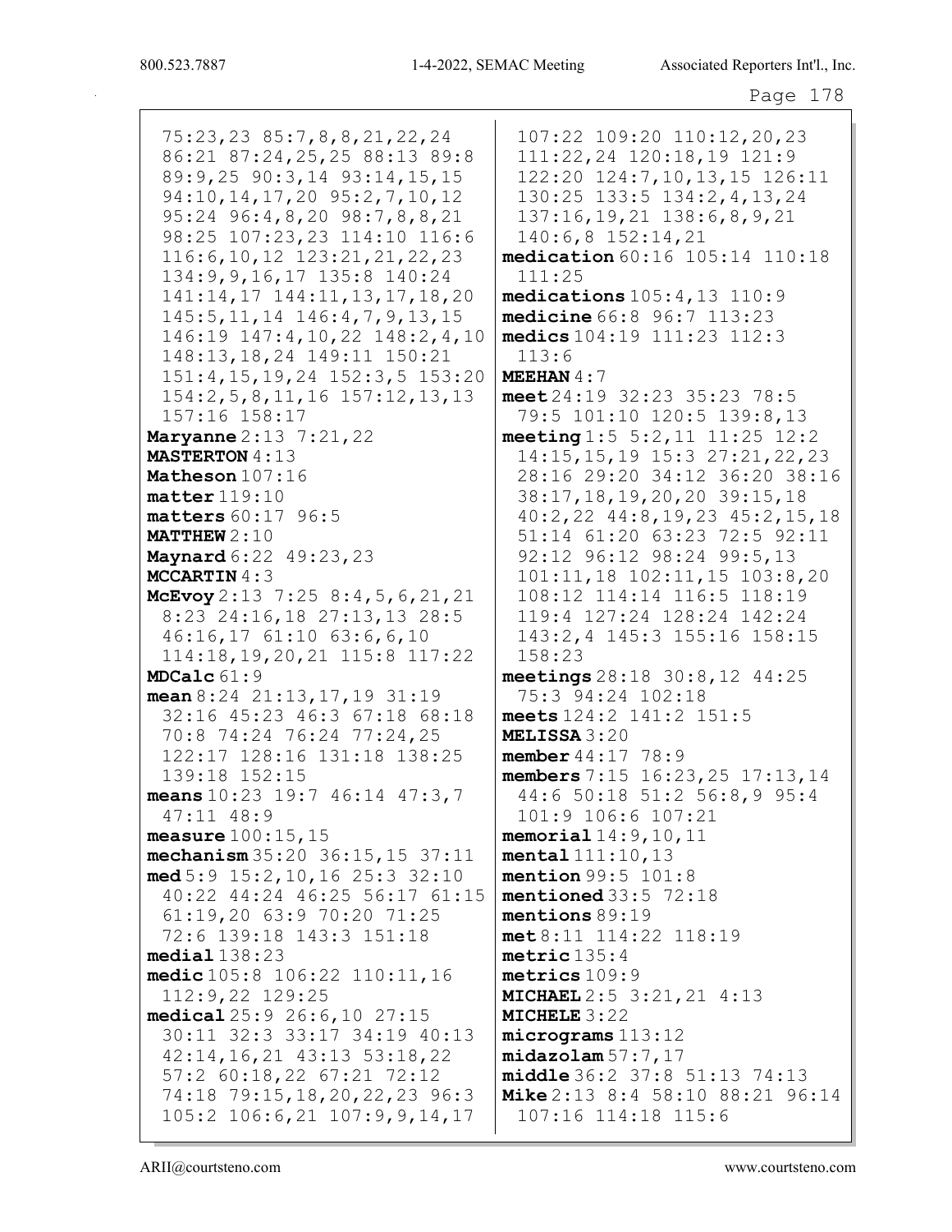75:23,23 85:7,8,8,21,22,24
86:21 87:24,25,25 88:13 89:8
89:9,25 90:3,14 93:14,15,15
94:10,14,17,20 95:2,7,10,12
95:24 96:4,8,20 98:7,8,8,21
98:25 107:23,23 114:10 116:6
116:6,10,12 123:21,21,22,23
134:9,9,16,17 135:8 140:24
141:14,17 144:11,13,17,18,20
145:5,11,14 146:4,7,9,13,15
146:19 147:4,10,22 148:2,4,10
148:13,18,24 149:11 150:21
151:4,15,19,24 152:3,5 153:20
154:2,5,8,11,16 157:12,13,13
157:16 158:17

**Maryanne** 2:13 7:21,22

**MASTERTON** 4:13

**Matheson** 107:16

**matter** 119:10

**matters** 60:17 96:5

**MATTHEW** 2:10

**Maynard** 6:22 49:23,23

**MCCARTIN** 4:3

**McEvoy** 2:13 7:25 8:4,5,6,21,21
8:23 24:16,18 27:13,13 28:5
46:16,17 61:10 63:6,6,10
114:18,19,20,21 115:8 117:22

**MDCalc** 61:9

**mean** 8:24 21:13,17,19 31:19
32:16 45:23 46:3 67:18 68:18
70:8 74:24 76:24 77:24,25
122:17 128:16 131:18 138:25
139:18 152:15

**means** 10:23 19:7 46:14 47:3,7
47:11 48:9

**measure** 100:15,15

**mechanism** 35:20 36:15,15 37:11

**med** 5:9 15:2,10,16 25:3 32:10
40:22 44:24 46:25 56:17 61:15
61:19,20 63:9 70:20 71:25
72:6 139:18 143:3 151:18

**medial** 138:23

**medic** 105:8 106:22 110:11,16
112:9,22 129:25

**medical** 25:9 26:6,10 27:15
30:11 32:3 33:17 34:19 40:13
42:14,16,21 43:13 53:18,22
57:2 60:18,22 67:21 72:12
74:18 79:15,18,20,22,23 96:3
105:2 106:6,21 107:9,9,14,17
107:22 109:20 110:12,20,23
111:22,24 120:18,19 121:9
122:20 124:7,10,13,15 126:11
130:25 133:5 134:2,4,13,24
137:16,19,21 138:6,8,9,21
140:6,8 152:14,21

**medication** 60:16 105:14 110:18
111:25

**medications** 105:4,13 110:9

**medicine** 66:8 96:7 113:23

**medics** 104:19 111:23 112:3
113:6

**MEEHAN** 4:7

**meet** 24:19 32:23 35:23 78:5
79:5 101:10 120:5 139:8,13

**meeting** 1:5 5:2,11 11:25 12:2
14:15,15,19 15:3 27:21,22,23
28:16 29:20 34:12 36:20 38:16
38:17,18,19,20,20 39:15,18
40:2,22 44:8,19,23 45:2,15,18
51:14 61:20 63:23 72:5 92:11
92:12 96:12 98:24 99:5,13
101:11,18 102:11,15 103:8,20
108:12 114:14 116:5 118:19
119:4 127:24 128:24 142:24
143:2,4 145:3 155:16 158:15
158:23

**meetings** 28:18 30:8,12 44:25
75:3 94:24 102:18

**meets** 124:2 141:2 151:5

**MELISSA** 3:20

**member** 44:17 78:9

**members** 7:15 16:23,25 17:13,14
44:6 50:18 51:2 56:8,9 95:4
101:9 106:6 107:21

**memorial** 14:9,10,11

**mental** 111:10,13

**mention** 99:5 101:8

**mentioned** 33:5 72:18

**mentions** 89:19

**met** 8:11 114:22 118:19

**metric** 135:4

**metrics** 109:9

**MICHAEL** 2:5 3:21,21 4:13

**MICHELE** 3:22

**micrograms** 113:12

**midazolam** 57:7,17

**middle** 36:2 37:8 51:13 74:13

**Mike** 2:13 8:4 58:10 88:21 96:14
107:16 114:18 115:6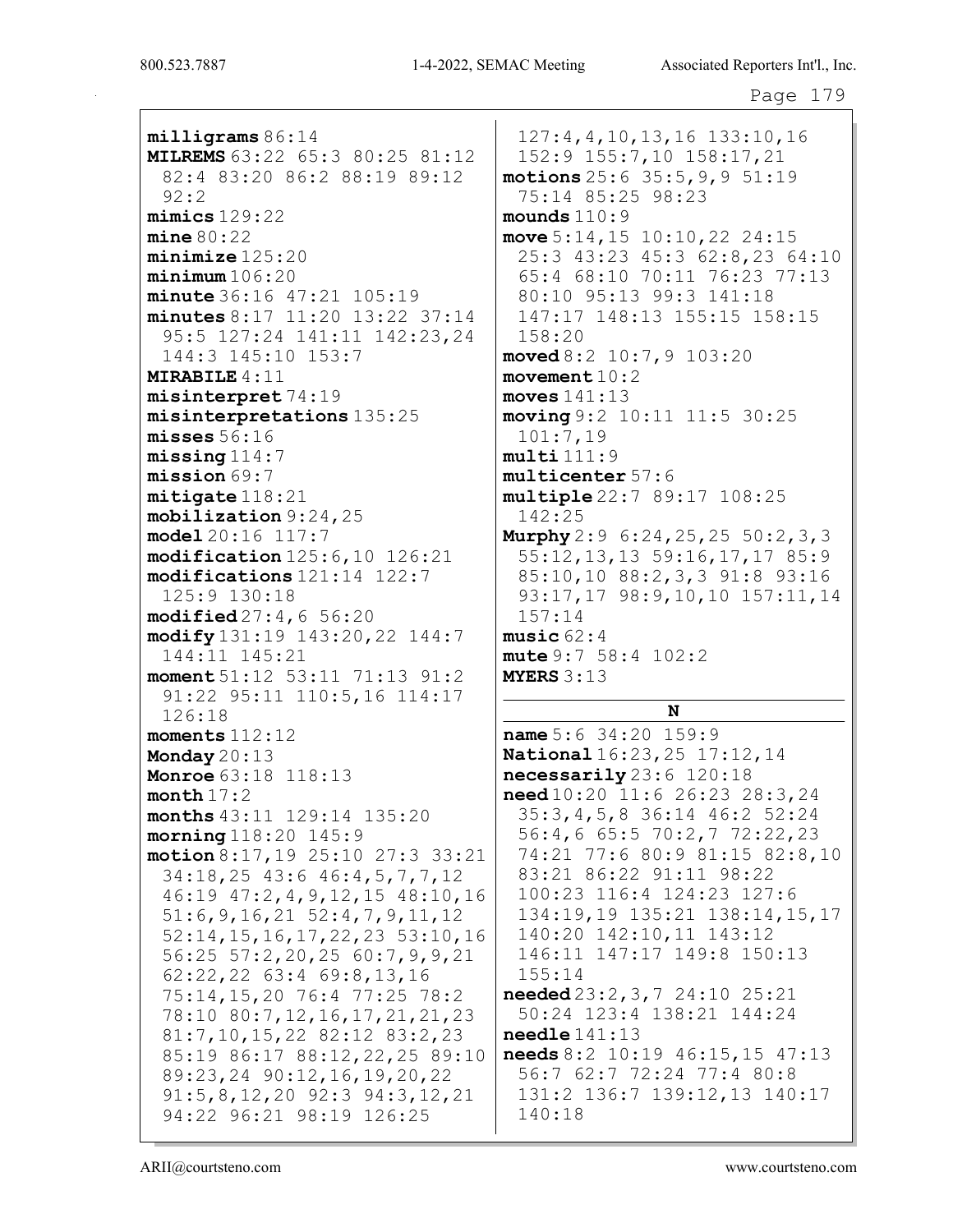**milligrams** 86:14
**MILREMS** 63:22 65:3 80:25 81:12 82:4 83:20 86:2 88:19 89:12 92:2
**mimics** 129:22
**mine** 80:22
**minimize** 125:20
**minimum** 106:20
**minute** 36:16 47:21 105:19
**minutes** 8:17 11:20 13:22 37:14 95:5 127:24 141:11 142:23,24 144:3 145:10 153:7
**MIRABILE** 4:11
**misinterpret** 74:19
**misinterpretations** 135:25
**misses** 56:16
**missing** 114:7
**mission** 69:7
**mitigate** 118:21
**mobilization** 9:24,25
**model** 20:16 117:7
**modification** 125:6,10 126:21
**modifications** 121:14 122:7 125:9 130:18
**modified** 27:4,6 56:20
**modify** 131:19 143:20,22 144:7 144:11 145:21
**moment** 51:12 53:11 71:13 91:2 91:22 95:11 110:5,16 114:17 126:18
**moments** 112:12
**Monday** 20:13
**Monroe** 63:18 118:13
**month** 17:2
**months** 43:11 129:14 135:20
**morning** 118:20 145:9
**motion** 8:17,19 25:10 27:3 33:21 34:18,25 43:6 46:4,5,7,7,12 46:19 47:2,4,9,12,15 48:10,16 51:6,9,16,21 52:4,7,9,11,12 52:14,15,16,17,22,23 53:10,16 56:25 57:2,20,25 60:7,9,9,21 62:22,22 63:4 69:8,13,16 75:14,15,20 76:4 77:25 78:2 78:10 80:7,12,16,17,21,21,23 81:7,10,15,22 82:12 83:2,23 85:19 86:17 88:12,22,25 89:10 89:23,24 90:12,16,19,20,22 91:5,8,12,20 92:3 94:3,12,21 94:22 96:21 98:19 126:25 127:4,4,10,13,16 133:10,16 152:9 155:7,10 158:17,21
**motions** 25:6 35:5,9,9 51:19 75:14 85:25 98:23
**mounds** 110:9
**move** 5:14,15 10:10,22 24:15 25:3 43:23 45:3 62:8,23 64:10 65:4 68:10 70:11 76:23 77:13 80:10 95:13 99:3 141:18 147:17 148:13 155:15 158:15 158:20
**moved** 8:2 10:7,9 103:20
**movement** 10:2
**moves** 141:13
**moving** 9:2 10:11 11:5 30:25 101:7,19
**multi** 111:9
**multicenter** 57:6
**multiple** 22:7 89:17 108:25 142:25
**Murphy** 2:9 6:24,25,25 50:2,3,3 55:12,13,13 59:16,17,17 85:9 85:10,10 88:2,3,3 91:8 93:16 93:17,17 98:9,10,10 157:11,14 157:14
**music** 62:4
**mute** 9:7 58:4 102:2
**MYERS** 3:13

## N

**name** 5:6 34:20 159:9
**National** 16:23,25 17:12,14
**necessarily** 23:6 120:18
**need** 10:20 11:6 26:23 28:3,24 35:3,4,5,8 36:14 46:2 52:24 56:4,6 65:5 70:2,7 72:22,23 74:21 77:6 80:9 81:15 82:8,10 83:21 86:22 91:11 98:22 100:23 116:4 124:23 127:6 134:19,19 135:21 138:14,15,17 140:20 142:10,11 143:12 146:11 147:17 149:8 150:13 155:14
**needed** 23:2,3,7 24:10 25:21 50:24 123:4 138:21 144:24
**needle** 141:13
**needs** 8:2 10:19 46:15,15 47:13 56:7 62:7 72:24 77:4 80:8 131:2 136:7 139:12,13 140:17 140:18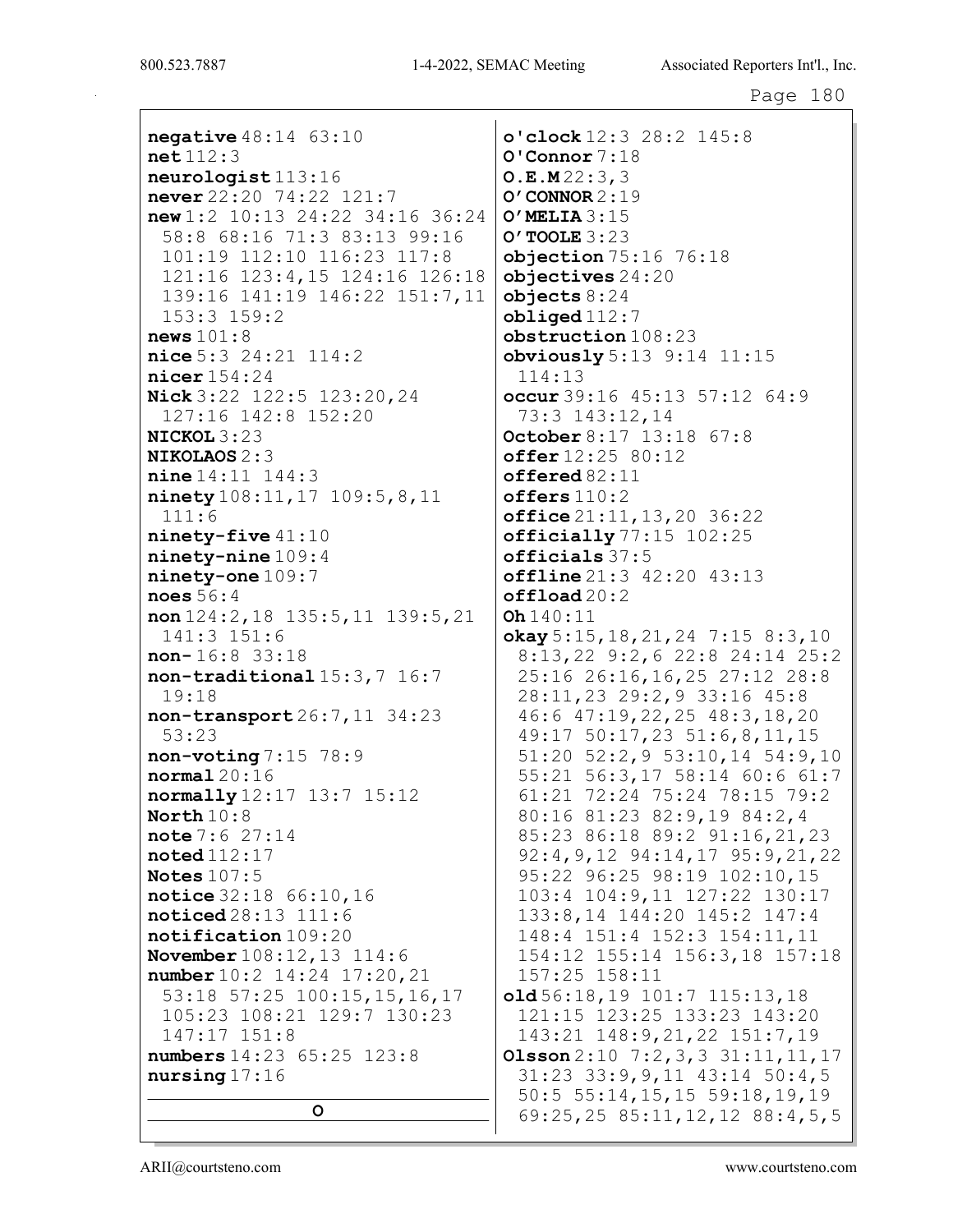**negative** 48:14 63:10
**net** 112:3
**neurologist** 113:16
**never** 22:20 74:22 121:7
**new** 1:2 10:13 24:22 34:16 36:24 58:8 68:16 71:3 83:13 99:16 101:19 112:10 116:23 117:8 121:16 123:4,15 124:16 126:18 139:16 141:19 146:22 151:7,11 153:3 159:2
**news** 101:8
**nice** 5:3 24:21 114:2
**nicer** 154:24
**Nick** 3:22 122:5 123:20,24 127:16 142:8 152:20
**NICKOL** 3:23
**NIKOLAOS** 2:3
**nine** 14:11 144:3
**ninety** 108:11,17 109:5,8,11 111:6
**ninety-five** 41:10
**ninety-nine** 109:4
**ninety-one** 109:7
**noes** 56:4
**non** 124:2,18 135:5,11 139:5,21 141:3 151:6
**non-** 16:8 33:18
**non-traditional** 15:3,7 16:7 19:18
**non-transport** 26:7,11 34:23 53:23
**non-voting** 7:15 78:9
**normal** 20:16
**normally** 12:17 13:7 15:12
**North** 10:8
**note** 7:6 27:14
**noted** 112:17
**Notes** 107:5
**notice** 32:18 66:10,16
**noticed** 28:13 111:6
**notification** 109:20
**November** 108:12,13 114:6
**number** 10:2 14:24 17:20,21 53:18 57:25 100:15,15,16,17 105:23 108:21 129:7 130:23 147:17 151:8
**numbers** 14:23 65:25 123:8
**nursing** 17:16

**O**

**o'clock** 12:3 28:2 145:8
**O'Connor** 7:18
**O.E.M** 22:3,3
**O'CONNOR** 2:19
**O'MELIA** 3:15
**O'TOOLE** 3:23
**objection** 75:16 76:18
**objectives** 24:20
**objects** 8:24
**obliged** 112:7
**obstruction** 108:23
**obviously** 5:13 9:14 11:15 114:13
**occur** 39:16 45:13 57:12 64:9 73:3 143:12,14
**October** 8:17 13:18 67:8
**offer** 12:25 80:12
**offered** 82:11
**offers** 110:2
**office** 21:11,13,20 36:22
**officially** 77:15 102:25
**officials** 37:5
**offline** 21:3 42:20 43:13
**offload** 20:2
**Oh** 140:11
**okay** 5:15,18,21,24 7:15 8:3,10 8:13,22 9:2,6 22:8 24:14 25:2 25:16 26:16,16,25 27:12 28:8 28:11,23 29:2,9 33:16 45:8 46:6 47:19,22,25 48:3,18,20 49:17 50:17,23 51:6,8,11,15 51:20 52:2,9 53:10,14 54:9,10 55:21 56:3,17 58:14 60:6 61:7 61:21 72:24 75:24 78:15 79:2 80:16 81:23 82:9,19 84:2,4 85:23 86:18 89:2 91:16,21,23 92:4,9,12 94:14,17 95:9,21,22 95:22 96:25 98:19 102:10,15 103:4 104:9,11 127:22 130:17 133:8,14 144:20 145:2 147:4 148:4 151:4 152:3 154:11,11 154:12 155:14 156:3,18 157:18 157:25 158:11
**old** 56:18,19 101:7 115:13,18 121:15 123:25 133:23 143:20 143:21 148:9,21,22 151:7,19
**Olsson** 2:10 7:2,3,3 31:11,11,17 31:23 33:9,9,11 43:14 50:4,5 50:5 55:14,15,15 59:18,19,19 69:25,25 85:11,12,12 88:4,5,5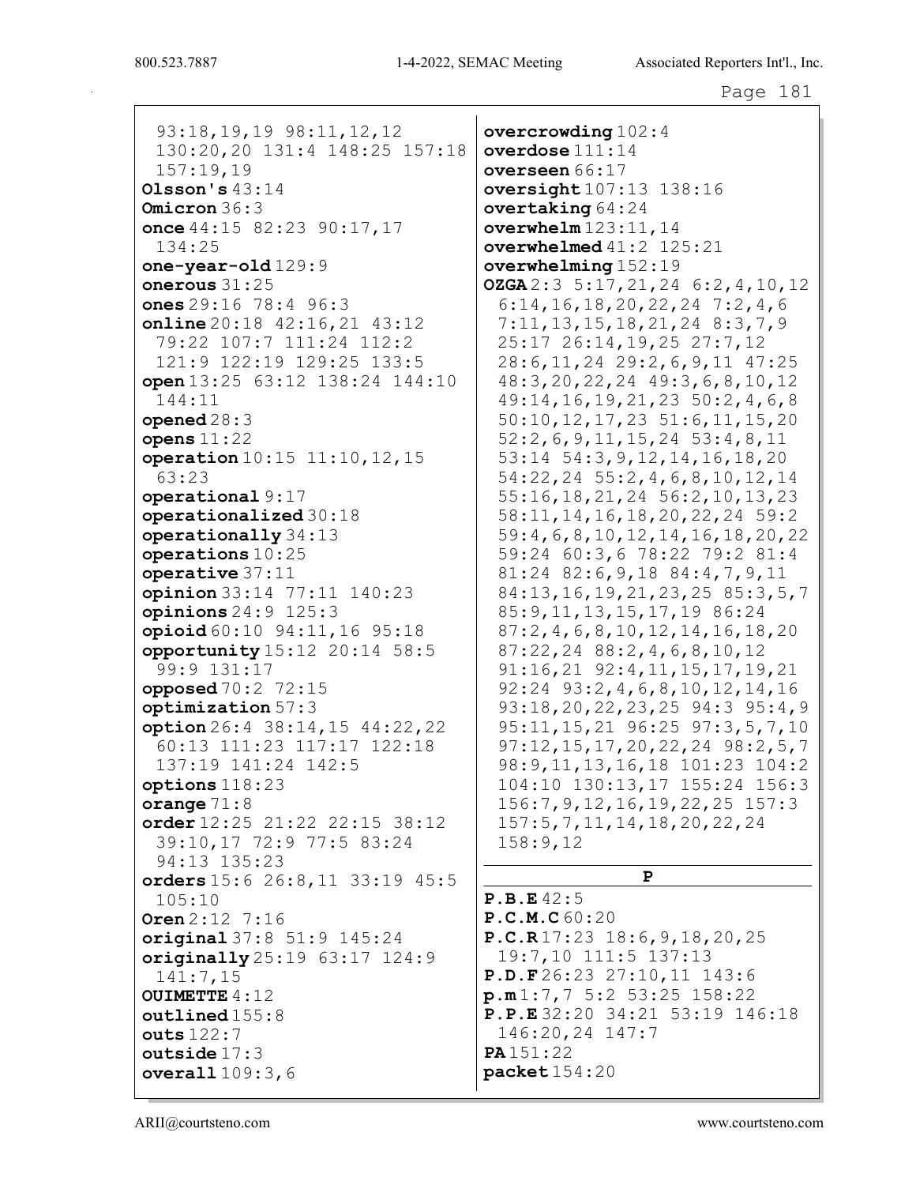93:18,19,19 98:11,12,12 130:20,20 131:4 148:25 157:18 157:19,19
**Olsson's** 43:14
**Omicron** 36:3
**once** 44:15 82:23 90:17,17 134:25
**one-year-old** 129:9
**onerous** 31:25
**ones** 29:16 78:4 96:3
**online** 20:18 42:16,21 43:12 79:22 107:7 111:24 112:2 121:9 122:19 129:25 133:5
**open** 13:25 63:12 138:24 144:10 144:11
**opened** 28:3
**opens** 11:22
**operation** 10:15 11:10,12,15 63:23
**operational** 9:17
**operationalized** 30:18
**operationally** 34:13
**operations** 10:25
**operative** 37:11
**opinion** 33:14 77:11 140:23
**opinions** 24:9 125:3
**opioid** 60:10 94:11,16 95:18
**opportunity** 15:12 20:14 58:5 99:9 131:17
**opposed** 70:2 72:15
**optimization** 57:3
**option** 26:4 38:14,15 44:22,22 60:13 111:23 117:17 122:18 137:19 141:24 142:5
**options** 118:23
**orange** 71:8
**order** 12:25 21:22 22:15 38:12 39:10,17 72:9 77:5 83:24 94:13 135:23
**orders** 15:6 26:8,11 33:19 45:5 105:10
**Oren** 2:12 7:16
**original** 37:8 51:9 145:24
**originally** 25:19 63:17 124:9 141:7,15
**OUIMETTE** 4:12
**outlined** 155:8
**outs** 122:7
**outside** 17:3
**overall** 109:3,6
**overcrowding** 102:4
**overdose** 111:14
**overseen** 66:17
**oversight** 107:13 138:16
**overtaking** 64:24
**overwhelm** 123:11,14
**overwhelmed** 41:2 125:21
**overwhelming** 152:19
**OZGA** 2:3 5:17,21,24 6:2,4,10,12 6:14,16,18,20,22,24 7:2,4,6 7:11,13,15,18,21,24 8:3,7,9 25:17 26:14,19,25 27:7,12 28:6,11,24 29:2,6,9,11 47:25 48:3,20,22,24 49:3,6,8,10,12 49:14,16,19,21,23 50:2,4,6,8 50:10,12,17,23 51:6,11,15,20 52:2,6,9,11,15,24 53:4,8,11 53:14 54:3,9,12,14,16,18,20 54:22,24 55:2,4,6,8,10,12,14 55:16,18,21,24 56:2,10,13,23 58:11,14,16,18,20,22,24 59:2 59:4,6,8,10,12,14,16,18,20,22 59:24 60:3,6 78:22 79:2 81:4 81:24 82:6,9,18 84:4,7,9,11 84:13,16,19,21,23,25 85:3,5,7 85:9,11,13,15,17,19 86:24 87:2,4,6,8,10,12,14,16,18,20 87:22,24 88:2,4,6,8,10,12 91:16,21 92:4,11,15,17,19,21 92:24 93:2,4,6,8,10,12,14,16 93:18,20,22,23,25 94:3 95:4,9 95:11,15,21 96:25 97:3,5,7,10 97:12,15,17,20,22,24 98:2,5,7 98:9,11,13,16,18 101:23 104:2 104:10 130:13,17 155:24 156:3 156:7,9,12,16,19,22,25 157:3 157:5,7,11,14,18,20,22,24 158:9,12

## P

**P.B.E** 42:5
**P.C.M.C** 60:20
**P.C.R** 17:23 18:6,9,18,20,25 19:7,10 111:5 137:13
**P.D.F** 26:23 27:10,11 143:6
**p.m** 1:7,7 5:2 53:25 158:22
**P.P.E** 32:20 34:21 53:19 146:18 146:20,24 147:7
**PA** 151:22
**packet** 154:20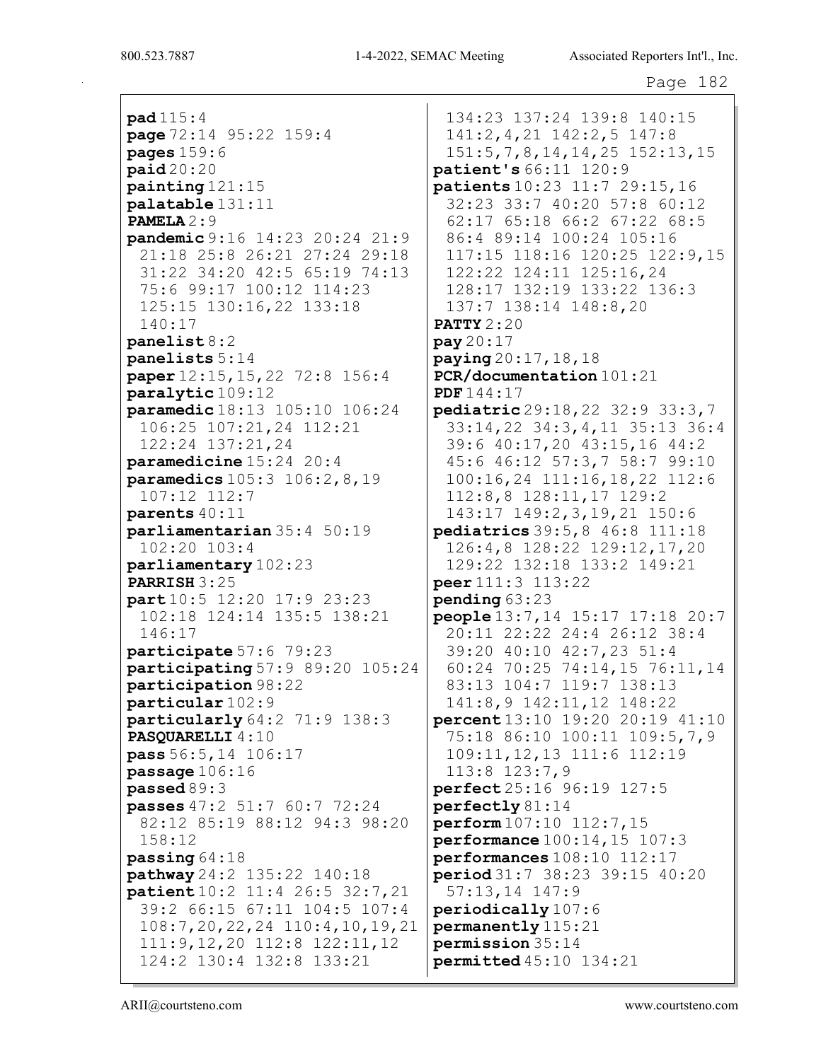**pad** 115:4
**page** 72:14 95:22 159:4
**pages** 159:6
**paid** 20:20
**painting** 121:15
**palatable** 131:11
**PAMELA** 2:9
**pandemic** 9:16 14:23 20:24 21:9 21:18 25:8 26:21 27:24 29:18 31:22 34:20 42:5 65:19 74:13 75:6 99:17 100:12 114:23 125:15 130:16,22 133:18 140:17
**panelist** 8:2
**panelists** 5:14
**paper** 12:15,15,22 72:8 156:4
**paralytic** 109:12
**paramedic** 18:13 105:10 106:24 106:25 107:21,24 112:21 122:24 137:21,24
**paramedicine** 15:24 20:4
**paramedics** 105:3 106:2,8,19 107:12 112:7
**parents** 40:11
**parliamentarian** 35:4 50:19 102:20 103:4
**parliamentary** 102:23
**PARRISH** 3:25
**part** 10:5 12:20 17:9 23:23 102:18 124:14 135:5 138:21 146:17
**participate** 57:6 79:23
**participating** 57:9 89:20 105:24
**participation** 98:22
**particular** 102:9
**particularly** 64:2 71:9 138:3
**PASQUARELLI** 4:10
**pass** 56:5,14 106:17
**passage** 106:16
**passed** 89:3
**passes** 47:2 51:7 60:7 72:24 82:12 85:19 88:12 94:3 98:20 158:12
**passing** 64:18
**pathway** 24:2 135:22 140:18
**patient** 10:2 11:4 26:5 32:7,21 39:2 66:15 67:11 104:5 107:4 108:7,20,22,24 110:4,10,19,21 111:9,12,20 112:8 122:11,12 124:2 130:4 132:8 133:21 134:23 137:24 139:8 140:15 141:2,4,21 142:2,5 147:8 151:5,7,8,14,14,25 152:13,15
**patient's** 66:11 120:9
**patients** 10:23 11:7 29:15,16 32:23 33:7 40:20 57:8 60:12 62:17 65:18 66:2 67:22 68:5 86:4 89:14 100:24 105:16 117:15 118:16 120:25 122:9,15 122:22 124:11 125:16,24 128:17 132:19 133:22 136:3 137:7 138:14 148:8,20
**PATTY** 2:20
**pay** 20:17
**paying** 20:17,18,18
**PCR/documentation** 101:21
**PDF** 144:17
**pediatric** 29:18,22 32:9 33:3,7 33:14,22 34:3,4,11 35:13 36:4 39:6 40:17,20 43:15,16 44:2 45:6 46:12 57:3,7 58:7 99:10 100:16,24 111:16,18,22 112:6 112:8,8 128:11,17 129:2 143:17 149:2,3,19,21 150:6
**pediatrics** 39:5,8 46:8 111:18 126:4,8 128:22 129:12,17,20 129:22 132:18 133:2 149:21
**peer** 111:3 113:22
**pending** 63:23
**people** 13:7,14 15:17 17:18 20:7 20:11 22:22 24:4 26:12 38:4 39:20 40:10 42:7,23 51:4 60:24 70:25 74:14,15 76:11,14 83:13 104:7 119:7 138:13 141:8,9 142:11,12 148:22
**percent** 13:10 19:20 20:19 41:10 75:18 86:10 100:11 109:5,7,9 109:11,12,13 111:6 112:19 113:8 123:7,9
**perfect** 25:16 96:19 127:5
**perfectly** 81:14
**perform** 107:10 112:7,15
**performance** 100:14,15 107:3
**performances** 108:10 112:17
**period** 31:7 38:23 39:15 40:20 57:13,14 147:9
**periodically** 107:6
**permanently** 115:21
**permission** 35:14
**permitted** 45:10 134:21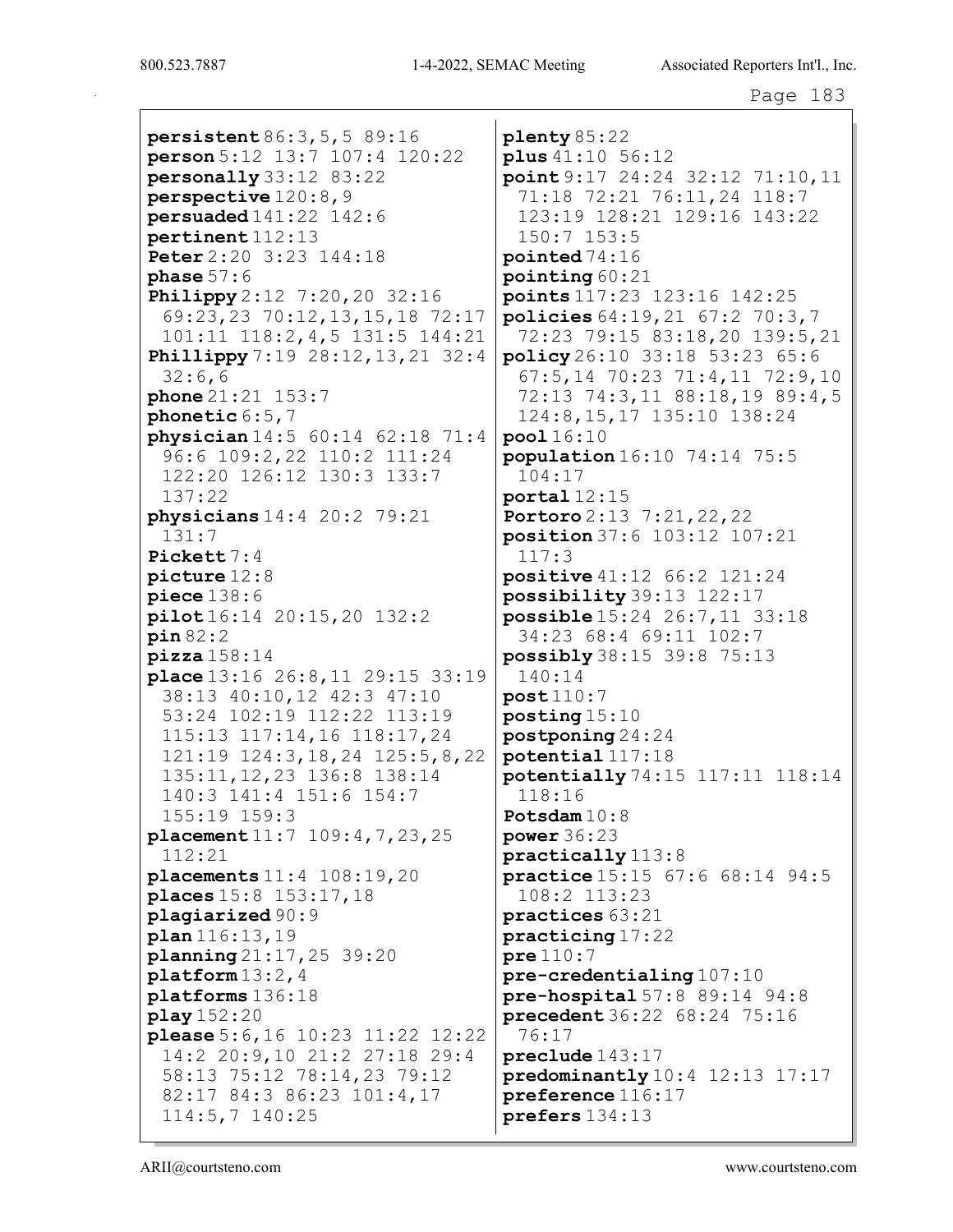**persistent** 86:3,5,5 89:16
**person** 5:12 13:7 107:4 120:22
**personally** 33:12 83:22
**perspective** 120:8,9
**persuaded** 141:22 142:6
**pertinent** 112:13
**Peter** 2:20 3:23 144:18
**phase** 57:6
**Philippy** 2:12 7:20,20 32:16 69:23,23 70:12,13,15,18 72:17 101:11 118:2,4,5 131:5 144:21
**Phillippy** 7:19 28:12,13,21 32:4 32:6,6
**phone** 21:21 153:7
**phonetic** 6:5,7
**physician** 14:5 60:14 62:18 71:4 96:6 109:2,22 110:2 111:24 122:20 126:12 130:3 133:7 137:22
**physicians** 14:4 20:2 79:21 131:7
**Pickett** 7:4
**picture** 12:8
**piece** 138:6
**pilot** 16:14 20:15,20 132:2
**pin** 82:2
**pizza** 158:14
**place** 13:16 26:8,11 29:15 33:19 38:13 40:10,12 42:3 47:10 53:24 102:19 112:22 113:19 115:13 117:14,16 118:17,24 121:19 124:3,18,24 125:5,8,22 135:11,12,23 136:8 138:14 140:3 141:4 151:6 154:7 155:19 159:3
**placement** 11:7 109:4,7,23,25 112:21
**placements** 11:4 108:19,20
**places** 15:8 153:17,18
**plagiarized** 90:9
**plan** 116:13,19
**planning** 21:17,25 39:20
**platform** 13:2,4
**platforms** 136:18
**play** 152:20
**please** 5:6,16 10:23 11:22 12:22 14:2 20:9,10 21:2 27:18 29:4 58:13 75:12 78:14,23 79:12 82:17 84:3 86:23 101:4,17 114:5,7 140:25
**plenty** 85:22
**plus** 41:10 56:12
**point** 9:17 24:24 32:12 71:10,11 71:18 72:21 76:11,24 118:7 123:19 128:21 129:16 143:22 150:7 153:5
**pointed** 74:16
**pointing** 60:21
**points** 117:23 123:16 142:25
**policies** 64:19,21 67:2 70:3,7 72:23 79:15 83:18,20 139:5,21
**policy** 26:10 33:18 53:23 65:6 67:5,14 70:23 71:4,11 72:9,10 72:13 74:3,11 88:18,19 89:4,5 124:8,15,17 135:10 138:24
**pool** 16:10
**population** 16:10 74:14 75:5 104:17
**portal** 12:15
**Portoro** 2:13 7:21,22,22
**position** 37:6 103:12 107:21 117:3
**positive** 41:12 66:2 121:24
**possibility** 39:13 122:17
**possible** 15:24 26:7,11 33:18 34:23 68:4 69:11 102:7
**possibly** 38:15 39:8 75:13 140:14
**post** 110:7
**posting** 15:10
**postponing** 24:24
**potential** 117:18
**potentially** 74:15 117:11 118:14 118:16
**Potsdam** 10:8
**power** 36:23
**practically** 113:8
**practice** 15:15 67:6 68:14 94:5 108:2 113:23
**practices** 63:21
**practicing** 17:22
**pre** 110:7
**pre-credentialing** 107:10
**pre-hospital** 57:8 89:14 94:8
**precedent** 36:22 68:24 75:16 76:17
**preclude** 143:17
**predominantly** 10:4 12:13 17:17
**preference** 116:17
**prefers** 134:13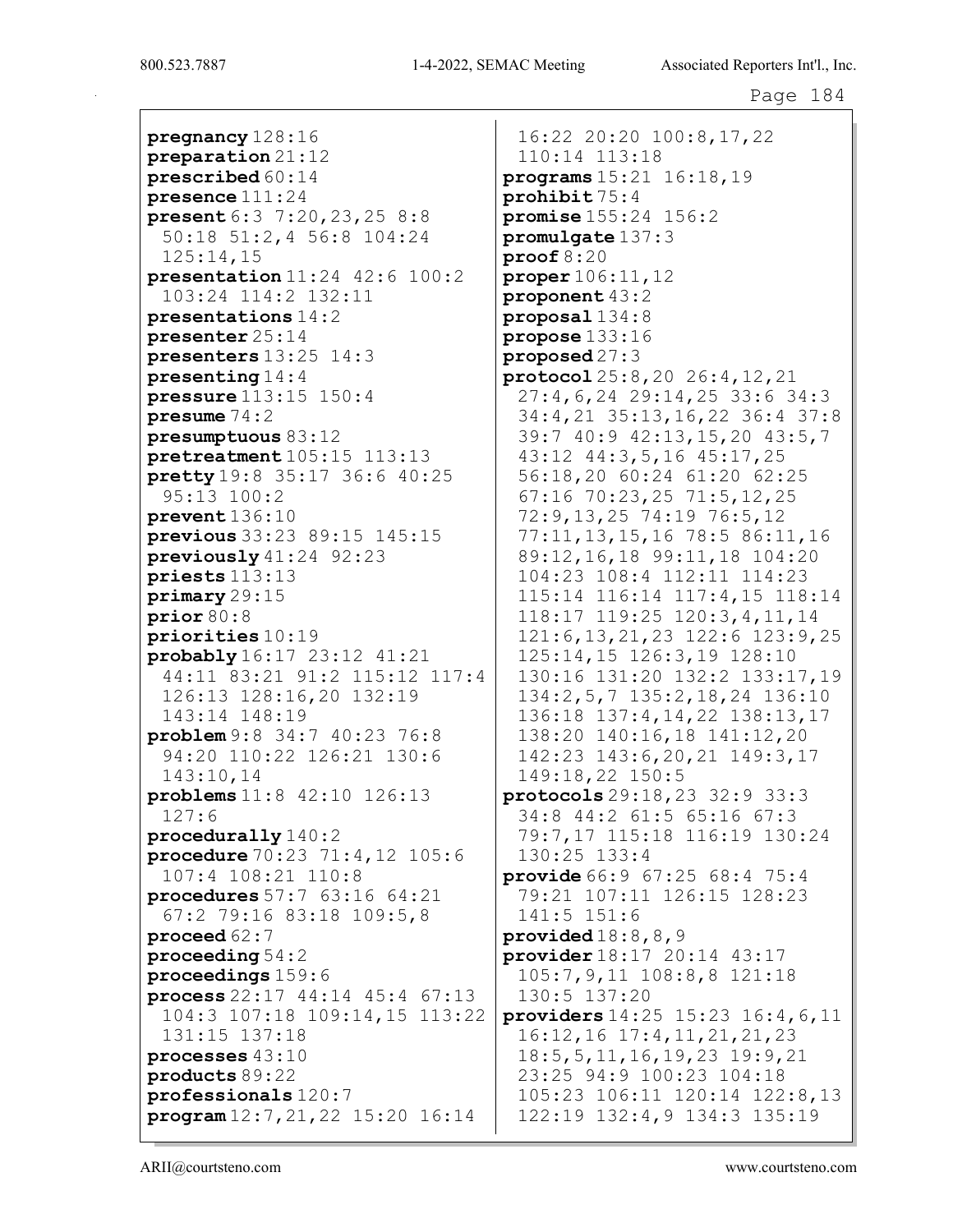**pregnancy** 128:16
**preparation** 21:12
**prescribed** 60:14
**presence** 111:24
**present** 6:3 7:20,23,25 8:8 50:18 51:2,4 56:8 104:24 125:14,15
**presentation** 11:24 42:6 100:2 103:24 114:2 132:11
**presentations** 14:2
**presenter** 25:14
**presenters** 13:25 14:3
**presenting** 14:4
**pressure** 113:15 150:4
**presume** 74:2
**presumptuous** 83:12
**pretreatment** 105:15 113:13
**pretty** 19:8 35:17 36:6 40:25 95:13 100:2
**prevent** 136:10
**previous** 33:23 89:15 145:15
**previously** 41:24 92:23
**priests** 113:13
**primary** 29:15
**prior** 80:8
**priorities** 10:19
**probably** 16:17 23:12 41:21 44:11 83:21 91:2 115:12 117:4 126:13 128:16,20 132:19 143:14 148:19
**problem** 9:8 34:7 40:23 76:8 94:20 110:22 126:21 130:6 143:10,14
**problems** 11:8 42:10 126:13 127:6
**procedurally** 140:2
**procedure** 70:23 71:4,12 105:6 107:4 108:21 110:8
**procedures** 57:7 63:16 64:21 67:2 79:16 83:18 109:5,8
**proceed** 62:7
**proceeding** 54:2
**proceedings** 159:6
**process** 22:17 44:14 45:4 67:13 104:3 107:18 109:14,15 113:22 131:15 137:18
**processes** 43:10
**products** 89:22
**professionals** 120:7
**program** 12:7,21,22 15:20 16:14 16:22 20:20 100:8,17,22 110:14 113:18
**programs** 15:21 16:18,19
**prohibit** 75:4
**promise** 155:24 156:2
**promulgate** 137:3
**proof** 8:20
**proper** 106:11,12
**proponent** 43:2
**proposal** 134:8
**propose** 133:16
**proposed** 27:3
**protocol** 25:8,20 26:4,12,21 27:4,6,24 29:14,25 33:6 34:3 34:4,21 35:13,16,22 36:4 37:8 39:7 40:9 42:13,15,20 43:5,7 43:12 44:3,5,16 45:17,25 56:18,20 60:24 61:20 62:25 67:16 70:23,25 71:5,12,25 72:9,13,25 74:19 76:5,12 77:11,13,15,16 78:5 86:11,16 89:12,16,18 99:11,18 104:20 104:23 108:4 112:11 114:23 115:14 116:14 117:4,15 118:14 118:17 119:25 120:3,4,11,14 121:6,13,21,23 122:6 123:9,25 125:14,15 126:3,19 128:10 130:16 131:20 132:2 133:17,19 134:2,5,7 135:2,18,24 136:10 136:18 137:4,14,22 138:13,17 138:20 140:16,18 141:12,20 142:23 143:6,20,21 149:3,17 149:18,22 150:5
**protocols** 29:18,23 32:9 33:3 34:8 44:2 61:5 65:16 67:3 79:7,17 115:18 116:19 130:24 130:25 133:4
**provide** 66:9 67:25 68:4 75:4 79:21 107:11 126:15 128:23 141:5 151:6
**provided** 18:8,8,9
**provider** 18:17 20:14 43:17 105:7,9,11 108:8,8 121:18 130:5 137:20
**providers** 14:25 15:23 16:4,6,11 16:12,16 17:4,11,21,21,23 18:5,5,11,16,19,23 19:9,21 23:25 94:9 100:23 104:18 105:23 106:11 120:14 122:8,13 122:19 132:4,9 134:3 135:19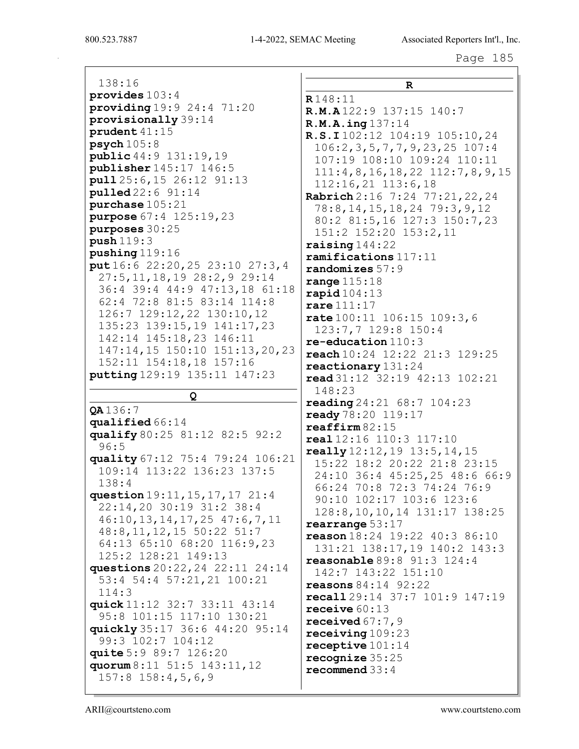138:16
**provides** 103:4
**providing** 19:9 24:4 71:20
**provisionally** 39:14
**prudent** 41:15
**psych** 105:8
**public** 44:9 131:19,19
**publisher** 145:17 146:5
**pull** 25:6,15 26:12 91:13
**pulled** 22:6 91:14
**purchase** 105:21
**purpose** 67:4 125:19,23
**purposes** 30:25
**push** 119:3
**pushing** 119:16
**put** 16:6 22:20,25 23:10 27:3,4 27:5,11,18,19 28:2,9 29:14 36:4 39:4 44:9 47:13,18 61:18 62:4 72:8 81:5 83:14 114:8 126:7 129:12,22 130:10,12 135:23 139:15,19 141:17,23 142:14 145:18,23 146:11 147:14,15 150:10 151:13,20,23 152:11 154:18,18 157:16
**putting** 129:19 135:11 147:23

## Q

**QA** 136:7
**qualified** 66:14
**qualify** 80:25 81:12 82:5 92:2 96:5
**quality** 67:12 75:4 79:24 106:21 109:14 113:22 136:23 137:5 138:4
**question** 19:11,15,17,17 21:4 22:14,20 30:19 31:2 38:4 46:10,13,14,17,25 47:6,7,11 48:8,11,12,15 50:22 51:7 64:13 65:10 68:20 116:9,23 125:2 128:21 149:13
**questions** 20:22,24 22:11 24:14 53:4 54:4 57:21,21 100:21 114:3
**quick** 11:12 32:7 33:11 43:14 95:8 101:15 117:10 130:21
**quickly** 35:17 36:6 44:20 95:14 99:3 102:7 104:12
**quite** 5:9 89:7 126:20
**quorum** 8:11 51:5 143:11,12 157:8 158:4,5,6,9

## R

**R** 148:11
**R.M.A** 122:9 137:15 140:7
**R.M.A.ing** 137:14
**R.S.I** 102:12 104:19 105:10,24 106:2,3,5,7,7,9,23,25 107:4 107:19 108:10 109:24 110:11 111:4,8,16,18,22 112:7,8,9,15 112:16,21 113:6,18
**Rabrich** 2:16 7:24 77:21,22,24 78:8,14,15,18,24 79:3,9,12 80:2 81:5,16 127:3 150:7,23 151:2 152:20 153:2,11
**raising** 144:22
**ramifications** 117:11
**randomizes** 57:9
**range** 115:18
**rapid** 104:13
**rare** 111:17
**rate** 100:11 106:15 109:3,6 123:7,7 129:8 150:4
**re-education** 110:3
**reach** 10:24 12:22 21:3 129:25
**reactionary** 131:24
**read** 31:12 32:19 42:13 102:21 148:23
**reading** 24:21 68:7 104:23
**ready** 78:20 119:17
**reaffirm** 82:15
**real** 12:16 110:3 117:10
**really** 12:12,19 13:5,14,15 15:22 18:2 20:22 21:8 23:15 24:10 36:4 45:25,25 48:6 66:9 66:24 70:8 72:3 74:24 76:9 90:10 102:17 103:6 123:6 128:8,10,10,14 131:17 138:25
**rearrange** 53:17
**reason** 18:24 19:22 40:3 86:10 131:21 138:17,19 140:2 143:3
**reasonable** 89:8 91:3 124:4 142:7 143:22 151:10
**reasons** 84:14 92:22
**recall** 29:14 37:7 101:9 147:19
**receive** 60:13
**received** 67:7,9
**receiving** 109:23
**receptive** 101:14
**recognize** 35:25
**recommend** 33:4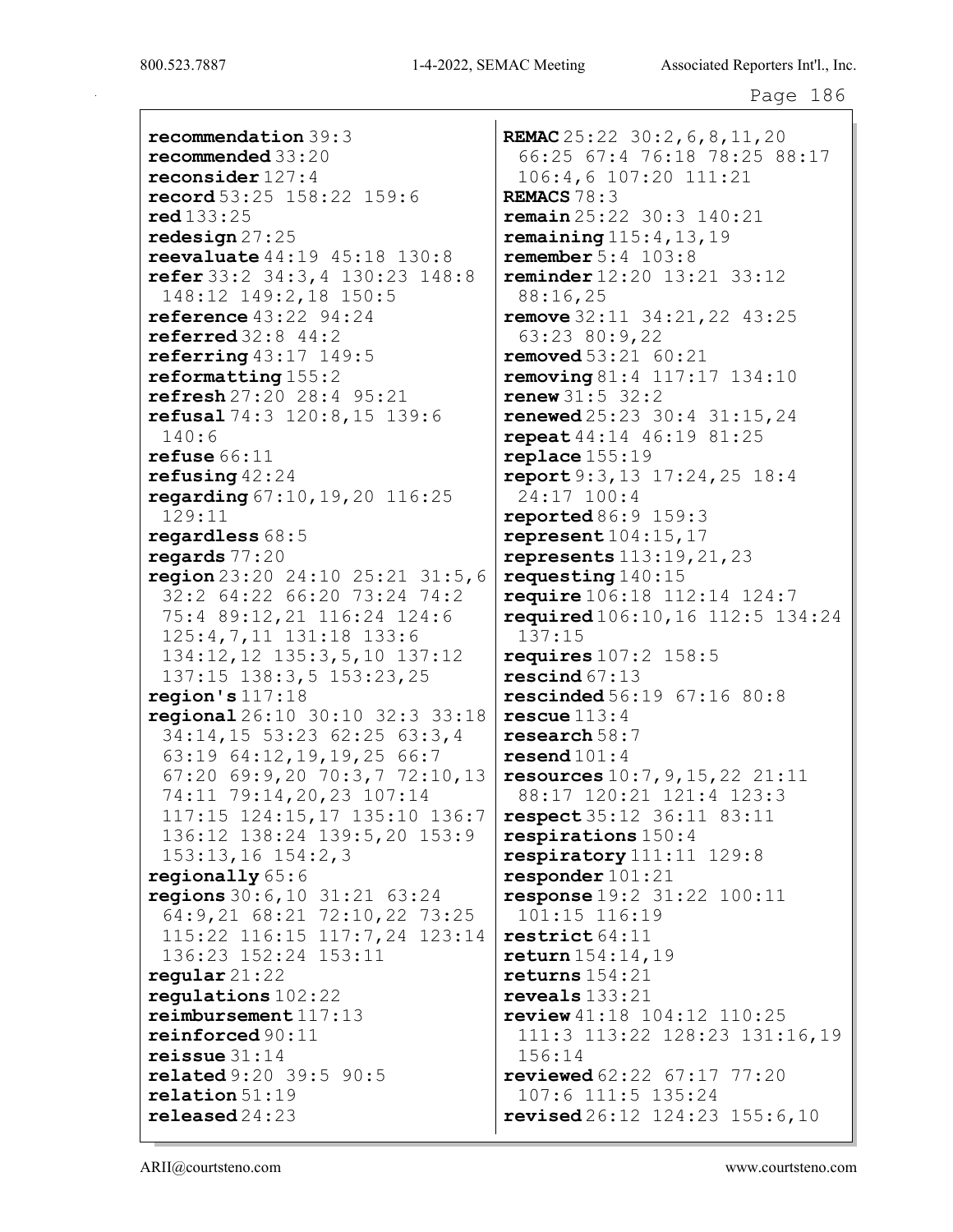**recommendation** 39:3
**recommended** 33:20
**reconsider** 127:4
**record** 53:25 158:22 159:6
**red** 133:25
**redesign** 27:25
**reevaluate** 44:19 45:18 130:8
**refer** 33:2 34:3,4 130:23 148:8 148:12 149:2,18 150:5
**reference** 43:22 94:24
**referred** 32:8 44:2
**referring** 43:17 149:5
**reformatting** 155:2
**refresh** 27:20 28:4 95:21
**refusal** 74:3 120:8,15 139:6 140:6
**refuse** 66:11
**refusing** 42:24
**regarding** 67:10,19,20 116:25 129:11
**regardless** 68:5
**regards** 77:20
**region** 23:20 24:10 25:21 31:5,6 32:2 64:22 66:20 73:24 74:2 75:4 89:12,21 116:24 124:6 125:4,7,11 131:18 133:6 134:12,12 135:3,5,10 137:12 137:15 138:3,5 153:23,25
**region's** 117:18
**regional** 26:10 30:10 32:3 33:18 34:14,15 53:23 62:25 63:3,4 63:19 64:12,19,19,25 66:7 67:20 69:9,20 70:3,7 72:10,13 74:11 79:14,20,23 107:14 117:15 124:15,17 135:10 136:7 136:12 138:24 139:5,20 153:9 153:13,16 154:2,3
**regionally** 65:6
**regions** 30:6,10 31:21 63:24 64:9,21 68:21 72:10,22 73:25 115:22 116:15 117:7,24 123:14 136:23 152:24 153:11
**regular** 21:22
**regulations** 102:22
**reimbursement** 117:13
**reinforced** 90:11
**reissue** 31:14
**related** 9:20 39:5 90:5
**relation** 51:19
**released** 24:23
**REMAC** 25:22 30:2,6,8,11,20 66:25 67:4 76:18 78:25 88:17 106:4,6 107:20 111:21
**REMACS** 78:3
**remain** 25:22 30:3 140:21
**remaining** 115:4,13,19
**remember** 5:4 103:8
**reminder** 12:20 13:21 33:12 88:16,25
**remove** 32:11 34:21,22 43:25 63:23 80:9,22
**removed** 53:21 60:21
**removing** 81:4 117:17 134:10
**renew** 31:5 32:2
**renewed** 25:23 30:4 31:15,24
**repeat** 44:14 46:19 81:25
**replace** 155:19
**report** 9:3,13 17:24,25 18:4 24:17 100:4
**reported** 86:9 159:3
**represent** 104:15,17
**represents** 113:19,21,23
**requesting** 140:15
**require** 106:18 112:14 124:7
**required** 106:10,16 112:5 134:24 137:15
**requires** 107:2 158:5
**rescind** 67:13
**rescinded** 56:19 67:16 80:8
**rescue** 113:4
**research** 58:7
**resend** 101:4
**resources** 10:7,9,15,22 21:11 88:17 120:21 121:4 123:3
**respect** 35:12 36:11 83:11
**respirations** 150:4
**respiratory** 111:11 129:8
**responder** 101:21
**response** 19:2 31:22 100:11 101:15 116:19
**restrict** 64:11
**return** 154:14,19
**returns** 154:21
**reveals** 133:21
**review** 41:18 104:12 110:25 111:3 113:22 128:23 131:16,19 156:14
**reviewed** 62:22 67:17 77:20 107:6 111:5 135:24
**revised** 26:12 124:23 155:6,10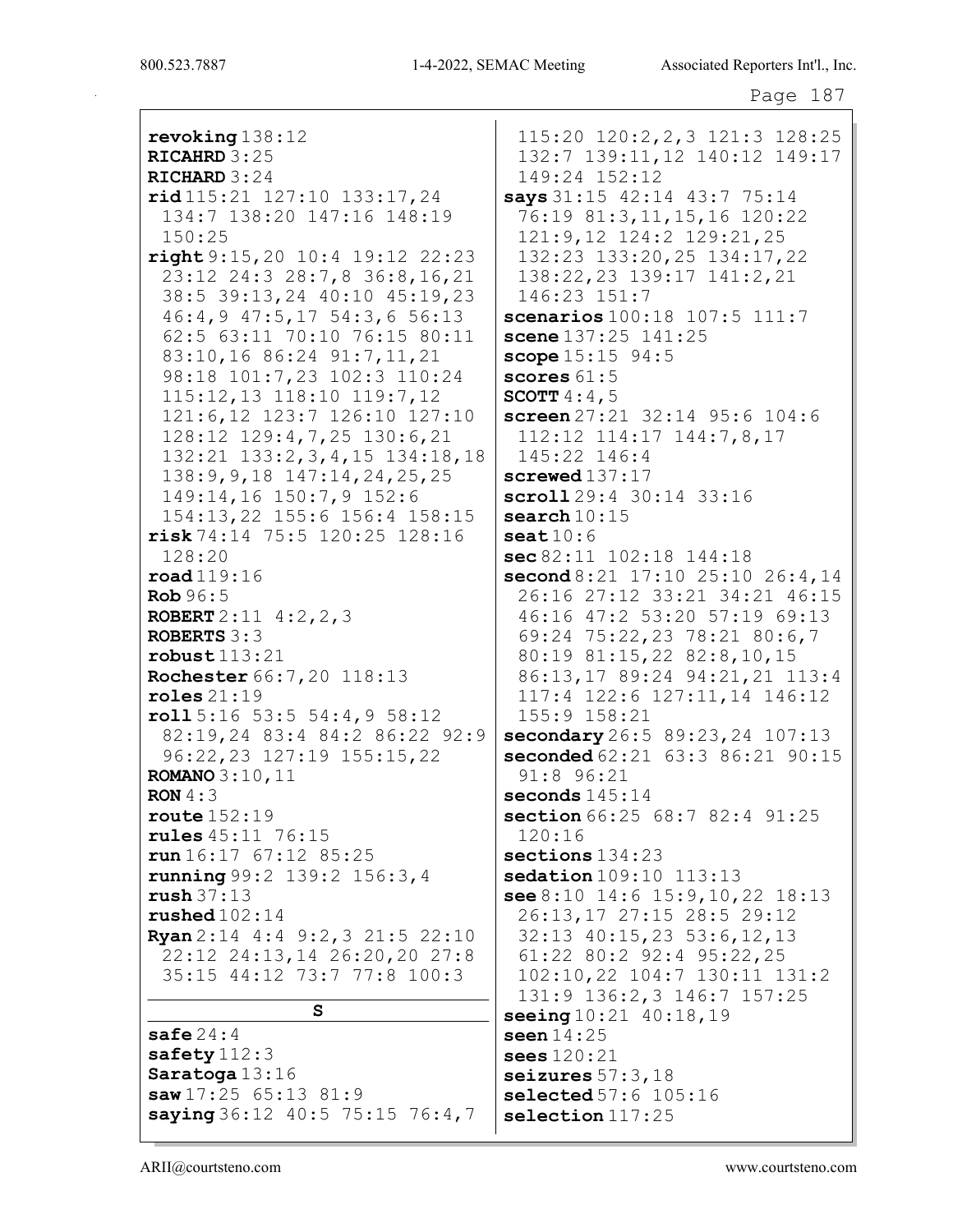**revoking** 138:12
**RICAHRD** 3:25
**RICHARD** 3:24
**rid** 115:21 127:10 133:17,24 134:7 138:20 147:16 148:19 150:25
**right** 9:15,20 10:4 19:12 22:23 23:12 24:3 28:7,8 36:8,16,21 38:5 39:13,24 40:10 45:19,23 46:4,9 47:5,17 54:3,6 56:13 62:5 63:11 70:10 76:15 80:11 83:10,16 86:24 91:7,11,21 98:18 101:7,23 102:3 110:24 115:12,13 118:10 119:7,12 121:6,12 123:7 126:10 127:10 128:12 129:4,7,25 130:6,21 132:21 133:2,3,4,15 134:18,18 138:9,9,18 147:14,24,25,25 149:14,16 150:7,9 152:6 154:13,22 155:6 156:4 158:15
**risk** 74:14 75:5 120:25 128:16 128:20
**road** 119:16
**Rob** 96:5
**ROBERT** 2:11 4:2,2,3
**ROBERTS** 3:3
**robust** 113:21
**Rochester** 66:7,20 118:13
**roles** 21:19
**roll** 5:16 53:5 54:4,9 58:12 82:19,24 83:4 84:2 86:22 92:9 96:22,23 127:19 155:15,22
**ROMANO** 3:10,11
**RON** 4:3
**route** 152:19
**rules** 45:11 76:15
**run** 16:17 67:12 85:25
**running** 99:2 139:2 156:3,4
**rush** 37:13
**rushed** 102:14
**Ryan** 2:14 4:4 9:2,3 21:5 22:10 22:12 24:13,14 26:20,20 27:8 35:15 44:12 73:7 77:8 100:3

## S

**safe** 24:4
**safety** 112:3
**Saratoga** 13:16
**saw** 17:25 65:13 81:9
**saying** 36:12 40:5 75:15 76:4,7 115:20 120:2,2,3 121:3 128:25 132:7 139:11,12 140:12 149:17 149:24 152:12
**says** 31:15 42:14 43:7 75:14 76:19 81:3,11,15,16 120:22 121:9,12 124:2 129:21,25 132:23 133:20,25 134:17,22 138:22,23 139:17 141:2,21 146:23 151:7
**scenarios** 100:18 107:5 111:7
**scene** 137:25 141:25
**scope** 15:15 94:5
**scores** 61:5
**SCOTT** 4:4,5
**screen** 27:21 32:14 95:6 104:6 112:12 114:17 144:7,8,17 145:22 146:4
**screwed** 137:17
**scroll** 29:4 30:14 33:16
**search** 10:15
**seat** 10:6
**sec** 82:11 102:18 144:18
**second** 8:21 17:10 25:10 26:4,14 26:16 27:12 33:21 34:21 46:15 46:16 47:2 53:20 57:19 69:13 69:24 75:22,23 78:21 80:6,7 80:19 81:15,22 82:8,10,15 86:13,17 89:24 94:21,21 113:4 117:4 122:6 127:11,14 146:12 155:9 158:21
**secondary** 26:5 89:23,24 107:13
**seconded** 62:21 63:3 86:21 90:15 91:8 96:21
**seconds** 145:14
**section** 66:25 68:7 82:4 91:25 120:16
**sections** 134:23
**sedation** 109:10 113:13
**see** 8:10 14:6 15:9,10,22 18:13 26:13,17 27:15 28:5 29:12 32:13 40:15,23 53:6,12,13 61:22 80:2 92:4 95:22,25 102:10,22 104:7 130:11 131:2 131:9 136:2,3 146:7 157:25
**seeing** 10:21 40:18,19
**seen** 14:25
**sees** 120:21
**seizures** 57:3,18
**selected** 57:6 105:16
**selection** 117:25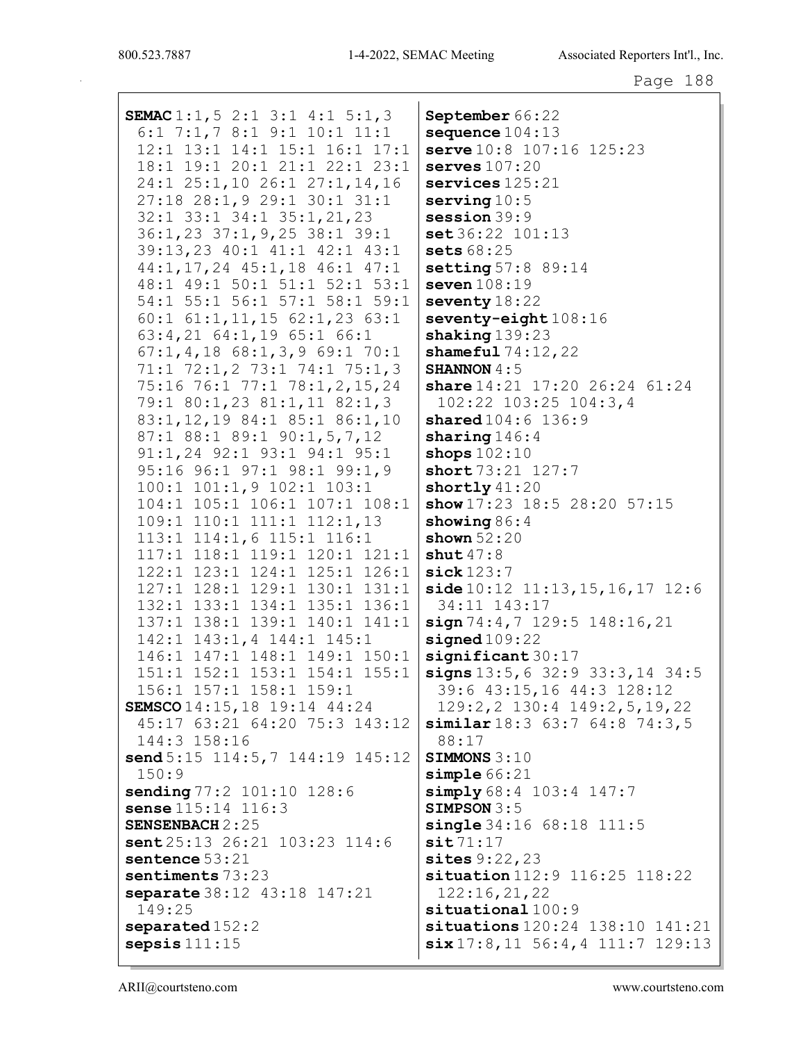**SEMAC** 1:1,5 2:1 3:1 4:1 5:1,3 6:1 7:1,7 8:1 9:1 10:1 11:1 12:1 13:1 14:1 15:1 16:1 17:1 18:1 19:1 20:1 21:1 22:1 23:1 24:1 25:1,10 26:1 27:1,14,16 27:18 28:1,9 29:1 30:1 31:1 32:1 33:1 34:1 35:1,21,23 36:1,23 37:1,9,25 38:1 39:1 39:13,23 40:1 41:1 42:1 43:1 44:1,17,24 45:1,18 46:1 47:1 48:1 49:1 50:1 51:1 52:1 53:1 54:1 55:1 56:1 57:1 58:1 59:1 60:1 61:1,11,15 62:1,23 63:1 63:4,21 64:1,19 65:1 66:1 67:1,4,18 68:1,3,9 69:1 70:1 71:1 72:1,2 73:1 74:1 75:1,3 75:16 76:1 77:1 78:1,2,15,24 79:1 80:1,23 81:1,11 82:1,3 83:1,12,19 84:1 85:1 86:1,10 87:1 88:1 89:1 90:1,5,7,12 91:1,24 92:1 93:1 94:1 95:1 95:16 96:1 97:1 98:1 99:1,9 100:1 101:1,9 102:1 103:1 104:1 105:1 106:1 107:1 108:1 109:1 110:1 111:1 112:1,13 113:1 114:1,6 115:1 116:1 117:1 118:1 119:1 120:1 121:1 122:1 123:1 124:1 125:1 126:1 127:1 128:1 129:1 130:1 131:1 132:1 133:1 134:1 135:1 136:1 137:1 138:1 139:1 140:1 141:1 142:1 143:1,4 144:1 145:1 146:1 147:1 148:1 149:1 150:1 151:1 152:1 153:1 154:1 155:1 156:1 157:1 158:1 159:1
**SEMSCO** 14:15,18 19:14 44:24 45:17 63:21 64:20 75:3 143:12 144:3 158:16
**send** 5:15 114:5,7 144:19 145:12 150:9
**sending** 77:2 101:10 128:6
**sense** 115:14 116:3
**SENSENBACH** 2:25
**sent** 25:13 26:21 103:23 114:6
**sentence** 53:21
**sentiments** 73:23
**separate** 38:12 43:18 147:21 149:25
**separated** 152:2
**sepsis** 111:15
**September** 66:22
**sequence** 104:13
**serve** 10:8 107:16 125:23
**serves** 107:20
**services** 125:21
**serving** 10:5
**session** 39:9
**set** 36:22 101:13
**sets** 68:25
**setting** 57:8 89:14
**seven** 108:19
**seventy** 18:22
**seventy-eight** 108:16
**shaking** 139:23
**shameful** 74:12,22
**SHANNON** 4:5
**share** 14:21 17:20 26:24 61:24 102:22 103:25 104:3,4
**shared** 104:6 136:9
**sharing** 146:4
**shops** 102:10
**short** 73:21 127:7
**shortly** 41:20
**show** 17:23 18:5 28:20 57:15
**showing** 86:4
**shown** 52:20
**shut** 47:8
**sick** 123:7
**side** 10:12 11:13,15,16,17 12:6 34:11 143:17
**sign** 74:4,7 129:5 148:16,21
**signed** 109:22
**significant** 30:17
**signs** 13:5,6 32:9 33:3,14 34:5 39:6 43:15,16 44:3 128:12 129:2,2 130:4 149:2,5,19,22
**similar** 18:3 63:7 64:8 74:3,5 88:17
**SIMMONS** 3:10
**simple** 66:21
**simply** 68:4 103:4 147:7
**SIMPSON** 3:5
**single** 34:16 68:18 111:5
**sit** 71:17
**sites** 9:22,23
**situation** 112:9 116:25 118:22 122:16,21,22
**situational** 100:9
**situations** 120:24 138:10 141:21
**six** 17:8,11 56:4,4 111:7 129:13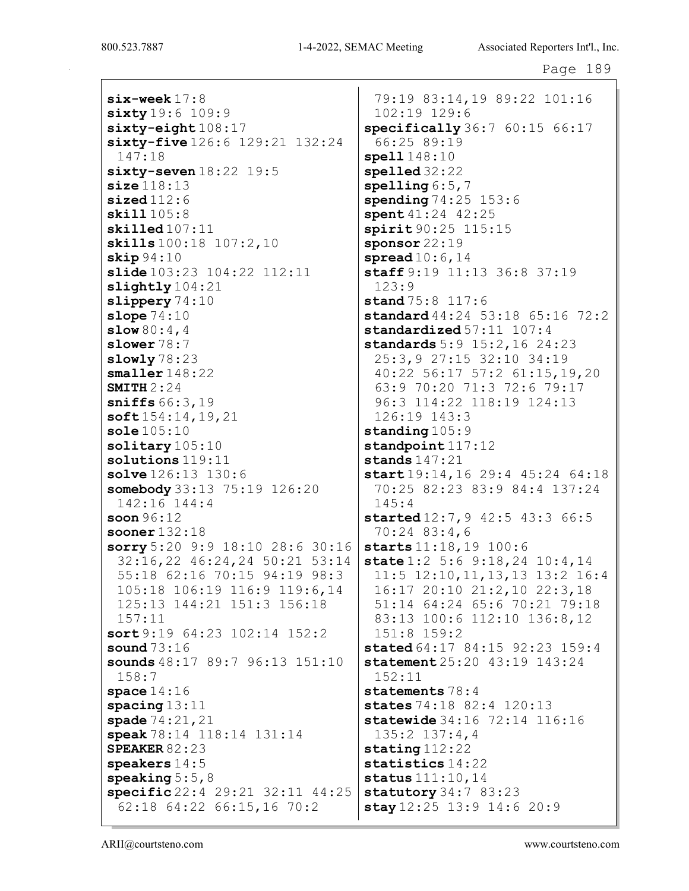**six-week** 17:8
**sixty** 19:6 109:9
**sixty-eight** 108:17
**sixty-five** 126:6 129:21 132:24 147:18
**sixty-seven** 18:22 19:5
**size** 118:13
**sized** 112:6
**skill** 105:8
**skilled** 107:11
**skills** 100:18 107:2,10
**skip** 94:10
**slide** 103:23 104:22 112:11
**slightly** 104:21
**slippery** 74:10
**slope** 74:10
**slow** 80:4,4
**slower** 78:7
**slowly** 78:23
**smaller** 148:22
**SMITH** 2:24
**sniffs** 66:3,19
**soft** 154:14,19,21
**sole** 105:10
**solitary** 105:10
**solutions** 119:11
**solve** 126:13 130:6
**somebody** 33:13 75:19 126:20 142:16 144:4
**soon** 96:12
**sooner** 132:18
**sorry** 5:20 9:9 18:10 28:6 30:16 32:16,22 46:24,24 50:21 53:14 55:18 62:16 70:15 94:19 98:3 105:18 106:19 116:9 119:6,14 125:13 144:21 151:3 156:18 157:11
**sort** 9:19 64:23 102:14 152:2
**sound** 73:16
**sounds** 48:17 89:7 96:13 151:10 158:7
**space** 14:16
**spacing** 13:11
**spade** 74:21,21
**speak** 78:14 118:14 131:14
**SPEAKER** 82:23
**speakers** 14:5
**speaking** 5:5,8
**specific** 22:4 29:21 32:11 44:25 62:18 64:22 66:15,16 70:2 79:19 83:14,19 89:22 101:16 102:19 129:6
**specifically** 36:7 60:15 66:17 66:25 89:19
**spell** 148:10
**spelled** 32:22
**spelling** 6:5,7
**spending** 74:25 153:6
**spent** 41:24 42:25
**spirit** 90:25 115:15
**sponsor** 22:19
**spread** 10:6,14
**staff** 9:19 11:13 36:8 37:19 123:9
**stand** 75:8 117:6
**standard** 44:24 53:18 65:16 72:2
**standardized** 57:11 107:4
**standards** 5:9 15:2,16 24:23 25:3,9 27:15 32:10 34:19 40:22 56:17 57:2 61:15,19,20 63:9 70:20 71:3 72:6 79:17 96:3 114:22 118:19 124:13 126:19 143:3
**standing** 105:9
**standpoint** 117:12
**stands** 147:21
**start** 19:14,16 29:4 45:24 64:18 70:25 82:23 83:9 84:4 137:24 145:4
**started** 12:7,9 42:5 43:3 66:5 70:24 83:4,6
**starts** 11:18,19 100:6
**state** 1:2 5:6 9:18,24 10:4,14 11:5 12:10,11,13,13 13:2 16:4 16:17 20:10 21:2,10 22:3,18 51:14 64:24 65:6 70:21 79:18 83:13 100:6 112:10 136:8,12 151:8 159:2
**stated** 64:17 84:15 92:23 159:4
**statement** 25:20 43:19 143:24 152:11
**statements** 78:4
**states** 74:18 82:4 120:13
**statewide** 34:16 72:14 116:16 135:2 137:4,4
**stating** 112:22
**statistics** 14:22
**status** 111:10,14
**statutory** 34:7 83:23
**stay** 12:25 13:9 14:6 20:9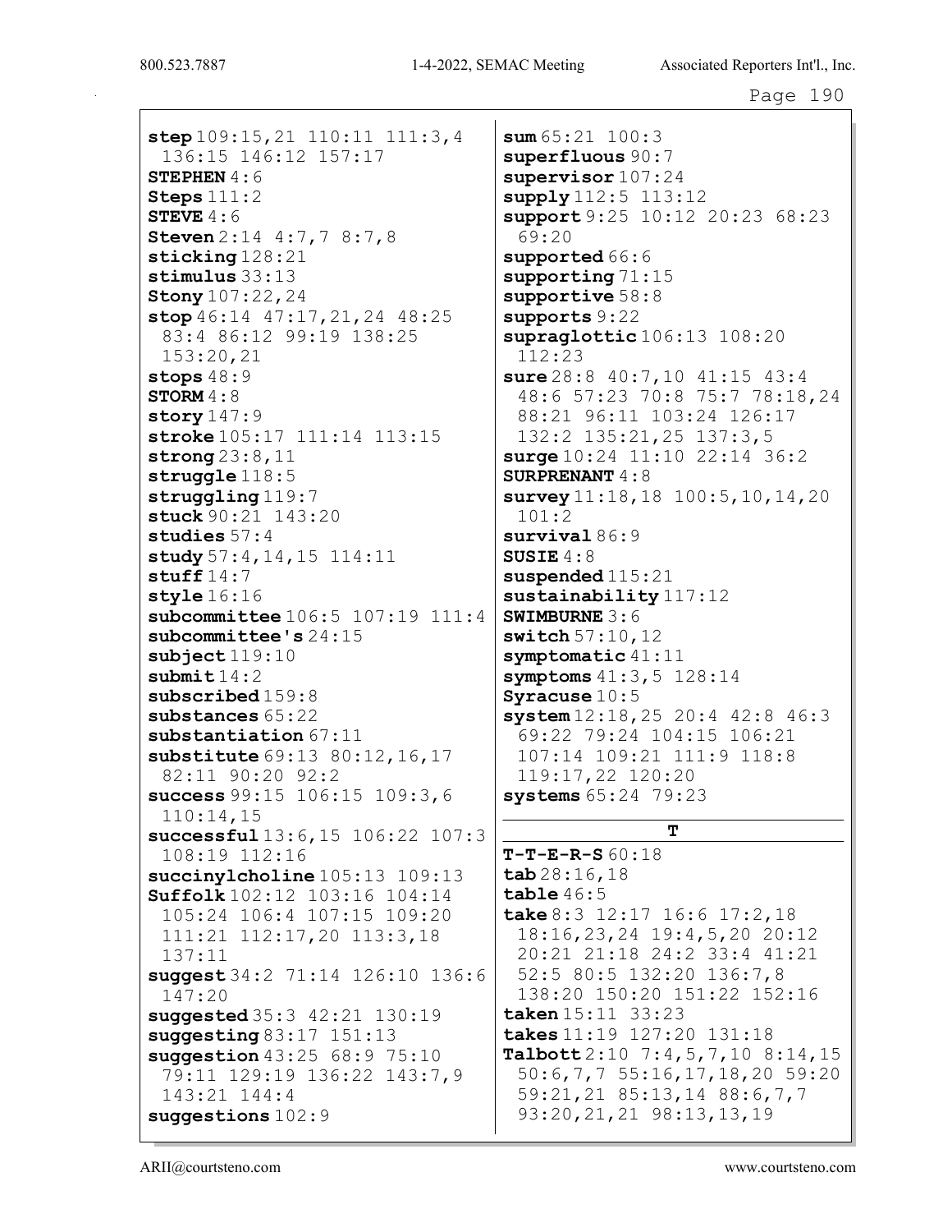**step** 109:15,21 110:11 111:3,4 136:15 146:12 157:17
**STEPHEN** 4:6
**Steps** 111:2
**STEVE** 4:6
**Steven** 2:14 4:7,7 8:7,8
**sticking** 128:21
**stimulus** 33:13
**Stony** 107:22,24
**stop** 46:14 47:17,21,24 48:25 83:4 86:12 99:19 138:25 153:20,21
**stops** 48:9
**STORM** 4:8
**story** 147:9
**stroke** 105:17 111:14 113:15
**strong** 23:8,11
**struggle** 118:5
**struggling** 119:7
**stuck** 90:21 143:20
**studies** 57:4
**study** 57:4,14,15 114:11
**stuff** 14:7
**style** 16:16
**subcommittee** 106:5 107:19 111:4
**subcommittee's** 24:15
**subject** 119:10
**submit** 14:2
**subscribed** 159:8
**substances** 65:22
**substantiation** 67:11
**substitute** 69:13 80:12,16,17 82:11 90:20 92:2
**success** 99:15 106:15 109:3,6 110:14,15
**successful** 13:6,15 106:22 107:3 108:19 112:16
**succinylcholine** 105:13 109:13
**Suffolk** 102:12 103:16 104:14 105:24 106:4 107:15 109:20 111:21 112:17,20 113:3,18 137:11
**suggest** 34:2 71:14 126:10 136:6 147:20
**suggested** 35:3 42:21 130:19
**suggesting** 83:17 151:13
**suggestion** 43:25 68:9 75:10 79:11 129:19 136:22 143:7,9 143:21 144:4
**suggestions** 102:9
**sum** 65:21 100:3
**superfluous** 90:7
**supervisor** 107:24
**supply** 112:5 113:12
**support** 9:25 10:12 20:23 68:23 69:20
**supported** 66:6
**supporting** 71:15
**supportive** 58:8
**supports** 9:22
**supraglottic** 106:13 108:20 112:23
**sure** 28:8 40:7,10 41:15 43:4 48:6 57:23 70:8 75:7 78:18,24 88:21 96:11 103:24 126:17 132:2 135:21,25 137:3,5
**surge** 10:24 11:10 22:14 36:2
**SURPRENANT** 4:8
**survey** 11:18,18 100:5,10,14,20 101:2
**survival** 86:9
**SUSIE** 4:8
**suspended** 115:21
**sustainability** 117:12
**SWIMBURNE** 3:6
**switch** 57:10,12
**symptomatic** 41:11
**symptoms** 41:3,5 128:14
**Syracuse** 10:5
**system** 12:18,25 20:4 42:8 46:3 69:22 79:24 104:15 106:21 107:14 109:21 111:9 118:8 119:17,22 120:20
**systems** 65:24 79:23

## T

**T-T-E-R-S** 60:18
**tab** 28:16,18
**table** 46:5
**take** 8:3 12:17 16:6 17:2,18 18:16,23,24 19:4,5,20 20:12 20:21 21:18 24:2 33:4 41:21 52:5 80:5 132:20 136:7,8 138:20 150:20 151:22 152:16
**taken** 15:11 33:23
**takes** 11:19 127:20 131:18
**Talbott** 2:10 7:4,5,7,10 8:14,15 50:6,7,7 55:16,17,18,20 59:20 59:21,21 85:13,14 88:6,7,7 93:20,21,21 98:13,13,19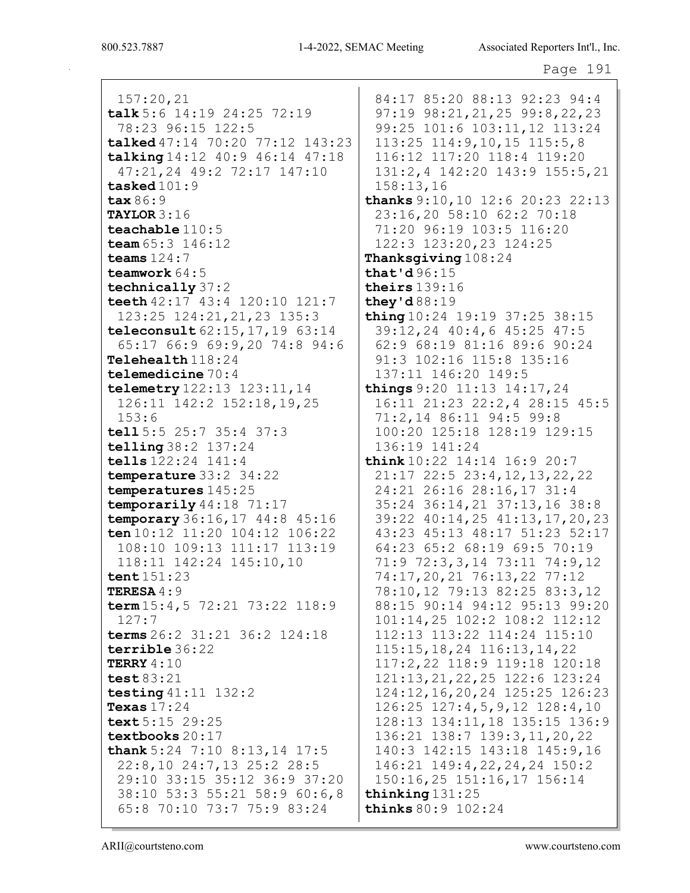157:20,21
**talk** 5:6 14:19 24:25 72:19 78:23 96:15 122:5
**talked** 47:14 70:20 77:12 143:23
**talking** 14:12 40:9 46:14 47:18 47:21,24 49:2 72:17 147:10
**tasked** 101:9
**tax** 86:9
**TAYLOR** 3:16
**teachable** 110:5
**team** 65:3 146:12
**teams** 124:7
**teamwork** 64:5
**technically** 37:2
**teeth** 42:17 43:4 120:10 121:7 123:25 124:21,21,23 135:3
**teleconsult** 62:15,17,19 63:14 65:17 66:9 69:9,20 74:8 94:6
**Telehealth** 118:24
**telemedicine** 70:4
**telemetry** 122:13 123:11,14 126:11 142:2 152:18,19,25 153:6
**tell** 5:5 25:7 35:4 37:3
**telling** 38:2 137:24
**tells** 122:24 141:4
**temperature** 33:2 34:22
**temperatures** 145:25
**temporarily** 44:18 71:17
**temporary** 36:16,17 44:8 45:16
**ten** 10:12 11:20 104:12 106:22 108:10 109:13 111:17 113:19 118:11 142:24 145:10,10
**tent** 151:23
**TERESA** 4:9
**term** 15:4,5 72:21 73:22 118:9 127:7
**terms** 26:2 31:21 36:2 124:18
**terrible** 36:22
**TERRY** 4:10
**test** 83:21
**testing** 41:11 132:2
**Texas** 17:24
**text** 5:15 29:25
**textbooks** 20:17
**thank** 5:24 7:10 8:13,14 17:5 22:8,10 24:7,13 25:2 28:5 29:10 33:15 35:12 36:9 37:20 38:10 53:3 55:21 58:9 60:6,8 65:8 70:10 73:7 75:9 83:24 84:17 85:20 88:13 92:23 94:4 97:19 98:21,21,25 99:8,22,23 99:25 101:6 103:11,12 113:24 113:25 114:9,10,15 115:5,8 116:12 117:20 118:4 119:20 131:2,4 142:20 143:9 155:5,21 158:13,16
**thanks** 9:10,10 12:6 20:23 22:13 23:16,20 58:10 62:2 70:18 71:20 96:19 103:5 116:20 122:3 123:20,23 124:25
**Thanksgiving** 108:24
**that'd** 96:15
**theirs** 139:16
**they'd** 88:19
**thing** 10:24 19:19 37:25 38:15 39:12,24 40:4,6 45:25 47:5 62:9 68:19 81:16 89:6 90:24 91:3 102:16 115:8 135:16 137:11 146:20 149:5
**things** 9:20 11:13 14:17,24 16:11 21:23 22:2,4 28:15 45:5 71:2,14 86:11 94:5 99:8 100:20 125:18 128:19 129:15 136:19 141:24
**think** 10:22 14:14 16:9 20:7 21:17 22:5 23:4,12,13,22,22 24:21 26:16 28:16,17 31:4 35:24 36:14,21 37:13,16 38:8 39:22 40:14,25 41:13,17,20,23 43:23 45:13 48:17 51:23 52:17 64:23 65:2 68:19 69:5 70:19 71:9 72:3,3,14 73:11 74:9,12 74:17,20,21 76:13,22 77:12 78:10,12 79:13 82:25 83:3,12 88:15 90:14 94:12 95:13 99:20 101:14,25 102:2 108:2 112:12 112:13 113:22 114:24 115:10 115:15,18,24 116:13,14,22 117:2,22 118:9 119:18 120:18 121:13,21,22,25 122:6 123:24 124:12,16,20,24 125:25 126:23 126:25 127:4,5,9,12 128:4,10 128:13 134:11,18 135:15 136:9 136:21 138:7 139:3,11,20,22 140:3 142:15 143:18 145:9,16 146:21 149:4,22,24,24 150:2 150:16,25 151:16,17 156:14
**thinking** 131:25
**thinks** 80:9 102:24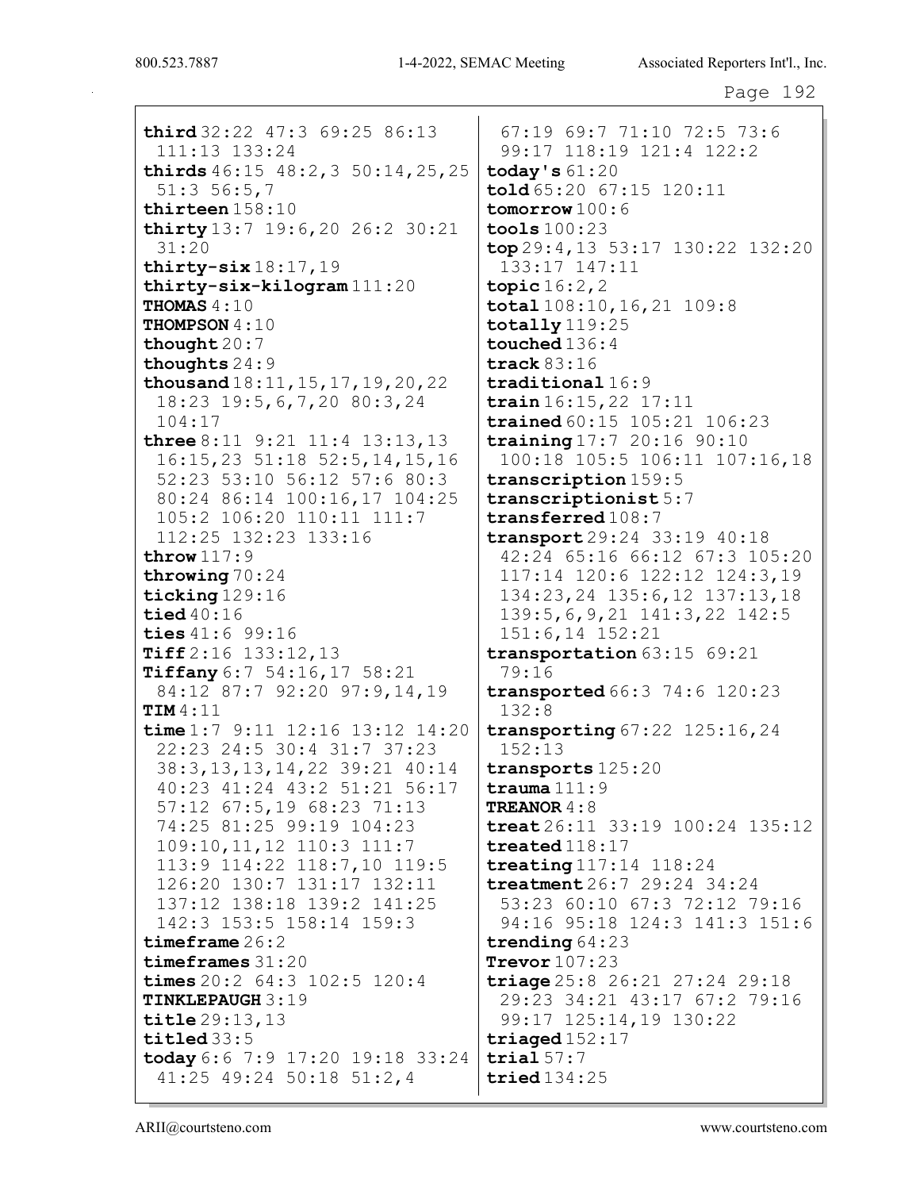**third** 32:22 47:3 69:25 86:13 111:13 133:24
**thirds** 46:15 48:2,3 50:14,25,25 51:3 56:5,7
**thirteen** 158:10
**thirty** 13:7 19:6,20 26:2 30:21 31:20
**thirty-six** 18:17,19
**thirty-six-kilogram** 111:20
**THOMAS** 4:10
**THOMPSON** 4:10
**thought** 20:7
**thoughts** 24:9
**thousand** 18:11,15,17,19,20,22 18:23 19:5,6,7,20 80:3,24 104:17
**three** 8:11 9:21 11:4 13:13,13 16:15,23 51:18 52:5,14,15,16 52:23 53:10 56:12 57:6 80:3 80:24 86:14 100:16,17 104:25 105:2 106:20 110:11 111:7 112:25 132:23 133:16
**throw** 117:9
**throwing** 70:24
**ticking** 129:16
**tied** 40:16
**ties** 41:6 99:16
**Tiff** 2:16 133:12,13
**Tiffany** 6:7 54:16,17 58:21 84:12 87:7 92:20 97:9,14,19
**TIM** 4:11
**time** 1:7 9:11 12:16 13:12 14:20 22:23 24:5 30:4 31:7 37:23 38:3,13,13,14,22 39:21 40:14 40:23 41:24 43:2 51:21 56:17 57:12 67:5,19 68:23 71:13 74:25 81:25 99:19 104:23 109:10,11,12 110:3 111:7 113:9 114:22 118:7,10 119:5 126:20 130:7 131:17 132:11 137:12 138:18 139:2 141:25 142:3 153:5 158:14 159:3
**timeframe** 26:2
**timeframes** 31:20
**times** 20:2 64:3 102:5 120:4
**TINKLEPAUGH** 3:19
**title** 29:13,13
**titled** 33:5
**today** 6:6 7:9 17:20 19:18 33:24 41:25 49:24 50:18 51:2,4 67:19 69:7 71:10 72:5 73:6 99:17 118:19 121:4 122:2
**today's** 61:20
**told** 65:20 67:15 120:11
**tomorrow** 100:6
**tools** 100:23
**top** 29:4,13 53:17 130:22 132:20 133:17 147:11
**topic** 16:2,2
**total** 108:10,16,21 109:8
**totally** 119:25
**touched** 136:4
**track** 83:16
**traditional** 16:9
**train** 16:15,22 17:11
**trained** 60:15 105:21 106:23
**training** 17:7 20:16 90:10 100:18 105:5 106:11 107:16,18
**transcription** 159:5
**transcriptionist** 5:7
**transferred** 108:7
**transport** 29:24 33:19 40:18 42:24 65:16 66:12 67:3 105:20 117:14 120:6 122:12 124:3,19 134:23,24 135:6,12 137:13,18 139:5,6,9,21 141:3,22 142:5 151:6,14 152:21
**transportation** 63:15 69:21 79:16
**transported** 66:3 74:6 120:23 132:8
**transporting** 67:22 125:16,24 152:13
**transports** 125:20
**trauma** 111:9
**TREANOR** 4:8
**treat** 26:11 33:19 100:24 135:12
**treated** 118:17
**treating** 117:14 118:24
**treatment** 26:7 29:24 34:24 53:23 60:10 67:3 72:12 79:16 94:16 95:18 124:3 141:3 151:6
**trending** 64:23
**Trevor** 107:23
**triage** 25:8 26:21 27:24 29:18 29:23 34:21 43:17 67:2 79:16 99:17 125:14,19 130:22
**triaged** 152:17
**trial** 57:7
**tried** 134:25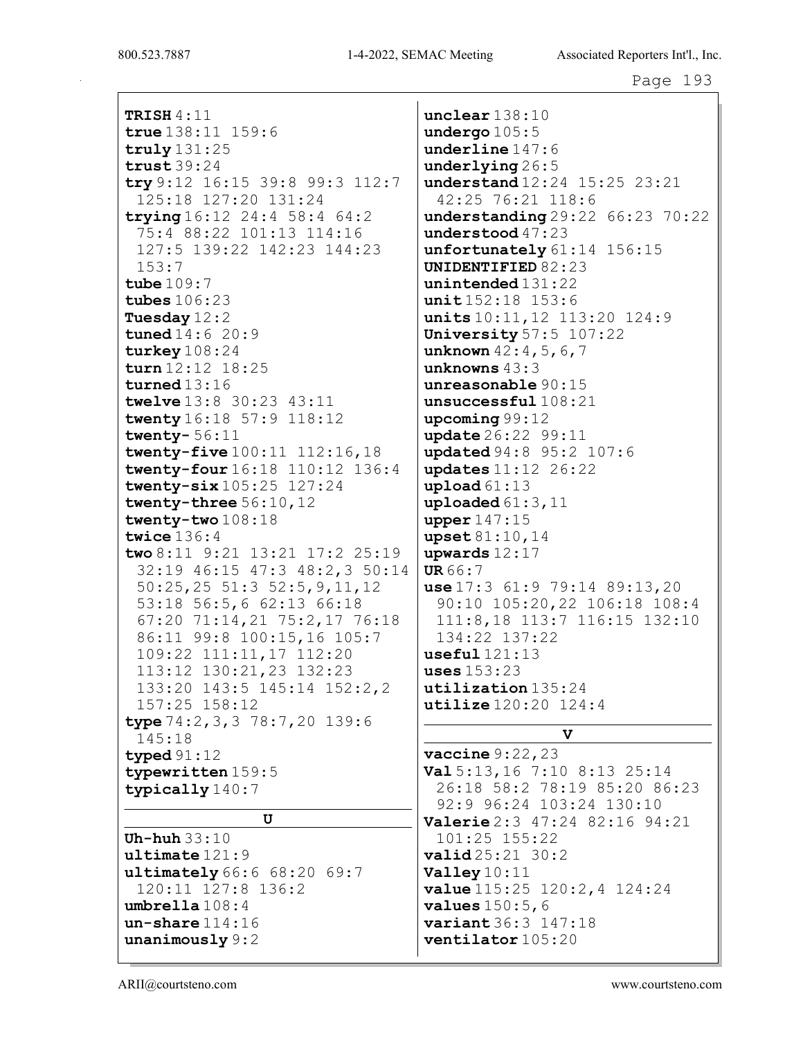**TRISH** 4:11
**true** 138:11 159:6
**truly** 131:25
**trust** 39:24
**try** 9:12 16:15 39:8 99:3 112:7 125:18 127:20 131:24
**trying** 16:12 24:4 58:4 64:2 75:4 88:22 101:13 114:16 127:5 139:22 142:23 144:23 153:7
**tube** 109:7
**tubes** 106:23
**Tuesday** 12:2
**tuned** 14:6 20:9
**turkey** 108:24
**turn** 12:12 18:25
**turned** 13:16
**twelve** 13:8 30:23 43:11
**twenty** 16:18 57:9 118:12
**twenty-** 56:11
**twenty-five** 100:11 112:16,18
**twenty-four** 16:18 110:12 136:4
**twenty-six** 105:25 127:24
**twenty-three** 56:10,12
**twenty-two** 108:18
**twice** 136:4
**two** 8:11 9:21 13:21 17:2 25:19 32:19 46:15 47:3 48:2,3 50:14 50:25,25 51:3 52:5,9,11,12 53:18 56:5,6 62:13 66:18 67:20 71:14,21 75:2,17 76:18 86:11 99:8 100:15,16 105:7 109:22 111:11,17 112:20 113:12 130:21,23 132:23 133:20 143:5 145:14 152:2,2 157:25 158:12
**type** 74:2,3,3 78:7,20 139:6 145:18
**typed** 91:12
**typewritten** 159:5
**typically** 140:7

## U

**Uh-huh** 33:10
**ultimate** 121:9
**ultimately** 66:6 68:20 69:7 120:11 127:8 136:2
**umbrella** 108:4
**un-share** 114:16
**unanimously** 9:2
**unclear** 138:10
**undergo** 105:5
**underline** 147:6
**underlying** 26:5
**understand** 12:24 15:25 23:21 42:25 76:21 118:6
**understanding** 29:22 66:23 70:22
**understood** 47:23
**unfortunately** 61:14 156:15
**UNIDENTIFIED** 82:23
**unintended** 131:22
**unit** 152:18 153:6
**units** 10:11,12 113:20 124:9
**University** 57:5 107:22
**unknown** 42:4,5,6,7
**unknowns** 43:3
**unreasonable** 90:15
**unsuccessful** 108:21
**upcoming** 99:12
**update** 26:22 99:11
**updated** 94:8 95:2 107:6
**updates** 11:12 26:22
**upload** 61:13
**uploaded** 61:3,11
**upper** 147:15
**upset** 81:10,14
**upwards** 12:17
**UR** 66:7
**use** 17:3 61:9 79:14 89:13,20 90:10 105:20,22 106:18 108:4 111:8,18 113:7 116:15 132:10 134:22 137:22
**useful** 121:13
**uses** 153:23
**utilization** 135:24
**utilize** 120:20 124:4

## V

**vaccine** 9:22,23
**Val** 5:13,16 7:10 8:13 25:14 26:18 58:2 78:19 85:20 86:23 92:9 96:24 103:24 130:10
**Valerie** 2:3 47:24 82:16 94:21 101:25 155:22
**valid** 25:21 30:2
**Valley** 10:11
**value** 115:25 120:2,4 124:24
**values** 150:5,6
**variant** 36:3 147:18
**ventilator** 105:20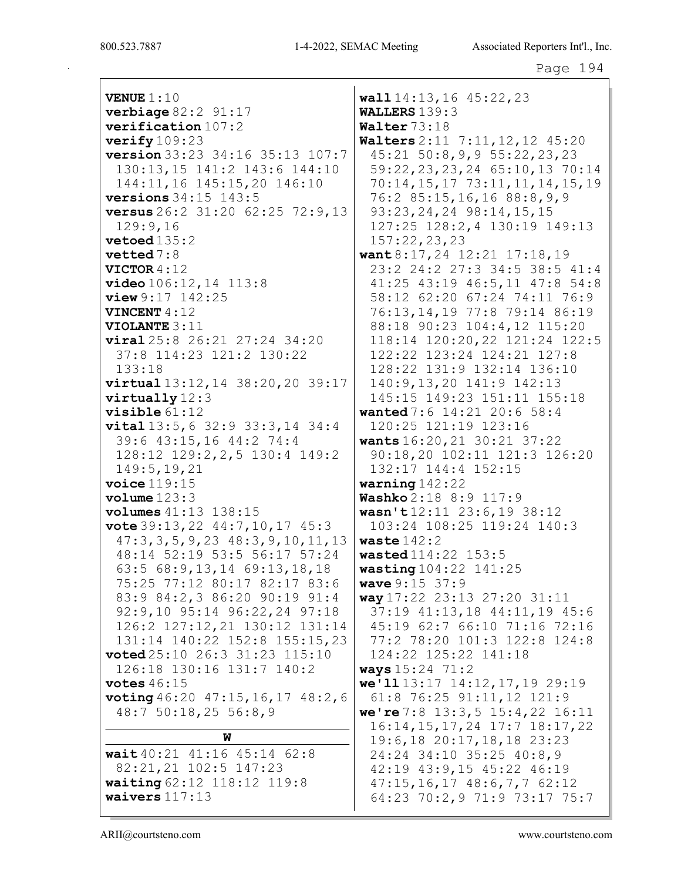**VENUE** 1:10
**verbiage** 82:2 91:17
**verification** 107:2
**verify** 109:23
**version** 33:23 34:16 35:13 107:7 130:13,15 141:2 143:6 144:10 144:11,16 145:15,20 146:10
**versions** 34:15 143:5
**versus** 26:2 31:20 62:25 72:9,13 129:9,16
**vetoed** 135:2
**vetted** 7:8
**VICTOR** 4:12
**video** 106:12,14 113:8
**view** 9:17 142:25
**VINCENT** 4:12
**VIOLANTE** 3:11
**viral** 25:8 26:21 27:24 34:20 37:8 114:23 121:2 130:22 133:18
**virtual** 13:12,14 38:20,20 39:17
**virtually** 12:3
**visible** 61:12
**vital** 13:5,6 32:9 33:3,14 34:4 39:6 43:15,16 44:2 74:4 128:12 129:2,2,5 130:4 149:2 149:5,19,21
**voice** 119:15
**volume** 123:3
**volumes** 41:13 138:15
**vote** 39:13,22 44:7,10,17 45:3 47:3,3,5,9,23 48:3,9,10,11,13 48:14 52:19 53:5 56:17 57:24 63:5 68:9,13,14 69:13,18,18 75:25 77:12 80:17 82:17 83:6 83:9 84:2,3 86:20 90:19 91:4 92:9,10 95:14 96:22,24 97:18 126:2 127:12,21 130:12 131:14 131:14 140:22 152:8 155:15,23
**voted** 25:10 26:3 31:23 115:10 126:18 130:16 131:7 140:2
**votes** 46:15
**voting** 46:20 47:15,16,17 48:2,6 48:7 50:18,25 56:8,9

## W

**wait** 40:21 41:16 45:14 62:8 82:21,21 102:5 147:23
**waiting** 62:12 118:12 119:8
**waivers** 117:13
**wall** 14:13,16 45:22,23
**WALLERS** 139:3
**Walter** 73:18
**Walters** 2:11 7:11,12,12 45:20 45:21 50:8,9,9 55:22,23,23 59:22,23,23,24 65:10,13 70:14 70:14,15,17 73:11,11,14,15,19 76:2 85:15,16,16 88:8,9,9 93:23,24,24 98:14,15,15 127:25 128:2,4 130:19 149:13 157:22,23,23
**want** 8:17,24 12:21 17:18,19 23:2 24:2 27:3 34:5 38:5 41:4 41:25 43:19 46:5,11 47:8 54:8 58:12 62:20 67:24 74:11 76:9 76:13,14,19 77:8 79:14 86:19 88:18 90:23 104:4,12 115:20 118:14 120:20,22 121:24 122:5 122:22 123:24 124:21 127:8 128:22 131:9 132:14 136:10 140:9,13,20 141:9 142:13 145:15 149:23 151:11 155:18
**wanted** 7:6 14:21 20:6 58:4 120:25 121:19 123:16
**wants** 16:20,21 30:21 37:22 90:18,20 102:11 121:3 126:20 132:17 144:4 152:15
**warning** 142:22
**Washko** 2:18 8:9 117:9
**wasn't** 12:11 23:6,19 38:12 103:24 108:25 119:24 140:3
**waste** 142:2
**wasted** 114:22 153:5
**wasting** 104:22 141:25
**wave** 9:15 37:9
**way** 17:22 23:13 27:20 31:11 37:19 41:13,18 44:11,19 45:6 45:19 62:7 66:10 71:16 72:16 77:2 78:20 101:3 122:8 124:8 124:22 125:22 141:18
**ways** 15:24 71:2
**we'll** 13:17 14:12,17,19 29:19 61:8 76:25 91:11,12 121:9
**we're** 7:8 13:3,5 15:4,22 16:11 16:14,15,17,24 17:7 18:17,22 19:6,18 20:17,18,18 23:23 24:24 34:10 35:25 40:8,9 42:19 43:9,15 45:22 46:19 47:15,16,17 48:6,7,7 62:12 64:23 70:2,9 71:9 73:17 75:7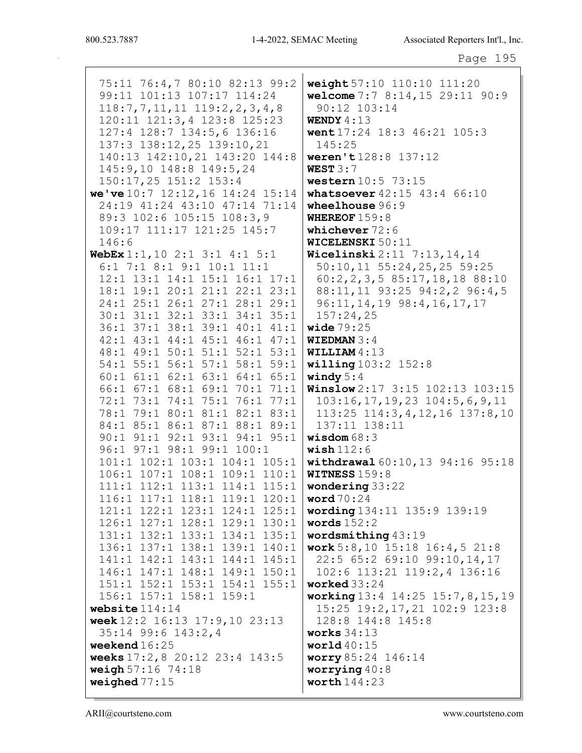75:11 76:4,7 80:10 82:13 99:2 99:11 101:13 107:17 114:24 118:7,7,11,11 119:2,2,3,4,8 120:11 121:3,4 123:8 125:23 127:4 128:7 134:5,6 136:16 137:3 138:12,25 139:10,21 140:13 142:10,21 143:20 144:8 145:9,10 148:8 149:5,24 150:17,25 151:2 153:4

**we've** 10:7 12:12,16 14:24 15:14 24:19 41:24 43:10 47:14 71:14 89:3 102:6 105:15 108:3,9 109:17 111:17 121:25 145:7 146:6

**WebEx** 1:1,10 2:1 3:1 4:1 5:1 6:1 7:1 8:1 9:1 10:1 11:1 12:1 13:1 14:1 15:1 16:1 17:1 18:1 19:1 20:1 21:1 22:1 23:1 24:1 25:1 26:1 27:1 28:1 29:1 30:1 31:1 32:1 33:1 34:1 35:1 36:1 37:1 38:1 39:1 40:1 41:1 42:1 43:1 44:1 45:1 46:1 47:1 48:1 49:1 50:1 51:1 52:1 53:1 54:1 55:1 56:1 57:1 58:1 59:1 60:1 61:1 62:1 63:1 64:1 65:1 66:1 67:1 68:1 69:1 70:1 71:1 72:1 73:1 74:1 75:1 76:1 77:1 78:1 79:1 80:1 81:1 82:1 83:1 84:1 85:1 86:1 87:1 88:1 89:1 90:1 91:1 92:1 93:1 94:1 95:1 96:1 97:1 98:1 99:1 100:1 101:1 102:1 103:1 104:1 105:1 106:1 107:1 108:1 109:1 110:1 111:1 112:1 113:1 114:1 115:1 116:1 117:1 118:1 119:1 120:1 121:1 122:1 123:1 124:1 125:1 126:1 127:1 128:1 129:1 130:1 131:1 132:1 133:1 134:1 135:1 136:1 137:1 138:1 139:1 140:1 141:1 142:1 143:1 144:1 145:1 146:1 147:1 148:1 149:1 150:1 151:1 152:1 153:1 154:1 155:1 156:1 157:1 158:1 159:1

**website** 114:14

**week** 12:2 16:13 17:9,10 23:13 35:14 99:6 143:2,4

**weekend** 16:25

**weeks** 17:2,8 20:12 23:4 143:5

**weigh** 57:16 74:18

**weighed** 77:15

**weight** 57:10 110:10 111:20

**welcome** 7:7 8:14,15 29:11 90:9 90:12 103:14

**WENDY** 4:13

**went** 17:24 18:3 46:21 105:3 145:25

**weren't** 128:8 137:12

**WEST** 3:7

**western** 10:5 73:15

**whatsoever** 42:15 43:4 66:10

**wheelhouse** 96:9

**WHEREOF** 159:8

**whichever** 72:6

**WICELENSKI** 50:11

**Wicelinski** 2:11 7:13,14,14 50:10,11 55:24,25,25 59:25 60:2,2,3,5 85:17,18,18 88:10 88:11,11 93:25 94:2,2 96:4,5 96:11,14,19 98:4,16,17,17 157:24,25

**wide** 79:25

**WIEDMAN** 3:4

**WILLIAM** 4:13

**willing** 103:2 152:8

**windy** 5:4

**Winslow** 2:17 3:15 102:13 103:15 103:16,17,19,23 104:5,6,9,11 113:25 114:3,4,12,16 137:8,10 137:11 138:11

**wisdom** 68:3

**wish** 112:6

**withdrawal** 60:10,13 94:16 95:18

**WITNESS** 159:8

**wondering** 33:22

**word** 70:24

**wording** 134:11 135:9 139:19

**words** 152:2

**wordsmithing** 43:19

**work** 5:8,10 15:18 16:4,5 21:8 22:5 65:2 69:10 99:10,14,17 102:6 113:21 119:2,4 136:16

**worked** 33:24

**working** 13:4 14:25 15:7,8,15,19 15:25 19:2,17,21 102:9 123:8 128:8 144:8 145:8

**works** 34:13

**world** 40:15

**worry** 85:24 146:14

**worrying** 40:8

**worth** 144:23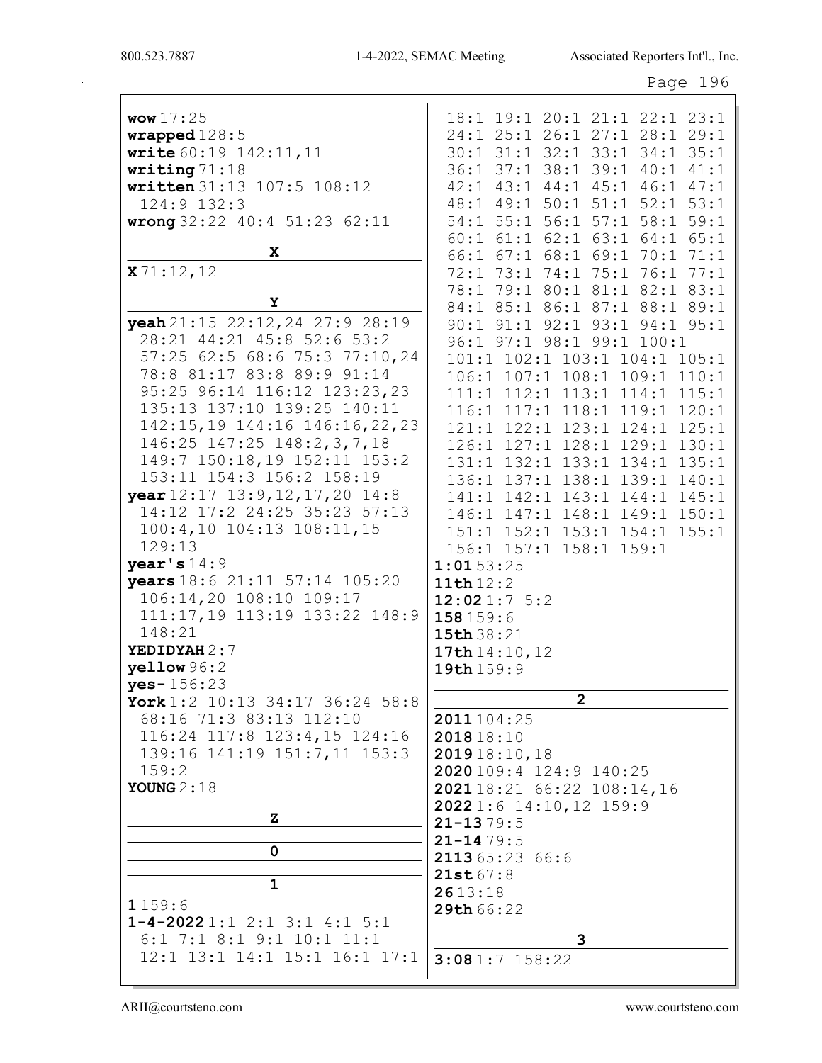**wow** 17:25
**wrapped** 128:5
**write** 60:19 142:11,11
**writing** 71:18
**written** 31:13 107:5 108:12 124:9 132:3
**wrong** 32:22 40:4 51:23 62:11

### X

**X** 71:12,12

### Y

**yeah** 21:15 22:12,24 27:9 28:19 28:21 44:21 45:8 52:6 53:2 57:25 62:5 68:6 75:3 77:10,24 78:8 81:17 83:8 89:9 91:14 95:25 96:14 116:12 123:23,23 135:13 137:10 139:25 140:11 142:15,19 144:16 146:16,22,23 146:25 147:25 148:2,3,7,18 149:7 150:18,19 152:11 153:2 153:11 154:3 156:2 158:19
**year** 12:17 13:9,12,17,20 14:8 14:12 17:2 24:25 35:23 57:13 100:4,10 104:13 108:11,15 129:13
**year's** 14:9
**years** 18:6 21:11 57:14 105:20 106:14,20 108:10 109:17 111:17,19 113:19 133:22 148:9 148:21
**YEDIDYAH** 2:7
**yellow** 96:2
**yes-** 156:23
**York** 1:2 10:13 34:17 36:24 58:8 68:16 71:3 83:13 112:10 116:24 117:8 123:4,15 124:16 139:16 141:19 151:7,11 153:3 159:2
**YOUNG** 2:18

### Z

### 0

### 1

**1** 159:6
**1-4-2022** 1:1 2:1 3:1 4:1 5:1 6:1 7:1 8:1 9:1 10:1 11:1 12:1 13:1 14:1 15:1 16:1 17:1 18:1 19:1 20:1 21:1 22:1 23:1 24:1 25:1 26:1 27:1 28:1 29:1 30:1 31:1 32:1 33:1 34:1 35:1 36:1 37:1 38:1 39:1 40:1 41:1 42:1 43:1 44:1 45:1 46:1 47:1 48:1 49:1 50:1 51:1 52:1 53:1 54:1 55:1 56:1 57:1 58:1 59:1 60:1 61:1 62:1 63:1 64:1 65:1 66:1 67:1 68:1 69:1 70:1 71:1 72:1 73:1 74:1 75:1 76:1 77:1 78:1 79:1 80:1 81:1 82:1 83:1 84:1 85:1 86:1 87:1 88:1 89:1 90:1 91:1 92:1 93:1 94:1 95:1 96:1 97:1 98:1 99:1 100:1 101:1 102:1 103:1 104:1 105:1 106:1 107:1 108:1 109:1 110:1 111:1 112:1 113:1 114:1 115:1 116:1 117:1 118:1 119:1 120:1 121:1 122:1 123:1 124:1 125:1 126:1 127:1 128:1 129:1 130:1 131:1 132:1 133:1 134:1 135:1 136:1 137:1 138:1 139:1 140:1 141:1 142:1 143:1 144:1 145:1 146:1 147:1 148:1 149:1 150:1 151:1 152:1 153:1 154:1 155:1 156:1 157:1 158:1 159:1
**1:01** 53:25
**11th** 12:2
**12:02** 1:7 5:2
**158** 159:6
**15th** 38:21
**17th** 14:10,12
**19th** 159:9

### 2

**2011** 104:25
**2018** 18:10
**2019** 18:10,18
**2020** 109:4 124:9 140:25
**2021** 18:21 66:22 108:14,16
**2022** 1:6 14:10,12 159:9
**21-13** 79:5
**21-14** 79:5
**2113** 65:23 66:6
**21st** 67:8
**26** 13:18
**29th** 66:22

### 3

**3:08** 1:7 158:22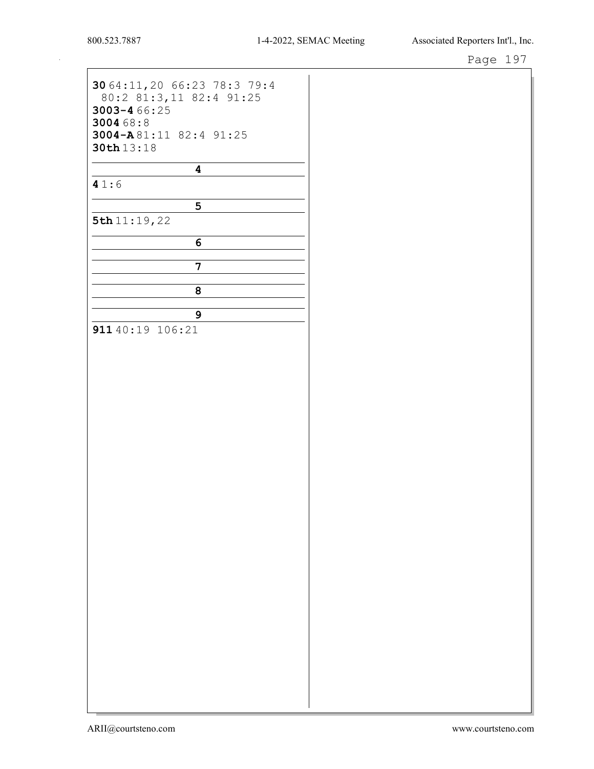**30** 64:11,20 66:23 78:3 79:4 80:2 81:3,11 82:4 91:25
**3003-4** 66:25
**3004** 68:8
**3004-A** 81:11 82:4 91:25
**30th** 13:18

**4**

**4** 1:6

**5**

**5th** 11:19,22

**6**

**7**

**8**

**9**

**911** 40:19 106:21